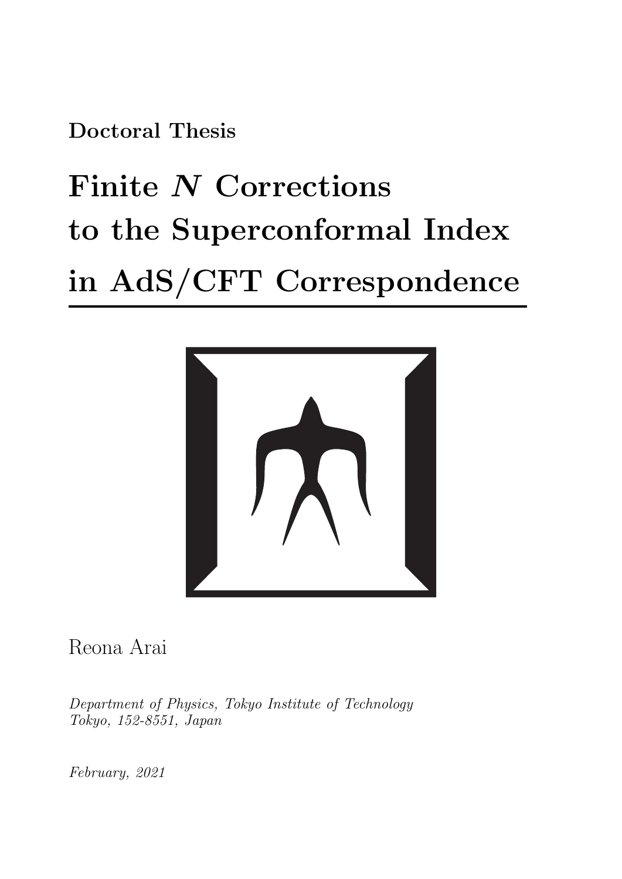**Doctoral Thesis**

# Finite $N$ Corrections to the Superconformal Index in AdS/CFT Correspondence

Reona Arai

*Department of Physics, Tokyo Institute of Technology*
*Tokyo, 152-8551, Japan*

*February, 2021*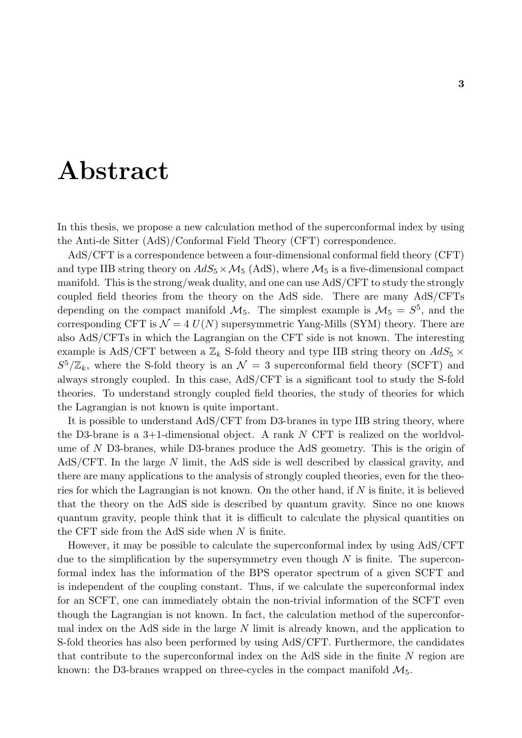# Abstract

In this thesis, we propose a new calculation method of the superconformal index by using the Anti-de Sitter (AdS)/Conformal Field Theory (CFT) correspondence.

AdS/CFT is a correspondence between a four-dimensional conformal field theory (CFT) and type IIB string theory on $AdS_5 \times \mathcal{M}_5$ (AdS), where $\mathcal{M}_5$ is a five-dimensional compact manifold. This is the strong/weak duality, and one can use AdS/CFT to study the strongly coupled field theories from the theory on the AdS side. There are many AdS/CFTs depending on the compact manifold $\mathcal{M}_5$. The simplest example is $\mathcal{M}_5 = S^5$, and the corresponding CFT is $\mathcal{N} = 4$ $U(N)$ supersymmetric Yang-Mills (SYM) theory. There are also AdS/CFTs in which the Lagrangian on the CFT side is not known. The interesting example is AdS/CFT between a $\mathbb{Z}_k$ S-fold theory and type IIB string theory on $AdS_5 \times S^5/\mathbb{Z}_k$, where the S-fold theory is an $\mathcal{N} = 3$ superconformal field theory (SCFT) and always strongly coupled. In this case, AdS/CFT is a significant tool to study the S-fold theories. To understand strongly coupled field theories, the study of theories for which the Lagrangian is not known is quite important.

It is possible to understand AdS/CFT from D3-branes in type IIB string theory, where the D3-brane is a 3+1-dimensional object. A rank $N$ CFT is realized on the worldvolume of $N$ D3-branes, while D3-branes produce the AdS geometry. This is the origin of AdS/CFT. In the large $N$ limit, the AdS side is well described by classical gravity, and there are many applications to the analysis of strongly coupled theories, even for the theories for which the Lagrangian is not known. On the other hand, if $N$ is finite, it is believed that the theory on the AdS side is described by quantum gravity. Since no one knows quantum gravity, people think that it is difficult to calculate the physical quantities on the CFT side from the AdS side when $N$ is finite.

However, it may be possible to calculate the superconformal index by using AdS/CFT due to the simplification by the supersymmetry even though $N$ is finite. The superconformal index has the information of the BPS operator spectrum of a given SCFT and is independent of the coupling constant. Thus, if we calculate the superconformal index for an SCFT, one can immediately obtain the non-trivial information of the SCFT even though the Lagrangian is not known. In fact, the calculation method of the superconformal index on the AdS side in the large $N$ limit is already known, and the application to S-fold theories has also been performed by using AdS/CFT. Furthermore, the candidates that contribute to the superconformal index on the AdS side in the finite $N$ region are known: the D3-branes wrapped on three-cycles in the compact manifold $\mathcal{M}_5$.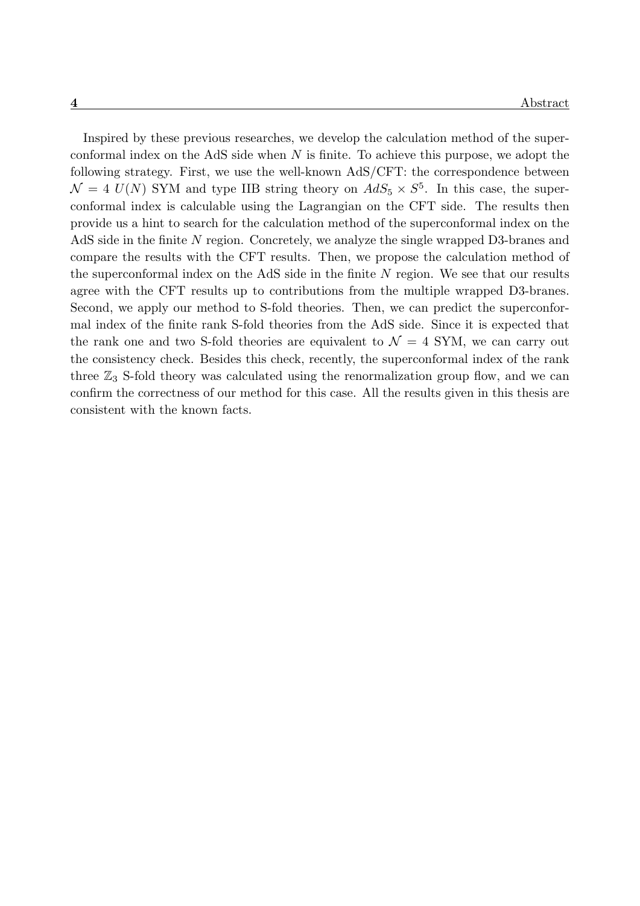Inspired by these previous researches, we develop the calculation method of the superconformal index on the AdS side when $N$ is finite. To achieve this purpose, we adopt the following strategy. First, we use the well-known AdS/CFT: the correspondence between $\mathcal{N}=4$ $U(N)$ SYM and type IIB string theory on $AdS_5 \times S^5$. In this case, the superconformal index is calculable using the Lagrangian on the CFT side. The results then provide us a hint to search for the calculation method of the superconformal index on the AdS side in the finite $N$ region. Concretely, we analyze the single wrapped D3-branes and compare the results with the CFT results. Then, we propose the calculation method of the superconformal index on the AdS side in the finite $N$ region. We see that our results agree with the CFT results up to contributions from the multiple wrapped D3-branes. Second, we apply our method to S-fold theories. Then, we can predict the superconformal index of the finite rank S-fold theories from the AdS side. Since it is expected that the rank one and two S-fold theories are equivalent to $\mathcal{N}=4$ SYM, we can carry out the consistency check. Besides this check, recently, the superconformal index of the rank three $\mathbb{Z}_3$ S-fold theory was calculated using the renormalization group flow, and we can confirm the correctness of our method for this case. All the results given in this thesis are consistent with the known facts.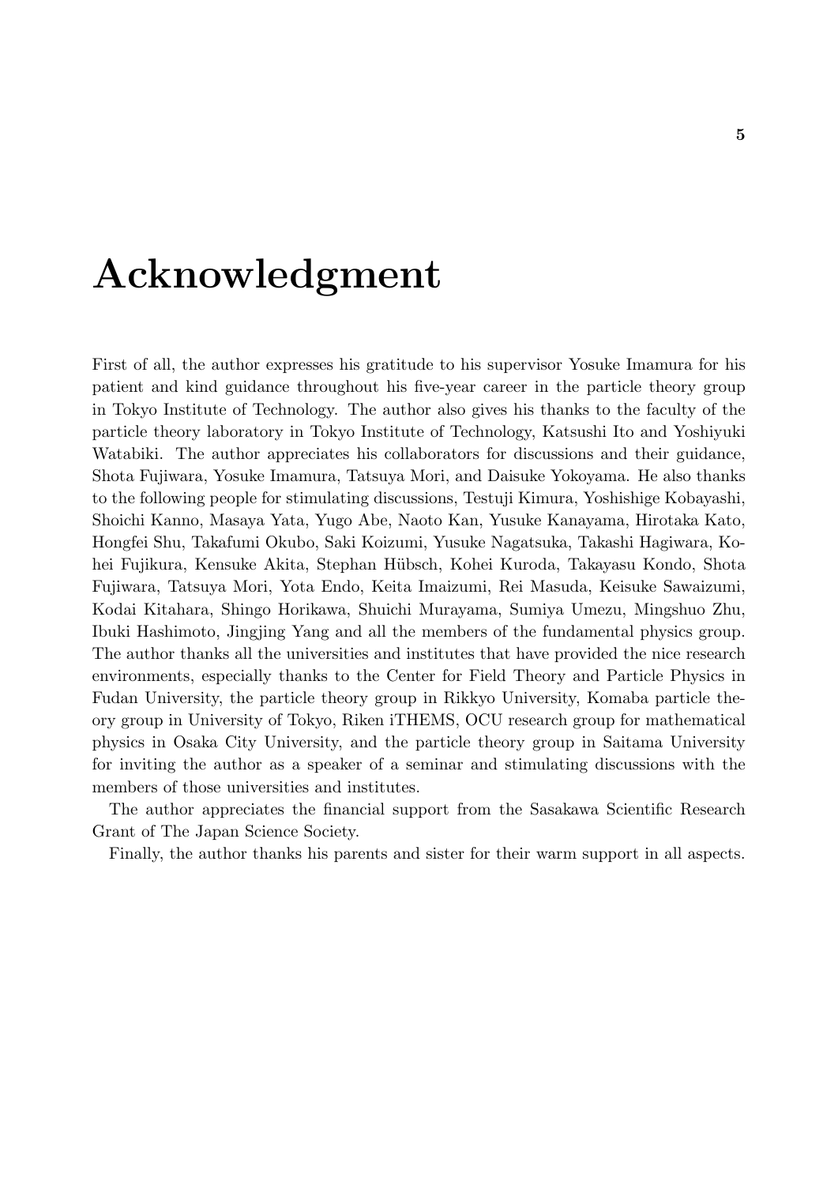# Acknowledgment

First of all, the author expresses his gratitude to his supervisor Yosuke Imamura for his patient and kind guidance throughout his five-year career in the particle theory group in Tokyo Institute of Technology. The author also gives his thanks to the faculty of the particle theory laboratory in Tokyo Institute of Technology, Katsushi Ito and Yoshiyuki Watabiki. The author appreciates his collaborators for discussions and their guidance, Shota Fujiwara, Yosuke Imamura, Tatsuya Mori, and Daisuke Yokoyama. He also thanks to the following people for stimulating discussions, Testuji Kimura, Yoshishige Kobayashi, Shoichi Kanno, Masaya Yata, Yugo Abe, Naoto Kan, Yusuke Kanayama, Hirotaka Kato, Hongfei Shu, Takafumi Okubo, Saki Koizumi, Yusuke Nagatsuka, Takashi Hagiwara, Kohei Fujikura, Kensuke Akita, Stephan Hübsch, Kohei Kuroda, Takayasu Kondo, Shota Fujiwara, Tatsuya Mori, Yota Endo, Keita Imaizumi, Rei Masuda, Keisuke Sawaizumi, Kodai Kitahara, Shingo Horikawa, Shuichi Murayama, Sumiya Umezu, Mingshuo Zhu, Ibuki Hashimoto, Jingjing Yang and all the members of the fundamental physics group. The author thanks all the universities and institutes that have provided the nice research environments, especially thanks to the Center for Field Theory and Particle Physics in Fudan University, the particle theory group in Rikkyo University, Komaba particle theory group in University of Tokyo, Riken iTHEMS, OCU research group for mathematical physics in Osaka City University, and the particle theory group in Saitama University for inviting the author as a speaker of a seminar and stimulating discussions with the members of those universities and institutes.

The author appreciates the financial support from the Sasakawa Scientific Research Grant of The Japan Science Society.

Finally, the author thanks his parents and sister for their warm support in all aspects.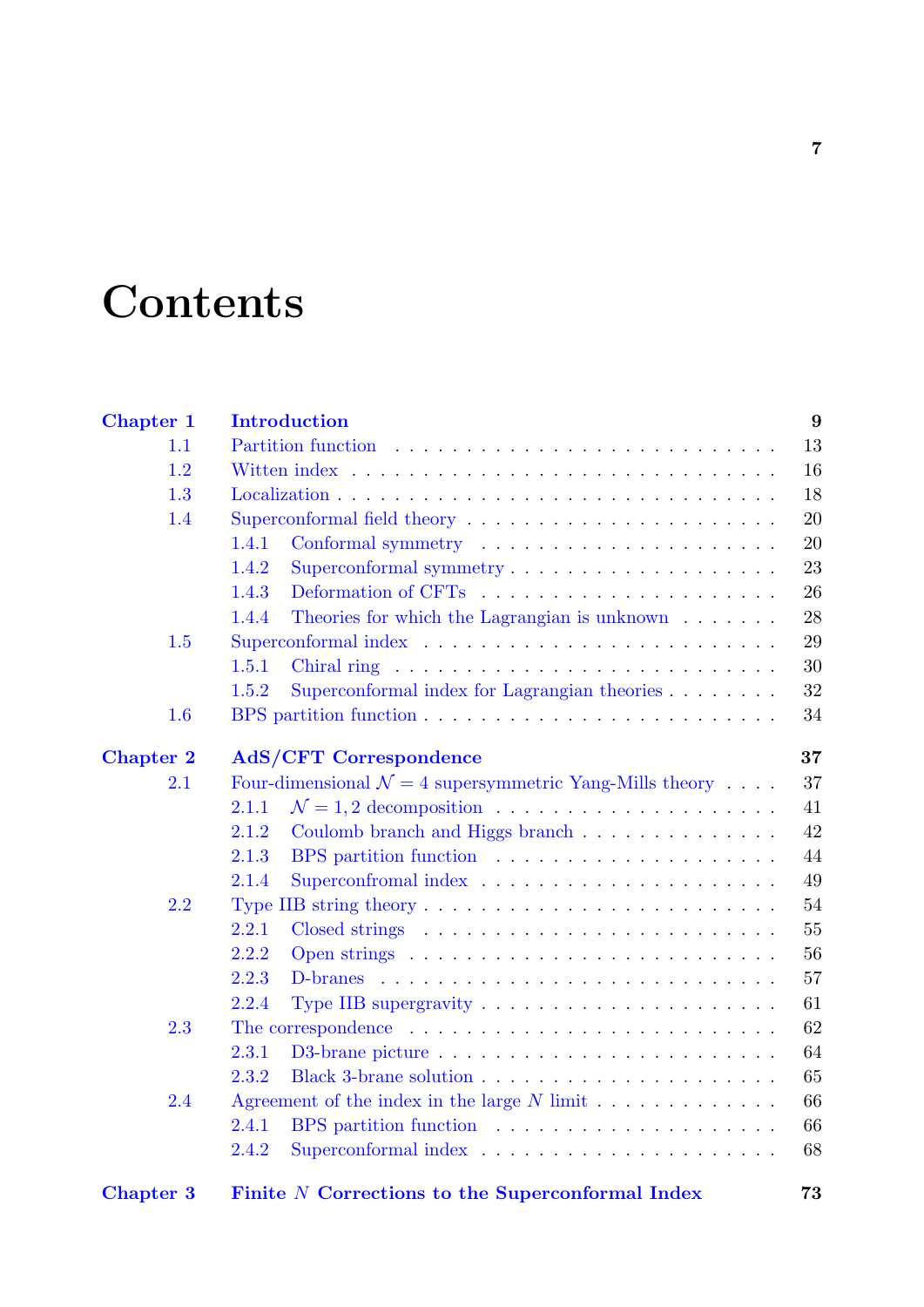# Contents

| | | |
|---|---|---|
| **Chapter 1** | **Introduction** | **9** |
| 1.1 | Partition function | 13 |
| 1.2 | Witten index | 16 |
| 1.3 | Localization | 18 |
| 1.4 | Superconformal field theory | 20 |
| 1.4.1 | Conformal symmetry | 20 |
| 1.4.2 | Superconformal symmetry | 23 |
| 1.4.3 | Deformation of CFTs | 26 |
| 1.4.4 | Theories for which the Lagrangian is unknown | 28 |
| 1.5 | Superconformal index | 29 |
| 1.5.1 | Chiral ring | 30 |
| 1.5.2 | Superconformal index for Lagrangian theories | 32 |
| 1.6 | BPS partition function | 34 |
| **Chapter 2** | **AdS/CFT Correspondence** | **37** |
| 2.1 | Four-dimensional $\mathcal{N}=4$ supersymmetric Yang-Mills theory | 37 |
| 2.1.1 | $\mathcal{N}=1,2$ decomposition | 41 |
| 2.1.2 | Coulomb branch and Higgs branch | 42 |
| 2.1.3 | BPS partition function | 44 |
| 2.1.4 | Superconfromal index | 49 |
| 2.2 | Type IIB string theory | 54 |
| 2.2.1 | Closed strings | 55 |
| 2.2.2 | Open strings | 56 |
| 2.2.3 | D-branes | 57 |
| 2.2.4 | Type IIB supergravity | 61 |
| 2.3 | The correspondence | 62 |
| 2.3.1 | D3-brane picture | 64 |
| 2.3.2 | Black 3-brane solution | 65 |
| 2.4 | Agreement of the index in the large $N$ limit | 66 |
| 2.4.1 | BPS partition function | 66 |
| 2.4.2 | Superconformal index | 68 |
| **Chapter 3** | **Finite $N$ Corrections to the Superconformal Index** | **73** |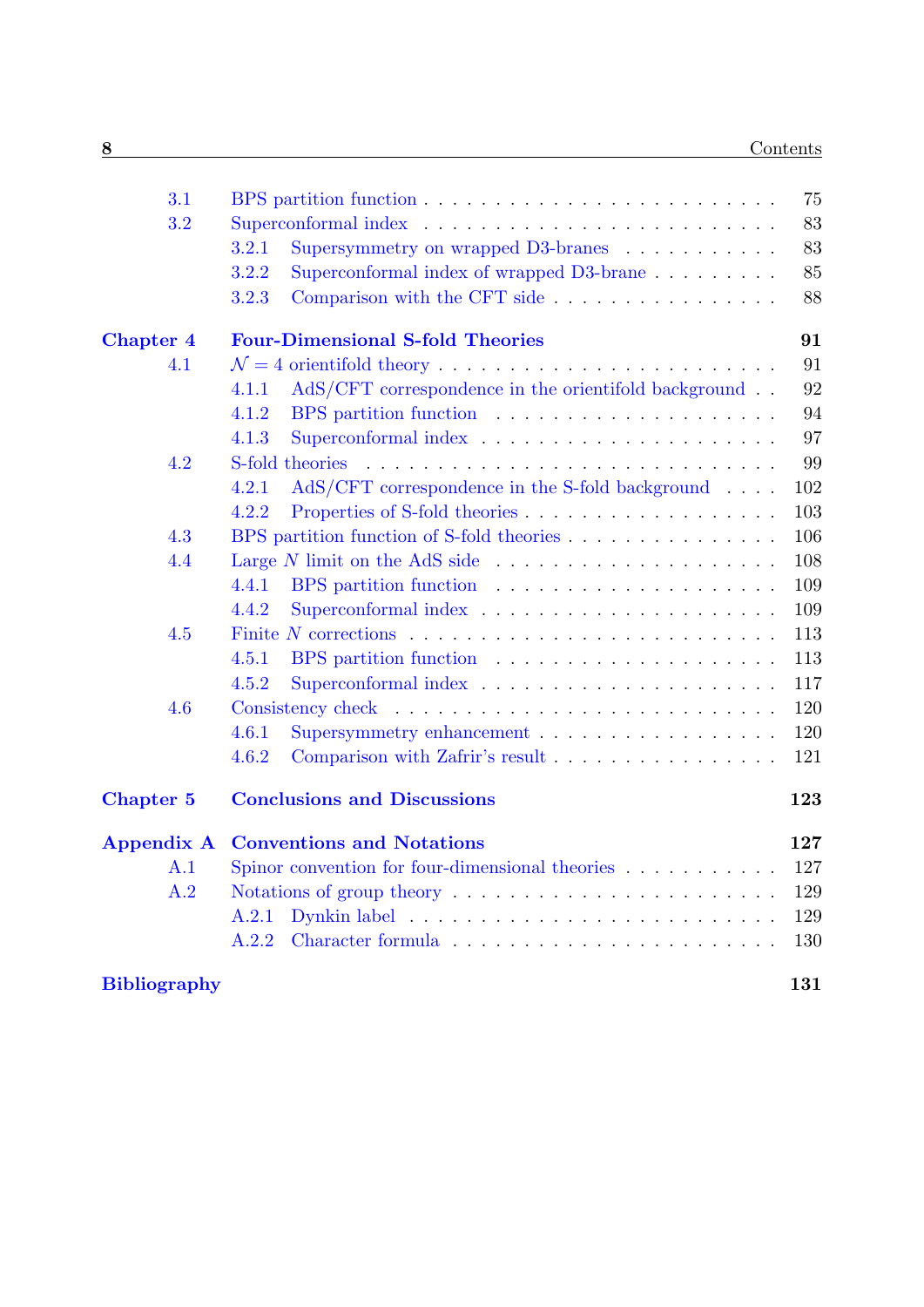| | | |
|---|---|---|
| 3.1 | BPS partition function | 75 |
| 3.2 | Superconformal index | 83 |
| | 3.2.1 Supersymmetry on wrapped D3-branes | 83 |
| | 3.2.2 Superconformal index of wrapped D3-brane | 85 |
| | 3.2.3 Comparison with the CFT side | 88 |
| **Chapter 4** | **Four-Dimensional S-fold Theories** | **91** |
| 4.1 | $\mathcal{N} = 4$ orientifold theory | 91 |
| | 4.1.1 AdS/CFT correspondence in the orientifold background | 92 |
| | 4.1.2 BPS partition function | 94 |
| | 4.1.3 Superconformal index | 97 |
| 4.2 | S-fold theories | 99 |
| | 4.2.1 AdS/CFT correspondence in the S-fold background | 102 |
| | 4.2.2 Properties of S-fold theories | 103 |
| 4.3 | BPS partition function of S-fold theories | 106 |
| 4.4 | Large $N$ limit on the AdS side | 108 |
| | 4.4.1 BPS partition function | 109 |
| | 4.4.2 Superconformal index | 109 |
| 4.5 | Finite $N$ corrections | 113 |
| | 4.5.1 BPS partition function | 113 |
| | 4.5.2 Superconformal index | 117 |
| 4.6 | Consistency check | 120 |
| | 4.6.1 Supersymmetry enhancement | 120 |
| | 4.6.2 Comparison with Zafrir's result | 121 |
| **Chapter 5** | **Conclusions and Discussions** | **123** |
| **Appendix A** | **Conventions and Notations** | **127** |
| A.1 | Spinor convention for four-dimensional theories | 127 |
| A.2 | Notations of group theory | 129 |
| | A.2.1 Dynkin label | 129 |
| | A.2.2 Character formula | 130 |
| **Bibliography** | | **131** |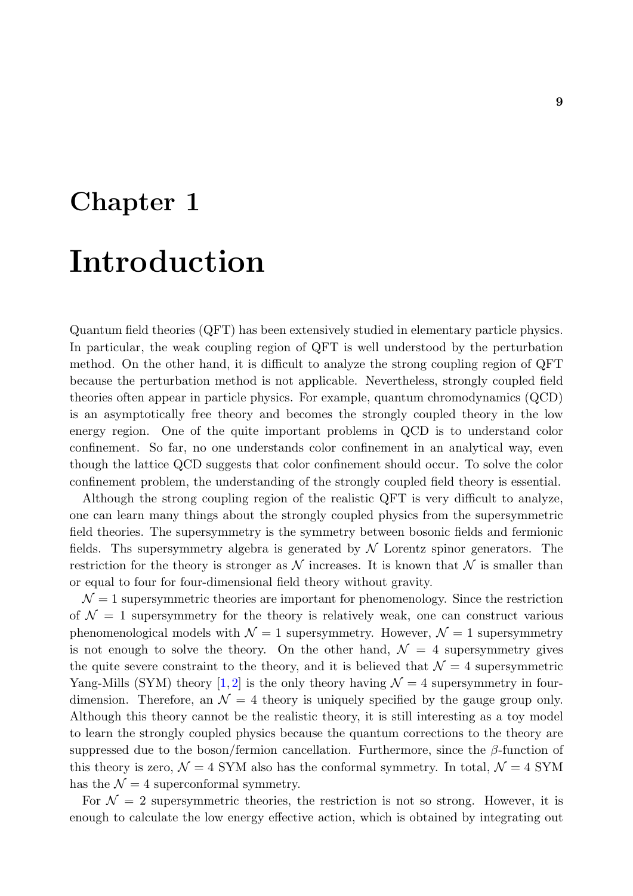# Chapter 1

# Introduction

Quantum field theories (QFT) has been extensively studied in elementary particle physics. In particular, the weak coupling region of QFT is well understood by the perturbation method. On the other hand, it is difficult to analyze the strong coupling region of QFT because the perturbation method is not applicable. Nevertheless, strongly coupled field theories often appear in particle physics. For example, quantum chromodynamics (QCD) is an asymptotically free theory and becomes the strongly coupled theory in the low energy region. One of the quite important problems in QCD is to understand color confinement. So far, no one understands color confinement in an analytical way, even though the lattice QCD suggests that color confinement should occur. To solve the color confinement problem, the understanding of the strongly coupled field theory is essential.

Although the strong coupling region of the realistic QFT is very difficult to analyze, one can learn many things about the strongly coupled physics from the supersymmetric field theories. The supersymmetry is the symmetry between bosonic fields and fermionic fields. Ths supersymmetry algebra is generated by $\mathcal{N}$ Lorentz spinor generators. The restriction for the theory is stronger as $\mathcal{N}$ increases. It is known that $\mathcal{N}$ is smaller than or equal to four for four-dimensional field theory without gravity.

$\mathcal{N} = 1$ supersymmetric theories are important for phenomenology. Since the restriction of $\mathcal{N} = 1$ supersymmetry for the theory is relatively weak, one can construct various phenomenological models with $\mathcal{N} = 1$ supersymmetry. However, $\mathcal{N} = 1$ supersymmetry is not enough to solve the theory. On the other hand, $\mathcal{N} = 4$ supersymmetry gives the quite severe constraint to the theory, and it is believed that $\mathcal{N} = 4$ supersymmetric Yang-Mills (SYM) theory [1, 2] is the only theory having $\mathcal{N} = 4$ supersymmetry in four-dimension. Therefore, an $\mathcal{N} = 4$ theory is uniquely specified by the gauge group only. Although this theory cannot be the realistic theory, it is still interesting as a toy model to learn the strongly coupled physics because the quantum corrections to the theory are suppressed due to the boson/fermion cancellation. Furthermore, since the $\beta$-function of this theory is zero, $\mathcal{N} = 4$ SYM also has the conformal symmetry. In total, $\mathcal{N} = 4$ SYM has the $\mathcal{N} = 4$ superconformal symmetry.

For $\mathcal{N} = 2$ supersymmetric theories, the restriction is not so strong. However, it is enough to calculate the low energy effective action, which is obtained by integrating out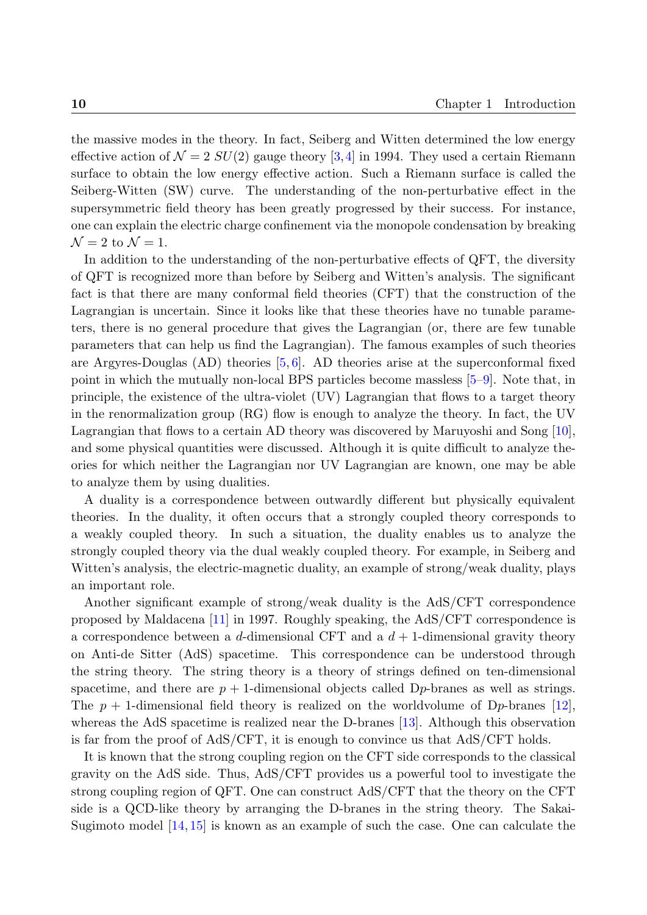the massive modes in the theory. In fact, Seiberg and Witten determined the low energy effective action of $\mathcal{N}=2$ $SU(2)$ gauge theory [3,4] in 1994. They used a certain Riemann surface to obtain the low energy effective action. Such a Riemann surface is called the Seiberg-Witten (SW) curve. The understanding of the non-perturbative effect in the supersymmetric field theory has been greatly progressed by their success. For instance, one can explain the electric charge confinement via the monopole condensation by breaking $\mathcal{N}=2$ to $\mathcal{N}=1$.

In addition to the understanding of the non-perturbative effects of QFT, the diversity of QFT is recognized more than before by Seiberg and Witten's analysis. The significant fact is that there are many conformal field theories (CFT) that the construction of the Lagrangian is uncertain. Since it looks like that these theories have no tunable parameters, there is no general procedure that gives the Lagrangian (or, there are few tunable parameters that can help us find the Lagrangian). The famous examples of such theories are Argyres-Douglas (AD) theories [5,6]. AD theories arise at the superconformal fixed point in which the mutually non-local BPS particles become massless [5–9]. Note that, in principle, the existence of the ultra-violet (UV) Lagrangian that flows to a target theory in the renormalization group (RG) flow is enough to analyze the theory. In fact, the UV Lagrangian that flows to a certain AD theory was discovered by Maruyoshi and Song [10], and some physical quantities were discussed. Although it is quite difficult to analyze theories for which neither the Lagrangian nor UV Lagrangian are known, one may be able to analyze them by using dualities.

A duality is a correspondence between outwardly different but physically equivalent theories. In the duality, it often occurs that a strongly coupled theory corresponds to a weakly coupled theory. In such a situation, the duality enables us to analyze the strongly coupled theory via the dual weakly coupled theory. For example, in Seiberg and Witten's analysis, the electric-magnetic duality, an example of strong/weak duality, plays an important role.

Another significant example of strong/weak duality is the AdS/CFT correspondence proposed by Maldacena [11] in 1997. Roughly speaking, the AdS/CFT correspondence is a correspondence between a $d$-dimensional CFT and a $d+1$-dimensional gravity theory on Anti-de Sitter (AdS) spacetime. This correspondence can be understood through the string theory. The string theory is a theory of strings defined on ten-dimensional spacetime, and there are $p+1$-dimensional objects called D$p$-branes as well as strings. The $p+1$-dimensional field theory is realized on the worldvolume of D$p$-branes [12], whereas the AdS spacetime is realized near the D-branes [13]. Although this observation is far from the proof of AdS/CFT, it is enough to convince us that AdS/CFT holds.

It is known that the strong coupling region on the CFT side corresponds to the classical gravity on the AdS side. Thus, AdS/CFT provides us a powerful tool to investigate the strong coupling region of QFT. One can construct AdS/CFT that the theory on the CFT side is a QCD-like theory by arranging the D-branes in the string theory. The Sakai-Sugimoto model [14,15] is known as an example of such the case. One can calculate the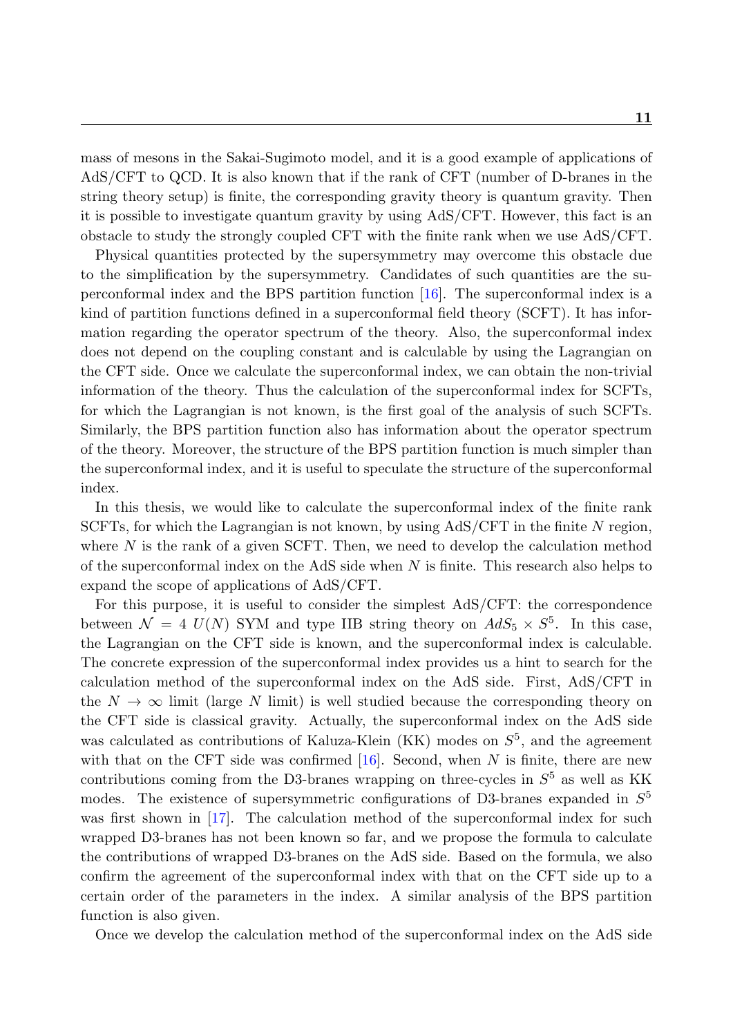mass of mesons in the Sakai-Sugimoto model, and it is a good example of applications of AdS/CFT to QCD. It is also known that if the rank of CFT (number of D-branes in the string theory setup) is finite, the corresponding gravity theory is quantum gravity. Then it is possible to investigate quantum gravity by using AdS/CFT. However, this fact is an obstacle to study the strongly coupled CFT with the finite rank when we use AdS/CFT.

Physical quantities protected by the supersymmetry may overcome this obstacle due to the simplification by the supersymmetry. Candidates of such quantities are the superconformal index and the BPS partition function [16]. The superconformal index is a kind of partition functions defined in a superconformal field theory (SCFT). It has information regarding the operator spectrum of the theory. Also, the superconformal index does not depend on the coupling constant and is calculable by using the Lagrangian on the CFT side. Once we calculate the superconformal index, we can obtain the non-trivial information of the theory. Thus the calculation of the superconformal index for SCFTs, for which the Lagrangian is not known, is the first goal of the analysis of such SCFTs. Similarly, the BPS partition function also has information about the operator spectrum of the theory. Moreover, the structure of the BPS partition function is much simpler than the superconformal index, and it is useful to speculate the structure of the superconformal index.

In this thesis, we would like to calculate the superconformal index of the finite rank SCFTs, for which the Lagrangian is not known, by using AdS/CFT in the finite $N$ region, where $N$ is the rank of a given SCFT. Then, we need to develop the calculation method of the superconformal index on the AdS side when $N$ is finite. This research also helps to expand the scope of applications of AdS/CFT.

For this purpose, it is useful to consider the simplest AdS/CFT: the correspondence between $\mathcal{N} = 4$ $U(N)$ SYM and type IIB string theory on $AdS_5 \times S^5$. In this case, the Lagrangian on the CFT side is known, and the superconformal index is calculable. The concrete expression of the superconformal index provides us a hint to search for the calculation method of the superconformal index on the AdS side. First, AdS/CFT in the $N \to \infty$ limit (large $N$ limit) is well studied because the corresponding theory on the CFT side is classical gravity. Actually, the superconformal index on the AdS side was calculated as contributions of Kaluza-Klein (KK) modes on $S^5$, and the agreement with that on the CFT side was confirmed [16]. Second, when $N$ is finite, there are new contributions coming from the D3-branes wrapping on three-cycles in $S^5$ as well as KK modes. The existence of supersymmetric configurations of D3-branes expanded in $S^5$ was first shown in [17]. The calculation method of the superconformal index for such wrapped D3-branes has not been known so far, and we propose the formula to calculate the contributions of wrapped D3-branes on the AdS side. Based on the formula, we also confirm the agreement of the superconformal index with that on the CFT side up to a certain order of the parameters in the index. A similar analysis of the BPS partition function is also given.

Once we develop the calculation method of the superconformal index on the AdS side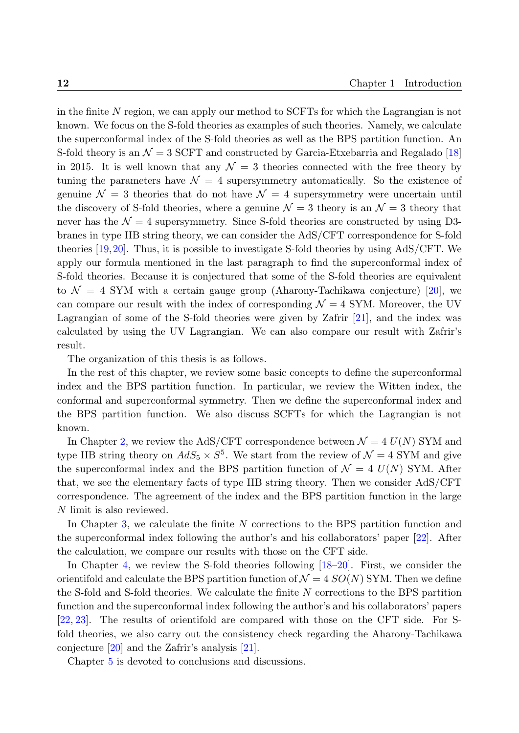in the finite $N$ region, we can apply our method to SCFTs for which the Lagrangian is not known. We focus on the S-fold theories as examples of such theories. Namely, we calculate the superconformal index of the S-fold theories as well as the BPS partition function. An S-fold theory is an $\mathcal{N}=3$ SCFT and constructed by Garcia-Etxebarria and Regalado [18] in 2015. It is well known that any $\mathcal{N}=3$ theories connected with the free theory by tuning the parameters have $\mathcal{N}=4$ supersymmetry automatically. So the existence of genuine $\mathcal{N}=3$ theories that do not have $\mathcal{N}=4$ supersymmetry were uncertain until the discovery of S-fold theories, where a genuine $\mathcal{N}=3$ theory is an $\mathcal{N}=3$ theory that never has the $\mathcal{N}=4$ supersymmetry. Since S-fold theories are constructed by using D3-branes in type IIB string theory, we can consider the AdS/CFT correspondence for S-fold theories [19,20]. Thus, it is possible to investigate S-fold theories by using AdS/CFT. We apply our formula mentioned in the last paragraph to find the superconformal index of S-fold theories. Because it is conjectured that some of the S-fold theories are equivalent to $\mathcal{N}=4$ SYM with a certain gauge group (Aharony-Tachikawa conjecture) [20], we can compare our result with the index of corresponding $\mathcal{N}=4$ SYM. Moreover, the UV Lagrangian of some of the S-fold theories were given by Zafrir [21], and the index was calculated by using the UV Lagrangian. We can also compare our result with Zafrir's result.

The organization of this thesis is as follows.

In the rest of this chapter, we review some basic concepts to define the superconformal index and the BPS partition function. In particular, we review the Witten index, the conformal and superconformal symmetry. Then we define the superconformal index and the BPS partition function. We also discuss SCFTs for which the Lagrangian is not known.

In Chapter 2, we review the AdS/CFT correspondence between $\mathcal{N}=4$ $U(N)$ SYM and type IIB string theory on $AdS_5 \times S^5$. We start from the review of $\mathcal{N}=4$ SYM and give the superconformal index and the BPS partition function of $\mathcal{N}=4$ $U(N)$ SYM. After that, we see the elementary facts of type IIB string theory. Then we consider AdS/CFT correspondence. The agreement of the index and the BPS partition function in the large $N$ limit is also reviewed.

In Chapter 3, we calculate the finite $N$ corrections to the BPS partition function and the superconformal index following the author's and his collaborators' paper [22]. After the calculation, we compare our results with those on the CFT side.

In Chapter 4, we review the S-fold theories following [18–20]. First, we consider the orientifold and calculate the BPS partition function of $\mathcal{N}=4$ $SO(N)$ SYM. Then we define the S-fold and S-fold theories. We calculate the finite $N$ corrections to the BPS partition function and the superconformal index following the author's and his collaborators' papers [22, 23]. The results of orientifold are compared with those on the CFT side. For S-fold theories, we also carry out the consistency check regarding the Aharony-Tachikawa conjecture [20] and the Zafrir's analysis [21].

Chapter 5 is devoted to conclusions and discussions.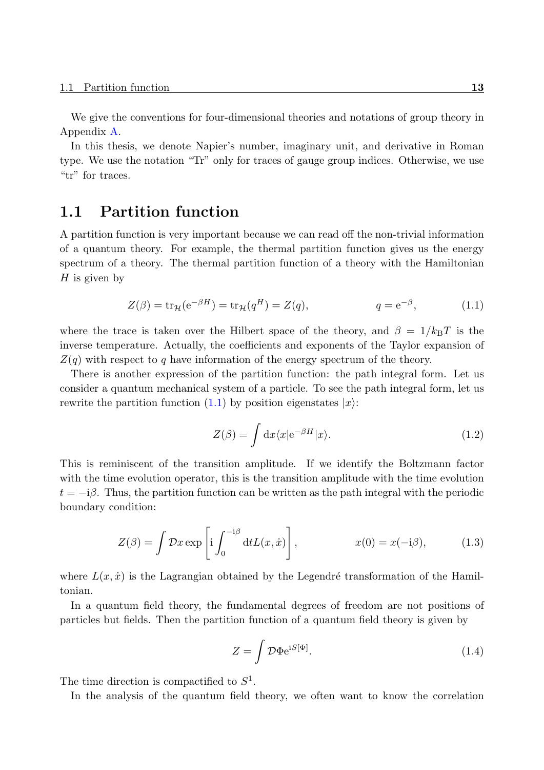We give the conventions for four-dimensional theories and notations of group theory in Appendix A.

In this thesis, we denote Napier's number, imaginary unit, and derivative in Roman type. We use the notation "Tr" only for traces of gauge group indices. Otherwise, we use "tr" for traces.

## 1.1 Partition function

A partition function is very important because we can read off the non-trivial information of a quantum theory. For example, the thermal partition function gives us the energy spectrum of a theory. The thermal partition function of a theory with the Hamiltonian $H$ is given by

$$Z(\beta) = \mathrm{tr}_{\mathcal{H}}(\mathrm{e}^{-\beta H}) = \mathrm{tr}_{\mathcal{H}}(q^H) = Z(q), \qquad q = \mathrm{e}^{-\beta}, \tag{1.1}$$

where the trace is taken over the Hilbert space of the theory, and $\beta = 1/k_{\mathrm{B}}T$ is the inverse temperature. Actually, the coefficients and exponents of the Taylor expansion of $Z(q)$ with respect to $q$ have information of the energy spectrum of the theory.

There is another expression of the partition function: the path integral form. Let us consider a quantum mechanical system of a particle. To see the path integral form, let us rewrite the partition function (1.1) by position eigenstates $|x\rangle$:

$$Z(\beta) = \int \mathrm{d}x \langle x|\mathrm{e}^{-\beta H}|x\rangle. \tag{1.2}$$

This is reminiscent of the transition amplitude. If we identify the Boltzmann factor with the time evolution operator, this is the transition amplitude with the time evolution $t = -\mathrm{i}\beta$. Thus, the partition function can be written as the path integral with the periodic boundary condition:

$$Z(\beta) = \int \mathcal{D}x \exp\left[\mathrm{i}\int_0^{-\mathrm{i}\beta} \mathrm{d}t L(x, \dot{x})\right], \qquad x(0) = x(-\mathrm{i}\beta), \tag{1.3}$$

where $L(x, \dot{x})$ is the Lagrangian obtained by the Legendré transformation of the Hamiltonian.

In a quantum field theory, the fundamental degrees of freedom are not positions of particles but fields. Then the partition function of a quantum field theory is given by

$$Z = \int \mathcal{D}\Phi \mathrm{e}^{\mathrm{i}S[\Phi]}. \tag{1.4}$$

The time direction is compactified to $S^1$.

In the analysis of the quantum field theory, we often want to know the correlation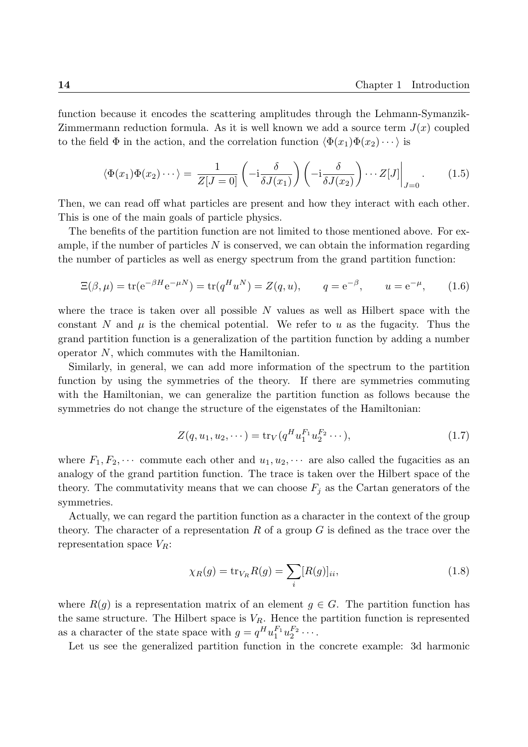function because it encodes the scattering amplitudes through the Lehmann-Symanzik-Zimmermann reduction formula. As it is well known we add a source term $J(x)$ coupled to the field $\Phi$ in the action, and the correlation function $\langle \Phi(x_1)\Phi(x_2)\cdots\rangle$ is

$$\langle \Phi(x_1)\Phi(x_2)\cdots\rangle = \frac{1}{Z[J=0]}\left(-\mathrm{i}\frac{\delta}{\delta J(x_1)}\right)\left(-\mathrm{i}\frac{\delta}{\delta J(x_2)}\right)\cdots Z[J]\bigg|_{J=0}. \tag{1.5}$$

Then, we can read off what particles are present and how they interact with each other. This is one of the main goals of particle physics.

The benefits of the partition function are not limited to those mentioned above. For example, if the number of particles $N$ is conserved, we can obtain the information regarding the number of particles as well as energy spectrum from the grand partition function:

$$\Xi(\beta,\mu) = \mathrm{tr}(\mathrm{e}^{-\beta H}\mathrm{e}^{-\mu N}) = \mathrm{tr}(q^H u^N) = Z(q,u), \qquad q = \mathrm{e}^{-\beta}, \qquad u = \mathrm{e}^{-\mu}, \tag{1.6}$$

where the trace is taken over all possible $N$ values as well as Hilbert space with the constant $N$ and $\mu$ is the chemical potential. We refer to $u$ as the fugacity. Thus the grand partition function is a generalization of the partition function by adding a number operator $N$, which commutes with the Hamiltonian.

Similarly, in general, we can add more information of the spectrum to the partition function by using the symmetries of the theory. If there are symmetries commuting with the Hamiltonian, we can generalize the partition function as follows because the symmetries do not change the structure of the eigenstates of the Hamiltonian:

$$Z(q,u_1,u_2,\cdots) = \mathrm{tr}_V(q^H u_1^{F_1} u_2^{F_2}\cdots), \tag{1.7}$$

where $F_1, F_2, \cdots$ commute each other and $u_1, u_2, \cdots$ are also called the fugacities as an analogy of the grand partition function. The trace is taken over the Hilbert space of the theory. The commutativity means that we can choose $F_j$ as the Cartan generators of the symmetries.

Actually, we can regard the partition function as a character in the context of the group theory. The character of a representation $R$ of a group $G$ is defined as the trace over the representation space $V_R$:

$$\chi_R(g) = \mathrm{tr}_{V_R} R(g) = \sum_i [R(g)]_{ii}, \tag{1.8}$$

where $R(g)$ is a representation matrix of an element $g \in G$. The partition function has the same structure. The Hilbert space is $V_R$. Hence the partition function is represented as a character of the state space with $g = q^H u_1^{F_1} u_2^{F_2}\cdots$.

Let us see the generalized partition function in the concrete example: 3d harmonic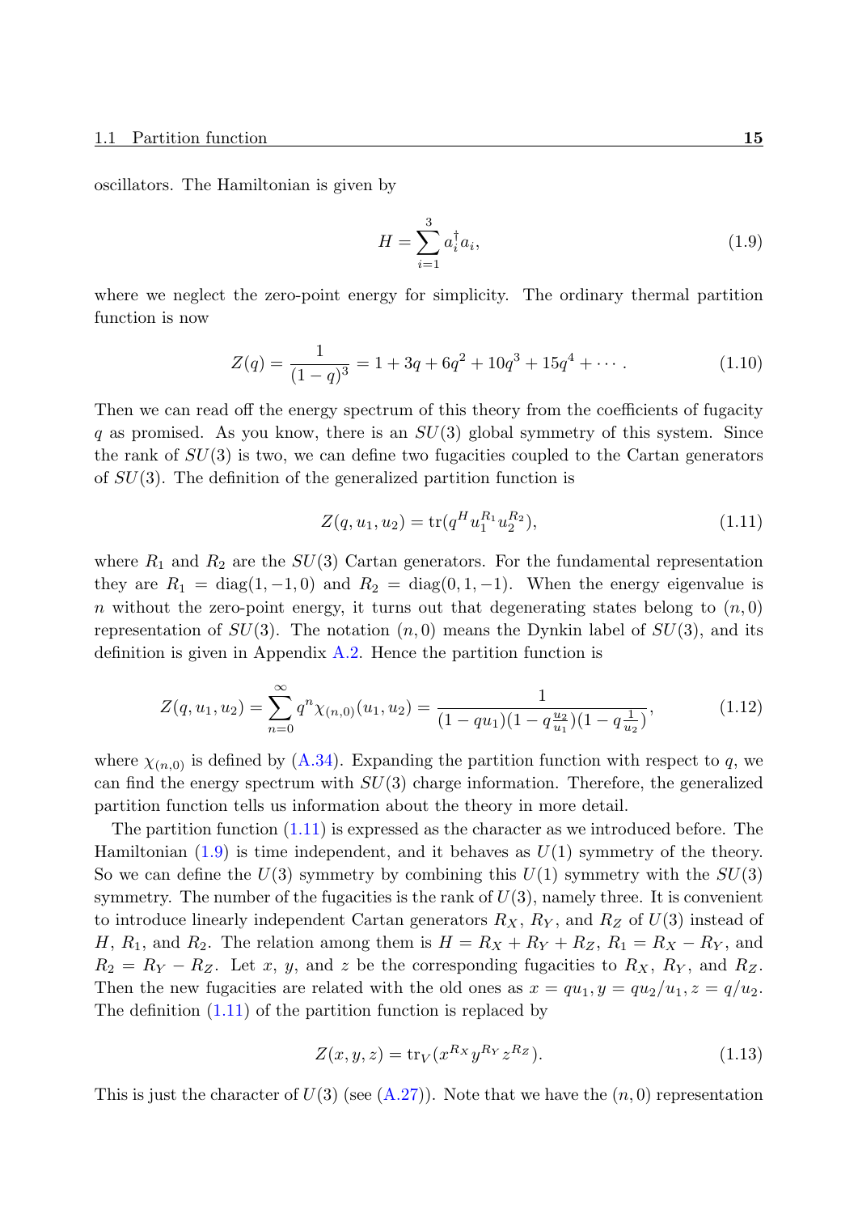oscillators. The Hamiltonian is given by

$$H = \sum_{i=1}^{3} a_i^\dagger a_i, \tag{1.9}$$

where we neglect the zero-point energy for simplicity. The ordinary thermal partition function is now

$$Z(q) = \frac{1}{(1-q)^3} = 1 + 3q + 6q^2 + 10q^3 + 15q^4 + \cdots. \tag{1.10}$$

Then we can read off the energy spectrum of this theory from the coefficients of fugacity $q$ as promised. As you know, there is an $SU(3)$ global symmetry of this system. Since the rank of $SU(3)$ is two, we can define two fugacities coupled to the Cartan generators of $SU(3)$. The definition of the generalized partition function is

$$Z(q, u_1, u_2) = \mathrm{tr}(q^H u_1^{R_1} u_2^{R_2}), \tag{1.11}$$

where $R_1$ and $R_2$ are the $SU(3)$ Cartan generators. For the fundamental representation they are $R_1 = \mathrm{diag}(1, -1, 0)$ and $R_2 = \mathrm{diag}(0, 1, -1)$. When the energy eigenvalue is $n$ without the zero-point energy, it turns out that degenerating states belong to $(n, 0)$ representation of $SU(3)$. The notation $(n, 0)$ means the Dynkin label of $SU(3)$, and its definition is given in Appendix A.2. Hence the partition function is

$$Z(q, u_1, u_2) = \sum_{n=0}^{\infty} q^n \chi_{(n,0)}(u_1, u_2) = \frac{1}{(1-qu_1)(1-q\frac{u_2}{u_1})(1-q\frac{1}{u_2})}, \tag{1.12}$$

where $\chi_{(n,0)}$ is defined by (A.34). Expanding the partition function with respect to $q$, we can find the energy spectrum with $SU(3)$ charge information. Therefore, the generalized partition function tells us information about the theory in more detail.

The partition function (1.11) is expressed as the character as we introduced before. The Hamiltonian (1.9) is time independent, and it behaves as $U(1)$ symmetry of the theory. So we can define the $U(3)$ symmetry by combining this $U(1)$ symmetry with the $SU(3)$ symmetry. The number of the fugacities is the rank of $U(3)$, namely three. It is convenient to introduce linearly independent Cartan generators $R_X$, $R_Y$, and $R_Z$ of $U(3)$ instead of $H$, $R_1$, and $R_2$. The relation among them is $H = R_X + R_Y + R_Z$, $R_1 = R_X - R_Y$, and $R_2 = R_Y - R_Z$. Let $x$, $y$, and $z$ be the corresponding fugacities to $R_X$, $R_Y$, and $R_Z$. Then the new fugacities are related with the old ones as $x = qu_1, y = qu_2/u_1, z = q/u_2$. The definition (1.11) of the partition function is replaced by

$$Z(x, y, z) = \mathrm{tr}_V(x^{R_X} y^{R_Y} z^{R_Z}). \tag{1.13}$$

This is just the character of $U(3)$ (see (A.27)). Note that we have the $(n, 0)$ representation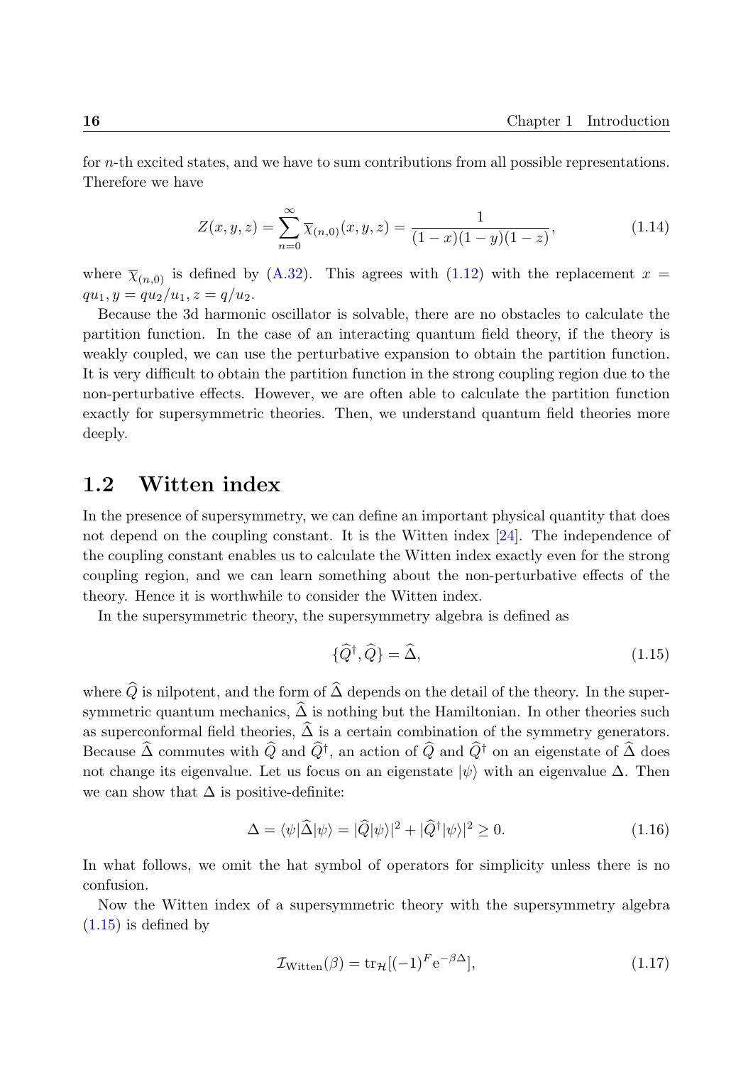for $n$-th excited states, and we have to sum contributions from all possible representations. Therefore we have

$$Z(x, y, z) = \sum_{n=0}^{\infty} \overline{\chi}_{(n,0)}(x, y, z) = \frac{1}{(1-x)(1-y)(1-z)}, \tag{1.14}$$

where $\overline{\chi}_{(n,0)}$ is defined by (A.32). This agrees with (1.12) with the replacement $x = qu_1, y = qu_2/u_1, z = q/u_2$.

Because the 3d harmonic oscillator is solvable, there are no obstacles to calculate the partition function. In the case of an interacting quantum field theory, if the theory is weakly coupled, we can use the perturbative expansion to obtain the partition function. It is very difficult to obtain the partition function in the strong coupling region due to the non-perturbative effects. However, we are often able to calculate the partition function exactly for supersymmetric theories. Then, we understand quantum field theories more deeply.

## 1.2 Witten index

In the presence of supersymmetry, we can define an important physical quantity that does not depend on the coupling constant. It is the Witten index [24]. The independence of the coupling constant enables us to calculate the Witten index exactly even for the strong coupling region, and we can learn something about the non-perturbative effects of the theory. Hence it is worthwhile to consider the Witten index.

In the supersymmetric theory, the supersymmetry algebra is defined as

$$\{\widehat{Q}^{\dagger}, \widehat{Q}\} = \widehat{\Delta}, \tag{1.15}$$

where $\widehat{Q}$ is nilpotent, and the form of $\widehat{\Delta}$ depends on the detail of the theory. In the supersymmetric quantum mechanics, $\widehat{\Delta}$ is nothing but the Hamiltonian. In other theories such as superconformal field theories, $\widehat{\Delta}$ is a certain combination of the symmetry generators. Because $\widehat{\Delta}$ commutes with $\widehat{Q}$ and $\widehat{Q}^{\dagger}$, an action of $\widehat{Q}$ and $\widehat{Q}^{\dagger}$ on an eigenstate of $\widehat{\Delta}$ does not change its eigenvalue. Let us focus on an eigenstate $|\psi\rangle$ with an eigenvalue $\Delta$. Then we can show that $\Delta$ is positive-definite:

$$\Delta = \langle\psi|\widehat{\Delta}|\psi\rangle = |\widehat{Q}|\psi\rangle|^2 + |\widehat{Q}^{\dagger}|\psi\rangle|^2 \geq 0. \tag{1.16}$$

In what follows, we omit the hat symbol of operators for simplicity unless there is no confusion.

Now the Witten index of a supersymmetric theory with the supersymmetry algebra (1.15) is defined by

$$\mathcal{I}_{\text{Witten}}(\beta) = \text{tr}_{\mathcal{H}}[(-1)^F e^{-\beta\Delta}], \tag{1.17}$$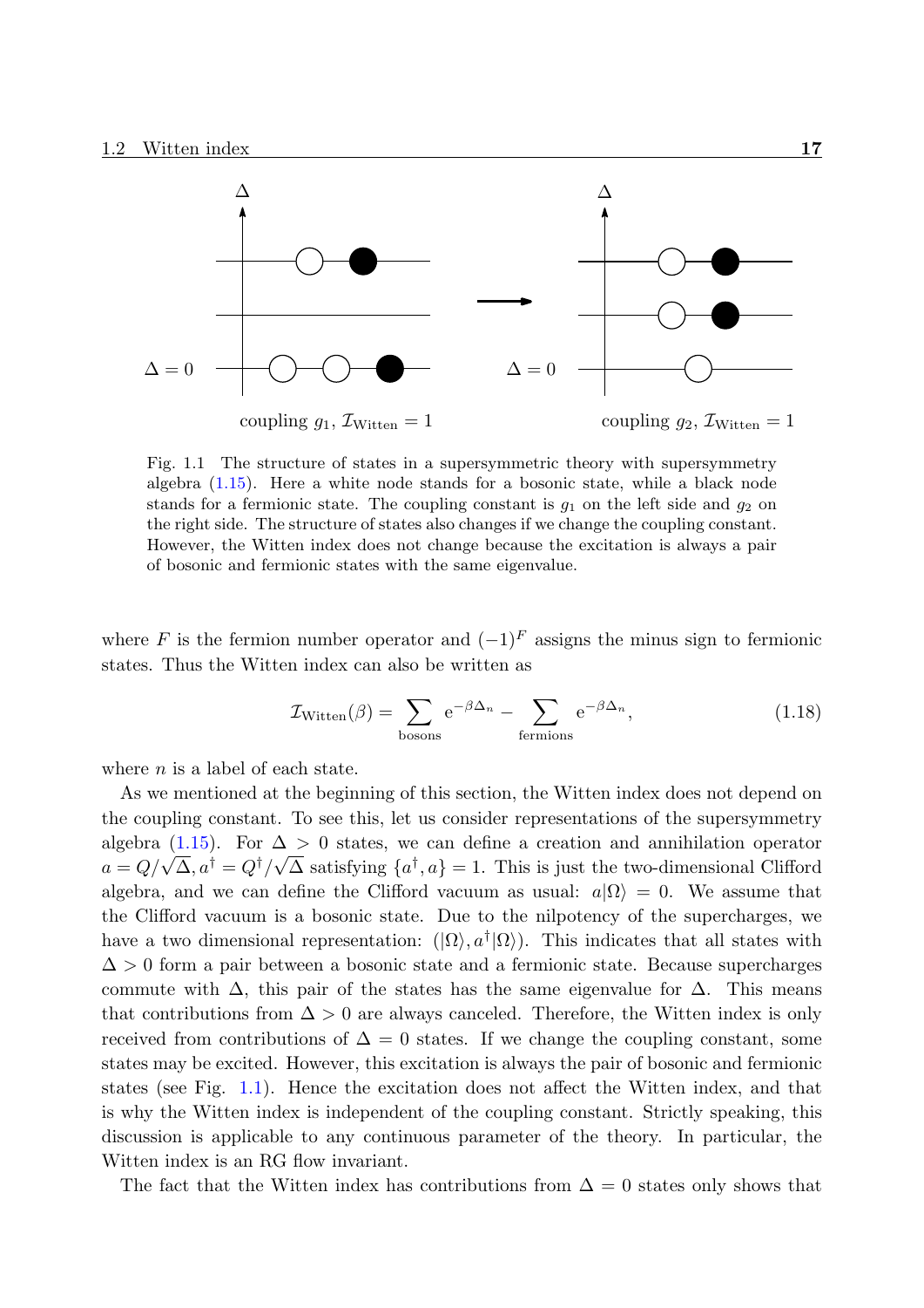Fig. 1.1 The structure of states in a supersymmetric theory with supersymmetry algebra (1.15). Here a white node stands for a bosonic state, while a black node stands for a fermionic state. The coupling constant is $g_1$ on the left side and $g_2$ on the right side. The structure of states also changes if we change the coupling constant. However, the Witten index does not change because the excitation is always a pair of bosonic and fermionic states with the same eigenvalue.

where $F$ is the fermion number operator and $(-1)^F$ assigns the minus sign to fermionic states. Thus the Witten index can also be written as

$$\mathcal{I}_{\text{Witten}}(\beta) = \sum_{\text{bosons}} \mathrm{e}^{-\beta \Delta_n} - \sum_{\text{fermions}} \mathrm{e}^{-\beta \Delta_n}, \tag{1.18}$$

where $n$ is a label of each state.

As we mentioned at the beginning of this section, the Witten index does not depend on the coupling constant. To see this, let us consider representations of the supersymmetry algebra (1.15). For $\Delta > 0$ states, we can define a creation and annihilation operator $a = Q/\sqrt{\Delta}, a^\dagger = Q^\dagger/\sqrt{\Delta}$ satisfying $\{a^\dagger, a\} = 1$. This is just the two-dimensional Clifford algebra, and we can define the Clifford vacuum as usual: $a|\Omega\rangle = 0$. We assume that the Clifford vacuum is a bosonic state. Due to the nilpotency of the supercharges, we have a two dimensional representation: $(|\Omega\rangle, a^\dagger|\Omega\rangle)$. This indicates that all states with $\Delta > 0$ form a pair between a bosonic state and a fermionic state. Because supercharges commute with $\Delta$, this pair of the states has the same eigenvalue for $\Delta$. This means that contributions from $\Delta > 0$ are always canceled. Therefore, the Witten index is only received from contributions of $\Delta = 0$ states. If we change the coupling constant, some states may be excited. However, this excitation is always the pair of bosonic and fermionic states (see Fig. 1.1). Hence the excitation does not affect the Witten index, and that is why the Witten index is independent of the coupling constant. Strictly speaking, this discussion is applicable to any continuous parameter of the theory. In particular, the Witten index is an RG flow invariant.

The fact that the Witten index has contributions from $\Delta = 0$ states only shows that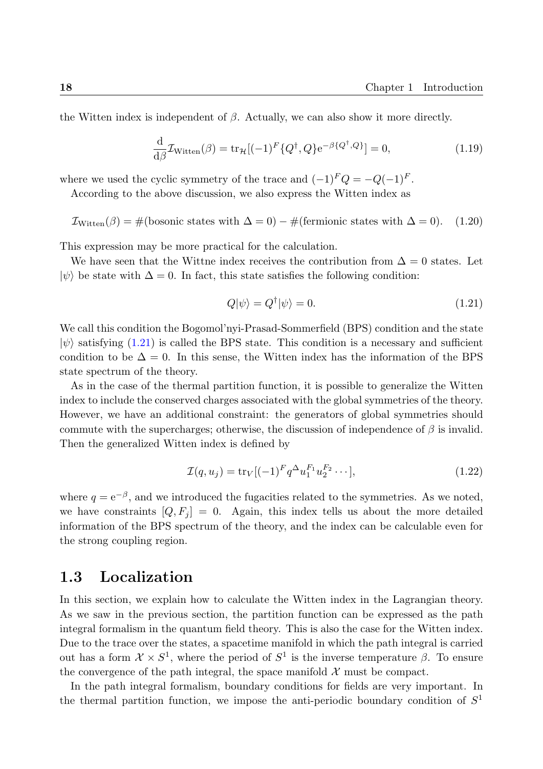the Witten index is independent of $\beta$. Actually, we can also show it more directly.

$$\frac{\mathrm{d}}{\mathrm{d}\beta}\mathcal{I}_{\mathrm{Witten}}(\beta) = \mathrm{tr}_{\mathcal{H}}[(-1)^F\{Q^\dagger, Q\}\mathrm{e}^{-\beta\{Q^\dagger,Q\}}] = 0, \tag{1.19}$$

where we used the cyclic symmetry of the trace and $(-1)^F Q = -Q(-1)^F$.

According to the above discussion, we also express the Witten index as

$$\mathcal{I}_{\mathrm{Witten}}(\beta) = \#(\text{bosonic states with } \Delta = 0) - \#(\text{fermionic states with } \Delta = 0). \tag{1.20}$$

This expression may be more practical for the calculation.

We have seen that the Wittne index receives the contribution from $\Delta = 0$ states. Let $|\psi\rangle$ be state with $\Delta = 0$. In fact, this state satisfies the following condition:

$$Q|\psi\rangle = Q^\dagger|\psi\rangle = 0. \tag{1.21}$$

We call this condition the Bogomol'nyi-Prasad-Sommerfield (BPS) condition and the state $|\psi\rangle$ satisfying (1.21) is called the BPS state. This condition is a necessary and sufficient condition to be $\Delta = 0$. In this sense, the Witten index has the information of the BPS state spectrum of the theory.

As in the case of the thermal partition function, it is possible to generalize the Witten index to include the conserved charges associated with the global symmetries of the theory. However, we have an additional constraint: the generators of global symmetries should commute with the supercharges; otherwise, the discussion of independence of $\beta$ is invalid. Then the generalized Witten index is defined by

$$\mathcal{I}(q, u_j) = \mathrm{tr}_V[(-1)^F q^\Delta u_1^{F_1} u_2^{F_2} \cdots], \tag{1.22}$$

where $q = \mathrm{e}^{-\beta}$, and we introduced the fugacities related to the symmetries. As we noted, we have constraints $[Q, F_j] = 0$. Again, this index tells us about the more detailed information of the BPS spectrum of the theory, and the index can be calculable even for the strong coupling region.

## 1.3 Localization

In this section, we explain how to calculate the Witten index in the Lagrangian theory. As we saw in the previous section, the partition function can be expressed as the path integral formalism in the quantum field theory. This is also the case for the Witten index. Due to the trace over the states, a spacetime manifold in which the path integral is carried out has a form $\mathcal{X} \times S^1$, where the period of $S^1$ is the inverse temperature $\beta$. To ensure the convergence of the path integral, the space manifold $\mathcal{X}$ must be compact.

In the path integral formalism, boundary conditions for fields are very important. In the thermal partition function, we impose the anti-periodic boundary condition of $S^1$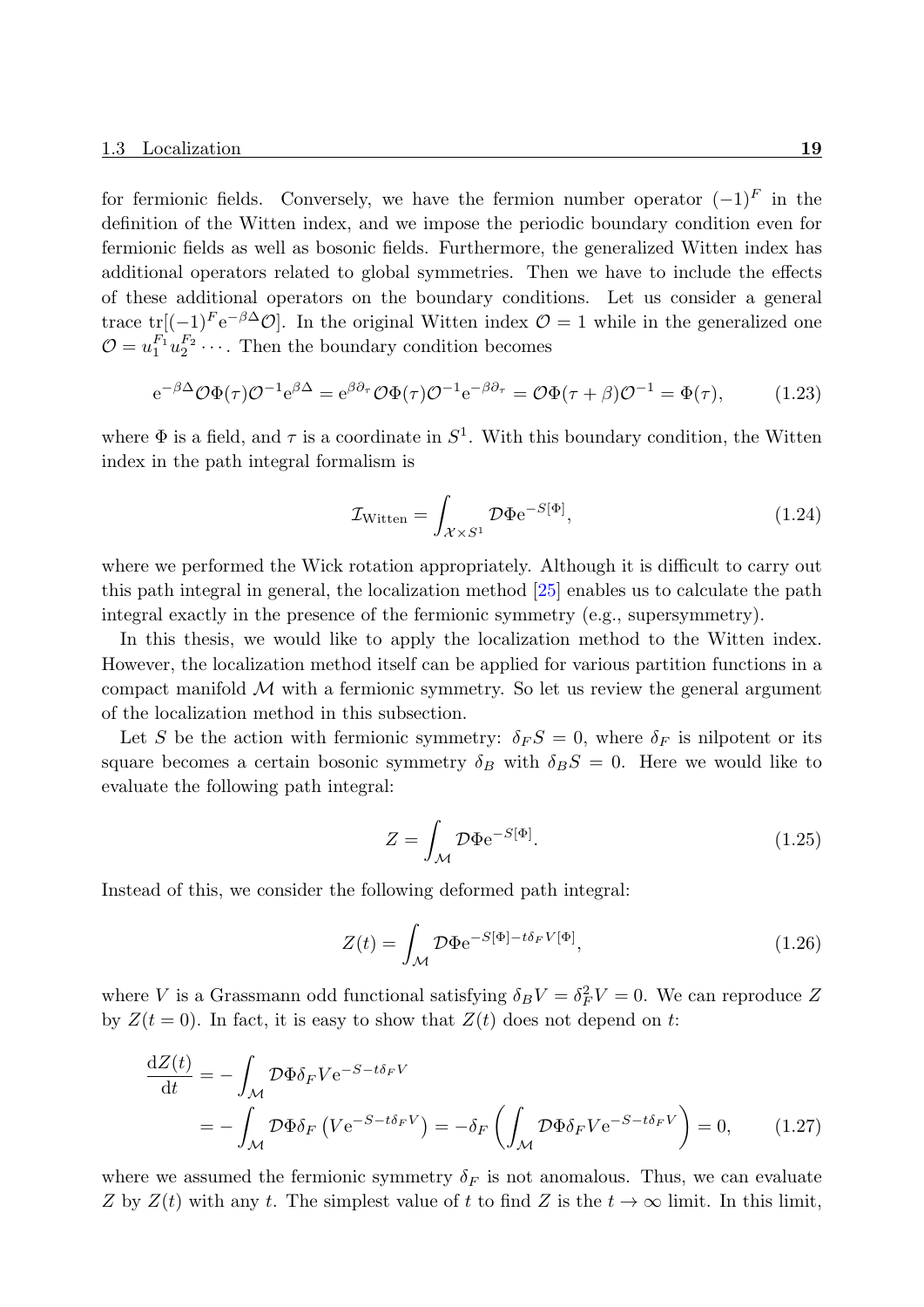for fermionic fields. Conversely, we have the fermion number operator $(-1)^F$ in the definition of the Witten index, and we impose the periodic boundary condition even for fermionic fields as well as bosonic fields. Furthermore, the generalized Witten index has additional operators related to global symmetries. Then we have to include the effects of these additional operators on the boundary conditions. Let us consider a general trace $\mathrm{tr}[(-1)^F \mathrm{e}^{-\beta\Delta}\mathcal{O}]$. In the original Witten index $\mathcal{O} = 1$ while in the generalized one $\mathcal{O} = u_1^{F_1} u_2^{F_2} \cdots$. Then the boundary condition becomes

$$\mathrm{e}^{-\beta\Delta}\mathcal{O}\Phi(\tau)\mathcal{O}^{-1}\mathrm{e}^{\beta\Delta} = \mathrm{e}^{\beta\partial_\tau}\mathcal{O}\Phi(\tau)\mathcal{O}^{-1}\mathrm{e}^{-\beta\partial_\tau} = \mathcal{O}\Phi(\tau+\beta)\mathcal{O}^{-1} = \Phi(\tau), \tag{1.23}$$

where $\Phi$ is a field, and $\tau$ is a coordinate in $S^1$. With this boundary condition, the Witten index in the path integral formalism is

$$\mathcal{I}_{\text{Witten}} = \int_{\mathcal{X}\times S^1} \mathcal{D}\Phi \mathrm{e}^{-S[\Phi]}, \tag{1.24}$$

where we performed the Wick rotation appropriately. Although it is difficult to carry out this path integral in general, the localization method [25] enables us to calculate the path integral exactly in the presence of the fermionic symmetry (e.g., supersymmetry).

In this thesis, we would like to apply the localization method to the Witten index. However, the localization method itself can be applied for various partition functions in a compact manifold $\mathcal{M}$ with a fermionic symmetry. So let us review the general argument of the localization method in this subsection.

Let $S$ be the action with fermionic symmetry: $\delta_F S = 0$, where $\delta_F$ is nilpotent or its square becomes a certain bosonic symmetry $\delta_B$ with $\delta_B S = 0$. Here we would like to evaluate the following path integral:

$$Z = \int_{\mathcal{M}} \mathcal{D}\Phi \mathrm{e}^{-S[\Phi]}. \tag{1.25}$$

Instead of this, we consider the following deformed path integral:

$$Z(t) = \int_{\mathcal{M}} \mathcal{D}\Phi \mathrm{e}^{-S[\Phi]-t\delta_F V[\Phi]}, \tag{1.26}$$

where $V$ is a Grassmann odd functional satisfying $\delta_B V = \delta_F^2 V = 0$. We can reproduce $Z$ by $Z(t=0)$. In fact, it is easy to show that $Z(t)$ does not depend on $t$:

$$\begin{aligned}
\frac{\mathrm{d}Z(t)}{\mathrm{d}t} &= -\int_{\mathcal{M}} \mathcal{D}\Phi \delta_F V \mathrm{e}^{-S-t\delta_F V} \\
&= -\int_{\mathcal{M}} \mathcal{D}\Phi \delta_F \left(V\mathrm{e}^{-S-t\delta_F V}\right) = -\delta_F\left(\int_{\mathcal{M}} \mathcal{D}\Phi \delta_F V \mathrm{e}^{-S-t\delta_F V}\right) = 0,
\end{aligned} \tag{1.27}$$

where we assumed the fermionic symmetry $\delta_F$ is not anomalous. Thus, we can evaluate $Z$ by $Z(t)$ with any $t$. The simplest value of $t$ to find $Z$ is the $t \to \infty$ limit. In this limit,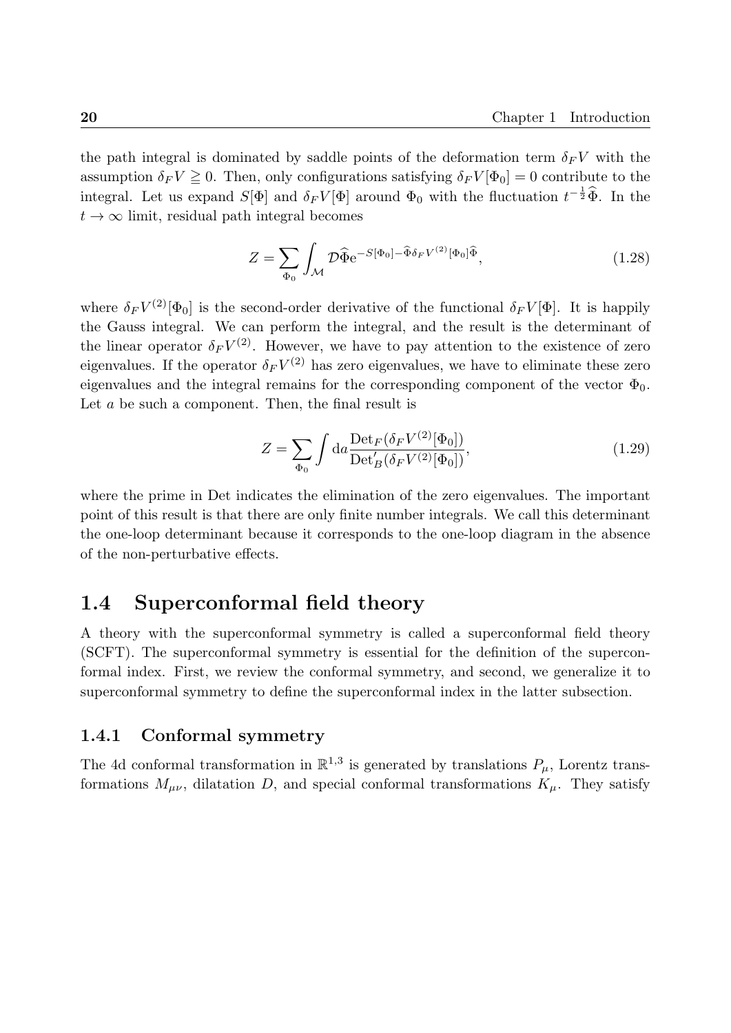the path integral is dominated by saddle points of the deformation term $\delta_F V$ with the assumption $\delta_F V \geqq 0$. Then, only configurations satisfying $\delta_F V[\Phi_0] = 0$ contribute to the integral. Let us expand $S[\Phi]$ and $\delta_F V[\Phi]$ around $\Phi_0$ with the fluctuation $t^{-\frac{1}{2}}\widehat{\Phi}$. In the $t \to \infty$ limit, residual path integral becomes

$$Z = \sum_{\Phi_0} \int_{\mathcal{M}} \mathcal{D}\widehat{\Phi} \mathrm{e}^{-S[\Phi_0] - \widehat{\Phi}\delta_F V^{(2)}[\Phi_0]\widehat{\Phi}}, \tag{1.28}$$

where $\delta_F V^{(2)}[\Phi_0]$ is the second-order derivative of the functional $\delta_F V[\Phi]$. It is happily the Gauss integral. We can perform the integral, and the result is the determinant of the linear operator $\delta_F V^{(2)}$. However, we have to pay attention to the existence of zero eigenvalues. If the operator $\delta_F V^{(2)}$ has zero eigenvalues, we have to eliminate these zero eigenvalues and the integral remains for the corresponding component of the vector $\Phi_0$. Let $a$ be such a component. Then, the final result is

$$Z = \sum_{\Phi_0} \int \mathrm{d}a \frac{\mathrm{Det}_F(\delta_F V^{(2)}[\Phi_0])}{\mathrm{Det}'_B(\delta_F V^{(2)}[\Phi_0])}, \tag{1.29}$$

where the prime in Det indicates the elimination of the zero eigenvalues. The important point of this result is that there are only finite number integrals. We call this determinant the one-loop determinant because it corresponds to the one-loop diagram in the absence of the non-perturbative effects.

## 1.4 Superconformal field theory

A theory with the superconformal symmetry is called a superconformal field theory (SCFT). The superconformal symmetry is essential for the definition of the superconformal index. First, we review the conformal symmetry, and second, we generalize it to superconformal symmetry to define the superconformal index in the latter subsection.

### 1.4.1 Conformal symmetry

The 4d conformal transformation in $\mathbb{R}^{1,3}$ is generated by translations $P_\mu$, Lorentz transformations $M_{\mu\nu}$, dilatation $D$, and special conformal transformations $K_\mu$. They satisfy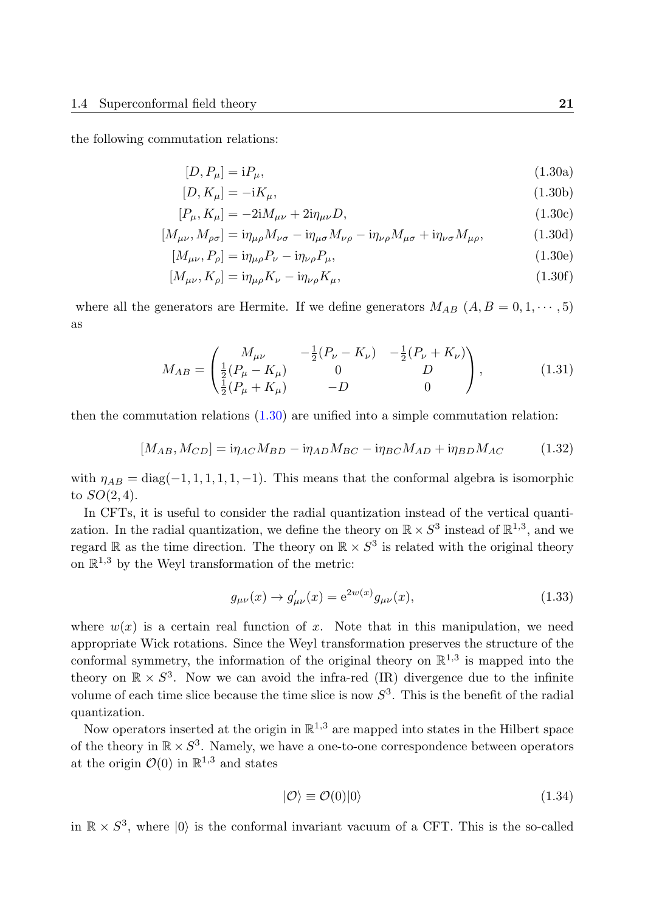the following commutation relations:

$$[D, P_\mu] = \mathrm{i}P_\mu, \tag{1.30a}$$

$$[D, K_\mu] = -\mathrm{i}K_\mu, \tag{1.30b}$$

$$[P_\mu, K_\mu] = -2\mathrm{i}M_{\mu\nu} + 2\mathrm{i}\eta_{\mu\nu}D, \tag{1.30c}$$

$$[M_{\mu\nu}, M_{\rho\sigma}] = \mathrm{i}\eta_{\mu\rho}M_{\nu\sigma} - \mathrm{i}\eta_{\mu\sigma}M_{\nu\rho} - \mathrm{i}\eta_{\nu\rho}M_{\mu\sigma} + \mathrm{i}\eta_{\nu\sigma}M_{\mu\rho}, \tag{1.30d}$$

$$[M_{\mu\nu}, P_\rho] = \mathrm{i}\eta_{\mu\rho}P_\nu - \mathrm{i}\eta_{\nu\rho}P_\mu, \tag{1.30e}$$

$$[M_{\mu\nu}, K_\rho] = \mathrm{i}\eta_{\mu\rho}K_\nu - \mathrm{i}\eta_{\nu\rho}K_\mu, \tag{1.30f}$$

where all the generators are Hermite. If we define generators $M_{AB}$ $(A, B = 0, 1, \cdots, 5)$ as

$$M_{AB} = \begin{pmatrix} M_{\mu\nu} & -\frac{1}{2}(P_\nu - K_\nu) & -\frac{1}{2}(P_\nu + K_\nu) \\ \frac{1}{2}(P_\mu - K_\mu) & 0 & D \\ \frac{1}{2}(P_\mu + K_\mu) & -D & 0 \end{pmatrix}, \tag{1.31}$$

then the commutation relations (1.30) are unified into a simple commutation relation:

$$[M_{AB}, M_{CD}] = \mathrm{i}\eta_{AC}M_{BD} - \mathrm{i}\eta_{AD}M_{BC} - \mathrm{i}\eta_{BC}M_{AD} + \mathrm{i}\eta_{BD}M_{AC} \tag{1.32}$$

with $\eta_{AB} = \mathrm{diag}(-1, 1, 1, 1, 1, -1)$. This means that the conformal algebra is isomorphic to $SO(2, 4)$.

In CFTs, it is useful to consider the radial quantization instead of the vertical quantization. In the radial quantization, we define the theory on $\mathbb{R} \times S^3$ instead of $\mathbb{R}^{1,3}$, and we regard $\mathbb{R}$ as the time direction. The theory on $\mathbb{R} \times S^3$ is related with the original theory on $\mathbb{R}^{1,3}$ by the Weyl transformation of the metric:

$$g_{\mu\nu}(x) \to g'_{\mu\nu}(x) = \mathrm{e}^{2w(x)}g_{\mu\nu}(x), \tag{1.33}$$

where $w(x)$ is a certain real function of $x$. Note that in this manipulation, we need appropriate Wick rotations. Since the Weyl transformation preserves the structure of the conformal symmetry, the information of the original theory on $\mathbb{R}^{1,3}$ is mapped into the theory on $\mathbb{R} \times S^3$. Now we can avoid the infra-red (IR) divergence due to the infinite volume of each time slice because the time slice is now $S^3$. This is the benefit of the radial quantization.

Now operators inserted at the origin in $\mathbb{R}^{1,3}$ are mapped into states in the Hilbert space of the theory in $\mathbb{R} \times S^3$. Namely, we have a one-to-one correspondence between operators at the origin $\mathcal{O}(0)$ in $\mathbb{R}^{1,3}$ and states

$$|\mathcal{O}\rangle \equiv \mathcal{O}(0)|0\rangle \tag{1.34}$$

in $\mathbb{R} \times S^3$, where $|0\rangle$ is the conformal invariant vacuum of a CFT. This is the so-called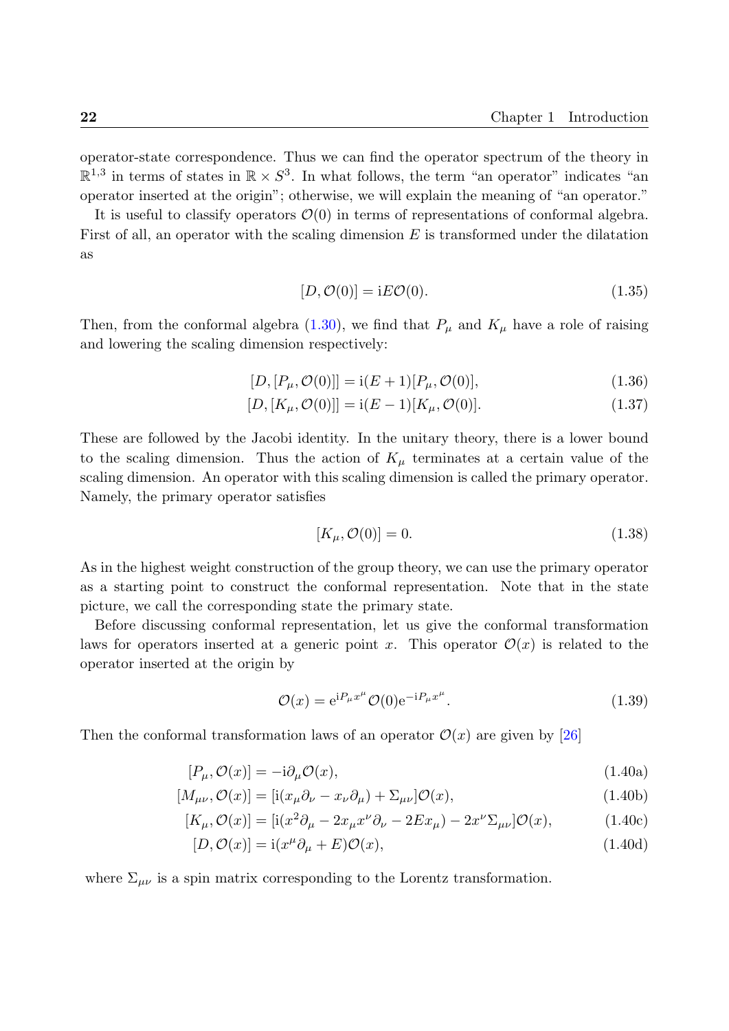operator-state correspondence. Thus we can find the operator spectrum of the theory in $\mathbb{R}^{1,3}$ in terms of states in $\mathbb{R} \times S^3$. In what follows, the term "an operator" indicates "an operator inserted at the origin"; otherwise, we will explain the meaning of "an operator."

It is useful to classify operators $\mathcal{O}(0)$ in terms of representations of conformal algebra. First of all, an operator with the scaling dimension $E$ is transformed under the dilatation as

$$[D, \mathcal{O}(0)] = \mathrm{i}E\mathcal{O}(0). \tag{1.35}$$

Then, from the conformal algebra (1.30), we find that $P_\mu$ and $K_\mu$ have a role of raising and lowering the scaling dimension respectively:

$$[D, [P_\mu, \mathcal{O}(0)]] = \mathrm{i}(E+1)[P_\mu, \mathcal{O}(0)], \tag{1.36}$$

$$[D, [K_\mu, \mathcal{O}(0)]] = \mathrm{i}(E-1)[K_\mu, \mathcal{O}(0)]. \tag{1.37}$$

These are followed by the Jacobi identity. In the unitary theory, there is a lower bound to the scaling dimension. Thus the action of $K_\mu$ terminates at a certain value of the scaling dimension. An operator with this scaling dimension is called the primary operator. Namely, the primary operator satisfies

$$[K_\mu, \mathcal{O}(0)] = 0. \tag{1.38}$$

As in the highest weight construction of the group theory, we can use the primary operator as a starting point to construct the conformal representation. Note that in the state picture, we call the corresponding state the primary state.

Before discussing conformal representation, let us give the conformal transformation laws for operators inserted at a generic point $x$. This operator $\mathcal{O}(x)$ is related to the operator inserted at the origin by

$$\mathcal{O}(x) = \mathrm{e}^{\mathrm{i}P_\mu x^\mu}\mathcal{O}(0)\mathrm{e}^{-\mathrm{i}P_\mu x^\mu}. \tag{1.39}$$

Then the conformal transformation laws of an operator $\mathcal{O}(x)$ are given by [26]

$$[P_\mu, \mathcal{O}(x)] = -\mathrm{i}\partial_\mu \mathcal{O}(x), \tag{1.40a}$$

$$[M_{\mu\nu}, \mathcal{O}(x)] = [\mathrm{i}(x_\mu \partial_\nu - x_\nu \partial_\mu) + \Sigma_{\mu\nu}]\mathcal{O}(x), \tag{1.40b}$$

$$[K_\mu, \mathcal{O}(x)] = [\mathrm{i}(x^2\partial_\mu - 2x_\mu x^\nu \partial_\nu - 2Ex_\mu) - 2x^\nu \Sigma_{\mu\nu}]\mathcal{O}(x), \tag{1.40c}$$

$$[D, \mathcal{O}(x)] = \mathrm{i}(x^\mu \partial_\mu + E)\mathcal{O}(x), \tag{1.40d}$$

where $\Sigma_{\mu\nu}$ is a spin matrix corresponding to the Lorentz transformation.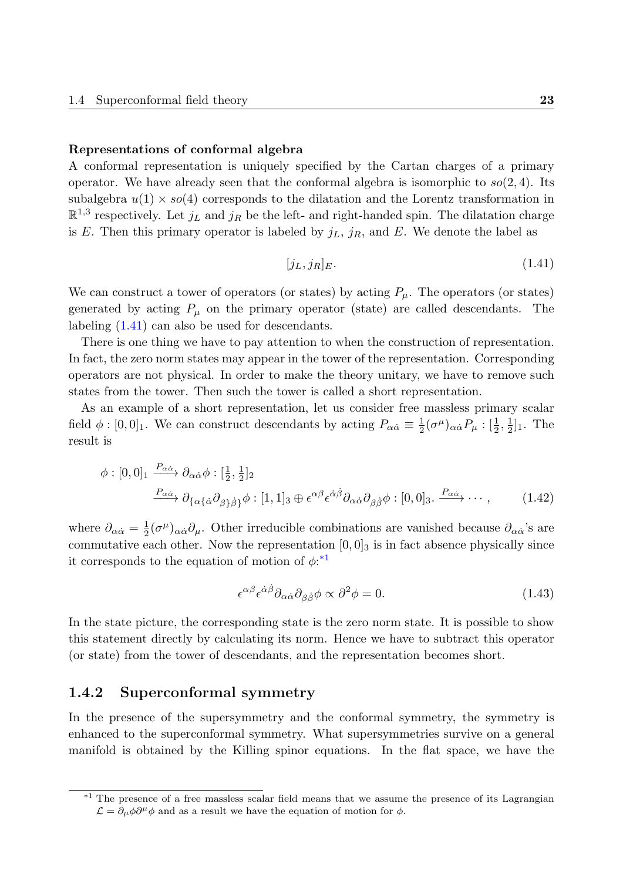**Representations of conformal algebra**

A conformal representation is uniquely specified by the Cartan charges of a primary operator. We have already seen that the conformal algebra is isomorphic to $so(2,4)$. Its subalgebra $u(1) \times so(4)$ corresponds to the dilatation and the Lorentz transformation in $\mathbb{R}^{1,3}$ respectively. Let $j_L$ and $j_R$ be the left- and right-handed spin. The dilatation charge is $E$. Then this primary operator is labeled by $j_L$, $j_R$, and $E$. We denote the label as

$$
[j_L, j_R]_E. \tag{1.41}
$$

We can construct a tower of operators (or states) by acting $P_\mu$. The operators (or states) generated by acting $P_\mu$ on the primary operator (state) are called descendants. The labeling (1.41) can also be used for descendants.

There is one thing we have to pay attention to when the construction of representation. In fact, the zero norm states may appear in the tower of the representation. Corresponding operators are not physical. In order to make the theory unitary, we have to remove such states from the tower. Then such the tower is called a short representation.

As an example of a short representation, let us consider free massless primary scalar field $\phi : [0,0]_1$. We can construct descendants by acting $P_{\alpha\dot{\alpha}} \equiv \frac{1}{2}(\sigma^\mu)_{\alpha\dot{\alpha}} P_\mu : [\frac{1}{2}, \frac{1}{2}]_1$. The result is

$$
\begin{aligned}
\phi : [0,0]_1 &\xrightarrow{P_{\alpha\dot{\alpha}}} \partial_{\alpha\dot{\alpha}}\phi : [\tfrac{1}{2}, \tfrac{1}{2}]_2 \\
&\xrightarrow{P_{\alpha\dot{\alpha}}} \partial_{\{\alpha\{\dot{\alpha}}\partial_{\beta\}\dot{\beta}\}}\phi : [1,1]_3 \oplus \epsilon^{\alpha\beta}\epsilon^{\dot{\alpha}\dot{\beta}}\partial_{\alpha\dot{\alpha}}\partial_{\beta\dot{\beta}}\phi : [0,0]_3. \xrightarrow{P_{\alpha\dot{\alpha}}} \cdots,
\end{aligned} \tag{1.42}
$$

where $\partial_{\alpha\dot{\alpha}} = \frac{1}{2}(\sigma^\mu)_{\alpha\dot{\alpha}}\partial_\mu$. Other irreducible combinations are vanished because $\partial_{\alpha\dot{\alpha}}$'s are commutative each other. Now the representation $[0,0]_3$ is in fact absence physically since it corresponds to the equation of motion of $\phi$:[*1]

$$
\epsilon^{\alpha\beta}\epsilon^{\dot{\alpha}\dot{\beta}}\partial_{\alpha\dot{\alpha}}\partial_{\beta\dot{\beta}}\phi \propto \partial^2\phi = 0. \tag{1.43}
$$

In the state picture, the corresponding state is the zero norm state. It is possible to show this statement directly by calculating its norm. Hence we have to subtract this operator (or state) from the tower of descendants, and the representation becomes short.

## 1.4.2 Superconformal symmetry

In the presence of the supersymmetry and the conformal symmetry, the symmetry is enhanced to the superconformal symmetry. What supersymmetries survive on a general manifold is obtained by the Killing spinor equations. In the flat space, we have the

---

[*1] The presence of a free massless scalar field means that we assume the presence of its Lagrangian $\mathcal{L} = \partial_\mu\phi\partial^\mu\phi$ and as a result we have the equation of motion for $\phi$.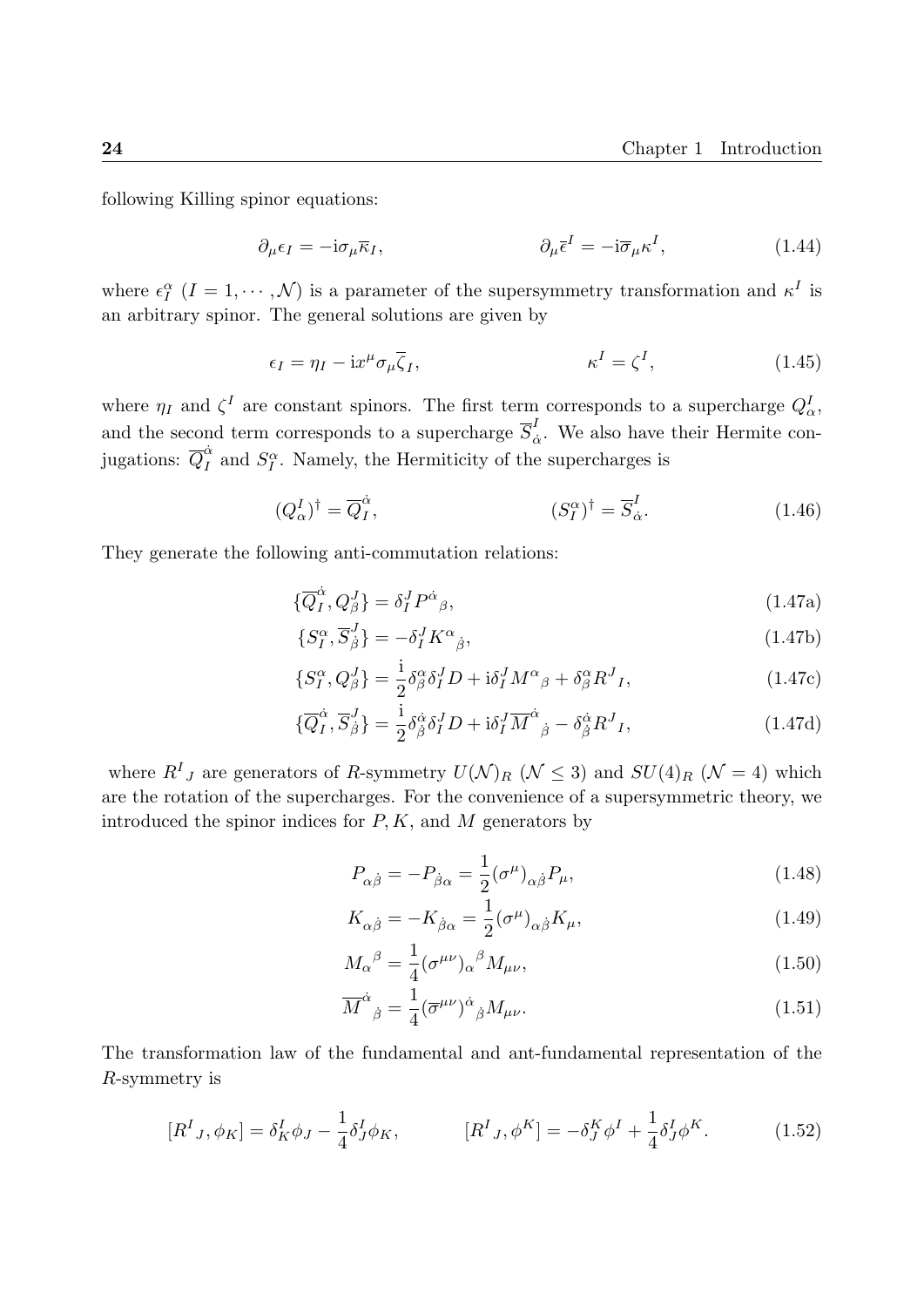following Killing spinor equations:

$$\partial_\mu \epsilon_I = -\mathrm{i}\sigma_\mu \overline{\kappa}_I, \qquad \partial_\mu \bar{\epsilon}^I = -\mathrm{i}\overline{\sigma}_\mu \kappa^I, \tag{1.44}$$

where $\epsilon_I^\alpha$ $(I = 1, \cdots, \mathcal{N})$ is a parameter of the supersymmetry transformation and $\kappa^I$ is an arbitrary spinor. The general solutions are given by

$$\epsilon_I = \eta_I - \mathrm{i}x^\mu \sigma_\mu \overline{\zeta}_I, \qquad \kappa^I = \zeta^I, \tag{1.45}$$

where $\eta_I$ and $\zeta^I$ are constant spinors. The first term corresponds to a supercharge $Q^I_\alpha$, and the second term corresponds to a supercharge $\overline{S}^I_{\dot{\alpha}}$. We also have their Hermite conjugations: $\overline{Q}^{\dot{\alpha}}_I$ and $S^\alpha_I$. Namely, the Hermiticity of the supercharges is

$$(Q^I_\alpha)^\dagger = \overline{Q}^{\dot{\alpha}}_I, \qquad (S^\alpha_I)^\dagger = \overline{S}^I_{\dot{\alpha}}. \tag{1.46}$$

They generate the following anti-commutation relations:

$$\{\overline{Q}^{\dot{\alpha}}_I, Q^J_\beta\} = \delta^J_I P^{\dot{\alpha}}{}_\beta, \tag{1.47a}$$

$$\{S^\alpha_I, \overline{S}^J_{\dot{\beta}}\} = -\delta^J_I K^\alpha{}_{\dot{\beta}}, \tag{1.47b}$$

$$\{S^\alpha_I, Q^J_\beta\} = \frac{\mathrm{i}}{2}\delta^\alpha_\beta \delta^J_I D + \mathrm{i}\delta^J_I M^\alpha{}_\beta + \delta^\alpha_\beta R^J{}_I, \tag{1.47c}$$

$$\{\overline{Q}^{\dot{\alpha}}_I, \overline{S}^J_{\dot{\beta}}\} = \frac{\mathrm{i}}{2}\delta^{\dot{\alpha}}_{\dot{\beta}} \delta^J_I D + \mathrm{i}\delta^J_I \overline{M}^{\dot{\alpha}}{}_{\dot{\beta}} - \delta^{\dot{\alpha}}_{\dot{\beta}} R^J{}_I, \tag{1.47d}$$

where $R^I{}_J$ are generators of $R$-symmetry $U(\mathcal{N})_R$ $(\mathcal{N} \leq 3)$ and $SU(4)_R$ $(\mathcal{N} = 4)$ which are the rotation of the supercharges. For the convenience of a supersymmetric theory, we introduced the spinor indices for $P, K$, and $M$ generators by

$$P_{\alpha\dot{\beta}} = -P_{\dot{\beta}\alpha} = \frac{1}{2}(\sigma^\mu)_{\alpha\dot{\beta}} P_\mu, \tag{1.48}$$

$$K_{\alpha\dot{\beta}} = -K_{\dot{\beta}\alpha} = \frac{1}{2}(\sigma^\mu)_{\alpha\dot{\beta}} K_\mu, \tag{1.49}$$

$$M_\alpha{}^\beta = \frac{1}{4}(\sigma^{\mu\nu})_\alpha{}^\beta M_{\mu\nu}, \tag{1.50}$$

$$\overline{M}^{\dot{\alpha}}{}_{\dot{\beta}} = \frac{1}{4}(\overline{\sigma}^{\mu\nu})^{\dot{\alpha}}{}_{\dot{\beta}} M_{\mu\nu}. \tag{1.51}$$

The transformation law of the fundamental and ant-fundamental representation of the $R$-symmetry is

$$[R^I{}_J, \phi_K] = \delta^I_K \phi_J - \frac{1}{4}\delta^I_J \phi_K, \qquad [R^I{}_J, \phi^K] = -\delta^K_J \phi^I + \frac{1}{4}\delta^I_J \phi^K. \tag{1.52}$$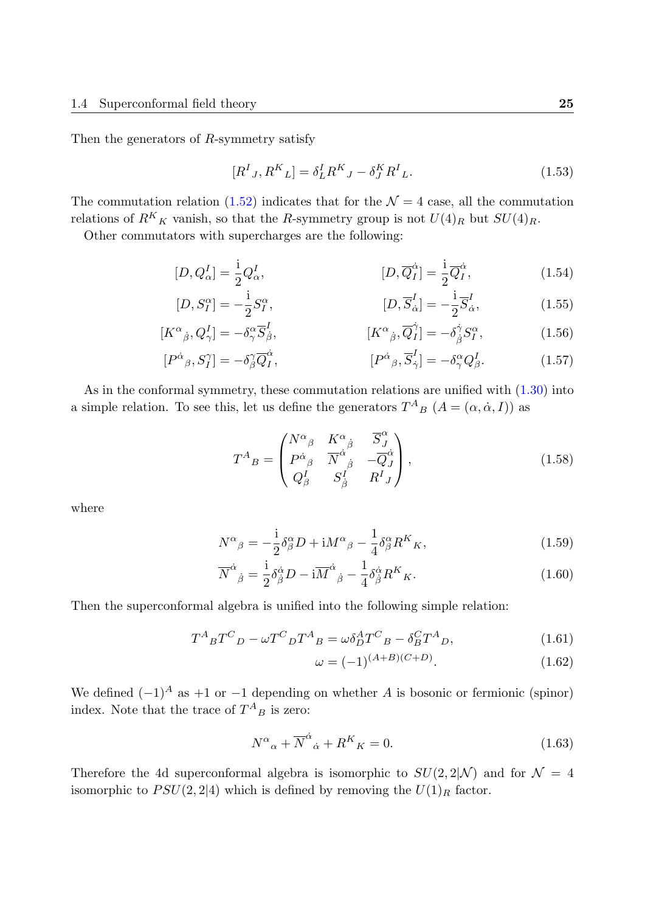Then the generators of $R$-symmetry satisfy

$$[R^I{}_J, R^K{}_L] = \delta^I_L R^K{}_J - \delta^K_J R^I{}_L. \tag{1.53}$$

The commutation relation (1.52) indicates that for the $\mathcal{N} = 4$ case, all the commutation relations of $R^K{}_K$ vanish, so that the $R$-symmetry group is not $U(4)_R$ but $SU(4)_R$.

Other commutators with supercharges are the following:

$$[D, Q^I_\alpha] = \frac{\mathrm{i}}{2} Q^I_\alpha, \qquad [D, \overline{Q}^{\dot\alpha}_I] = \frac{\mathrm{i}}{2} \overline{Q}^{\dot\alpha}_I, \tag{1.54}$$

$$[D, S^\alpha_I] = -\frac{\mathrm{i}}{2} S^\alpha_I, \qquad [D, \overline{S}^I_{\dot\alpha}] = -\frac{\mathrm{i}}{2} \overline{S}^I_{\dot\alpha}, \tag{1.55}$$

$$[K^\alpha{}_{\dot\beta}, Q^I_\gamma] = -\delta^\alpha_\gamma \overline{S}^I_{\dot\beta}, \qquad [K^\alpha{}_{\dot\beta}, \overline{Q}^{\dot\gamma}_I] = -\delta^{\dot\gamma}_{\dot\beta} S^\alpha_I, \tag{1.56}$$

$$[P^{\dot\alpha}{}_\beta, S^\gamma_I] = -\delta^\gamma_\beta \overline{Q}^{\dot\alpha}_I, \qquad [P^{\dot\alpha}{}_\beta, \overline{S}^I_{\dot\gamma}] = -\delta^\alpha_\gamma Q^I_\beta. \tag{1.57}$$

As in the conformal symmetry, these commutation relations are unified with (1.30) into a simple relation. To see this, let us define the generators $T^A{}_B$ ($A = (\alpha, \dot\alpha, I)$) as

$$T^A{}_B = \begin{pmatrix} N^\alpha{}_\beta & K^\alpha{}_{\dot\beta} & \overline{S}^\alpha_J \\ P^{\dot\alpha}{}_\beta & \overline{N}^{\dot\alpha}{}_{\dot\beta} & -\overline{Q}^{\dot\alpha}_J \\ Q^I_\beta & S^I_{\dot\beta} & R^I{}_J \end{pmatrix}, \tag{1.58}$$

where

$$N^\alpha{}_\beta = -\frac{\mathrm{i}}{2}\delta^\alpha_\beta D + \mathrm{i} M^\alpha{}_\beta - \frac{1}{4}\delta^\alpha_\beta R^K{}_K, \tag{1.59}$$

$$\overline{N}^{\dot\alpha}{}_{\dot\beta} = \frac{\mathrm{i}}{2}\delta^{\dot\alpha}_{\dot\beta} D - \mathrm{i}\overline{M}^{\dot\alpha}{}_{\dot\beta} - \frac{1}{4}\delta^{\dot\alpha}_{\dot\beta} R^K{}_K. \tag{1.60}$$

Then the superconformal algebra is unified into the following simple relation:

$$T^A{}_B T^C{}_D - \omega T^C{}_D T^A{}_B = \omega \delta^A_D T^C{}_B - \delta^C_B T^A{}_D, \tag{1.61}$$

$$\omega = (-1)^{(A+B)(C+D)}. \tag{1.62}$$

We defined $(-1)^A$ as $+1$ or $-1$ depending on whether $A$ is bosonic or fermionic (spinor) index. Note that the trace of $T^A{}_B$ is zero:

$$N^\alpha{}_\alpha + \overline{N}^{\dot\alpha}{}_{\dot\alpha} + R^K{}_K = 0. \tag{1.63}$$

Therefore the 4d superconformal algebra is isomorphic to $SU(2,2|\mathcal{N})$ and for $\mathcal{N} = 4$ isomorphic to $PSU(2,2|4)$ which is defined by removing the $U(1)_R$ factor.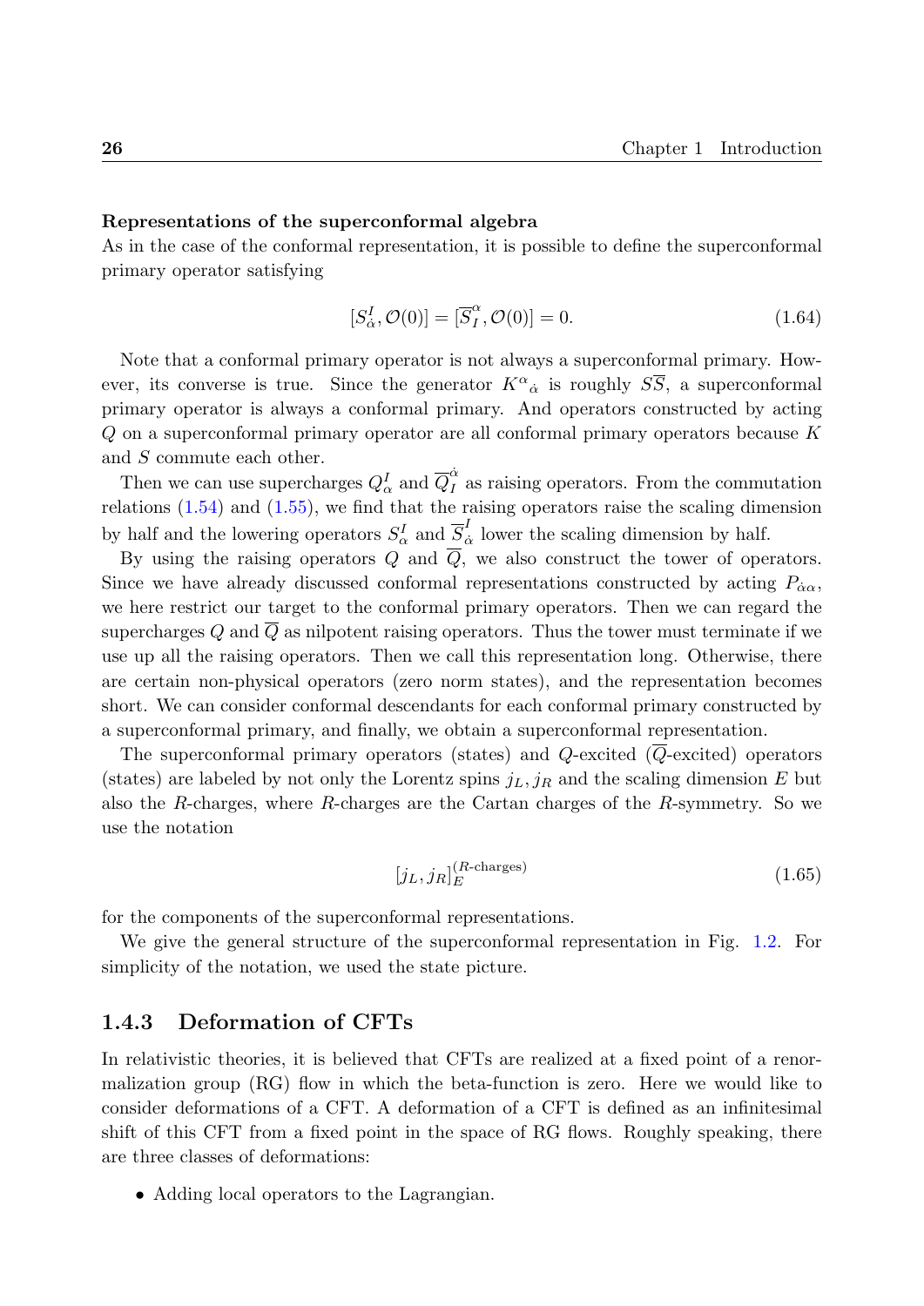**Representations of the superconformal algebra**

As in the case of the conformal representation, it is possible to define the superconformal primary operator satisfying

$$[S^I_{\dot{\alpha}}, \mathcal{O}(0)] = [\overline{S}^{\alpha}_I, \mathcal{O}(0)] = 0. \tag{1.64}$$

Note that a conformal primary operator is not always a superconformal primary. However, its converse is true. Since the generator $K^{\alpha}{}_{\dot{\alpha}}$ is roughly $S\overline{S}$, a superconformal primary operator is always a conformal primary. And operators constructed by acting $Q$ on a superconformal primary operator are all conformal primary operators because $K$ and $S$ commute each other.

Then we can use supercharges $Q^I_{\alpha}$ and $\overline{Q}^{\dot{\alpha}}_I$ as raising operators. From the commutation relations (1.54) and (1.55), we find that the raising operators raise the scaling dimension by half and the lowering operators $S^I_{\dot{\alpha}}$ and $\overline{S}^I_{\dot{\alpha}}$ lower the scaling dimension by half.

By using the raising operators $Q$ and $\overline{Q}$, we also construct the tower of operators. Since we have already discussed conformal representations constructed by acting $P_{\dot{\alpha}\alpha}$, we here restrict our target to the conformal primary operators. Then we can regard the supercharges $Q$ and $\overline{Q}$ as nilpotent raising operators. Thus the tower must terminate if we use up all the raising operators. Then we call this representation long. Otherwise, there are certain non-physical operators (zero norm states), and the representation becomes short. We can consider conformal descendants for each conformal primary constructed by a superconformal primary, and finally, we obtain a superconformal representation.

The superconformal primary operators (states) and $Q$-excited ($\overline{Q}$-excited) operators (states) are labeled by not only the Lorentz spins $j_L, j_R$ and the scaling dimension $E$ but also the $R$-charges, where $R$-charges are the Cartan charges of the $R$-symmetry. So we use the notation

$$[j_L, j_R]^{(R\text{-charges})}_E \tag{1.65}$$

for the components of the superconformal representations.

We give the general structure of the superconformal representation in Fig. 1.2. For simplicity of the notation, we used the state picture.

### 1.4.3 Deformation of CFTs

In relativistic theories, it is believed that CFTs are realized at a fixed point of a renormalization group (RG) flow in which the beta-function is zero. Here we would like to consider deformations of a CFT. A deformation of a CFT is defined as an infinitesimal shift of this CFT from a fixed point in the space of RG flows. Roughly speaking, there are three classes of deformations:

- Adding local operators to the Lagrangian.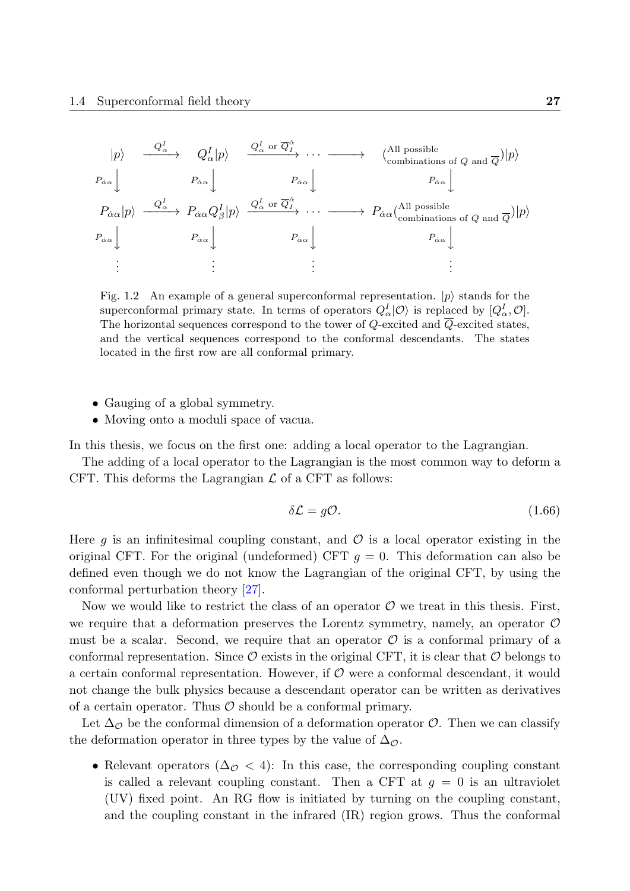$$
\begin{array}{ccccccc}
|p\rangle & \xrightarrow{Q^I_\alpha} & Q^I_\alpha|p\rangle & \xrightarrow{Q^I_\alpha \text{ or } \overline{Q}^{\dot\alpha}_I} & \cdots & \longrightarrow & \left(\substack{\text{All possible} \\ \text{combinations of } Q \text{ and } \overline{Q}}\right)|p\rangle \\
\downarrow{\scriptstyle P_{\dot\alpha\alpha}} & & \downarrow{\scriptstyle P_{\dot\alpha\alpha}} & & \downarrow{\scriptstyle P_{\dot\alpha\alpha}} & & \downarrow{\scriptstyle P_{\dot\alpha\alpha}} \\
P_{\dot\alpha\alpha}|p\rangle & \xrightarrow{Q^I_\alpha} & P_{\dot\alpha\alpha}Q^I_\beta|p\rangle & \xrightarrow{Q^I_\alpha \text{ or } \overline{Q}^{\dot\alpha}_I} & \cdots & \longrightarrow & P_{\dot\alpha\alpha}\left(\substack{\text{All possible} \\ \text{combinations of } Q \text{ and } \overline{Q}}\right)|p\rangle \\
\downarrow{\scriptstyle P_{\dot\alpha\alpha}} & & \downarrow{\scriptstyle P_{\dot\alpha\alpha}} & & \downarrow{\scriptstyle P_{\dot\alpha\alpha}} & & \downarrow{\scriptstyle P_{\dot\alpha\alpha}} \\
\vdots & & \vdots & & \vdots & & \vdots
\end{array}
$$

Fig. 1.2 An example of a general superconformal representation. $|p\rangle$ stands for the superconformal primary state. In terms of operators $Q^I_\alpha|\mathcal{O}\rangle$ is replaced by $[Q^I_\alpha, \mathcal{O}]$. The horizontal sequences correspond to the tower of $Q$-excited and $\overline{Q}$-excited states, and the vertical sequences correspond to the conformal descendants. The states located in the first row are all conformal primary.

- Gauging of a global symmetry.
- Moving onto a moduli space of vacua.

In this thesis, we focus on the first one: adding a local operator to the Lagrangian.

The adding of a local operator to the Lagrangian is the most common way to deform a CFT. This deforms the Lagrangian $\mathcal{L}$ of a CFT as follows:

$$
\delta\mathcal{L} = g\mathcal{O}. \tag{1.66}
$$

Here $g$ is an infinitesimal coupling constant, and $\mathcal{O}$ is a local operator existing in the original CFT. For the original (undeformed) CFT $g = 0$. This deformation can also be defined even though we do not know the Lagrangian of the original CFT, by using the conformal perturbation theory [27].

Now we would like to restrict the class of an operator $\mathcal{O}$ we treat in this thesis. First, we require that a deformation preserves the Lorentz symmetry, namely, an operator $\mathcal{O}$ must be a scalar. Second, we require that an operator $\mathcal{O}$ is a conformal primary of a conformal representation. Since $\mathcal{O}$ exists in the original CFT, it is clear that $\mathcal{O}$ belongs to a certain conformal representation. However, if $\mathcal{O}$ were a conformal descendant, it would not change the bulk physics because a descendant operator can be written as derivatives of a certain operator. Thus $\mathcal{O}$ should be a conformal primary.

Let $\Delta_\mathcal{O}$ be the conformal dimension of a deformation operator $\mathcal{O}$. Then we can classify the deformation operator in three types by the value of $\Delta_\mathcal{O}$.

- Relevant operators ($\Delta_\mathcal{O} < 4$): In this case, the corresponding coupling constant is called a relevant coupling constant. Then a CFT at $g = 0$ is an ultraviolet (UV) fixed point. An RG flow is initiated by turning on the coupling constant, and the coupling constant in the infrared (IR) region grows. Thus the conformal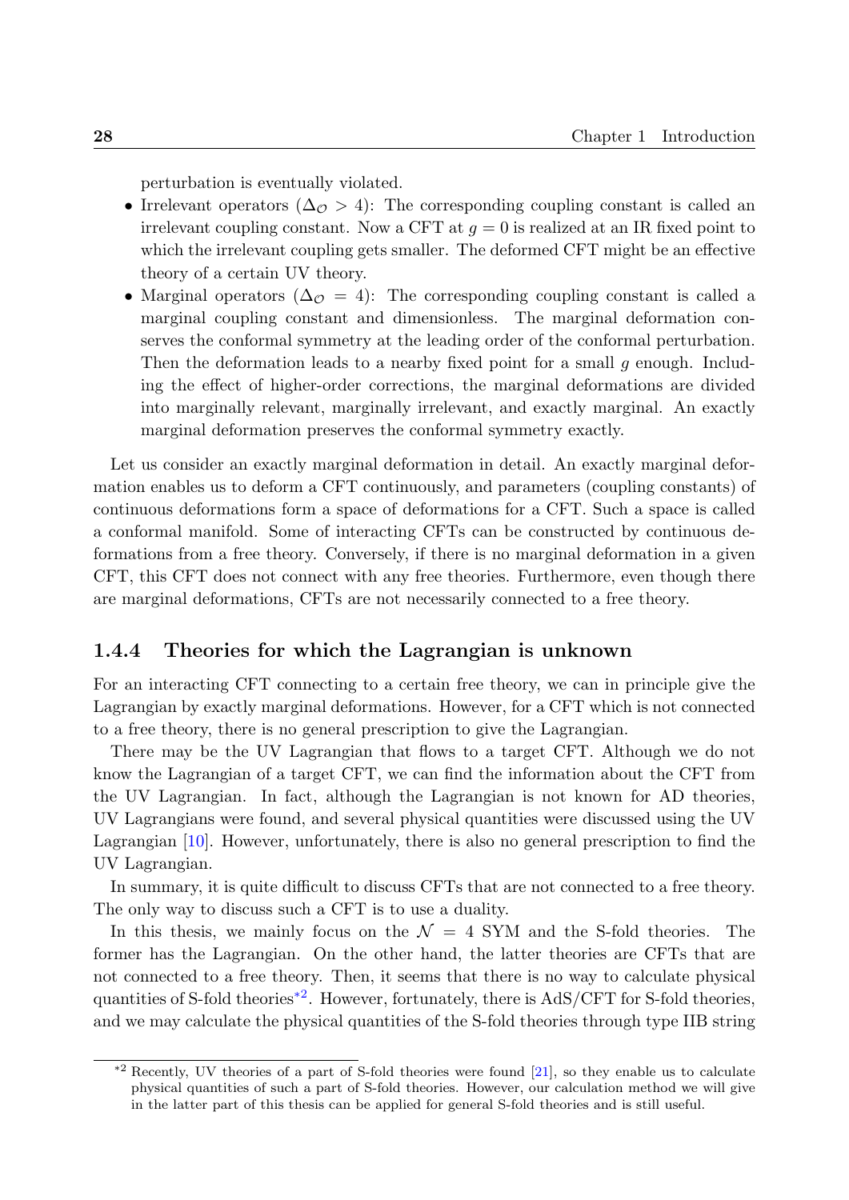perturbation is eventually violated.

- Irrelevant operators ($\Delta_{\mathcal{O}} > 4$): The corresponding coupling constant is called an irrelevant coupling constant. Now a CFT at $g = 0$ is realized at an IR fixed point to which the irrelevant coupling gets smaller. The deformed CFT might be an effective theory of a certain UV theory.
- Marginal operators ($\Delta_{\mathcal{O}} = 4$): The corresponding coupling constant is called a marginal coupling constant and dimensionless. The marginal deformation conserves the conformal symmetry at the leading order of the conformal perturbation. Then the deformation leads to a nearby fixed point for a small $g$ enough. Including the effect of higher-order corrections, the marginal deformations are divided into marginally relevant, marginally irrelevant, and exactly marginal. An exactly marginal deformation preserves the conformal symmetry exactly.

Let us consider an exactly marginal deformation in detail. An exactly marginal deformation enables us to deform a CFT continuously, and parameters (coupling constants) of continuous deformations form a space of deformations for a CFT. Such a space is called a conformal manifold. Some of interacting CFTs can be constructed by continuous deformations from a free theory. Conversely, if there is no marginal deformation in a given CFT, this CFT does not connect with any free theories. Furthermore, even though there are marginal deformations, CFTs are not necessarily connected to a free theory.

### 1.4.4 Theories for which the Lagrangian is unknown

For an interacting CFT connecting to a certain free theory, we can in principle give the Lagrangian by exactly marginal deformations. However, for a CFT which is not connected to a free theory, there is no general prescription to give the Lagrangian.

There may be the UV Lagrangian that flows to a target CFT. Although we do not know the Lagrangian of a target CFT, we can find the information about the CFT from the UV Lagrangian. In fact, although the Lagrangian is not known for AD theories, UV Lagrangians were found, and several physical quantities were discussed using the UV Lagrangian [10]. However, unfortunately, there is also no general prescription to find the UV Lagrangian.

In summary, it is quite difficult to discuss CFTs that are not connected to a free theory. The only way to discuss such a CFT is to use a duality.

In this thesis, we mainly focus on the $\mathcal{N} = 4$ SYM and the S-fold theories. The former has the Lagrangian. On the other hand, the latter theories are CFTs that are not connected to a free theory. Then, it seems that there is no way to calculate physical quantities of S-fold theories[*2]. However, fortunately, there is AdS/CFT for S-fold theories, and we may calculate the physical quantities of the S-fold theories through type IIB string

[*2] Recently, UV theories of a part of S-fold theories were found [21], so they enable us to calculate physical quantities of such a part of S-fold theories. However, our calculation method we will give in the latter part of this thesis can be applied for general S-fold theories and is still useful.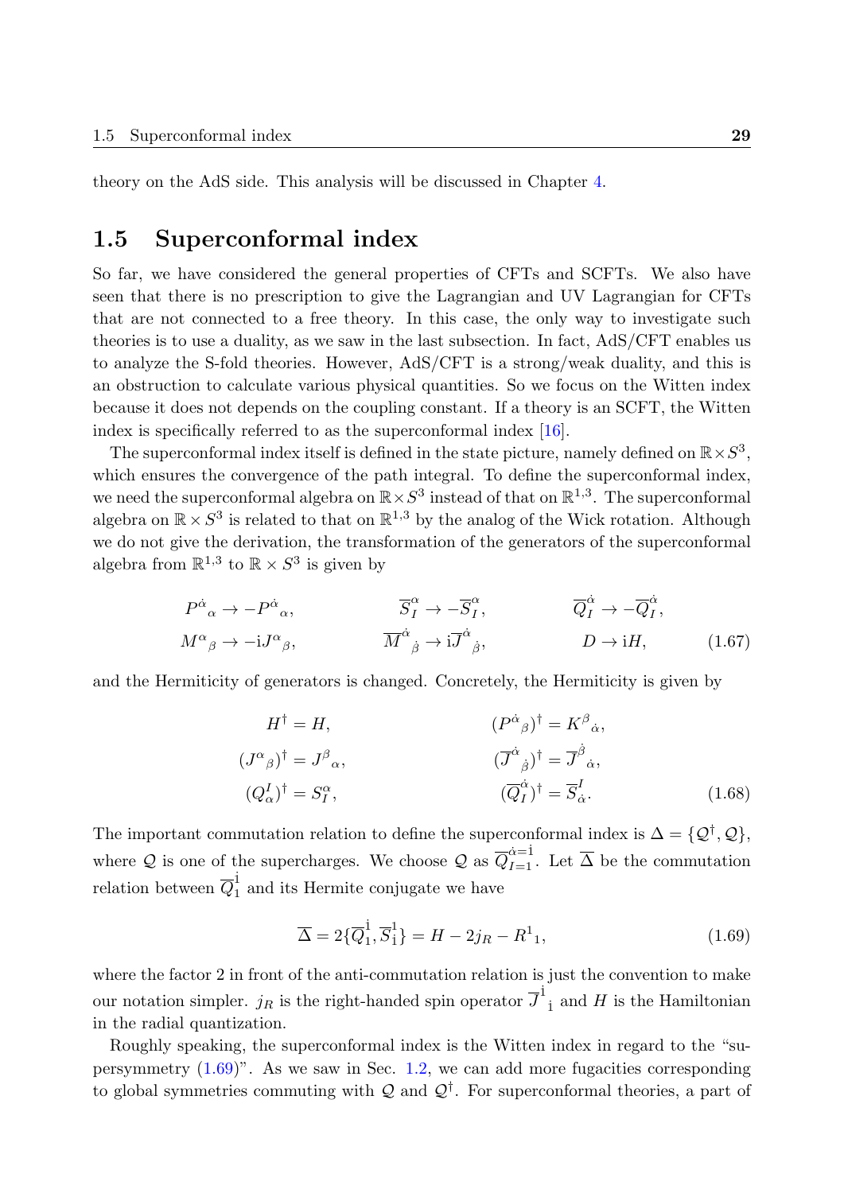theory on the AdS side. This analysis will be discussed in Chapter 4.

## 1.5 Superconformal index

So far, we have considered the general properties of CFTs and SCFTs. We also have seen that there is no prescription to give the Lagrangian and UV Lagrangian for CFTs that are not connected to a free theory. In this case, the only way to investigate such theories is to use a duality, as we saw in the last subsection. In fact, AdS/CFT enables us to analyze the S-fold theories. However, AdS/CFT is a strong/weak duality, and this is an obstruction to calculate various physical quantities. So we focus on the Witten index because it does not depends on the coupling constant. If a theory is an SCFT, the Witten index is specifically referred to as the superconformal index [16].

The superconformal index itself is defined in the state picture, namely defined on $\mathbb{R}\times S^3$, which ensures the convergence of the path integral. To define the superconformal index, we need the superconformal algebra on $\mathbb{R}\times S^3$ instead of that on $\mathbb{R}^{1,3}$. The superconformal algebra on $\mathbb{R}\times S^3$ is related to that on $\mathbb{R}^{1,3}$ by the analog of the Wick rotation. Although we do not give the derivation, the transformation of the generators of the superconformal algebra from $\mathbb{R}^{1,3}$ to $\mathbb{R}\times S^3$ is given by

$$
\begin{aligned}
&P^{\dot{\alpha}}{}_{\alpha} \to -P^{\dot{\alpha}}{}_{\alpha}, &\qquad &\overline{S}^{\alpha}_{I} \to -\overline{S}^{\alpha}_{I}, &\qquad &\overline{Q}^{\dot{\alpha}}_{I} \to -\overline{Q}^{\dot{\alpha}}_{I}, \\
&M^{\alpha}{}_{\beta} \to -\mathrm{i}J^{\alpha}{}_{\beta}, &\qquad &\overline{M}^{\dot{\alpha}}{}_{\dot{\beta}} \to \mathrm{i}\overline{J}^{\dot{\alpha}}{}_{\dot{\beta}}, &\qquad &D \to \mathrm{i}H,
\end{aligned}
\tag{1.67}
$$

and the Hermiticity of generators is changed. Concretely, the Hermiticity is given by

$$
\begin{aligned}
H^{\dagger} &= H, &\qquad (P^{\dot{\alpha}}{}_{\beta})^{\dagger} &= K^{\beta}{}_{\dot{\alpha}}, \\
(J^{\alpha}{}_{\beta})^{\dagger} &= J^{\beta}{}_{\alpha}, &\qquad (\overline{J}^{\dot{\alpha}}{}_{\dot{\beta}})^{\dagger} &= \overline{J}^{\dot{\beta}}{}_{\dot{\alpha}}, \\
(Q^{I}_{\alpha})^{\dagger} &= S^{\alpha}_{I}, &\qquad (\overline{Q}^{\dot{\alpha}}_{I})^{\dagger} &= \overline{S}^{I}_{\dot{\alpha}}.
\end{aligned}
\tag{1.68}
$$

The important commutation relation to define the superconformal index is $\Delta = \{\mathcal{Q}^{\dagger}, \mathcal{Q}\}$, where $\mathcal{Q}$ is one of the supercharges. We choose $\mathcal{Q}$ as $\overline{Q}^{\dot{\alpha}=\dot{1}}_{I=1}$. Let $\overline{\Delta}$ be the commutation relation between $\overline{Q}^{\dot{1}}_{1}$ and its Hermite conjugate we have

$$
\overline{\Delta} = 2\{\overline{Q}^{\dot{1}}_{1}, \overline{S}^{1}_{\dot{1}}\} = H - 2j_R - R^{1}{}_{1},
\tag{1.69}
$$

where the factor 2 in front of the anti-commutation relation is just the convention to make our notation simpler. $j_R$ is the right-handed spin operator $\overline{J}^{\dot{1}}{}_{\dot{1}}$ and $H$ is the Hamiltonian in the radial quantization.

Roughly speaking, the superconformal index is the Witten index in regard to the "supersymmetry (1.69)". As we saw in Sec. 1.2, we can add more fugacities corresponding to global symmetries commuting with $\mathcal{Q}$ and $\mathcal{Q}^{\dagger}$. For superconformal theories, a part of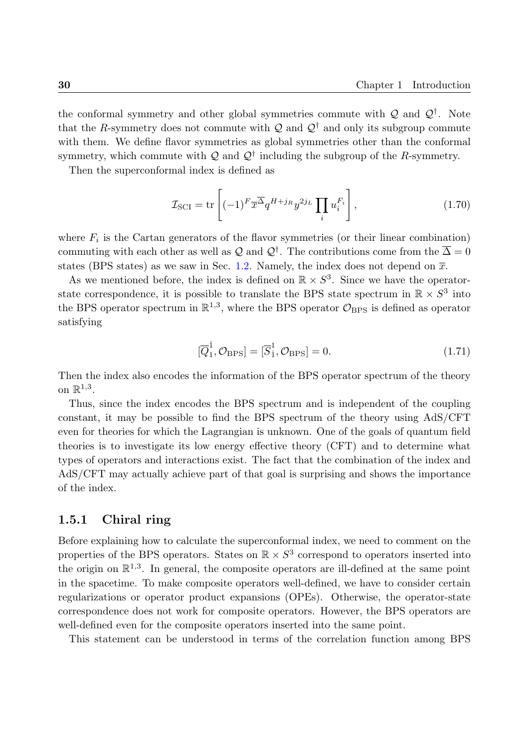the conformal symmetry and other global symmetries commute with $\mathcal{Q}$ and $\mathcal{Q}^\dagger$. Note that the $R$-symmetry does not commute with $\mathcal{Q}$ and $\mathcal{Q}^\dagger$ and only its subgroup commute with them. We define flavor symmetries as global symmetries other than the conformal symmetry, which commute with $\mathcal{Q}$ and $\mathcal{Q}^\dagger$ including the subgroup of the $R$-symmetry.

Then the superconformal index is defined as

$$\mathcal{I}_{\mathrm{SCI}} = \mathrm{tr}\left[(-1)^F \overline{x}^{\overline{\Delta}} q^{H+j_R} y^{2j_L} \prod_i u_i^{F_i}\right], \tag{1.70}$$

where $F_i$ is the Cartan generators of the flavor symmetries (or their linear combination) commuting with each other as well as $\mathcal{Q}$ and $\mathcal{Q}^\dagger$. The contributions come from the $\overline{\Delta} = 0$ states (BPS states) as we saw in Sec. 1.2. Namely, the index does not depend on $\overline{x}$.

As we mentioned before, the index is defined on $\mathbb{R} \times S^3$. Since we have the operator-state correspondence, it is possible to translate the BPS state spectrum in $\mathbb{R} \times S^3$ into the BPS operator spectrum in $\mathbb{R}^{1,3}$, where the BPS operator $\mathcal{O}_{\mathrm{BPS}}$ is defined as operator satisfying

$$[\overline{Q}_1^{\dot{1}}, \mathcal{O}_{\mathrm{BPS}}] = [\overline{S}_{\dot{1}}^1, \mathcal{O}_{\mathrm{BPS}}] = 0. \tag{1.71}$$

Then the index also encodes the information of the BPS operator spectrum of the theory on $\mathbb{R}^{1,3}$.

Thus, since the index encodes the BPS spectrum and is independent of the coupling constant, it may be possible to find the BPS spectrum of the theory using AdS/CFT even for theories for which the Lagrangian is unknown. One of the goals of quantum field theories is to investigate its low energy effective theory (CFT) and to determine what types of operators and interactions exist. The fact that the combination of the index and AdS/CFT may actually achieve part of that goal is surprising and shows the importance of the index.

### 1.5.1 Chiral ring

Before explaining how to calculate the superconformal index, we need to comment on the properties of the BPS operators. States on $\mathbb{R} \times S^3$ correspond to operators inserted into the origin on $\mathbb{R}^{1,3}$. In general, the composite operators are ill-defined at the same point in the spacetime. To make composite operators well-defined, we have to consider certain regularizations or operator product expansions (OPEs). Otherwise, the operator-state correspondence does not work for composite operators. However, the BPS operators are well-defined even for the composite operators inserted into the same point.

This statement can be understood in terms of the correlation function among BPS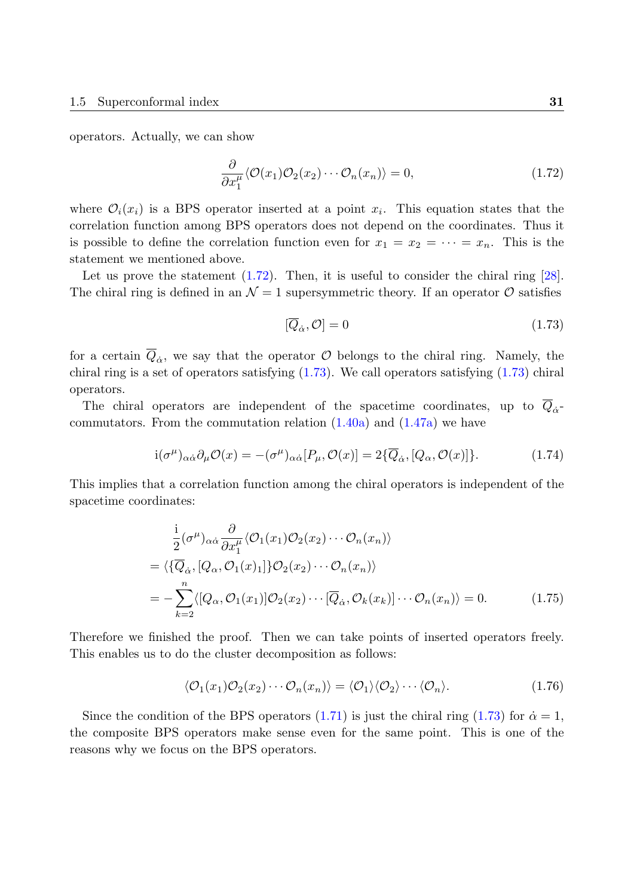operators. Actually, we can show

$$\frac{\partial}{\partial x_1^\mu}\langle \mathcal{O}(x_1)\mathcal{O}_2(x_2)\cdots\mathcal{O}_n(x_n)\rangle = 0, \tag{1.72}$$

where $\mathcal{O}_i(x_i)$ is a BPS operator inserted at a point $x_i$. This equation states that the correlation function among BPS operators does not depend on the coordinates. Thus it is possible to define the correlation function even for $x_1 = x_2 = \cdots = x_n$. This is the statement we mentioned above.

Let us prove the statement (1.72). Then, it is useful to consider the chiral ring [28]. The chiral ring is defined in an $\mathcal{N}=1$ supersymmetric theory. If an operator $\mathcal{O}$ satisfies

$$[\overline{Q}_{\dot\alpha}, \mathcal{O}] = 0 \tag{1.73}$$

for a certain $\overline{Q}_{\dot\alpha}$, we say that the operator $\mathcal{O}$ belongs to the chiral ring. Namely, the chiral ring is a set of operators satisfying (1.73). We call operators satisfying (1.73) chiral operators.

The chiral operators are independent of the spacetime coordinates, up to $\overline{Q}_{\dot\alpha}$-commutators. From the commutation relation (1.40a) and (1.47a) we have

$$\mathrm{i}(\sigma^\mu)_{\alpha\dot\alpha}\partial_\mu\mathcal{O}(x) = -(\sigma^\mu)_{\alpha\dot\alpha}[P_\mu, \mathcal{O}(x)] = 2\{\overline{Q}_{\dot\alpha}, [Q_\alpha, \mathcal{O}(x)]\}. \tag{1.74}$$

This implies that a correlation function among the chiral operators is independent of the spacetime coordinates:

$$\begin{aligned}
&\frac{\mathrm{i}}{2}(\sigma^\mu)_{\alpha\dot\alpha}\frac{\partial}{\partial x_1^\mu}\langle \mathcal{O}_1(x_1)\mathcal{O}_2(x_2)\cdots\mathcal{O}_n(x_n)\rangle \\
&= \langle\{\overline{Q}_{\dot\alpha}, [Q_\alpha, \mathcal{O}_1(x)_1]\}\mathcal{O}_2(x_2)\cdots\mathcal{O}_n(x_n)\rangle \\
&= -\sum_{k=2}^{n}\langle[Q_\alpha, \mathcal{O}_1(x_1)]\mathcal{O}_2(x_2)\cdots[\overline{Q}_{\dot\alpha}, \mathcal{O}_k(x_k)]\cdots\mathcal{O}_n(x_n)\rangle = 0.
\end{aligned} \tag{1.75}$$

Therefore we finished the proof. Then we can take points of inserted operators freely. This enables us to do the cluster decomposition as follows:

$$\langle \mathcal{O}_1(x_1)\mathcal{O}_2(x_2)\cdots\mathcal{O}_n(x_n)\rangle = \langle\mathcal{O}_1\rangle\langle\mathcal{O}_2\rangle\cdots\langle\mathcal{O}_n\rangle. \tag{1.76}$$

Since the condition of the BPS operators (1.71) is just the chiral ring (1.73) for $\dot\alpha = 1$, the composite BPS operators make sense even for the same point. This is one of the reasons why we focus on the BPS operators.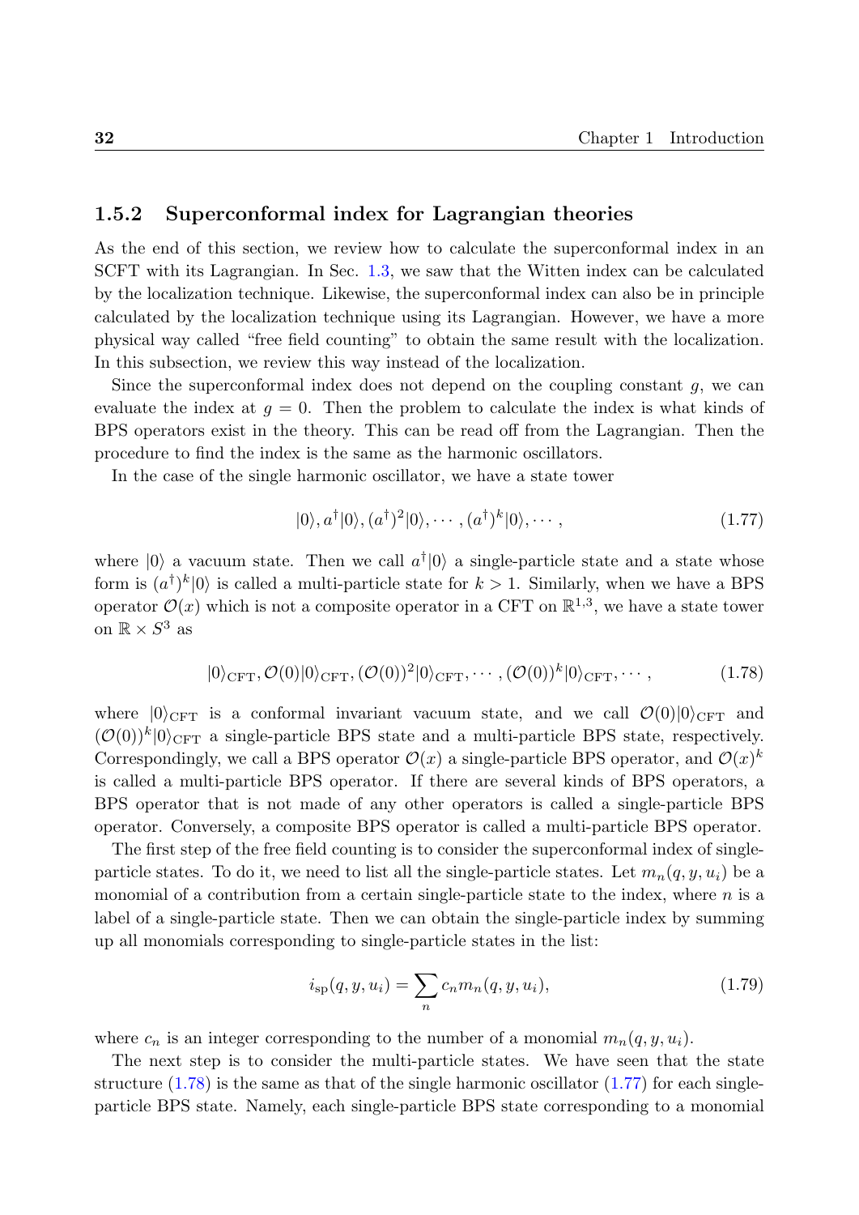### 1.5.2 Superconformal index for Lagrangian theories

As the end of this section, we review how to calculate the superconformal index in an SCFT with its Lagrangian. In Sec. 1.3, we saw that the Witten index can be calculated by the localization technique. Likewise, the superconformal index can also be in principle calculated by the localization technique using its Lagrangian. However, we have a more physical way called "free field counting" to obtain the same result with the localization. In this subsection, we review this way instead of the localization.

Since the superconformal index does not depend on the coupling constant $g$, we can evaluate the index at $g = 0$. Then the problem to calculate the index is what kinds of BPS operators exist in the theory. This can be read off from the Lagrangian. Then the procedure to find the index is the same as the harmonic oscillators.

In the case of the single harmonic oscillator, we have a state tower

$$|0\rangle, a^\dagger|0\rangle, (a^\dagger)^2|0\rangle, \cdots, (a^\dagger)^k|0\rangle, \cdots, \tag{1.77}$$

where $|0\rangle$ a vacuum state. Then we call $a^\dagger|0\rangle$ a single-particle state and a state whose form is $(a^\dagger)^k|0\rangle$ is called a multi-particle state for $k > 1$. Similarly, when we have a BPS operator $\mathcal{O}(x)$ which is not a composite operator in a CFT on $\mathbb{R}^{1,3}$, we have a state tower on $\mathbb{R} \times S^3$ as

$$|0\rangle_{\text{CFT}}, \mathcal{O}(0)|0\rangle_{\text{CFT}}, (\mathcal{O}(0))^2|0\rangle_{\text{CFT}}, \cdots, (\mathcal{O}(0))^k|0\rangle_{\text{CFT}}, \cdots, \tag{1.78}$$

where $|0\rangle_{\text{CFT}}$ is a conformal invariant vacuum state, and we call $\mathcal{O}(0)|0\rangle_{\text{CFT}}$ and $(\mathcal{O}(0))^k|0\rangle_{\text{CFT}}$ a single-particle BPS state and a multi-particle BPS state, respectively. Correspondingly, we call a BPS operator $\mathcal{O}(x)$ a single-particle BPS operator, and $\mathcal{O}(x)^k$ is called a multi-particle BPS operator. If there are several kinds of BPS operators, a BPS operator that is not made of any other operators is called a single-particle BPS operator. Conversely, a composite BPS operator is called a multi-particle BPS operator.

The first step of the free field counting is to consider the superconformal index of single-particle states. To do it, we need to list all the single-particle states. Let $m_n(q, y, u_i)$ be a monomial of a contribution from a certain single-particle state to the index, where $n$ is a label of a single-particle state. Then we can obtain the single-particle index by summing up all monomials corresponding to single-particle states in the list:

$$i_{\text{sp}}(q, y, u_i) = \sum_n c_n m_n(q, y, u_i), \tag{1.79}$$

where $c_n$ is an integer corresponding to the number of a monomial $m_n(q, y, u_i)$.

The next step is to consider the multi-particle states. We have seen that the state structure (1.78) is the same as that of the single harmonic oscillator (1.77) for each single-particle BPS state. Namely, each single-particle BPS state corresponding to a monomial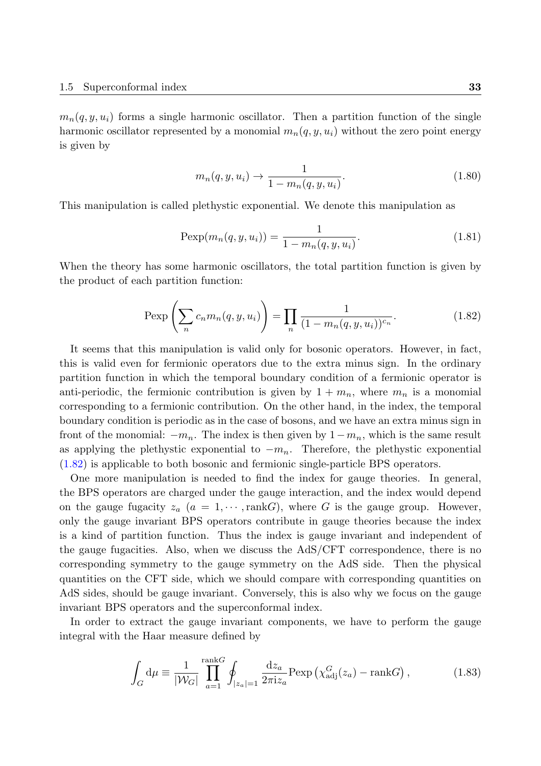$m_n(q, y, u_i)$ forms a single harmonic oscillator. Then a partition function of the single harmonic oscillator represented by a monomial $m_n(q, y, u_i)$ without the zero point energy is given by

$$m_n(q, y, u_i) \to \frac{1}{1 - m_n(q, y, u_i)}. \tag{1.80}$$

This manipulation is called plethystic exponential. We denote this manipulation as

$$\mathrm{Pexp}(m_n(q, y, u_i)) = \frac{1}{1 - m_n(q, y, u_i)}. \tag{1.81}$$

When the theory has some harmonic oscillators, the total partition function is given by the product of each partition function:

$$\mathrm{Pexp}\left(\sum_n c_n m_n(q, y, u_i)\right) = \prod_n \frac{1}{(1 - m_n(q, y, u_i))^{c_n}}. \tag{1.82}$$

It seems that this manipulation is valid only for bosonic operators. However, in fact, this is valid even for fermionic operators due to the extra minus sign. In the ordinary partition function in which the temporal boundary condition of a fermionic operator is anti-periodic, the fermionic contribution is given by $1 + m_n$, where $m_n$ is a monomial corresponding to a fermionic contribution. On the other hand, in the index, the temporal boundary condition is periodic as in the case of bosons, and we have an extra minus sign in front of the monomial: $-m_n$. The index is then given by $1 - m_n$, which is the same result as applying the plethystic exponential to $-m_n$. Therefore, the plethystic exponential (1.82) is applicable to both bosonic and fermionic single-particle BPS operators.

One more manipulation is needed to find the index for gauge theories. In general, the BPS operators are charged under the gauge interaction, and the index would depend on the gauge fugacity $z_a$ ($a = 1, \cdots, \mathrm{rank}G$), where $G$ is the gauge group. However, only the gauge invariant BPS operators contribute in gauge theories because the index is a kind of partition function. Thus the index is gauge invariant and independent of the gauge fugacities. Also, when we discuss the AdS/CFT correspondence, there is no corresponding symmetry to the gauge symmetry on the AdS side. Then the physical quantities on the CFT side, which we should compare with corresponding quantities on AdS sides, should be gauge invariant. Conversely, this is also why we focus on the gauge invariant BPS operators and the superconformal index.

In order to extract the gauge invariant components, we have to perform the gauge integral with the Haar measure defined by

$$\int_G \mathrm{d}\mu \equiv \frac{1}{|\mathcal{W}_G|} \prod_{a=1}^{\mathrm{rank}G} \oint_{|z_a|=1} \frac{\mathrm{d}z_a}{2\pi \mathrm{i} z_a} \mathrm{Pexp}\left(\chi_{\mathrm{adj}}^G(z_a) - \mathrm{rank}G\right), \tag{1.83}$$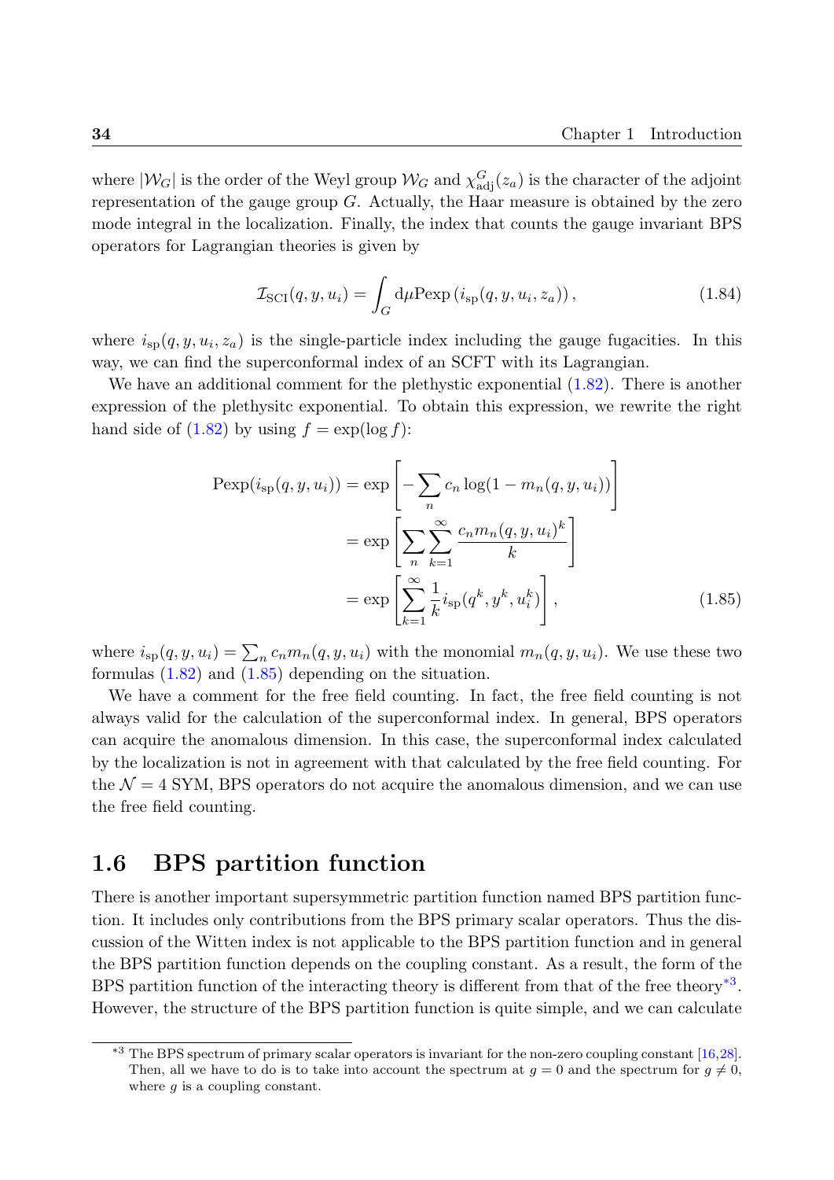where $|\mathcal{W}_G|$ is the order of the Weyl group $\mathcal{W}_G$ and $\chi^G_{\mathrm{adj}}(z_a)$ is the character of the adjoint representation of the gauge group $G$. Actually, the Haar measure is obtained by the zero mode integral in the localization. Finally, the index that counts the gauge invariant BPS operators for Lagrangian theories is given by

$$\mathcal{I}_{\mathrm{SCI}}(q, y, u_i) = \int_G \mathrm{d}\mu \mathrm{Pexp}\left(i_{\mathrm{sp}}(q, y, u_i, z_a)\right), \tag{1.84}$$

where $i_{\mathrm{sp}}(q, y, u_i, z_a)$ is the single-particle index including the gauge fugacities. In this way, we can find the superconformal index of an SCFT with its Lagrangian.

We have an additional comment for the plethystic exponential (1.82). There is another expression of the plethysitc exponential. To obtain this expression, we rewrite the right hand side of (1.82) by using $f = \exp(\log f)$:

$$\begin{aligned}
\mathrm{Pexp}(i_{\mathrm{sp}}(q, y, u_i)) &= \exp\left[-\sum_n c_n \log(1 - m_n(q, y, u_i))\right] \\
&= \exp\left[\sum_n \sum_{k=1}^{\infty} \frac{c_n m_n(q, y, u_i)^k}{k}\right] \\
&= \exp\left[\sum_{k=1}^{\infty} \frac{1}{k} i_{\mathrm{sp}}(q^k, y^k, u_i^k)\right],
\end{aligned} \tag{1.85}$$

where $i_{\mathrm{sp}}(q, y, u_i) = \sum_n c_n m_n(q, y, u_i)$ with the monomial $m_n(q, y, u_i)$. We use these two formulas (1.82) and (1.85) depending on the situation.

We have a comment for the free field counting. In fact, the free field counting is not always valid for the calculation of the superconformal index. In general, BPS operators can acquire the anomalous dimension. In this case, the superconformal index calculated by the localization is not in agreement with that calculated by the free field counting. For the $\mathcal{N} = 4$ SYM, BPS operators do not acquire the anomalous dimension, and we can use the free field counting.

## 1.6 BPS partition function

There is another important supersymmetric partition function named BPS partition function. It includes only contributions from the BPS primary scalar operators. Thus the discussion of the Witten index is not applicable to the BPS partition function and in general the BPS partition function depends on the coupling constant. As a result, the form of the BPS partition function of the interacting theory is different from that of the free theory[*3]. However, the structure of the BPS partition function is quite simple, and we can calculate

[*3] The BPS spectrum of primary scalar operators is invariant for the non-zero coupling constant [16,28]. Then, all we have to do is to take into account the spectrum at $g = 0$ and the spectrum for $g \neq 0$, where $g$ is a coupling constant.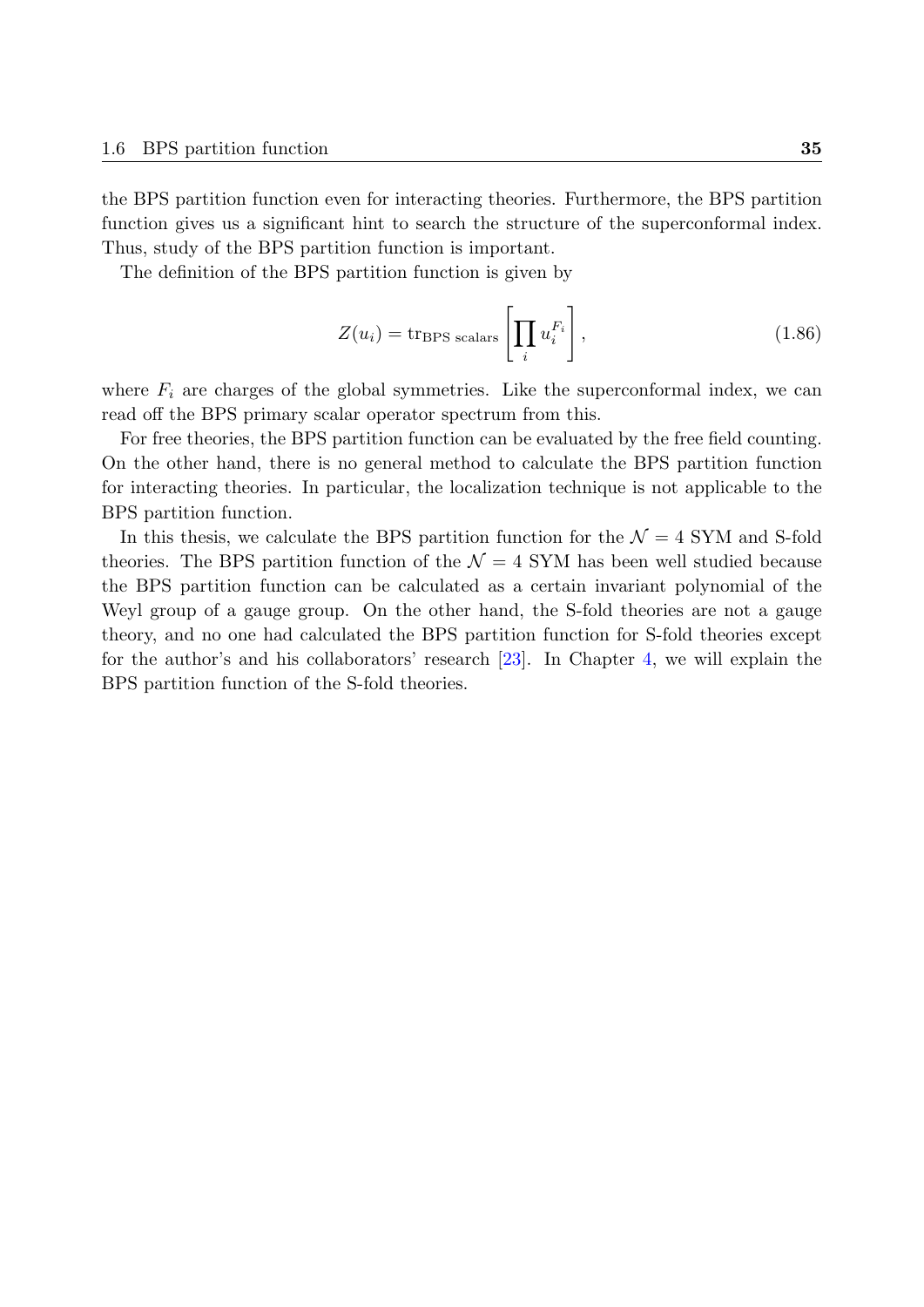the BPS partition function even for interacting theories. Furthermore, the BPS partition function gives us a significant hint to search the structure of the superconformal index. Thus, study of the BPS partition function is important.

The definition of the BPS partition function is given by

$$Z(u_i) = \mathrm{tr}_{\text{BPS scalars}} \left[ \prod_i u_i^{F_i} \right], \tag{1.86}$$

where $F_i$ are charges of the global symmetries. Like the superconformal index, we can read off the BPS primary scalar operator spectrum from this.

For free theories, the BPS partition function can be evaluated by the free field counting. On the other hand, there is no general method to calculate the BPS partition function for interacting theories. In particular, the localization technique is not applicable to the BPS partition function.

In this thesis, we calculate the BPS partition function for the $\mathcal{N} = 4$ SYM and S-fold theories. The BPS partition function of the $\mathcal{N} = 4$ SYM has been well studied because the BPS partition function can be calculated as a certain invariant polynomial of the Weyl group of a gauge group. On the other hand, the S-fold theories are not a gauge theory, and no one had calculated the BPS partition function for S-fold theories except for the author's and his collaborators' research [23]. In Chapter 4, we will explain the BPS partition function of the S-fold theories.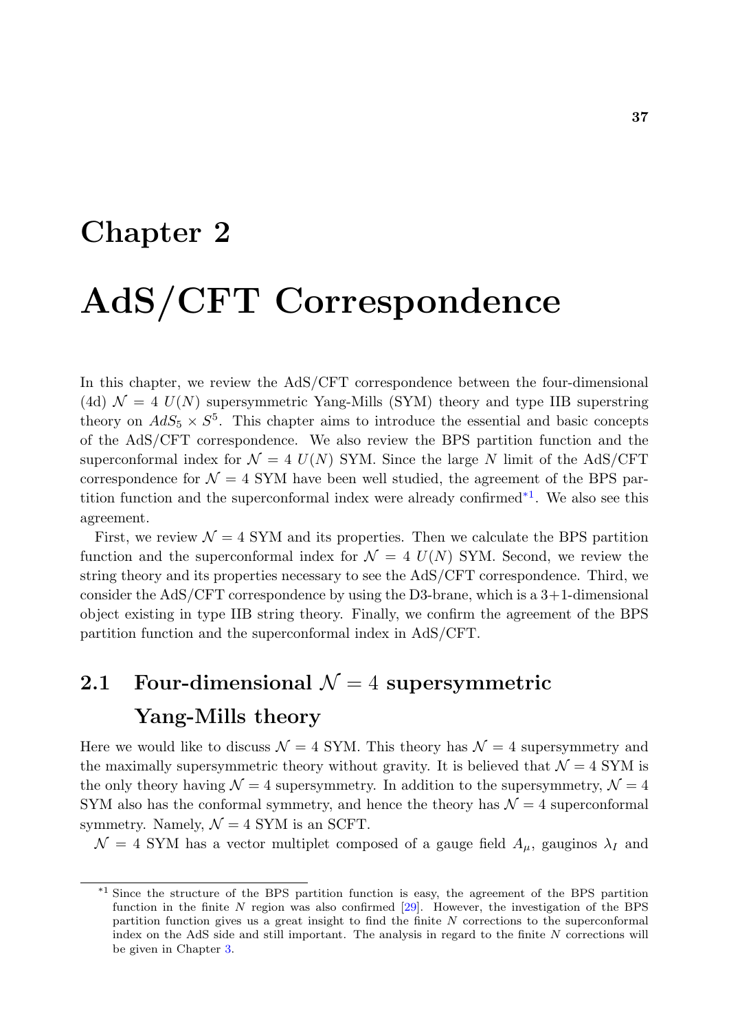# Chapter 2

# AdS/CFT Correspondence

In this chapter, we review the AdS/CFT correspondence between the four-dimensional (4d) $\mathcal{N} = 4$ $U(N)$ supersymmetric Yang-Mills (SYM) theory and type IIB superstring theory on $AdS_5 \times S^5$. This chapter aims to introduce the essential and basic concepts of the AdS/CFT correspondence. We also review the BPS partition function and the superconformal index for $\mathcal{N} = 4$ $U(N)$ SYM. Since the large $N$ limit of the AdS/CFT correspondence for $\mathcal{N} = 4$ SYM have been well studied, the agreement of the BPS partition function and the superconformal index were already confirmed[*1]. We also see this agreement.

First, we review $\mathcal{N} = 4$ SYM and its properties. Then we calculate the BPS partition function and the superconformal index for $\mathcal{N} = 4$ $U(N)$ SYM. Second, we review the string theory and its properties necessary to see the AdS/CFT correspondence. Third, we consider the AdS/CFT correspondence by using the D3-brane, which is a 3+1-dimensional object existing in type IIB string theory. Finally, we confirm the agreement of the BPS partition function and the superconformal index in AdS/CFT.

## 2.1 Four-dimensional $\mathcal{N} = 4$ supersymmetric Yang-Mills theory

Here we would like to discuss $\mathcal{N} = 4$ SYM. This theory has $\mathcal{N} = 4$ supersymmetry and the maximally supersymmetric theory without gravity. It is believed that $\mathcal{N} = 4$ SYM is the only theory having $\mathcal{N} = 4$ supersymmetry. In addition to the supersymmetry, $\mathcal{N} = 4$ SYM also has the conformal symmetry, and hence the theory has $\mathcal{N} = 4$ superconformal symmetry. Namely, $\mathcal{N} = 4$ SYM is an SCFT.

$\mathcal{N} = 4$ SYM has a vector multiplet composed of a gauge field $A_\mu$, gauginos $\lambda_I$ and

---

[*1] Since the structure of the BPS partition function is easy, the agreement of the BPS partition function in the finite $N$ region was also confirmed [29]. However, the investigation of the BPS partition function gives us a great insight to find the finite $N$ corrections to the superconformal index on the AdS side and still important. The analysis in regard to the finite $N$ corrections will be given in Chapter 3.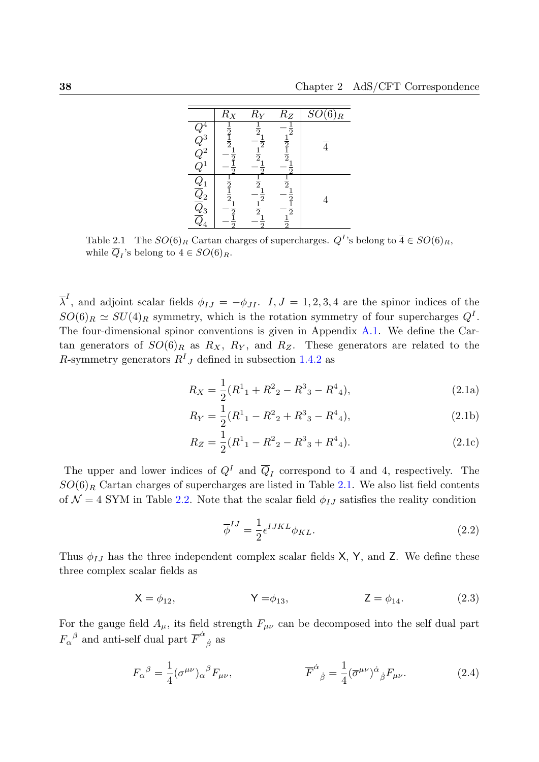|  | $R_X$ | $R_Y$ | $R_Z$ | $SO(6)_R$ |
|---|---|---|---|---|
| $Q^4$ | $\frac{1}{2}$ | $\frac{1}{2}$ | $-\frac{1}{2}$ | |
| $Q^3$ | $\frac{1}{2}$ | $-\frac{1}{2}$ | $\frac{1}{2}$ | $\overline{4}$ |
| $Q^2$ | $-\frac{1}{2}$ | $\frac{1}{2}$ | $\frac{1}{2}$ | |
| $Q^1$ | $-\frac{1}{2}$ | $-\frac{1}{2}$ | $-\frac{1}{2}$ | |
| $\overline{Q}_1$ | $\frac{1}{2}$ | $\frac{1}{2}$ | $\frac{1}{2}$ | |
| $\overline{Q}_2$ | $\frac{1}{2}$ | $-\frac{1}{2}$ | $-\frac{1}{2}$ | $4$ |
| $\overline{Q}_3$ | $-\frac{1}{2}$ | $\frac{1}{2}$ | $-\frac{1}{2}$ | |
| $\overline{Q}_4$ | $-\frac{1}{2}$ | $-\frac{1}{2}$ | $\frac{1}{2}$ | |

Table 2.1 The $SO(6)_R$ Cartan charges of supercharges. $Q^I$'s belong to $\overline{4} \in SO(6)_R$, while $\overline{Q}_I$'s belong to $4 \in SO(6)_R$.

$\overline{\lambda}^I$, and adjoint scalar fields $\phi_{IJ} = -\phi_{JI}$. $I, J = 1, 2, 3, 4$ are the spinor indices of the $SO(6)_R \simeq SU(4)_R$ symmetry, which is the rotation symmetry of four supercharges $Q^I$. The four-dimensional spinor conventions is given in Appendix A.1. We define the Cartan generators of $SO(6)_R$ as $R_X$, $R_Y$, and $R_Z$. These generators are related to the $R$-symmetry generators $R^I{}_J$ defined in subsection 1.4.2 as

$$R_X = \frac{1}{2}(R^1{}_1 + R^2{}_2 - R^3{}_3 - R^4{}_4), \tag{2.1a}$$

$$R_Y = \frac{1}{2}(R^1{}_1 - R^2{}_2 + R^3{}_3 - R^4{}_4), \tag{2.1b}$$

$$R_Z = \frac{1}{2}(R^1{}_1 - R^2{}_2 - R^3{}_3 + R^4{}_4). \tag{2.1c}$$

The upper and lower indices of $Q^I$ and $\overline{Q}_I$ correspond to $\overline{4}$ and $4$, respectively. The $SO(6)_R$ Cartan charges of supercharges are listed in Table 2.1. We also list field contents of $\mathcal{N} = 4$ SYM in Table 2.2. Note that the scalar field $\phi_{IJ}$ satisfies the reality condition

$$\overline{\phi}^{IJ} = \frac{1}{2}\epsilon^{IJKL}\phi_{KL}. \tag{2.2}$$

Thus $\phi_{IJ}$ has the three independent complex scalar fields $\mathsf{X}$, $\mathsf{Y}$, and $\mathsf{Z}$. We define these three complex scalar fields as

$$\mathsf{X} = \phi_{12}, \qquad \mathsf{Y} = \phi_{13}, \qquad \mathsf{Z} = \phi_{14}. \tag{2.3}$$

For the gauge field $A_\mu$, its field strength $F_{\mu\nu}$ can be decomposed into the self dual part $F_\alpha{}^\beta$ and anti-self dual part $\overline{F}^{\dot{\alpha}}{}_{\dot{\beta}}$ as

$$F_\alpha{}^\beta = \frac{1}{4}(\sigma^{\mu\nu})_\alpha{}^\beta F_{\mu\nu}, \qquad \overline{F}^{\dot{\alpha}}{}_{\dot{\beta}} = \frac{1}{4}(\overline{\sigma}^{\mu\nu})^{\dot{\alpha}}{}_{\dot{\beta}} F_{\mu\nu}. \tag{2.4}$$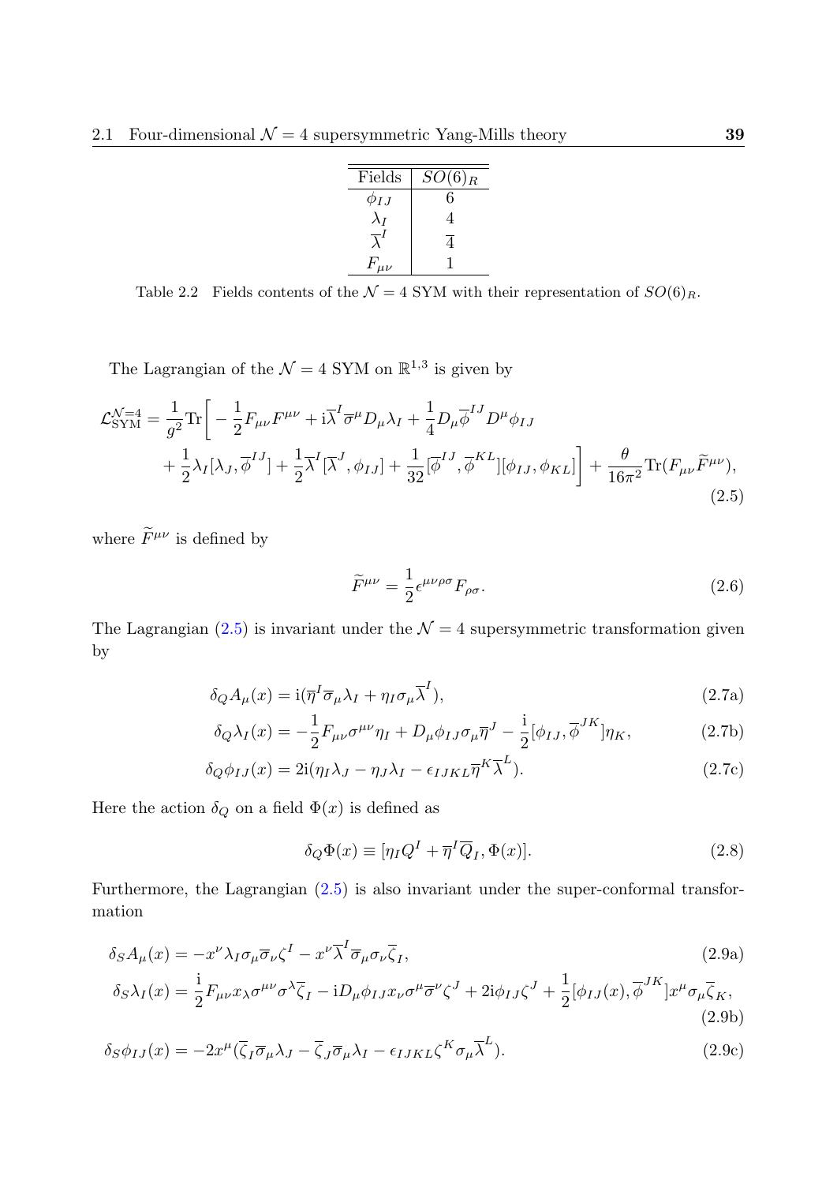| Fields | $SO(6)_R$ |
|---|---|
| $\phi_{IJ}$ | 6 |
| $\lambda_I$ | 4 |
| $\overline{\lambda}^I$ | $\overline{4}$ |
| $F_{\mu\nu}$ | 1 |

Table 2.2 Fields contents of the $\mathcal{N}=4$ SYM with their representation of $SO(6)_R$.

The Lagrangian of the $\mathcal{N}=4$ SYM on $\mathbb{R}^{1,3}$ is given by

$$
\begin{aligned}
\mathcal{L}_{\rm SYM}^{\mathcal{N}=4} = \frac{1}{g^2}\mathrm{Tr}\bigg[ &-\frac{1}{2}F_{\mu\nu}F^{\mu\nu} + \mathrm{i}\overline{\lambda}^I\overline{\sigma}^\mu D_\mu \lambda_I + \frac{1}{4}D_\mu\overline{\phi}^{IJ}D^\mu\phi_{IJ} \\
&+\frac{1}{2}\lambda_I[\lambda_J,\overline{\phi}^{IJ}] + \frac{1}{2}\overline{\lambda}^I[\overline{\lambda}^J,\phi_{IJ}] + \frac{1}{32}[\overline{\phi}^{IJ},\overline{\phi}^{KL}][\phi_{IJ},\phi_{KL}]\bigg] + \frac{\theta}{16\pi^2}\mathrm{Tr}(F_{\mu\nu}\widetilde{F}^{\mu\nu}),
\end{aligned}
\tag{2.5}
$$

where $\widetilde{F}^{\mu\nu}$ is defined by

$$
\widetilde{F}^{\mu\nu} = \frac{1}{2}\epsilon^{\mu\nu\rho\sigma}F_{\rho\sigma}. \tag{2.6}
$$

The Lagrangian (2.5) is invariant under the $\mathcal{N}=4$ supersymmetric transformation given by

$$
\delta_Q A_\mu(x) = \mathrm{i}(\overline{\eta}^I\overline{\sigma}_\mu\lambda_I + \eta_I\sigma_\mu\overline{\lambda}^I), \tag{2.7a}
$$

$$
\delta_Q \lambda_I(x) = -\frac{1}{2}F_{\mu\nu}\sigma^{\mu\nu}\eta_I + D_\mu\phi_{IJ}\sigma_\mu\overline{\eta}^J - \frac{\mathrm{i}}{2}[\phi_{IJ},\overline{\phi}^{JK}]\eta_K, \tag{2.7b}
$$

$$
\delta_Q \phi_{IJ}(x) = 2\mathrm{i}(\eta_I\lambda_J - \eta_J\lambda_I - \epsilon_{IJKL}\overline{\eta}^K\overline{\lambda}^L). \tag{2.7c}
$$

Here the action $\delta_Q$ on a field $\Phi(x)$ is defined as

$$
\delta_Q\Phi(x) \equiv [\eta_I Q^I + \overline{\eta}^I\overline{Q}_I, \Phi(x)]. \tag{2.8}
$$

Furthermore, the Lagrangian (2.5) is also invariant under the super-conformal transformation

$$
\delta_S A_\mu(x) = -x^\nu\lambda_I\sigma_\mu\overline{\sigma}_\nu\zeta^I - x^\nu\overline{\lambda}^I\overline{\sigma}_\mu\sigma_\nu\overline{\zeta}_I, \tag{2.9a}
$$

$$
\delta_S\lambda_I(x) = \frac{\mathrm{i}}{2}F_{\mu\nu}x_\lambda\sigma^{\mu\nu}\sigma^\lambda\overline{\zeta}_I - \mathrm{i}D_\mu\phi_{IJ}x_\nu\sigma^\mu\overline{\sigma}^\nu\zeta^J + 2\mathrm{i}\phi_{IJ}\zeta^J + \frac{1}{2}[\phi_{IJ}(x),\overline{\phi}^{JK}]x^\mu\sigma_\mu\overline{\zeta}_K, \tag{2.9b}
$$

$$
\delta_S\phi_{IJ}(x) = -2x^\mu(\overline{\zeta}_I\overline{\sigma}_\mu\lambda_J - \overline{\zeta}_J\overline{\sigma}_\mu\lambda_I - \epsilon_{IJKL}\zeta^K\sigma_\mu\overline{\lambda}^L). \tag{2.9c}
$$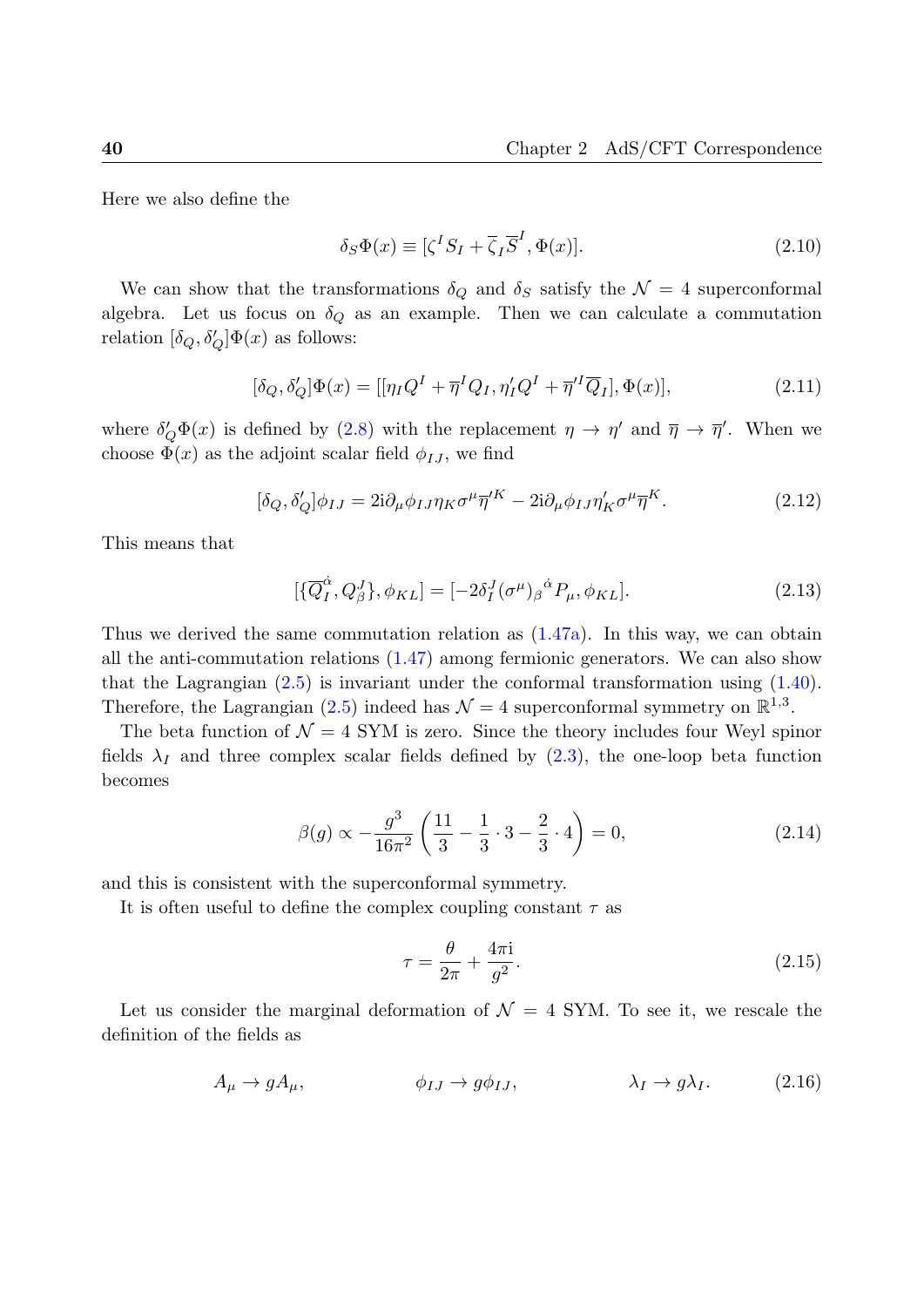Here we also define the

$$\delta_S \Phi(x) \equiv [\zeta^I S_I + \overline{\zeta}_I \overline{S}^I, \Phi(x)]. \tag{2.10}$$

We can show that the transformations $\delta_Q$ and $\delta_S$ satisfy the $\mathcal{N}=4$ superconformal algebra. Let us focus on $\delta_Q$ as an example. Then we can calculate a commutation relation $[\delta_Q, \delta'_Q]\Phi(x)$ as follows:

$$[\delta_Q, \delta'_Q]\Phi(x) = [[\eta_I Q^I + \overline{\eta}^I Q_I, \eta'_I Q^I + \overline{\eta}'^I \overline{Q}_I], \Phi(x)], \tag{2.11}$$

where $\delta'_Q \Phi(x)$ is defined by (2.8) with the replacement $\eta \to \eta'$ and $\overline{\eta} \to \overline{\eta}'$. When we choose $\Phi(x)$ as the adjoint scalar field $\phi_{IJ}$, we find

$$[\delta_Q, \delta'_Q]\phi_{IJ} = 2\mathrm{i}\partial_\mu \phi_{IJ} \eta_K \sigma^\mu \overline{\eta}'^K - 2\mathrm{i}\partial_\mu \phi_{IJ} \eta'_K \sigma^\mu \overline{\eta}^K. \tag{2.12}$$

This means that

$$[\{\overline{Q}_I^{\dot{\alpha}}, Q_\beta^J\}, \phi_{KL}] = [-2\delta_I^J (\sigma^\mu)_\beta{}^{\dot{\alpha}} P_\mu, \phi_{KL}]. \tag{2.13}$$

Thus we derived the same commutation relation as (1.47a). In this way, we can obtain all the anti-commutation relations (1.47) among fermionic generators. We can also show that the Lagrangian (2.5) is invariant under the conformal transformation using (1.40). Therefore, the Lagrangian (2.5) indeed has $\mathcal{N}=4$ superconformal symmetry on $\mathbb{R}^{1,3}$.

The beta function of $\mathcal{N}=4$ SYM is zero. Since the theory includes four Weyl spinor fields $\lambda_I$ and three complex scalar fields defined by (2.3), the one-loop beta function becomes

$$\beta(g) \propto -\frac{g^3}{16\pi^2}\left(\frac{11}{3} - \frac{1}{3}\cdot 3 - \frac{2}{3}\cdot 4\right) = 0, \tag{2.14}$$

and this is consistent with the superconformal symmetry.

It is often useful to define the complex coupling constant $\tau$ as

$$\tau = \frac{\theta}{2\pi} + \frac{4\pi \mathrm{i}}{g^2}. \tag{2.15}$$

Let us consider the marginal deformation of $\mathcal{N}=4$ SYM. To see it, we rescale the definition of the fields as

$$A_\mu \to g A_\mu, \qquad \phi_{IJ} \to g\phi_{IJ}, \qquad \lambda_I \to g\lambda_I. \tag{2.16}$$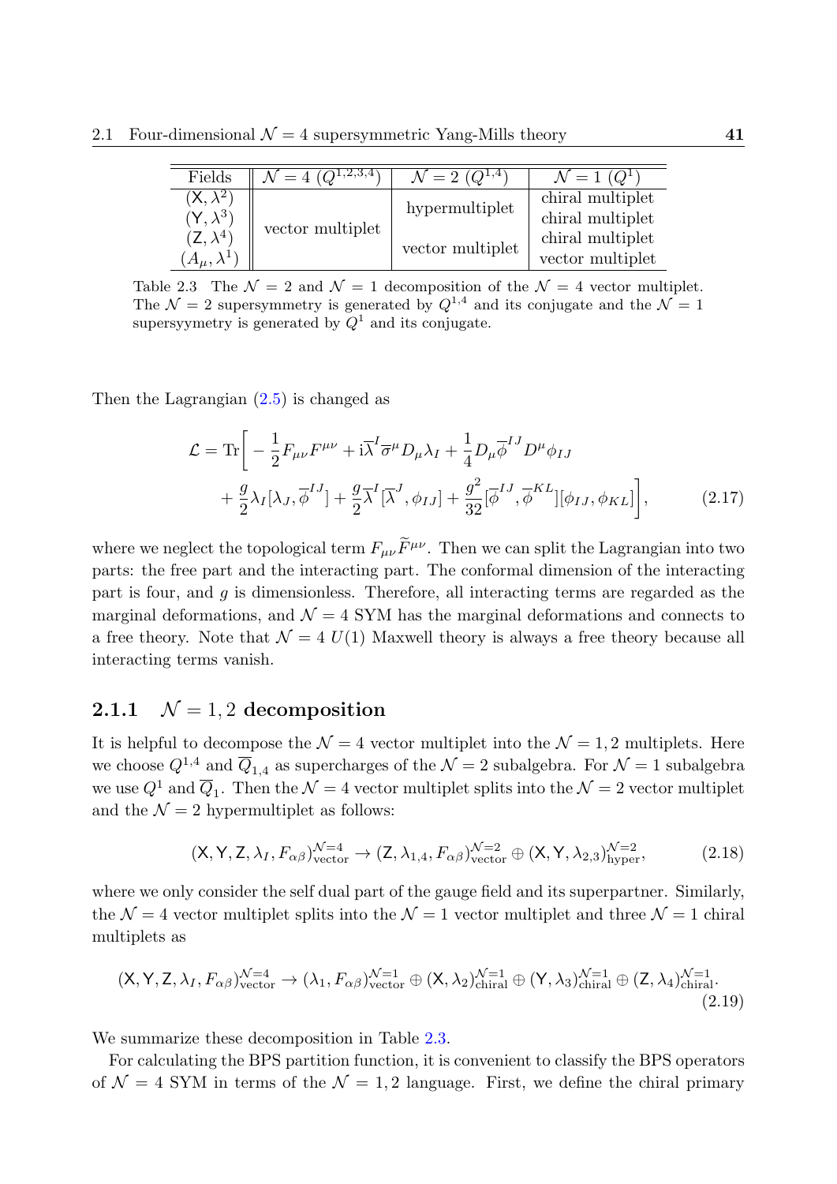| Fields | $\mathcal{N}=4$ $(Q^{1,2,3,4})$ | $\mathcal{N}=2$ $(Q^{1,4})$ | $\mathcal{N}=1$ $(Q^1)$ |
|---|---|---|---|
| $(\mathsf{X},\lambda^2)$ | vector multiplet | hypermultiplet | chiral multiplet |
| $(\mathsf{Y},\lambda^3)$ | | | chiral multiplet |
| $(\mathsf{Z},\lambda^4)$ | | vector multiplet | chiral multiplet |
| $(A_\mu,\lambda^1)$ | | | vector multiplet |

Table 2.3 The $\mathcal{N}=2$ and $\mathcal{N}=1$ decomposition of the $\mathcal{N}=4$ vector multiplet. The $\mathcal{N}=2$ supersymmetry is generated by $Q^{1,4}$ and its conjugate and the $\mathcal{N}=1$ supersyymetry is generated by $Q^1$ and its conjugate.

Then the Lagrangian (2.5) is changed as

$$
\begin{aligned}
\mathcal{L} = \mathrm{Tr}\bigg[ & -\frac{1}{2}F_{\mu\nu}F^{\mu\nu} + \mathrm{i}\overline{\lambda}^I\overline{\sigma}^\mu D_\mu\lambda_I + \frac{1}{4}D_\mu\overline{\phi}^{IJ}D^\mu\phi_{IJ} \\
& + \frac{g}{2}\lambda_I[\lambda_J,\overline{\phi}^{IJ}] + \frac{g}{2}\overline{\lambda}^I[\overline{\lambda}^J,\phi_{IJ}] + \frac{g^2}{32}[\overline{\phi}^{IJ},\overline{\phi}^{KL}][\phi_{IJ},\phi_{KL}]\bigg],
\end{aligned} \tag{2.17}
$$

where we neglect the topological term $F_{\mu\nu}\widetilde{F}^{\mu\nu}$. Then we can split the Lagrangian into two parts: the free part and the interacting part. The conformal dimension of the interacting part is four, and $g$ is dimensionless. Therefore, all interacting terms are regarded as the marginal deformations, and $\mathcal{N}=4$ SYM has the marginal deformations and connects to a free theory. Note that $\mathcal{N}=4$ $U(1)$ Maxwell theory is always a free theory because all interacting terms vanish.

### 2.1.1 $\mathcal{N}=1,2$ decomposition

It is helpful to decompose the $\mathcal{N}=4$ vector multiplet into the $\mathcal{N}=1,2$ multiplets. Here we choose $Q^{1,4}$ and $\overline{Q}_{1,4}$ as supercharges of the $\mathcal{N}=2$ subalgebra. For $\mathcal{N}=1$ subalgebra we use $Q^1$ and $\overline{Q}_1$. Then the $\mathcal{N}=4$ vector multiplet splits into the $\mathcal{N}=2$ vector multiplet and the $\mathcal{N}=2$ hypermultiplet as follows:

$$
(\mathsf{X},\mathsf{Y},\mathsf{Z},\lambda_I,F_{\alpha\beta})^{\mathcal{N}=4}_{\text{vector}} \to (\mathsf{Z},\lambda_{1,4},F_{\alpha\beta})^{\mathcal{N}=2}_{\text{vector}} \oplus (\mathsf{X},\mathsf{Y},\lambda_{2,3})^{\mathcal{N}=2}_{\text{hyper}}, \tag{2.18}
$$

where we only consider the self dual part of the gauge field and its superpartner. Similarly, the $\mathcal{N}=4$ vector multiplet splits into the $\mathcal{N}=1$ vector multiplet and three $\mathcal{N}=1$ chiral multiplets as

$$
(\mathsf{X},\mathsf{Y},\mathsf{Z},\lambda_I,F_{\alpha\beta})^{\mathcal{N}=4}_{\text{vector}} \to (\lambda_1,F_{\alpha\beta})^{\mathcal{N}=1}_{\text{vector}} \oplus (\mathsf{X},\lambda_2)^{\mathcal{N}=1}_{\text{chiral}} \oplus (\mathsf{Y},\lambda_3)^{\mathcal{N}=1}_{\text{chiral}} \oplus (\mathsf{Z},\lambda_4)^{\mathcal{N}=1}_{\text{chiral}}. \tag{2.19}
$$

We summarize these decomposition in Table 2.3.

For calculating the BPS partition function, it is convenient to classify the BPS operators of $\mathcal{N}=4$ SYM in terms of the $\mathcal{N}=1,2$ language. First, we define the chiral primary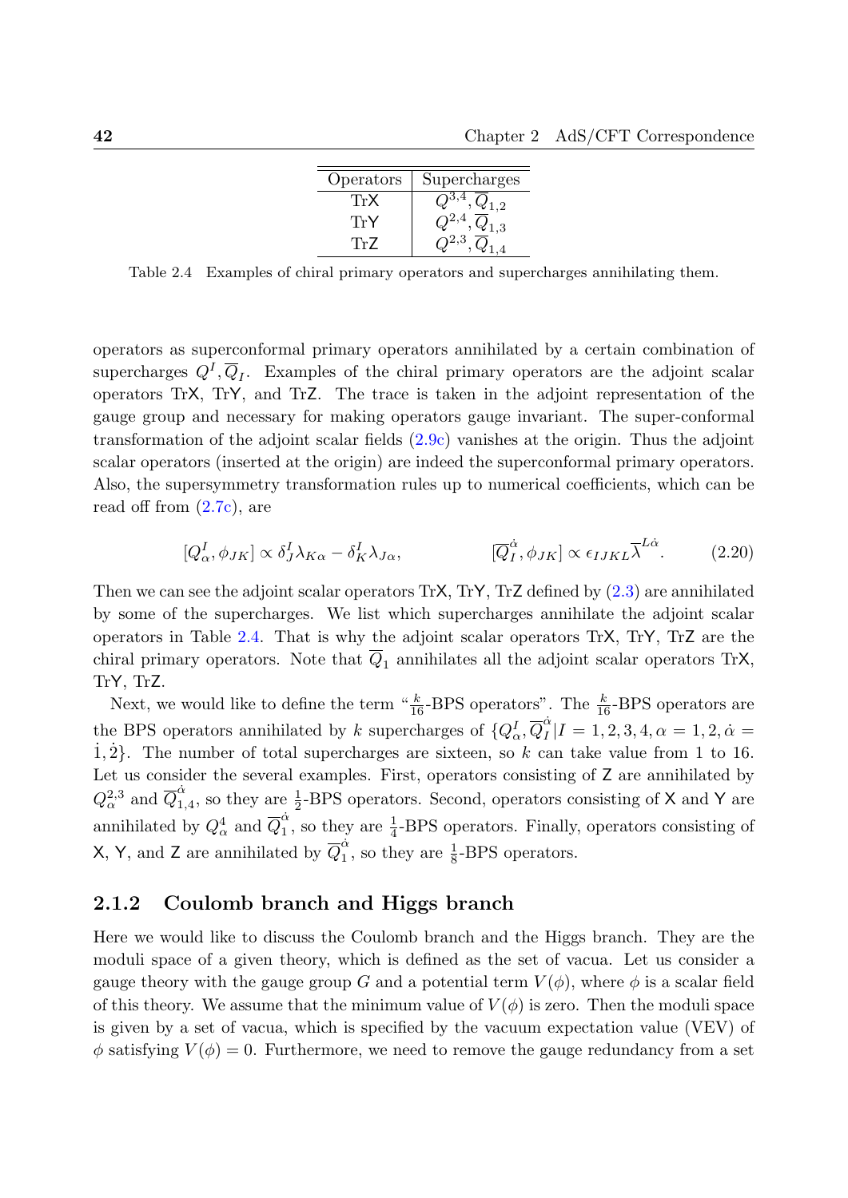| Operators | Supercharges |
|---|---|
| $\mathrm{Tr}\mathsf{X}$ | $Q^{3,4}, \overline{Q}_{1,2}$ |
| $\mathrm{Tr}\mathsf{Y}$ | $Q^{2,4}, \overline{Q}_{1,3}$ |
| $\mathrm{Tr}\mathsf{Z}$ | $Q^{2,3}, \overline{Q}_{1,4}$ |

Table 2.4 Examples of chiral primary operators and supercharges annihilating them.

operators as superconformal primary operators annihilated by a certain combination of supercharges $Q^I, \overline{Q}_I$. Examples of the chiral primary operators are the adjoint scalar operators $\mathrm{Tr}\mathsf{X}$, $\mathrm{Tr}\mathsf{Y}$, and $\mathrm{Tr}\mathsf{Z}$. The trace is taken in the adjoint representation of the gauge group and necessary for making operators gauge invariant. The super-conformal transformation of the adjoint scalar fields (2.9c) vanishes at the origin. Thus the adjoint scalar operators (inserted at the origin) are indeed the superconformal primary operators. Also, the supersymmetry transformation rules up to numerical coefficients, which can be read off from (2.7c), are

$$[Q^I_\alpha, \phi_{JK}] \propto \delta^I_J \lambda_{K\alpha} - \delta^I_K \lambda_{J\alpha}, \qquad\qquad [\overline{Q}^{\dot{\alpha}}_I, \phi_{JK}] \propto \epsilon_{IJKL} \overline{\lambda}^{L\dot{\alpha}}. \tag{2.20}$$

Then we can see the adjoint scalar operators $\mathrm{Tr}\mathsf{X}$, $\mathrm{Tr}\mathsf{Y}$, $\mathrm{Tr}\mathsf{Z}$ defined by (2.3) are annihilated by some of the supercharges. We list which supercharges annihilate the adjoint scalar operators in Table 2.4. That is why the adjoint scalar operators $\mathrm{Tr}\mathsf{X}$, $\mathrm{Tr}\mathsf{Y}$, $\mathrm{Tr}\mathsf{Z}$ are the chiral primary operators. Note that $\overline{Q}_1$ annihilates all the adjoint scalar operators $\mathrm{Tr}\mathsf{X}$, $\mathrm{Tr}\mathsf{Y}$, $\mathrm{Tr}\mathsf{Z}$.

Next, we would like to define the term "$\frac{k}{16}$-BPS operators". The $\frac{k}{16}$-BPS operators are the BPS operators annihilated by $k$ supercharges of $\{Q^I_\alpha, \overline{Q}^{\dot{\alpha}}_I | I = 1,2,3,4, \alpha = 1,2, \dot{\alpha} = \dot{1},\dot{2}\}$. The number of total supercharges are sixteen, so $k$ can take value from 1 to 16. Let us consider the several examples. First, operators consisting of $\mathsf{Z}$ are annihilated by $Q^{2,3}_\alpha$ and $\overline{Q}^{\dot{\alpha}}_{1,4}$, so they are $\frac{1}{2}$-BPS operators. Second, operators consisting of $\mathsf{X}$ and $\mathsf{Y}$ are annihilated by $Q^4_\alpha$ and $\overline{Q}^{\dot{\alpha}}_1$, so they are $\frac{1}{4}$-BPS operators. Finally, operators consisting of $\mathsf{X}$, $\mathsf{Y}$, and $\mathsf{Z}$ are annihilated by $\overline{Q}^{\dot{\alpha}}_1$, so they are $\frac{1}{8}$-BPS operators.

### 2.1.2 Coulomb branch and Higgs branch

Here we would like to discuss the Coulomb branch and the Higgs branch. They are the moduli space of a given theory, which is defined as the set of vacua. Let us consider a gauge theory with the gauge group $G$ and a potential term $V(\phi)$, where $\phi$ is a scalar field of this theory. We assume that the minimum value of $V(\phi)$ is zero. Then the moduli space is given by a set of vacua, which is specified by the vacuum expectation value (VEV) of $\phi$ satisfying $V(\phi) = 0$. Furthermore, we need to remove the gauge redundancy from a set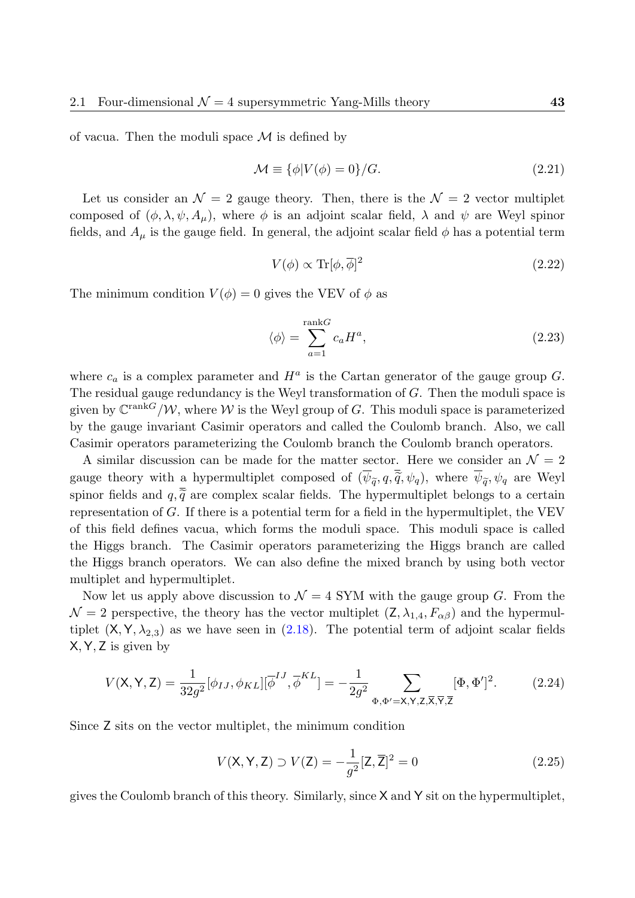of vacua. Then the moduli space $\mathcal{M}$ is defined by

$$\mathcal{M} \equiv \{\phi | V(\phi) = 0\}/G. \tag{2.21}$$

Let us consider an $\mathcal{N} = 2$ gauge theory. Then, there is the $\mathcal{N} = 2$ vector multiplet composed of $(\phi, \lambda, \psi, A_\mu)$, where $\phi$ is an adjoint scalar field, $\lambda$ and $\psi$ are Weyl spinor fields, and $A_\mu$ is the gauge field. In general, the adjoint scalar field $\phi$ has a potential term

$$V(\phi) \propto \mathrm{Tr}[\phi, \overline{\phi}]^2 \tag{2.22}$$

The minimum condition $V(\phi) = 0$ gives the VEV of $\phi$ as

$$\langle \phi \rangle = \sum_{a=1}^{\mathrm{rank}G} c_a H^a, \tag{2.23}$$

where $c_a$ is a complex parameter and $H^a$ is the Cartan generator of the gauge group $G$. The residual gauge redundancy is the Weyl transformation of $G$. Then the moduli space is given by $\mathbb{C}^{\mathrm{rank}G}/\mathcal{W}$, where $\mathcal{W}$ is the Weyl group of $G$. This moduli space is parameterized by the gauge invariant Casimir operators and called the Coulomb branch. Also, we call Casimir operators parameterizing the Coulomb branch the Coulomb branch operators.

A similar discussion can be made for the matter sector. Here we consider an $\mathcal{N} = 2$ gauge theory with a hypermultiplet composed of $(\overline{\psi}_{\widetilde{q}}, q, \overline{\widetilde{q}}, \psi_q)$, where $\overline{\psi}_{\widetilde{q}}, \psi_q$ are Weyl spinor fields and $q, \overline{\widetilde{q}}$ are complex scalar fields. The hypermultiplet belongs to a certain representation of $G$. If there is a potential term for a field in the hypermultiplet, the VEV of this field defines vacua, which forms the moduli space. This moduli space is called the Higgs branch. The Casimir operators parameterizing the Higgs branch are called the Higgs branch operators. We can also define the mixed branch by using both vector multiplet and hypermultiplet.

Now let us apply above discussion to $\mathcal{N} = 4$ SYM with the gauge group $G$. From the $\mathcal{N} = 2$ perspective, the theory has the vector multiplet $(\mathsf{Z}, \lambda_{1,4}, F_{\alpha\beta})$ and the hypermultiplet $(\mathsf{X}, \mathsf{Y}, \lambda_{2,3})$ as we have seen in (2.18). The potential term of adjoint scalar fields $\mathsf{X}, \mathsf{Y}, \mathsf{Z}$ is given by

$$V(\mathsf{X}, \mathsf{Y}, \mathsf{Z}) = \frac{1}{32g^2}[\phi_{IJ}, \phi_{KL}][\overline{\phi}^{IJ}, \overline{\phi}^{KL}] = -\frac{1}{2g^2} \sum_{\Phi, \Phi' = \mathsf{X}, \mathsf{Y}, \mathsf{Z}, \overline{\mathsf{X}}, \overline{\mathsf{Y}}, \overline{\mathsf{Z}}} [\Phi, \Phi']^2. \tag{2.24}$$

Since $\mathsf{Z}$ sits on the vector multiplet, the minimum condition

$$V(\mathsf{X}, \mathsf{Y}, \mathsf{Z}) \supset V(\mathsf{Z}) = -\frac{1}{g^2}[\mathsf{Z}, \overline{\mathsf{Z}}]^2 = 0 \tag{2.25}$$

gives the Coulomb branch of this theory. Similarly, since $\mathsf{X}$ and $\mathsf{Y}$ sit on the hypermultiplet,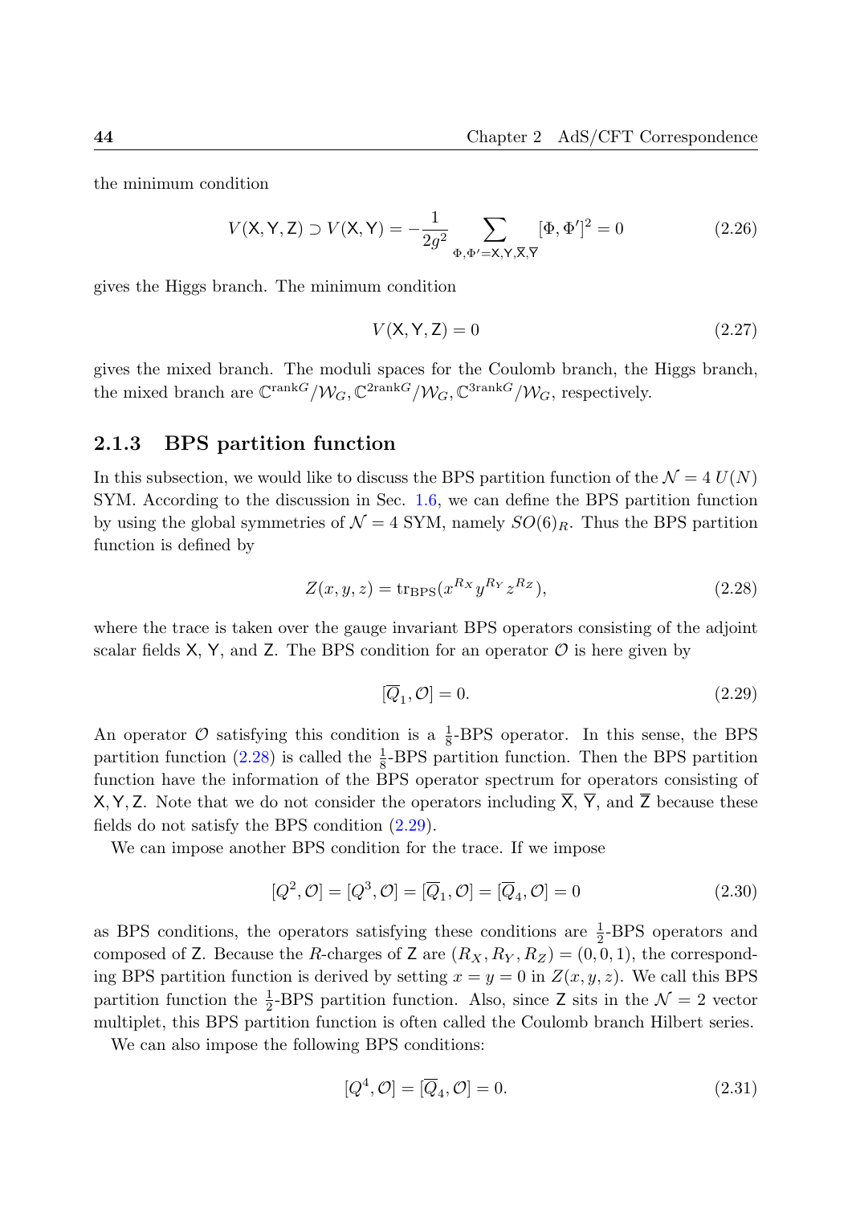the minimum condition

$$V(\mathsf{X},\mathsf{Y},\mathsf{Z}) \supset V(\mathsf{X},\mathsf{Y}) = -\frac{1}{2g^2}\sum_{\Phi,\Phi'=\mathsf{X},\mathsf{Y},\overline{\mathsf{X}},\overline{\mathsf{Y}}} [\Phi,\Phi']^2 = 0 \tag{2.26}$$

gives the Higgs branch. The minimum condition

$$V(\mathsf{X},\mathsf{Y},\mathsf{Z}) = 0 \tag{2.27}$$

gives the mixed branch. The moduli spaces for the Coulomb branch, the Higgs branch, the mixed branch are $\mathbb{C}^{\mathrm{rank}G}/\mathcal{W}_G$, $\mathbb{C}^{2\mathrm{rank}G}/\mathcal{W}_G$, $\mathbb{C}^{3\mathrm{rank}G}/\mathcal{W}_G$, respectively.

### 2.1.3 BPS partition function

In this subsection, we would like to discuss the BPS partition function of the $\mathcal{N}=4$ $U(N)$ SYM. According to the discussion in Sec. 1.6, we can define the BPS partition function by using the global symmetries of $\mathcal{N}=4$ SYM, namely $SO(6)_R$. Thus the BPS partition function is defined by

$$Z(x,y,z) = \mathrm{tr}_{\mathrm{BPS}}(x^{R_X} y^{R_Y} z^{R_Z}), \tag{2.28}$$

where the trace is taken over the gauge invariant BPS operators consisting of the adjoint scalar fields $\mathsf{X}$, $\mathsf{Y}$, and $\mathsf{Z}$. The BPS condition for an operator $\mathcal{O}$ is here given by

$$[\overline{Q}_1, \mathcal{O}] = 0. \tag{2.29}$$

An operator $\mathcal{O}$ satisfying this condition is a $\frac{1}{8}$-BPS operator. In this sense, the BPS partition function (2.28) is called the $\frac{1}{8}$-BPS partition function. Then the BPS partition function have the information of the BPS operator spectrum for operators consisting of $\mathsf{X},\mathsf{Y},\mathsf{Z}$. Note that we do not consider the operators including $\overline{\mathsf{X}}$, $\overline{\mathsf{Y}}$, and $\overline{\mathsf{Z}}$ because these fields do not satisfy the BPS condition (2.29).

We can impose another BPS condition for the trace. If we impose

$$[Q^2,\mathcal{O}] = [Q^3,\mathcal{O}] = [\overline{Q}_1,\mathcal{O}] = [\overline{Q}_4,\mathcal{O}] = 0 \tag{2.30}$$

as BPS conditions, the operators satisfying these conditions are $\frac{1}{2}$-BPS operators and composed of $\mathsf{Z}$. Because the $R$-charges of $\mathsf{Z}$ are $(R_X,R_Y,R_Z)=(0,0,1)$, the corresponding BPS partition function is derived by setting $x=y=0$ in $Z(x,y,z)$. We call this BPS partition function the $\frac{1}{2}$-BPS partition function. Also, since $\mathsf{Z}$ sits in the $\mathcal{N}=2$ vector multiplet, this BPS partition function is often called the Coulomb branch Hilbert series.

We can also impose the following BPS conditions:

$$[Q^4,\mathcal{O}] = [\overline{Q}_4,\mathcal{O}] = 0. \tag{2.31}$$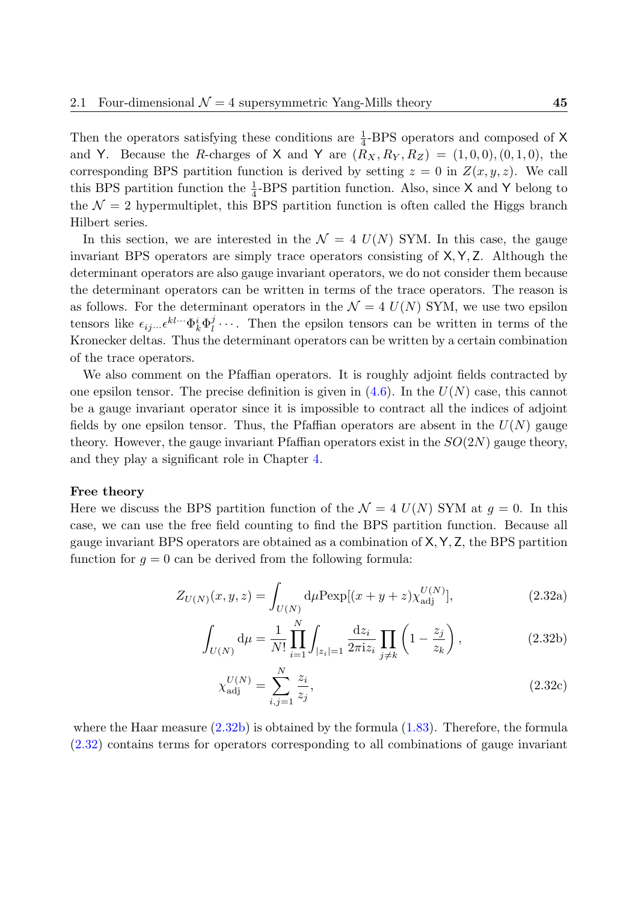Then the operators satisfying these conditions are $\frac{1}{4}$-BPS operators and composed of $\mathsf{X}$ and $\mathsf{Y}$. Because the $R$-charges of $\mathsf{X}$ and $\mathsf{Y}$ are $(R_X, R_Y, R_Z) = (1,0,0),(0,1,0)$, the corresponding BPS partition function is derived by setting $z = 0$ in $Z(x,y,z)$. We call this BPS partition function the $\frac{1}{4}$-BPS partition function. Also, since $\mathsf{X}$ and $\mathsf{Y}$ belong to the $\mathcal{N} = 2$ hypermultiplet, this BPS partition function is often called the Higgs branch Hilbert series.

In this section, we are interested in the $\mathcal{N} = 4$ $U(N)$ SYM. In this case, the gauge invariant BPS operators are simply trace operators consisting of $\mathsf{X}, \mathsf{Y}, \mathsf{Z}$. Although the determinant operators are also gauge invariant operators, we do not consider them because the determinant operators can be written in terms of the trace operators. The reason is as follows. For the determinant operators in the $\mathcal{N} = 4$ $U(N)$ SYM, we use two epsilon tensors like $\epsilon_{ij\cdots}\epsilon^{kl\cdots}\Phi^i_k\Phi^j_l\cdots$. Then the epsilon tensors can be written in terms of the Kronecker deltas. Thus the determinant operators can be written by a certain combination of the trace operators.

We also comment on the Pfaffian operators. It is roughly adjoint fields contracted by one epsilon tensor. The precise definition is given in (4.6). In the $U(N)$ case, this cannot be a gauge invariant operator since it is impossible to contract all the indices of adjoint fields by one epsilon tensor. Thus, the Pfaffian operators are absent in the $U(N)$ gauge theory. However, the gauge invariant Pfaffian operators exist in the $SO(2N)$ gauge theory, and they play a significant role in Chapter 4.

**Free theory**

Here we discuss the BPS partition function of the $\mathcal{N} = 4$ $U(N)$ SYM at $g = 0$. In this case, we can use the free field counting to find the BPS partition function. Because all gauge invariant BPS operators are obtained as a combination of $\mathsf{X}, \mathsf{Y}, \mathsf{Z}$, the BPS partition function for $g = 0$ can be derived from the following formula:

$$Z_{U(N)}(x,y,z) = \int_{U(N)} \mathrm{d}\mu \mathrm{Pexp}[(x+y+z)\chi^{U(N)}_{\mathrm{adj}}], \tag{2.32a}$$

$$\int_{U(N)} \mathrm{d}\mu = \frac{1}{N!}\prod_{i=1}^{N}\int_{|z_i|=1}\frac{\mathrm{d}z_i}{2\pi \mathrm{i} z_i}\prod_{j\neq k}\left(1-\frac{z_j}{z_k}\right), \tag{2.32b}$$

$$\chi^{U(N)}_{\mathrm{adj}} = \sum_{i,j=1}^{N}\frac{z_i}{z_j}, \tag{2.32c}$$

where the Haar measure (2.32b) is obtained by the formula (1.83). Therefore, the formula (2.32) contains terms for operators corresponding to all combinations of gauge invariant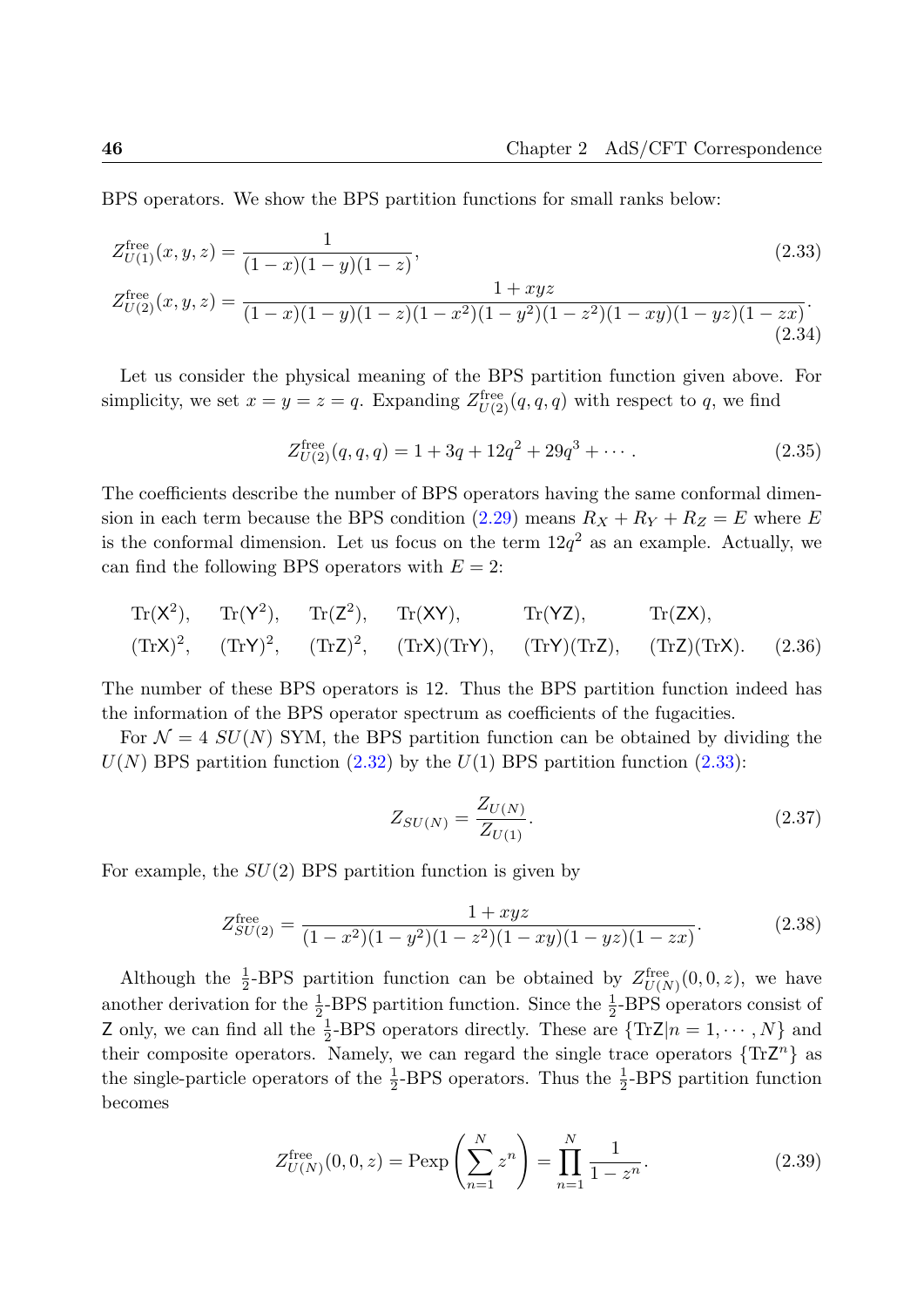BPS operators. We show the BPS partition functions for small ranks below:

$$Z^{\rm free}_{U(1)}(x,y,z) = \frac{1}{(1-x)(1-y)(1-z)}, \tag{2.33}$$

$$Z^{\rm free}_{U(2)}(x,y,z) = \frac{1+xyz}{(1-x)(1-y)(1-z)(1-x^2)(1-y^2)(1-z^2)(1-xy)(1-yz)(1-zx)}. \tag{2.34}$$

Let us consider the physical meaning of the BPS partition function given above. For simplicity, we set $x=y=z=q$. Expanding $Z^{\rm free}_{U(2)}(q,q,q)$ with respect to $q$, we find

$$Z^{\rm free}_{U(2)}(q,q,q) = 1 + 3q + 12q^2 + 29q^3 + \cdots . \tag{2.35}$$

The coefficients describe the number of BPS operators having the same conformal dimension in each term because the BPS condition (2.29) means $R_X + R_Y + R_Z = E$ where $E$ is the conformal dimension. Let us focus on the term $12q^2$ as an example. Actually, we can find the following BPS operators with $E=2$:

$$\begin{array}{llllll} \mathrm{Tr}(\mathsf{X}^2), & \mathrm{Tr}(\mathsf{Y}^2), & \mathrm{Tr}(\mathsf{Z}^2), & \mathrm{Tr}(\mathsf{XY}), & \mathrm{Tr}(\mathsf{YZ}), & \mathrm{Tr}(\mathsf{ZX}), \\ (\mathrm{Tr}\mathsf{X})^2, & (\mathrm{Tr}\mathsf{Y})^2, & (\mathrm{Tr}\mathsf{Z})^2, & (\mathrm{Tr}\mathsf{X})(\mathrm{Tr}\mathsf{Y}), & (\mathrm{Tr}\mathsf{Y})(\mathrm{Tr}\mathsf{Z}), & (\mathrm{Tr}\mathsf{Z})(\mathrm{Tr}\mathsf{X}). \end{array} \tag{2.36}$$

The number of these BPS operators is 12. Thus the BPS partition function indeed has the information of the BPS operator spectrum as coefficients of the fugacities.

For $\mathcal{N}=4$ $SU(N)$ SYM, the BPS partition function can be obtained by dividing the $U(N)$ BPS partition function (2.32) by the $U(1)$ BPS partition function (2.33):

$$Z_{SU(N)} = \frac{Z_{U(N)}}{Z_{U(1)}}. \tag{2.37}$$

For example, the $SU(2)$ BPS partition function is given by

$$Z^{\rm free}_{SU(2)} = \frac{1+xyz}{(1-x^2)(1-y^2)(1-z^2)(1-xy)(1-yz)(1-zx)}. \tag{2.38}$$

Although the $\frac{1}{2}$-BPS partition function can be obtained by $Z^{\rm free}_{U(N)}(0,0,z)$, we have another derivation for the $\frac{1}{2}$-BPS partition function. Since the $\frac{1}{2}$-BPS operators consist of $\mathsf{Z}$ only, we can find all the $\frac{1}{2}$-BPS operators directly. These are $\{\mathrm{Tr}\mathsf{Z}|n=1,\cdots,N\}$ and their composite operators. Namely, we can regard the single trace operators $\{\mathrm{Tr}\mathsf{Z}^n\}$ as the single-particle operators of the $\frac{1}{2}$-BPS operators. Thus the $\frac{1}{2}$-BPS partition function becomes

$$Z^{\rm free}_{U(N)}(0,0,z) = \mathrm{Pexp}\left(\sum_{n=1}^{N} z^n\right) = \prod_{n=1}^{N}\frac{1}{1-z^n}. \tag{2.39}$$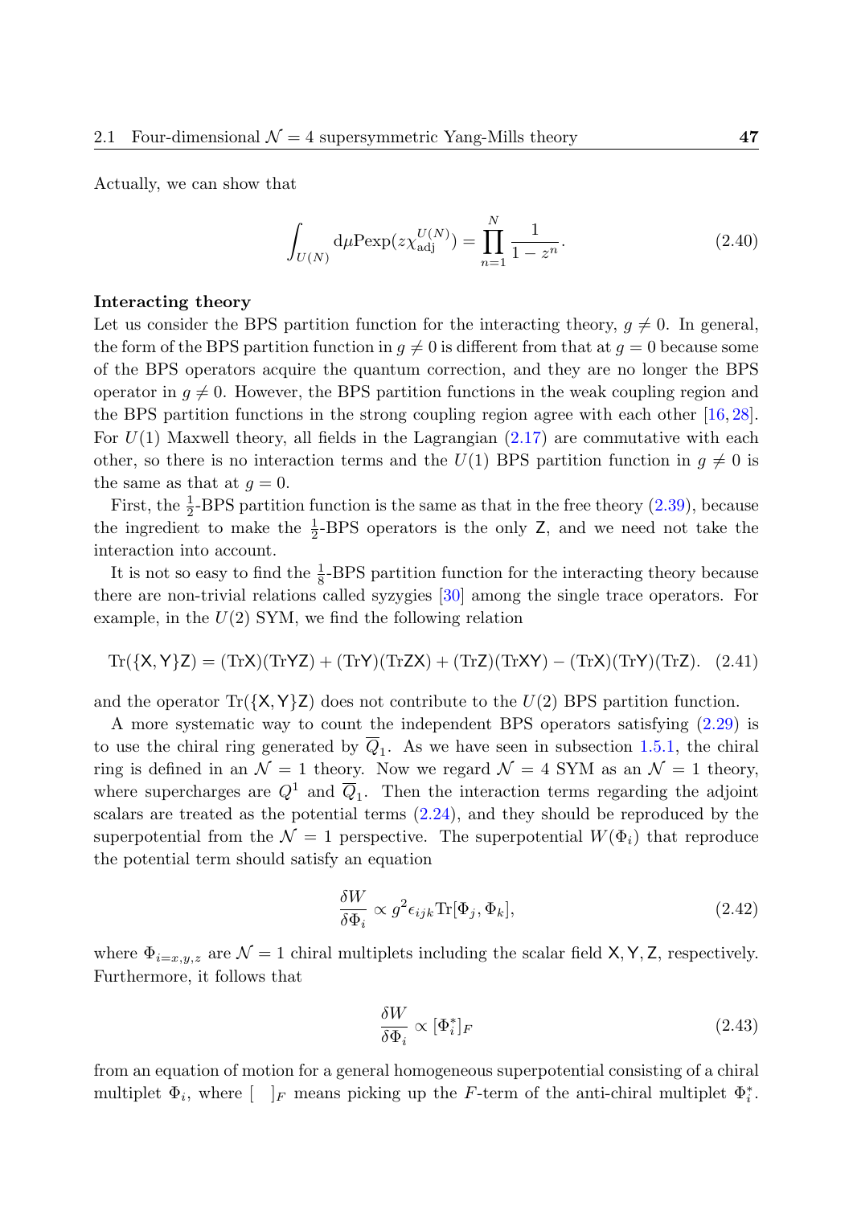Actually, we can show that

$$\int_{U(N)} \mathrm{d}\mu \mathrm{Pexp}(z\chi_{\mathrm{adj}}^{U(N)}) = \prod_{n=1}^{N} \frac{1}{1-z^n}. \tag{2.40}$$

**Interacting theory**

Let us consider the BPS partition function for the interacting theory, $g \neq 0$. In general, the form of the BPS partition function in $g \neq 0$ is different from that at $g = 0$ because some of the BPS operators acquire the quantum correction, and they are no longer the BPS operator in $g \neq 0$. However, the BPS partition functions in the weak coupling region and the BPS partition functions in the strong coupling region agree with each other [16, 28]. For $U(1)$ Maxwell theory, all fields in the Lagrangian (2.17) are commutative with each other, so there is no interaction terms and the $U(1)$ BPS partition function in $g \neq 0$ is the same as that at $g = 0$.

First, the $\frac{1}{2}$-BPS partition function is the same as that in the free theory (2.39), because the ingredient to make the $\frac{1}{2}$-BPS operators is the only $\mathsf{Z}$, and we need not take the interaction into account.

It is not so easy to find the $\frac{1}{8}$-BPS partition function for the interacting theory because there are non-trivial relations called syzygies [30] among the single trace operators. For example, in the $U(2)$ SYM, we find the following relation

$$\mathrm{Tr}(\{\mathsf{X}, \mathsf{Y}\}\mathsf{Z}) = (\mathrm{Tr}\mathsf{X})(\mathrm{Tr}\mathsf{YZ}) + (\mathrm{Tr}\mathsf{Y})(\mathrm{Tr}\mathsf{ZX}) + (\mathrm{Tr}\mathsf{Z})(\mathrm{Tr}\mathsf{XY}) - (\mathrm{Tr}\mathsf{X})(\mathrm{Tr}\mathsf{Y})(\mathrm{Tr}\mathsf{Z}). \tag{2.41}$$

and the operator $\mathrm{Tr}(\{\mathsf{X}, \mathsf{Y}\}\mathsf{Z})$ does not contribute to the $U(2)$ BPS partition function.

A more systematic way to count the independent BPS operators satisfying (2.29) is to use the chiral ring generated by $\overline{Q}_1$. As we have seen in subsection 1.5.1, the chiral ring is defined in an $\mathcal{N} = 1$ theory. Now we regard $\mathcal{N} = 4$ SYM as an $\mathcal{N} = 1$ theory, where supercharges are $Q^1$ and $\overline{Q}_1$. Then the interaction terms regarding the adjoint scalars are treated as the potential terms (2.24), and they should be reproduced by the superpotential from the $\mathcal{N} = 1$ perspective. The superpotential $W(\Phi_i)$ that reproduce the potential term should satisfy an equation

$$\frac{\delta W}{\delta \Phi_i} \propto g^2 \epsilon_{ijk} \mathrm{Tr}[\Phi_j, \Phi_k], \tag{2.42}$$

where $\Phi_{i=x,y,z}$ are $\mathcal{N} = 1$ chiral multiplets including the scalar field $\mathsf{X}, \mathsf{Y}, \mathsf{Z}$, respectively. Furthermore, it follows that

$$\frac{\delta W}{\delta \Phi_i} \propto [\Phi_i^*]_F \tag{2.43}$$

from an equation of motion for a general homogeneous superpotential consisting of a chiral multiplet $\Phi_i$, where $[\quad]_F$ means picking up the $F$-term of the anti-chiral multiplet $\Phi_i^*$.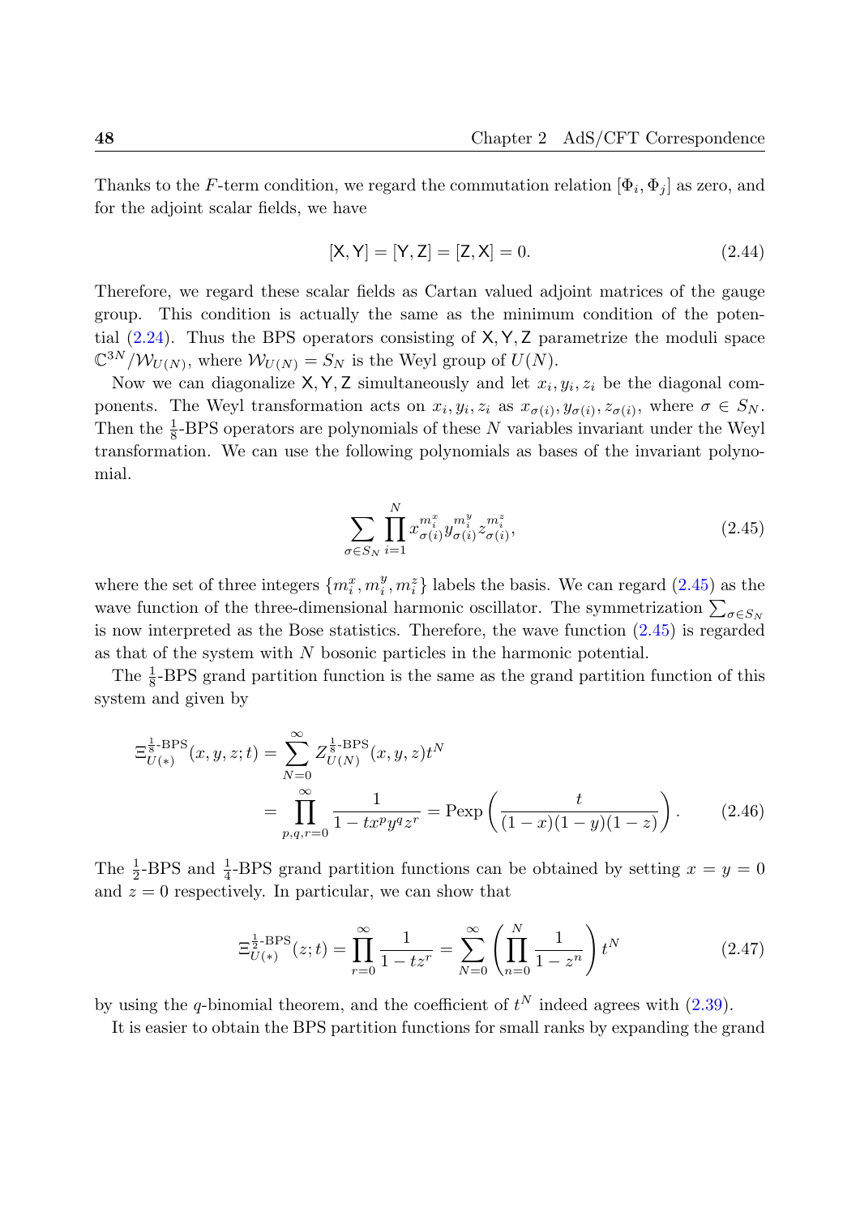Thanks to the $F$-term condition, we regard the commutation relation $[\Phi_i, \Phi_j]$ as zero, and for the adjoint scalar fields, we have

$$[\mathsf{X}, \mathsf{Y}] = [\mathsf{Y}, \mathsf{Z}] = [\mathsf{Z}, \mathsf{X}] = 0. \tag{2.44}$$

Therefore, we regard these scalar fields as Cartan valued adjoint matrices of the gauge group. This condition is actually the same as the minimum condition of the potential (2.24). Thus the BPS operators consisting of $\mathsf{X}, \mathsf{Y}, \mathsf{Z}$ parametrize the moduli space $\mathbb{C}^{3N}/\mathcal{W}_{U(N)}$, where $\mathcal{W}_{U(N)} = S_N$ is the Weyl group of $U(N)$.

Now we can diagonalize $\mathsf{X}, \mathsf{Y}, \mathsf{Z}$ simultaneously and let $x_i, y_i, z_i$ be the diagonal components. The Weyl transformation acts on $x_i, y_i, z_i$ as $x_{\sigma(i)}, y_{\sigma(i)}, z_{\sigma(i)}$, where $\sigma \in S_N$. Then the $\frac{1}{8}$-BPS operators are polynomials of these $N$ variables invariant under the Weyl transformation. We can use the following polynomials as bases of the invariant polynomial.

$$\sum_{\sigma \in S_N} \prod_{i=1}^{N} x_{\sigma(i)}^{m_i^x} y_{\sigma(i)}^{m_i^y} z_{\sigma(i)}^{m_i^z}, \tag{2.45}$$

where the set of three integers $\{m_i^x, m_i^y, m_i^z\}$ labels the basis. We can regard (2.45) as the wave function of the three-dimensional harmonic oscillator. The symmetrization $\sum_{\sigma \in S_N}$ is now interpreted as the Bose statistics. Therefore, the wave function (2.45) is regarded as that of the system with $N$ bosonic particles in the harmonic potential.

The $\frac{1}{8}$-BPS grand partition function is the same as the grand partition function of this system and given by

$$\begin{aligned}
\Xi_{U(*)}^{\frac{1}{8}\text{-BPS}}(x, y, z; t) &= \sum_{N=0}^{\infty} Z_{U(N)}^{\frac{1}{8}\text{-BPS}}(x, y, z) t^N \\
&= \prod_{p,q,r=0}^{\infty} \frac{1}{1 - t x^p y^q z^r} = \mathrm{Pexp}\left( \frac{t}{(1-x)(1-y)(1-z)} \right).
\end{aligned} \tag{2.46}$$

The $\frac{1}{2}$-BPS and $\frac{1}{4}$-BPS grand partition functions can be obtained by setting $x = y = 0$ and $z = 0$ respectively. In particular, we can show that

$$\Xi_{U(*)}^{\frac{1}{2}\text{-BPS}}(z; t) = \prod_{r=0}^{\infty} \frac{1}{1 - t z^r} = \sum_{N=0}^{\infty} \left( \prod_{n=0}^{N} \frac{1}{1 - z^n} \right) t^N \tag{2.47}$$

by using the $q$-binomial theorem, and the coefficient of $t^N$ indeed agrees with (2.39).

It is easier to obtain the BPS partition functions for small ranks by expanding the grand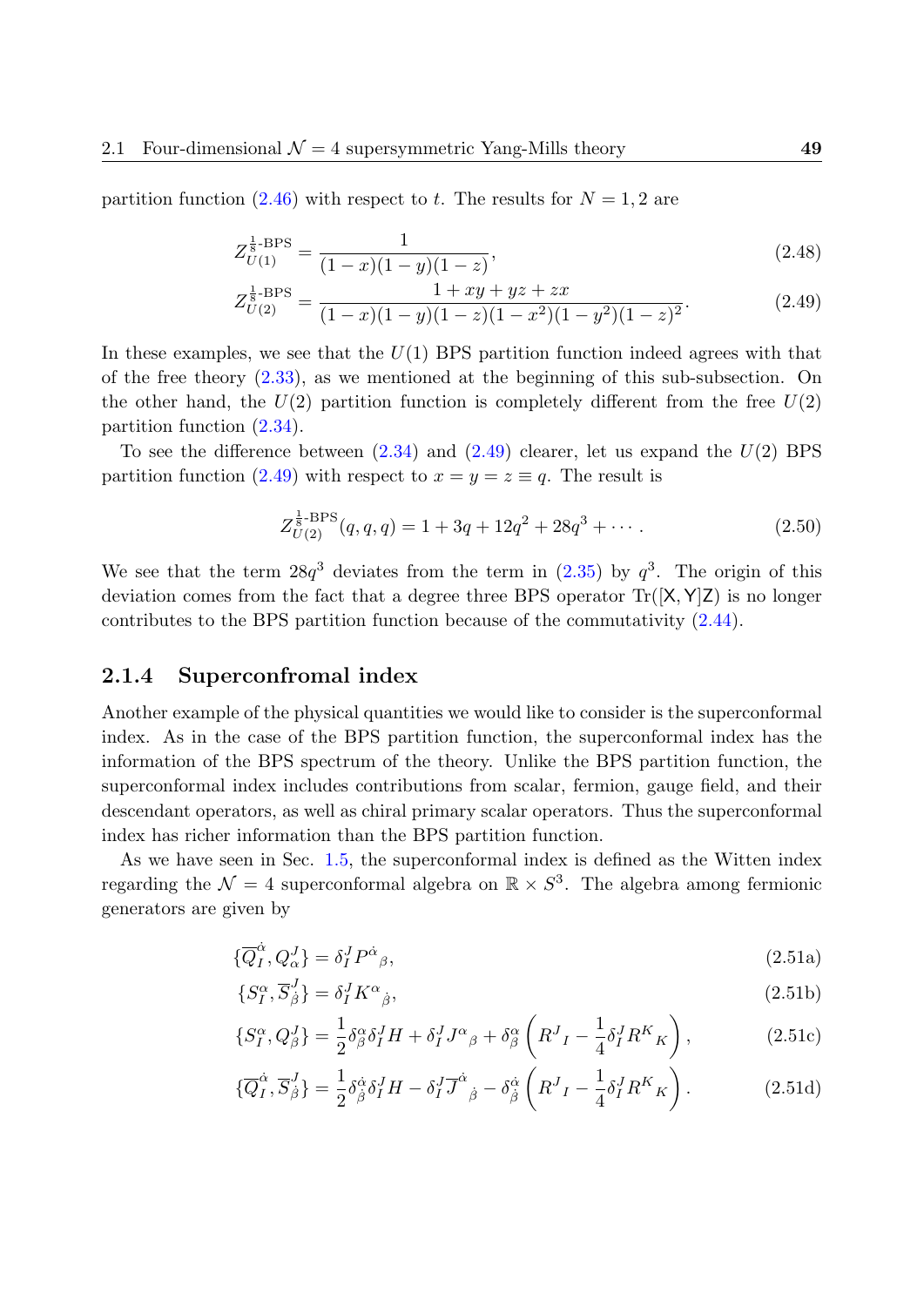partition function (2.46) with respect to $t$. The results for $N = 1, 2$ are

$$Z_{U(1)}^{\frac{1}{8}\text{-BPS}} = \frac{1}{(1-x)(1-y)(1-z)}, \tag{2.48}$$

$$Z_{U(2)}^{\frac{1}{8}\text{-BPS}} = \frac{1 + xy + yz + zx}{(1-x)(1-y)(1-z)(1-x^2)(1-y^2)(1-z)^2}. \tag{2.49}$$

In these examples, we see that the $U(1)$ BPS partition function indeed agrees with that of the free theory (2.33), as we mentioned at the beginning of this sub-subsection. On the other hand, the $U(2)$ partition function is completely different from the free $U(2)$ partition function (2.34).

To see the difference between (2.34) and (2.49) clearer, let us expand the $U(2)$ BPS partition function (2.49) with respect to $x = y = z \equiv q$. The result is

$$Z_{U(2)}^{\frac{1}{8}\text{-BPS}}(q, q, q) = 1 + 3q + 12q^2 + 28q^3 + \cdots. \tag{2.50}$$

We see that the term $28q^3$ deviates from the term in (2.35) by $q^3$. The origin of this deviation comes from the fact that a degree three BPS operator $\mathrm{Tr}([\mathsf{X}, \mathsf{Y}]\mathsf{Z})$ is no longer contributes to the BPS partition function because of the commutativity (2.44).

### 2.1.4 Superconfromal index

Another example of the physical quantities we would like to consider is the superconformal index. As in the case of the BPS partition function, the superconformal index has the information of the BPS spectrum of the theory. Unlike the BPS partition function, the superconformal index includes contributions from scalar, fermion, gauge field, and their descendant operators, as well as chiral primary scalar operators. Thus the superconformal index has richer information than the BPS partition function.

As we have seen in Sec. 1.5, the superconformal index is defined as the Witten index regarding the $\mathcal{N} = 4$ superconformal algebra on $\mathbb{R} \times S^3$. The algebra among fermionic generators are given by

$$\{\overline{Q}_I^{\dot{\alpha}}, Q_\alpha^J\} = \delta_I^J P^{\dot{\alpha}}{}_\beta, \tag{2.51a}$$

$$\{S_I^\alpha, \overline{S}_{\dot{\beta}}^J\} = \delta_I^J K^\alpha{}_{\dot{\beta}}, \tag{2.51b}$$

$$\{S_I^\alpha, Q_\beta^J\} = \frac{1}{2}\delta_\beta^\alpha \delta_I^J H + \delta_I^J J^\alpha{}_\beta + \delta_\beta^\alpha \left(R^J{}_I - \frac{1}{4}\delta_I^J R^K{}_K\right), \tag{2.51c}$$

$$\{\overline{Q}_I^{\dot{\alpha}}, \overline{S}_{\dot{\beta}}^J\} = \frac{1}{2}\delta_{\dot{\beta}}^{\dot{\alpha}} \delta_I^J H - \delta_I^J \overline{J}^{\dot{\alpha}}{}_{\dot{\beta}} - \delta_{\dot{\beta}}^{\dot{\alpha}} \left(R^J{}_I - \frac{1}{4}\delta_I^J R^K{}_K\right). \tag{2.51d}$$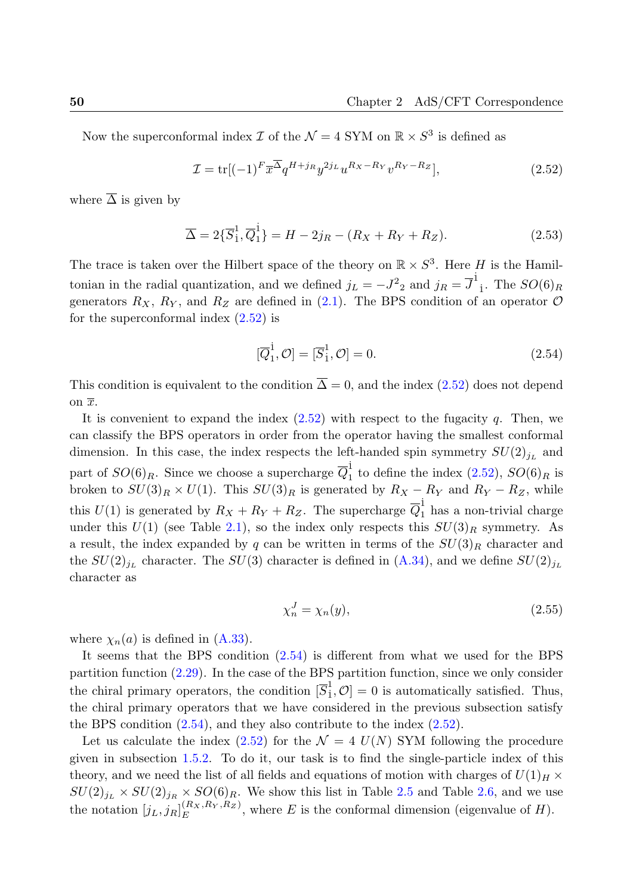Now the superconformal index $\mathcal{I}$ of the $\mathcal{N}=4$ SYM on $\mathbb{R}\times S^3$ is defined as

$$\mathcal{I} = \mathrm{tr}[(-1)^F \overline{x}^{\overline{\Delta}} q^{H+j_R} y^{2j_L} u^{R_X - R_Y} v^{R_Y - R_Z}], \tag{2.52}$$

where $\overline{\Delta}$ is given by

$$\overline{\Delta} = 2\{\overline{S}^1_{\dot{1}}, \overline{Q}^{\dot{1}}_1\} = H - 2j_R - (R_X + R_Y + R_Z). \tag{2.53}$$

The trace is taken over the Hilbert space of the theory on $\mathbb{R}\times S^3$. Here $H$ is the Hamiltonian in the radial quantization, and we defined $j_L = -J^2{}_2$ and $j_R = \overline{J}^{\dot{1}}{}_{\dot{1}}$. The $SO(6)_R$ generators $R_X$, $R_Y$, and $R_Z$ are defined in (2.1). The BPS condition of an operator $\mathcal{O}$ for the superconformal index (2.52) is

$$[\overline{Q}^{\dot{1}}_1, \mathcal{O}] = [\overline{S}^1_{\dot{1}}, \mathcal{O}] = 0. \tag{2.54}$$

This condition is equivalent to the condition $\overline{\Delta}=0$, and the index (2.52) does not depend on $\overline{x}$.

It is convenient to expand the index (2.52) with respect to the fugacity $q$. Then, we can classify the BPS operators in order from the operator having the smallest conformal dimension. In this case, the index respects the left-handed spin symmetry $SU(2)_{j_L}$ and part of $SO(6)_R$. Since we choose a supercharge $\overline{Q}^{\dot{1}}_1$ to define the index (2.52), $SO(6)_R$ is broken to $SU(3)_R\times U(1)$. This $SU(3)_R$ is generated by $R_X - R_Y$ and $R_Y - R_Z$, while this $U(1)$ is generated by $R_X + R_Y + R_Z$. The supercharge $\overline{Q}^{\dot{1}}_1$ has a non-trivial charge under this $U(1)$ (see Table 2.1), so the index only respects this $SU(3)_R$ symmetry. As a result, the index expanded by $q$ can be written in terms of the $SU(3)_R$ character and the $SU(2)_{j_L}$ character. The $SU(3)$ character is defined in (A.34), and we define $SU(2)_{j_L}$ character as

$$\chi^J_n = \chi_n(y), \tag{2.55}$$

where $\chi_n(a)$ is defined in (A.33).

It seems that the BPS condition (2.54) is different from what we used for the BPS partition function (2.29). In the case of the BPS partition function, since we only consider the chiral primary operators, the condition $[\overline{S}^1_{\dot{1}}, \mathcal{O}]=0$ is automatically satisfied. Thus, the chiral primary operators that we have considered in the previous subsection satisfy the BPS condition (2.54), and they also contribute to the index (2.52).

Let us calculate the index (2.52) for the $\mathcal{N}=4$ $U(N)$ SYM following the procedure given in subsection 1.5.2. To do it, our task is to find the single-particle index of this theory, and we need the list of all fields and equations of motion with charges of $U(1)_H\times SU(2)_{j_L}\times SU(2)_{j_R}\times SO(6)_R$. We show this list in Table 2.5 and Table 2.6, and we use the notation $[j_L, j_R]^{(R_X,R_Y,R_Z)}_E$, where $E$ is the conformal dimension (eigenvalue of $H$).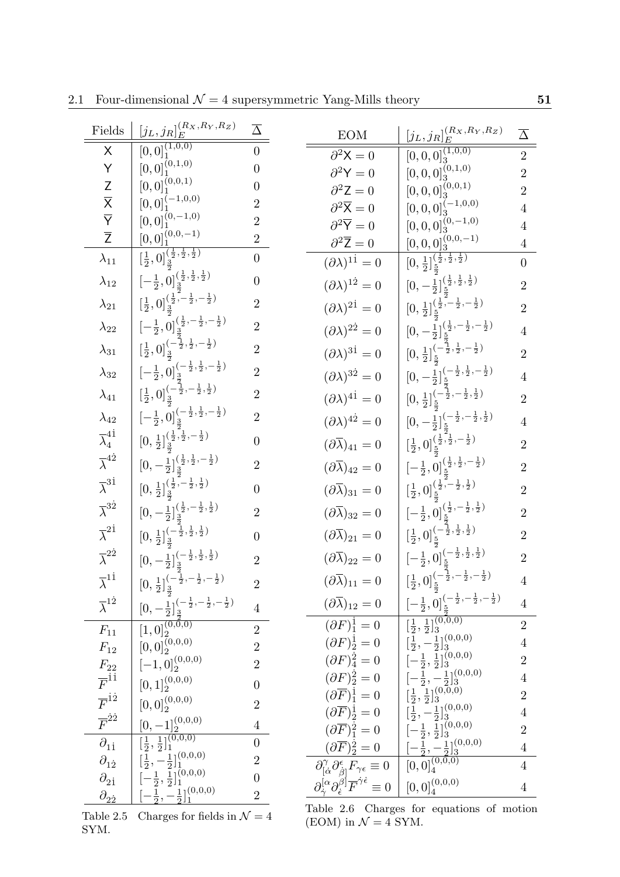| Fields | $[j_L, j_R]_E^{(R_X,R_Y,R_Z)}$ | $\overline{\Delta}$ |
|---|---|---|
| $\mathsf{X}$ | $[0,0]_1^{(1,0,0)}$ | 0 |
| $\mathsf{Y}$ | $[0,0]_1^{(0,1,0)}$ | 0 |
| $\mathsf{Z}$ | $[0,0]_1^{(0,0,1)}$ | 0 |
| $\overline{\mathsf{X}}$ | $[0,0]_1^{(-1,0,0)}$ | 2 |
| $\overline{\mathsf{Y}}$ | $[0,0]_1^{(0,-1,0)}$ | 2 |
| $\overline{\mathsf{Z}}$ | $[0,0]_1^{(0,0,-1)}$ | 2 |
| $\lambda_{11}$ | $[\frac{1}{2},0]_{\frac{3}{2}}^{(\frac{1}{2},\frac{1}{2},\frac{1}{2})}$ | 0 |
| $\lambda_{12}$ | $[-\frac{1}{2},0]_{\frac{3}{2}}^{(\frac{1}{2},\frac{1}{2},\frac{1}{2})}$ | 0 |
| $\lambda_{21}$ | $[\frac{1}{2},0]_{\frac{3}{2}}^{(\frac{1}{2},-\frac{1}{2},-\frac{1}{2})}$ | 2 |
| $\lambda_{22}$ | $[-\frac{1}{2},0]_{\frac{3}{2}}^{(\frac{1}{2},-\frac{1}{2},-\frac{1}{2})}$ | 2 |
| $\lambda_{31}$ | $[\frac{1}{2},0]_{\frac{3}{2}}^{(-\frac{1}{2},\frac{1}{2},-\frac{1}{2})}$ | 2 |
| $\lambda_{32}$ | $[-\frac{1}{2},0]_{\frac{3}{2}}^{(-\frac{1}{2},\frac{1}{2},-\frac{1}{2})}$ | 2 |
| $\lambda_{41}$ | $[\frac{1}{2},0]_{\frac{3}{2}}^{(-\frac{1}{2},-\frac{1}{2},\frac{1}{2})}$ | 2 |
| $\lambda_{42}$ | $[-\frac{1}{2},0]_{\frac{3}{2}}^{(-\frac{1}{2},\frac{1}{2},-\frac{1}{2})}$ | 2 |
| $\overline{\lambda}_4^{4\dot{1}}$ | $[0,\frac{1}{2}]_{\frac{3}{2}}^{(\frac{1}{2},\frac{1}{2},-\frac{1}{2})}$ | 0 |
| $\overline{\lambda}^{4\dot{2}}$ | $[0,-\frac{1}{2}]_{\frac{3}{2}}^{(\frac{1}{2},\frac{1}{2},-\frac{1}{2})}$ | 2 |
| $\overline{\lambda}^{3\dot{1}}$ | $[0,\frac{1}{2}]_{\frac{3}{2}}^{(\frac{1}{2},-\frac{1}{2},\frac{1}{2})}$ | 0 |
| $\overline{\lambda}^{3\dot{2}}$ | $[0,-\frac{1}{2}]_{\frac{3}{2}}^{(\frac{1}{2},-\frac{1}{2},\frac{1}{2})}$ | 2 |
| $\overline{\lambda}^{2\dot{1}}$ | $[0,\frac{1}{2}]_{\frac{3}{2}}^{(-\frac{1}{2},\frac{1}{2},\frac{1}{2})}$ | 0 |
| $\overline{\lambda}^{2\dot{2}}$ | $[0,-\frac{1}{2}]_{\frac{3}{2}}^{(-\frac{1}{2},\frac{1}{2},\frac{1}{2})}$ | 2 |
| $\overline{\lambda}^{1\dot{1}}$ | $[0,\frac{1}{2}]_{\frac{3}{2}}^{(-\frac{1}{2},-\frac{1}{2},-\frac{1}{2})}$ | 2 |
| $\overline{\lambda}^{1\dot{2}}$ | $[0,-\frac{1}{2}]_{\frac{3}{2}}^{(-\frac{1}{2},-\frac{1}{2},-\frac{1}{2})}$ | 4 |
| $F_{11}$ | $[1,0]_2^{(0,0,0)}$ | 2 |
| $F_{12}$ | $[0,0]_2^{(0,0,0)}$ | 2 |
| $F_{22}$ | $[-1,0]_2^{(0,0,0)}$ | 2 |
| $\overline{F}^{\dot{1}\dot{1}}$ | $[0,1]_2^{(0,0,0)}$ | 0 |
| $\overline{F}^{\dot{1}\dot{2}}$ | $[0,0]_2^{(0,0,0)}$ | 2 |
| $\overline{F}^{\dot{2}\dot{2}}$ | $[0,-1]_2^{(0,0,0)}$ | 4 |
| $\partial_{1\dot{1}}$ | $[\frac{1}{2},\frac{1}{2}]_1^{(0,0,0)}$ | 0 |
| $\partial_{1\dot{2}}$ | $[\frac{1}{2},-\frac{1}{2}]_1^{(0,0,0)}$ | 2 |
| $\partial_{2\dot{1}}$ | $[-\frac{1}{2},\frac{1}{2}]_1^{(0,0,0)}$ | 0 |
| $\partial_{2\dot{2}}$ | $[-\frac{1}{2},-\frac{1}{2}]_1^{(0,0,0)}$ | 2 |

Table 2.5 Charges for fields in $\mathcal{N}=4$ SYM.

| EOM | $[j_L, j_R]_E^{(R_X,R_Y,R_Z)}$ | $\overline{\Delta}$ |
|---|---|---|
| $\partial^2\mathsf{X}=0$ | $[0,0,0]_3^{(1,0,0)}$ | 2 |
| $\partial^2\mathsf{Y}=0$ | $[0,0,0]_3^{(0,1,0)}$ | 2 |
| $\partial^2\mathsf{Z}=0$ | $[0,0,0]_3^{(0,0,1)}$ | 2 |
| $\partial^2\overline{\mathsf{X}}=0$ | $[0,0,0]_3^{(-1,0,0)}$ | 4 |
| $\partial^2\overline{\mathsf{Y}}=0$ | $[0,0,0]_3^{(0,-1,0)}$ | 4 |
| $\partial^2\overline{\mathsf{Z}}=0$ | $[0,0,0]_3^{(0,0,-1)}$ | 4 |
| $(\partial\lambda)^{1\dot{1}}=0$ | $[0,\frac{1}{2}]_{\frac{5}{2}}^{(\frac{1}{2},\frac{1}{2},\frac{1}{2})}$ | 0 |
| $(\partial\lambda)^{1\dot{2}}=0$ | $[0,-\frac{1}{2}]_{\frac{5}{2}}^{(\frac{1}{2},\frac{1}{2},\frac{1}{2})}$ | 2 |
| $(\partial\lambda)^{2\dot{1}}=0$ | $[0,\frac{1}{2}]_{\frac{5}{2}}^{(\frac{1}{2},-\frac{1}{2},-\frac{1}{2})}$ | 2 |
| $(\partial\lambda)^{2\dot{2}}=0$ | $[0,-\frac{1}{2}]_{\frac{5}{2}}^{(\frac{1}{2},-\frac{1}{2},-\frac{1}{2})}$ | 4 |
| $(\partial\lambda)^{3\dot{1}}=0$ | $[0,\frac{1}{2}]_{\frac{5}{2}}^{(-\frac{1}{2},\frac{1}{2},-\frac{1}{2})}$ | 2 |
| $(\partial\lambda)^{3\dot{2}}=0$ | $[0,-\frac{1}{2}]_{\frac{5}{2}}^{(-\frac{1}{2},\frac{1}{2},-\frac{1}{2})}$ | 4 |
| $(\partial\lambda)^{4\dot{1}}=0$ | $[0,\frac{1}{2}]_{\frac{5}{2}}^{(-\frac{1}{2},-\frac{1}{2},\frac{1}{2})}$ | 2 |
| $(\partial\lambda)^{4\dot{2}}=0$ | $[0,-\frac{1}{2}]_{\frac{5}{2}}^{(-\frac{1}{2},-\frac{1}{2},\frac{1}{2})}$ | 4 |
| $(\partial\overline{\lambda})_{41}=0$ | $[\frac{1}{2},0]_{\frac{5}{2}}^{(\frac{1}{2},\frac{1}{2},-\frac{1}{2})}$ | 2 |
| $(\partial\overline{\lambda})_{42}=0$ | $[-\frac{1}{2},0]_{\frac{5}{2}}^{(\frac{1}{2},\frac{1}{2},-\frac{1}{2})}$ | 2 |
| $(\partial\overline{\lambda})_{31}=0$ | $[\frac{1}{2},0]_{\frac{5}{2}}^{(\frac{1}{2},-\frac{1}{2},\frac{1}{2})}$ | 2 |
| $(\partial\overline{\lambda})_{32}=0$ | $[-\frac{1}{2},0]_{\frac{5}{2}}^{(\frac{1}{2},-\frac{1}{2},\frac{1}{2})}$ | 2 |
| $(\partial\overline{\lambda})_{21}=0$ | $[\frac{1}{2},0]_{\frac{5}{2}}^{(-\frac{1}{2},\frac{1}{2},\frac{1}{2})}$ | 2 |
| $(\partial\overline{\lambda})_{22}=0$ | $[-\frac{1}{2},0]_{\frac{5}{2}}^{(-\frac{1}{2},\frac{1}{2},\frac{1}{2})}$ | 2 |
| $(\partial\overline{\lambda})_{11}=0$ | $[\frac{1}{2},0]_{\frac{5}{2}}^{(-\frac{1}{2},-\frac{1}{2},-\frac{1}{2})}$ | 4 |
| $(\partial\overline{\lambda})_{12}=0$ | $[-\frac{1}{2},0]_{\frac{5}{2}}^{(-\frac{1}{2},-\frac{1}{2},-\frac{1}{2})}$ | 4 |
| $(\partial F)_1^{\dot{1}}=0$ | $[\frac{1}{2},\frac{1}{2}]_3^{(0,0,0)}$ | 2 |
| $(\partial F)_2^{\dot{1}}=0$ | $[\frac{1}{2},-\frac{1}{2}]_3^{(0,0,0)}$ | 4 |
| $(\partial F)_4^{\dot{2}}=0$ | $[-\frac{1}{2},\frac{1}{2}]_3^{(0,0,0)}$ | 2 |
| $(\partial F)_2^{\dot{2}}=0$ | $[-\frac{1}{2},-\frac{1}{2}]_3^{(0,0,0)}$ | 4 |
| $(\partial\overline{F})_1^{\dot{1}}=0$ | $[\frac{1}{2},\frac{1}{2}]_3^{(0,0,0)}$ | 2 |
| $(\partial\overline{F})_2^{\dot{1}}=0$ | $[\frac{1}{2},-\frac{1}{2}]_3^{(0,0,0)}$ | 4 |
| $(\partial\overline{F})_1^{\dot{2}}=0$ | $[-\frac{1}{2},\frac{1}{2}]_3^{(0,0,0)}$ | 2 |
| $(\partial\overline{F})_2^{\dot{2}}=0$ | $[-\frac{1}{2},-\frac{1}{2}]_3^{(0,0,0)}$ | 4 |
| $\partial^{\gamma}_{[\dot{\alpha}}\partial^{\epsilon}_{\dot{\beta}]}F_{\gamma\epsilon}\equiv 0$ | $[0,0]_4^{(0,0,0)}$ | 4 |
| $\partial^{[\alpha}_{\dot{\gamma}}\partial^{\beta]}_{\dot{\epsilon}}\overline{F}^{\dot{\gamma}\dot{\epsilon}}\equiv 0$ | $[0,0]_4^{(0,0,0)}$ | 4 |

Table 2.6 Charges for equations of motion (EOM) in $\mathcal{N}=4$ SYM.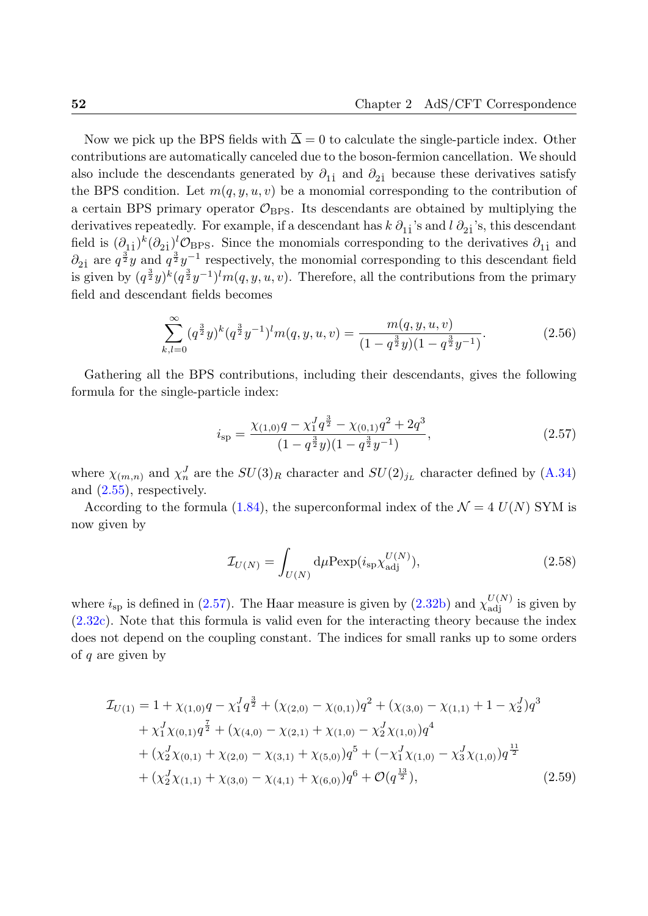Now we pick up the BPS fields with $\overline{\Delta} = 0$ to calculate the single-particle index. Other contributions are automatically canceled due to the boson-fermion cancellation. We should also include the descendants generated by $\partial_{1\dot{1}}$ and $\partial_{2\dot{1}}$ because these derivatives satisfy the BPS condition. Let $m(q, y, u, v)$ be a monomial corresponding to the contribution of a certain BPS primary operator $\mathcal{O}_{\text{BPS}}$. Its descendants are obtained by multiplying the derivatives repeatedly. For example, if a descendant has $k$ $\partial_{1\dot{1}}$'s and $l$ $\partial_{2\dot{1}}$'s, this descendant field is $(\partial_{1\dot{1}})^k(\partial_{2\dot{1}})^l\mathcal{O}_{\text{BPS}}$. Since the monomials corresponding to the derivatives $\partial_{1\dot{1}}$ and $\partial_{2\dot{1}}$ are $q^{\frac{3}{2}}y$ and $q^{\frac{3}{2}}y^{-1}$ respectively, the monomial corresponding to this descendant field is given by $(q^{\frac{3}{2}}y)^k(q^{\frac{3}{2}}y^{-1})^l m(q, y, u, v)$. Therefore, all the contributions from the primary field and descendant fields becomes

$$\sum_{k,l=0}^{\infty}(q^{\frac{3}{2}}y)^k(q^{\frac{3}{2}}y^{-1})^l m(q, y, u, v) = \frac{m(q, y, u, v)}{(1-q^{\frac{3}{2}}y)(1-q^{\frac{3}{2}}y^{-1})}. \tag{2.56}$$

Gathering all the BPS contributions, including their descendants, gives the following formula for the single-particle index:

$$i_{\text{sp}} = \frac{\chi_{(1,0)}q - \chi_1^J q^{\frac{3}{2}} - \chi_{(0,1)}q^2 + 2q^3}{(1-q^{\frac{3}{2}}y)(1-q^{\frac{3}{2}}y^{-1})}, \tag{2.57}$$

where $\chi_{(m,n)}$ and $\chi_n^J$ are the $SU(3)_R$ character and $SU(2)_{j_L}$ character defined by (A.34) and (2.55), respectively.

According to the formula (1.84), the superconformal index of the $\mathcal{N} = 4$ $U(N)$ SYM is now given by

$$\mathcal{I}_{U(N)} = \int_{U(N)} \mathrm{d}\mu \mathrm{Pexp}(i_{\text{sp}}\chi_{\text{adj}}^{U(N)}), \tag{2.58}$$

where $i_{\text{sp}}$ is defined in (2.57). The Haar measure is given by (2.32b) and $\chi_{\text{adj}}^{U(N)}$ is given by (2.32c). Note that this formula is valid even for the interacting theory because the index does not depend on the coupling constant. The indices for small ranks up to some orders of $q$ are given by

$$\begin{aligned}
\mathcal{I}_{U(1)} = {} & 1 + \chi_{(1,0)}q - \chi_1^J q^{\frac{3}{2}} + (\chi_{(2,0)} - \chi_{(0,1)})q^2 + (\chi_{(3,0)} - \chi_{(1,1)} + 1 - \chi_2^J)q^3 \\
& + \chi_1^J\chi_{(0,1)}q^{\frac{7}{2}} + (\chi_{(4,0)} - \chi_{(2,1)} + \chi_{(1,0)} - \chi_2^J\chi_{(1,0)})q^4 \\
& + (\chi_2^J\chi_{(0,1)} + \chi_{(2,0)} - \chi_{(3,1)} + \chi_{(5,0)})q^5 + (-\chi_1^J\chi_{(1,0)} - \chi_3^J\chi_{(1,0)})q^{\frac{11}{2}} \\
& + (\chi_2^J\chi_{(1,1)} + \chi_{(3,0)} - \chi_{(4,1)} + \chi_{(6,0)})q^6 + \mathcal{O}(q^{\frac{13}{2}}),
\end{aligned} \tag{2.59}$$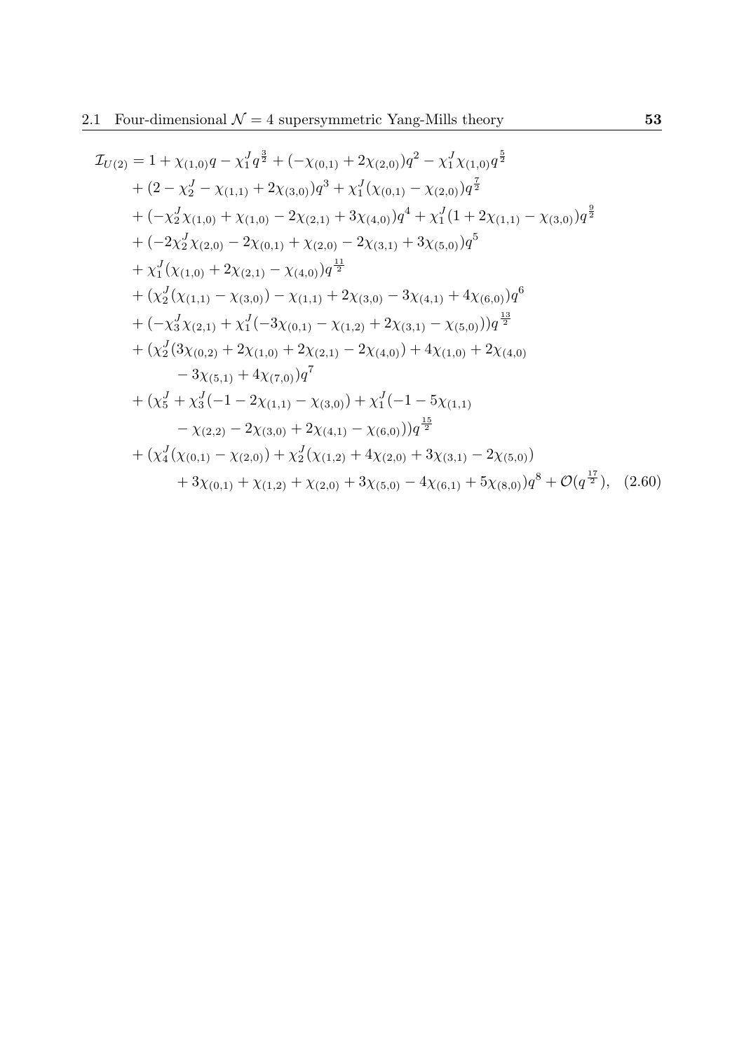$$
\begin{aligned}
\mathcal{I}_{U(2)} &= 1 + \chi_{(1,0)} q - \chi_1^J q^{\frac{3}{2}} + (-\chi_{(0,1)} + 2\chi_{(2,0)}) q^2 - \chi_1^J \chi_{(1,0)} q^{\frac{5}{2}} \\
&+ (2 - \chi_2^J - \chi_{(1,1)} + 2\chi_{(3,0)}) q^3 + \chi_1^J (\chi_{(0,1)} - \chi_{(2,0)}) q^{\frac{7}{2}} \\
&+ (-\chi_2^J \chi_{(1,0)} + \chi_{(1,0)} - 2\chi_{(2,1)} + 3\chi_{(4,0)}) q^4 + \chi_1^J (1 + 2\chi_{(1,1)} - \chi_{(3,0)}) q^{\frac{9}{2}} \\
&+ (-2\chi_2^J \chi_{(2,0)} - 2\chi_{(0,1)} + \chi_{(2,0)} - 2\chi_{(3,1)} + 3\chi_{(5,0)}) q^5 \\
&+ \chi_1^J (\chi_{(1,0)} + 2\chi_{(2,1)} - \chi_{(4,0)}) q^{\frac{11}{2}} \\
&+ (\chi_2^J (\chi_{(1,1)} - \chi_{(3,0)}) - \chi_{(1,1)} + 2\chi_{(3,0)} - 3\chi_{(4,1)} + 4\chi_{(6,0)}) q^6 \\
&+ (-\chi_3^J \chi_{(2,1)} + \chi_1^J (-3\chi_{(0,1)} - \chi_{(1,2)} + 2\chi_{(3,1)} - \chi_{(5,0)})) q^{\frac{13}{2}} \\
&+ (\chi_2^J (3\chi_{(0,2)} + 2\chi_{(1,0)} + 2\chi_{(2,1)} - 2\chi_{(4,0)}) + 4\chi_{(1,0)} + 2\chi_{(4,0)} \\
&\qquad - 3\chi_{(5,1)} + 4\chi_{(7,0)}) q^7 \\
&+ (\chi_5^J + \chi_3^J (-1 - 2\chi_{(1,1)} - \chi_{(3,0)}) + \chi_1^J (-1 - 5\chi_{(1,1)} \\
&\qquad - \chi_{(2,2)} - 2\chi_{(3,0)} + 2\chi_{(4,1)} - \chi_{(6,0)})) q^{\frac{15}{2}} \\
&+ (\chi_4^J (\chi_{(0,1)} - \chi_{(2,0)}) + \chi_2^J (\chi_{(1,2)} + 4\chi_{(2,0)} + 3\chi_{(3,1)} - 2\chi_{(5,0)}) \\
&\qquad + 3\chi_{(0,1)} + \chi_{(1,2)} + \chi_{(2,0)} + 3\chi_{(5,0)} - 4\chi_{(6,1)} + 5\chi_{(8,0)}) q^8 + \mathcal{O}(q^{\frac{17}{2}}), \quad (2.60)
\end{aligned}
$$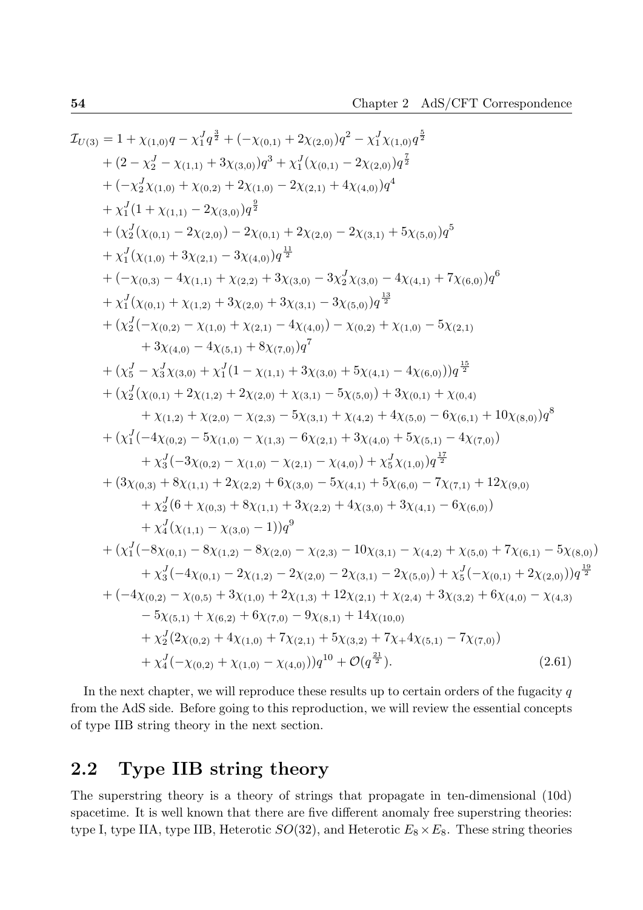$$
\begin{aligned}
\mathcal{I}_{U(3)} &= 1 + \chi_{(1,0)} q - \chi^J_1 q^{\frac{3}{2}} + (-\chi_{(0,1)} + 2\chi_{(2,0)}) q^2 - \chi^J_1 \chi_{(1,0)} q^{\frac{5}{2}} \\
&+ (2 - \chi^J_2 - \chi_{(1,1)} + 3\chi_{(3,0)}) q^3 + \chi^J_1 (\chi_{(0,1)} - 2\chi_{(2,0)}) q^{\frac{7}{2}} \\
&+ (-\chi^J_2 \chi_{(1,0)} + \chi_{(0,2)} + 2\chi_{(1,0)} - 2\chi_{(2,1)} + 4\chi_{(4,0)}) q^4 \\
&+ \chi^J_1 (1 + \chi_{(1,1)} - 2\chi_{(3,0)}) q^{\frac{9}{2}} \\
&+ (\chi^J_2 (\chi_{(0,1)} - 2\chi_{(2,0)}) - 2\chi_{(0,1)} + 2\chi_{(2,0)} - 2\chi_{(3,1)} + 5\chi_{(5,0)}) q^5 \\
&+ \chi^J_1 (\chi_{(1,0)} + 3\chi_{(2,1)} - 3\chi_{(4,0)}) q^{\frac{11}{2}} \\
&+ (-\chi_{(0,3)} - 4\chi_{(1,1)} + \chi_{(2,2)} + 3\chi_{(3,0)} - 3\chi^J_2 \chi_{(3,0)} - 4\chi_{(4,1)} + 7\chi_{(6,0)}) q^6 \\
&+ \chi^J_1 (\chi_{(0,1)} + \chi_{(1,2)} + 3\chi_{(2,0)} + 3\chi_{(3,1)} - 3\chi_{(5,0)}) q^{\frac{13}{2}} \\
&+ (\chi^J_2 (-\chi_{(0,2)} - \chi_{(1,0)} + \chi_{(2,1)} - 4\chi_{(4,0)}) - \chi_{(0,2)} + \chi_{(1,0)} - 5\chi_{(2,1)} \\
&\qquad + 3\chi_{(4,0)} - 4\chi_{(5,1)} + 8\chi_{(7,0)}) q^7 \\
&+ (\chi^J_5 - \chi^J_3 \chi_{(3,0)} + \chi^J_1 (1 - \chi_{(1,1)} + 3\chi_{(3,0)} + 5\chi_{(4,1)} - 4\chi_{(6,0)})) q^{\frac{15}{2}} \\
&+ (\chi^J_2 (\chi_{(0,1)} + 2\chi_{(1,2)} + 2\chi_{(2,0)} + \chi_{(3,1)} - 5\chi_{(5,0)}) + 3\chi_{(0,1)} + \chi_{(0,4)} \\
&\qquad + \chi_{(1,2)} + \chi_{(2,0)} - \chi_{(2,3)} - 5\chi_{(3,1)} + \chi_{(4,2)} + 4\chi_{(5,0)} - 6\chi_{(6,1)} + 10\chi_{(8,0)}) q^8 \\
&+ (\chi^J_1 (-4\chi_{(0,2)} - 5\chi_{(1,0)} - \chi_{(1,3)} - 6\chi_{(2,1)} + 3\chi_{(4,0)} + 5\chi_{(5,1)} - 4\chi_{(7,0)}) \\
&\qquad + \chi^J_3 (-3\chi_{(0,2)} - \chi_{(1,0)} - \chi_{(2,1)} - \chi_{(4,0)}) + \chi^J_5 \chi_{(1,0)}) q^{\frac{17}{2}} \\
&+ (3\chi_{(0,3)} + 8\chi_{(1,1)} + 2\chi_{(2,2)} + 6\chi_{(3,0)} - 5\chi_{(4,1)} + 5\chi_{(6,0)} - 7\chi_{(7,1)} + 12\chi_{(9,0)} \\
&\qquad + \chi^J_2 (6 + \chi_{(0,3)} + 8\chi_{(1,1)} + 3\chi_{(2,2)} + 4\chi_{(3,0)} + 3\chi_{(4,1)} - 6\chi_{(6,0)}) \\
&\qquad + \chi^J_4 (\chi_{(1,1)} - \chi_{(3,0)} - 1)) q^9 \\
&+ (\chi^J_1 (-8\chi_{(0,1)} - 8\chi_{(1,2)} - 8\chi_{(2,0)} - \chi_{(2,3)} - 10\chi_{(3,1)} - \chi_{(4,2)} + \chi_{(5,0)} + 7\chi_{(6,1)} - 5\chi_{(8,0)}) \\
&\qquad + \chi^J_3 (-4\chi_{(0,1)} - 2\chi_{(1,2)} - 2\chi_{(2,0)} - 2\chi_{(3,1)} - 2\chi_{(5,0)}) + \chi^J_5 (-\chi_{(0,1)} + 2\chi_{(2,0)})) q^{\frac{19}{2}} \\
&+ (-4\chi_{(0,2)} - \chi_{(0,5)} + 3\chi_{(1,0)} + 2\chi_{(1,3)} + 12\chi_{(2,1)} + \chi_{(2,4)} + 3\chi_{(3,2)} + 6\chi_{(4,0)} - \chi_{(4,3)} \\
&\qquad - 5\chi_{(5,1)} + \chi_{(6,2)} + 6\chi_{(7,0)} - 9\chi_{(8,1)} + 14\chi_{(10,0)} \\
&\qquad + \chi^J_2 (2\chi_{(0,2)} + 4\chi_{(1,0)} + 7\chi_{(2,1)} + 5\chi_{(3,2)} + 7\chi_+ 4\chi_{(5,1)} - 7\chi_{(7,0)}) \\
&\qquad + \chi^J_4 (-\chi_{(0,2)} + \chi_{(1,0)} - \chi_{(4,0)})) q^{10} + \mathcal{O}(q^{\frac{21}{2}}). \qquad (2.61)
\end{aligned}
$$

In the next chapter, we will reproduce these results up to certain orders of the fugacity $q$ from the AdS side. Before going to this reproduction, we will review the essential concepts of type IIB string theory in the next section.

## 2.2 Type IIB string theory

The superstring theory is a theory of strings that propagate in ten-dimensional (10d) spacetime. It is well known that there are five different anomaly free superstring theories: type I, type IIA, type IIB, Heterotic $SO(32)$, and Heterotic $E_8 \times E_8$. These string theories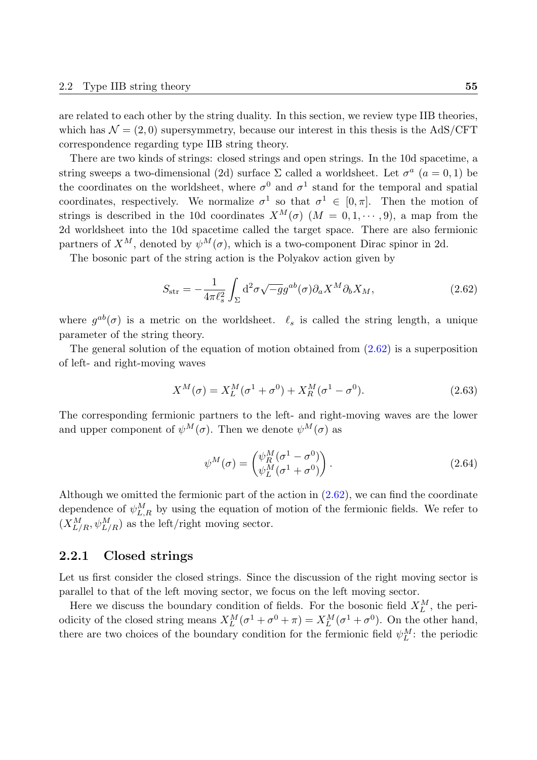are related to each other by the string duality. In this section, we review type IIB theories, which has $\mathcal{N} = (2,0)$ supersymmetry, because our interest in this thesis is the AdS/CFT correspondence regarding type IIB string theory.

There are two kinds of strings: closed strings and open strings. In the 10d spacetime, a string sweeps a two-dimensional (2d) surface $\Sigma$ called a worldsheet. Let $\sigma^a$ $(a = 0, 1)$ be the coordinates on the worldsheet, where $\sigma^0$ and $\sigma^1$ stand for the temporal and spatial coordinates, respectively. We normalize $\sigma^1$ so that $\sigma^1 \in [0, \pi]$. Then the motion of strings is described in the 10d coordinates $X^M(\sigma)$ $(M = 0, 1, \cdots, 9)$, a map from the 2d worldsheet into the 10d spacetime called the target space. There are also fermionic partners of $X^M$, denoted by $\psi^M(\sigma)$, which is a two-component Dirac spinor in 2d.

The bosonic part of the string action is the Polyakov action given by

$$S_{\rm str} = -\frac{1}{4\pi \ell_s^2} \int_\Sigma \mathrm{d}^2\sigma \sqrt{-g} g^{ab}(\sigma) \partial_a X^M \partial_b X_M, \tag{2.62}$$

where $g^{ab}(\sigma)$ is a metric on the worldsheet. $\ell_s$ is called the string length, a unique parameter of the string theory.

The general solution of the equation of motion obtained from (2.62) is a superposition of left- and right-moving waves

$$X^M(\sigma) = X_L^M(\sigma^1 + \sigma^0) + X_R^M(\sigma^1 - \sigma^0). \tag{2.63}$$

The corresponding fermionic partners to the left- and right-moving waves are the lower and upper component of $\psi^M(\sigma)$. Then we denote $\psi^M(\sigma)$ as

$$\psi^M(\sigma) = \begin{pmatrix} \psi_R^M(\sigma^1 - \sigma^0) \\ \psi_L^M(\sigma^1 + \sigma^0) \end{pmatrix}. \tag{2.64}$$

Although we omitted the fermionic part of the action in (2.62), we can find the coordinate dependence of $\psi_{L,R}^M$ by using the equation of motion of the fermionic fields. We refer to $(X_{L/R}^M, \psi_{L/R}^M)$ as the left/right moving sector.

### 2.2.1 Closed strings

Let us first consider the closed strings. Since the discussion of the right moving sector is parallel to that of the left moving sector, we focus on the left moving sector.

Here we discuss the boundary condition of fields. For the bosonic field $X_L^M$, the periodicity of the closed string means $X_L^M(\sigma^1 + \sigma^0 + \pi) = X_L^M(\sigma^1 + \sigma^0)$. On the other hand, there are two choices of the boundary condition for the fermionic field $\psi_L^M$: the periodic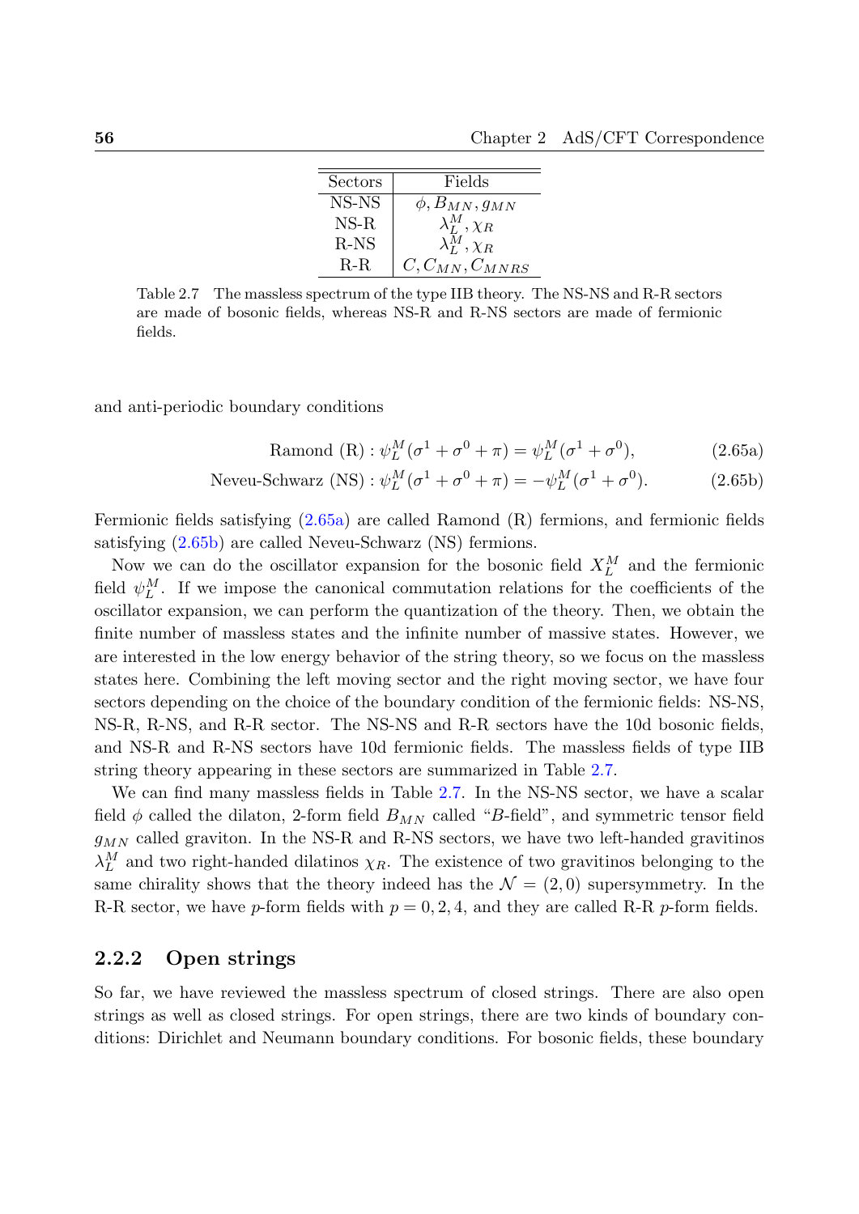| Sectors | Fields |
|---|---|
| NS-NS | $\phi, B_{MN}, g_{MN}$ |
| NS-R | $\lambda_L^M, \chi_R$ |
| R-NS | $\lambda_L^M, \chi_R$ |
| R-R | $C, C_{MN}, C_{MNRS}$ |

Table 2.7 The massless spectrum of the type IIB theory. The NS-NS and R-R sectors are made of bosonic fields, whereas NS-R and R-NS sectors are made of fermionic fields.

and anti-periodic boundary conditions

$$\text{Ramond (R)} : \psi_L^M(\sigma^1 + \sigma^0 + \pi) = \psi_L^M(\sigma^1 + \sigma^0), \tag{2.65a}$$

$$\text{Neveu-Schwarz (NS)} : \psi_L^M(\sigma^1 + \sigma^0 + \pi) = -\psi_L^M(\sigma^1 + \sigma^0). \tag{2.65b}$$

Fermionic fields satisfying (2.65a) are called Ramond (R) fermions, and fermionic fields satisfying (2.65b) are called Neveu-Schwarz (NS) fermions.

Now we can do the oscillator expansion for the bosonic field $X_L^M$ and the fermionic field $\psi_L^M$. If we impose the canonical commutation relations for the coefficients of the oscillator expansion, we can perform the quantization of the theory. Then, we obtain the finite number of massless states and the infinite number of massive states. However, we are interested in the low energy behavior of the string theory, so we focus on the massless states here. Combining the left moving sector and the right moving sector, we have four sectors depending on the choice of the boundary condition of the fermionic fields: NS-NS, NS-R, R-NS, and R-R sector. The NS-NS and R-R sectors have the 10d bosonic fields, and NS-R and R-NS sectors have 10d fermionic fields. The massless fields of type IIB string theory appearing in these sectors are summarized in Table 2.7.

We can find many massless fields in Table 2.7. In the NS-NS sector, we have a scalar field $\phi$ called the dilaton, 2-form field $B_{MN}$ called "$B$-field", and symmetric tensor field $g_{MN}$ called graviton. In the NS-R and R-NS sectors, we have two left-handed gravitinos $\lambda_L^M$ and two right-handed dilatinos $\chi_R$. The existence of two gravitinos belonging to the same chirality shows that the theory indeed has the $\mathcal{N} = (2, 0)$ supersymmetry. In the R-R sector, we have $p$-form fields with $p = 0, 2, 4$, and they are called R-R $p$-form fields.

### 2.2.2 Open strings

So far, we have reviewed the massless spectrum of closed strings. There are also open strings as well as closed strings. For open strings, there are two kinds of boundary conditions: Dirichlet and Neumann boundary conditions. For bosonic fields, these boundary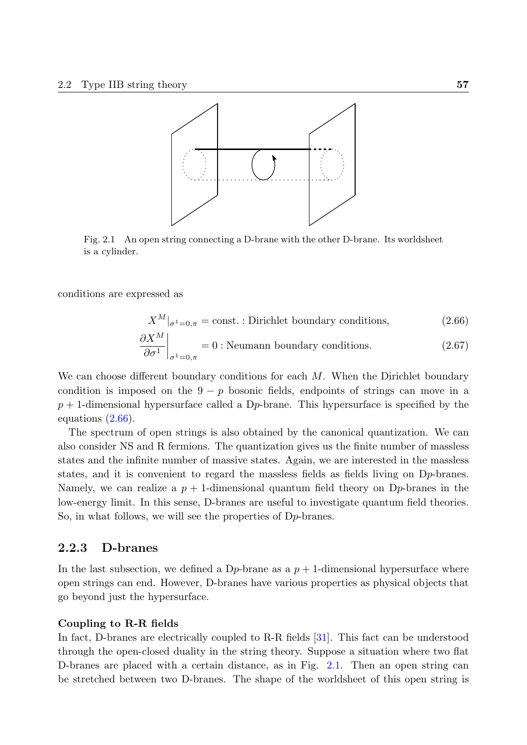Fig. 2.1 An open string connecting a D-brane with the other D-brane. Its worldsheet is a cylinder.

conditions are expressed as

$$X^M|_{\sigma^1=0,\pi} = \text{const.} : \text{Dirichlet boundary conditions}, \tag{2.66}$$

$$\left.\frac{\partial X^M}{\partial \sigma^1}\right|_{\sigma^1=0,\pi} = 0 : \text{Neumann boundary conditions}. \tag{2.67}$$

We can choose different boundary conditions for each $M$. When the Dirichlet boundary condition is imposed on the $9-p$ bosonic fields, endpoints of strings can move in a $p+1$-dimensional hypersurface called a D$p$-brane. This hypersurface is specified by the equations (2.66).

The spectrum of open strings is also obtained by the canonical quantization. We can also consider NS and R fermions. The quantization gives us the finite number of massless states and the infinite number of massive states. Again, we are interested in the massless states, and it is convenient to regard the massless fields as fields living on D$p$-branes. Namely, we can realize a $p+1$-dimensional quantum field theory on D$p$-branes in the low-energy limit. In this sense, D-branes are useful to investigate quantum field theories. So, in what follows, we will see the properties of D$p$-branes.

### 2.2.3 D-branes

In the last subsection, we defined a D$p$-brane as a $p+1$-dimensional hypersurface where open strings can end. However, D-branes have various properties as physical objects that go beyond just the hypersurface.

**Coupling to R-R fields**

In fact, D-branes are electrically coupled to R-R fields [31]. This fact can be understood through the open-closed duality in the string theory. Suppose a situation where two flat D-branes are placed with a certain distance, as in Fig. 2.1. Then an open string can be stretched between two D-branes. The shape of the worldsheet of this open string is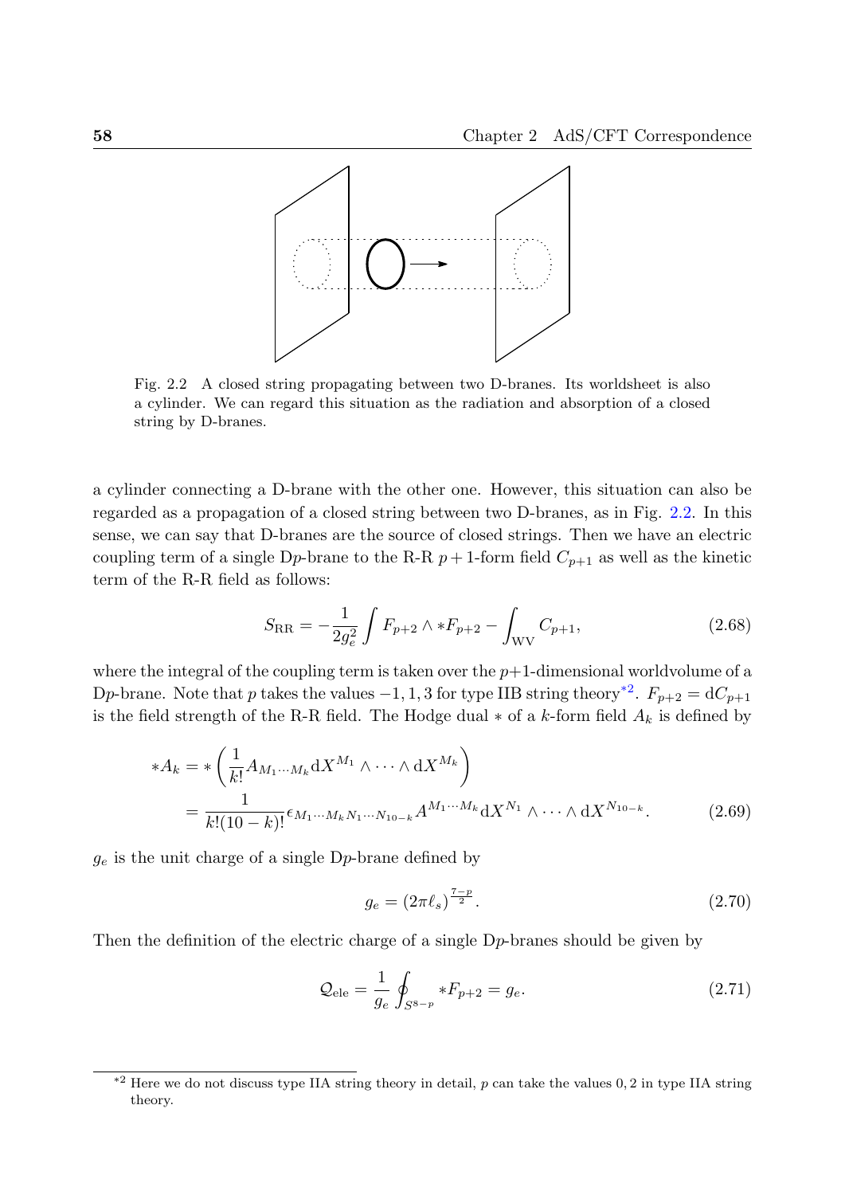Fig. 2.2 A closed string propagating between two D-branes. Its worldsheet is also a cylinder. We can regard this situation as the radiation and absorption of a closed string by D-branes.

a cylinder connecting a D-brane with the other one. However, this situation can also be regarded as a propagation of a closed string between two D-branes, as in Fig. 2.2. In this sense, we can say that D-branes are the source of closed strings. Then we have an electric coupling term of a single D$p$-brane to the R-R $p+1$-form field $C_{p+1}$ as well as the kinetic term of the R-R field as follows:

$$S_{\rm RR} = -\frac{1}{2g_e^2}\int F_{p+2}\wedge *F_{p+2} - \int_{\rm WV} C_{p+1}, \tag{2.68}$$

where the integral of the coupling term is taken over the $p+1$-dimensional worldvolume of a D$p$-brane. Note that $p$ takes the values $-1, 1, 3$ for type IIB string theory[*2]. $F_{p+2} = {\rm d}C_{p+1}$ is the field strength of the R-R field. The Hodge dual $*$ of a $k$-form field $A_k$ is defined by

$$\begin{aligned} *A_k &= *\left(\frac{1}{k!}A_{M_1\cdots M_k}{\rm d}X^{M_1}\wedge\cdots\wedge{\rm d}X^{M_k}\right) \\ &= \frac{1}{k!(10-k)!}\epsilon_{M_1\cdots M_k N_1\cdots N_{10-k}}A^{M_1\cdots M_k}{\rm d}X^{N_1}\wedge\cdots\wedge{\rm d}X^{N_{10-k}}. \end{aligned} \tag{2.69}$$

$g_e$ is the unit charge of a single D$p$-brane defined by

$$g_e = (2\pi\ell_s)^{\frac{7-p}{2}}. \tag{2.70}$$

Then the definition of the electric charge of a single D$p$-branes should be given by

$$\mathcal{Q}_{\rm ele} = \frac{1}{g_e}\oint_{S^{8-p}} *F_{p+2} = g_e. \tag{2.71}$$

[*2] Here we do not discuss type IIA string theory in detail, $p$ can take the values $0, 2$ in type IIA string theory.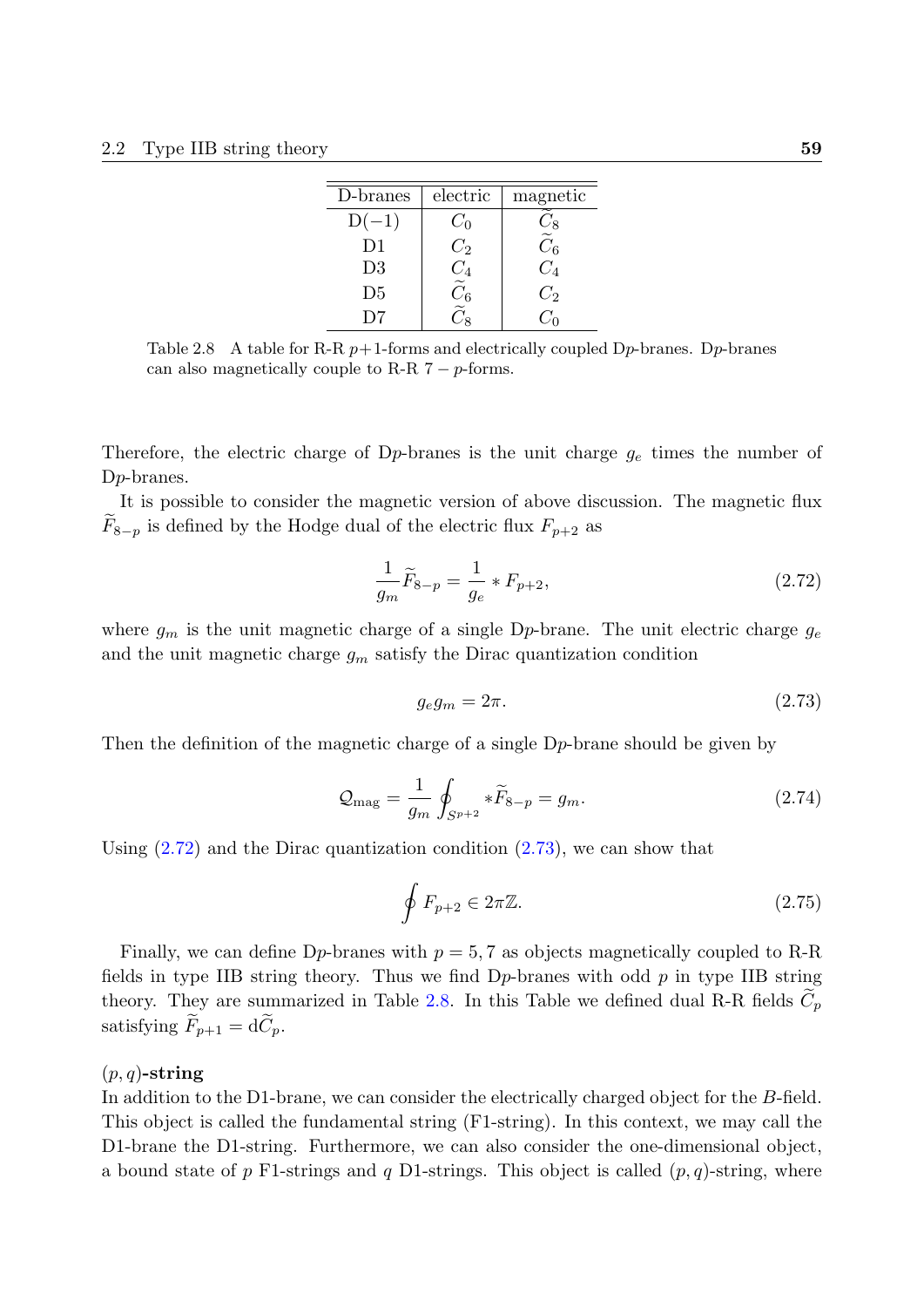| D-branes | electric | magnetic |
|---|---|---|
| D(−1) | $C_0$ | $\widetilde{C}_8$ |
| D1 | $C_2$ | $\widetilde{C}_6$ |
| D3 | $C_4$ | $C_4$ |
| D5 | $\widetilde{C}_6$ | $C_2$ |
| D7 | $\widetilde{C}_8$ | $C_0$ |

Table 2.8 A table for R-R $p+1$-forms and electrically coupled D$p$-branes. D$p$-branes can also magnetically couple to R-R $7-p$-forms.

Therefore, the electric charge of D$p$-branes is the unit charge $g_e$ times the number of D$p$-branes.

It is possible to consider the magnetic version of above discussion. The magnetic flux $\widetilde{F}_{8-p}$ is defined by the Hodge dual of the electric flux $F_{p+2}$ as

$$\frac{1}{g_m}\widetilde{F}_{8-p} = \frac{1}{g_e} * F_{p+2}, \tag{2.72}$$

where $g_m$ is the unit magnetic charge of a single D$p$-brane. The unit electric charge $g_e$ and the unit magnetic charge $g_m$ satisfy the Dirac quantization condition

$$g_e g_m = 2\pi. \tag{2.73}$$

Then the definition of the magnetic charge of a single D$p$-brane should be given by

$$\mathcal{Q}_{\text{mag}} = \frac{1}{g_m}\oint_{S^{p+2}} *\widetilde{F}_{8-p} = g_m. \tag{2.74}$$

Using (2.72) and the Dirac quantization condition (2.73), we can show that

$$\oint F_{p+2} \in 2\pi\mathbb{Z}. \tag{2.75}$$

Finally, we can define D$p$-branes with $p = 5, 7$ as objects magnetically coupled to R-R fields in type IIB string theory. Thus we find D$p$-branes with odd $p$ in type IIB string theory. They are summarized in Table 2.8. In this Table we defined dual R-R fields $\widetilde{C}_p$ satisfying $\widetilde{F}_{p+1} = \mathrm{d}\widetilde{C}_p$.

**$(p, q)$-string**

In addition to the D1-brane, we can consider the electrically charged object for the $B$-field. This object is called the fundamental string (F1-string). In this context, we may call the D1-brane the D1-string. Furthermore, we can also consider the one-dimensional object, a bound state of $p$ F1-strings and $q$ D1-strings. This object is called $(p, q)$-string, where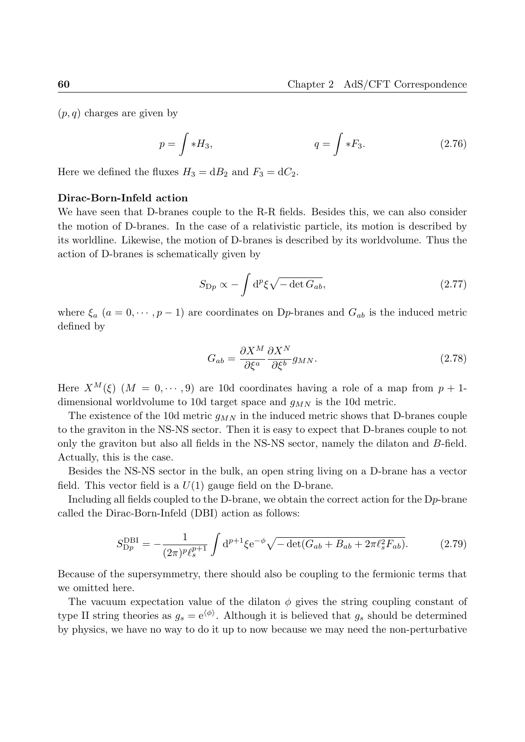$(p, q)$ charges are given by

$$p = \int *H_3, \qquad\qquad q = \int *F_3. \tag{2.76}$$

Here we defined the fluxes $H_3 = \mathrm{d}B_2$ and $F_3 = \mathrm{d}C_2$.

**Dirac-Born-Infeld action**

We have seen that D-branes couple to the R-R fields. Besides this, we can also consider the motion of D-branes. In the case of a relativistic particle, its motion is described by its worldline. Likewise, the motion of D-branes is described by its worldvolume. Thus the action of D-branes is schematically given by

$$S_{\mathrm{D}p} \propto -\int \mathrm{d}^p\xi \sqrt{-\det G_{ab}}, \tag{2.77}$$

where $\xi_a$ ($a = 0, \cdots, p-1$) are coordinates on D$p$-branes and $G_{ab}$ is the induced metric defined by

$$G_{ab} = \frac{\partial X^M}{\partial \xi^a}\frac{\partial X^N}{\partial \xi^b} g_{MN}. \tag{2.78}$$

Here $X^M(\xi)$ ($M = 0, \cdots, 9$) are 10d coordinates having a role of a map from $p+1$-dimensional worldvolume to 10d target space and $g_{MN}$ is the 10d metric.

The existence of the 10d metric $g_{MN}$ in the induced metric shows that D-branes couple to the graviton in the NS-NS sector. Then it is easy to expect that D-branes couple to not only the graviton but also all fields in the NS-NS sector, namely the dilaton and $B$-field. Actually, this is the case.

Besides the NS-NS sector in the bulk, an open string living on a D-brane has a vector field. This vector field is a $U(1)$ gauge field on the D-brane.

Including all fields coupled to the D-brane, we obtain the correct action for the D$p$-brane called the Dirac-Born-Infeld (DBI) action as follows:

$$S^{\mathrm{DBI}}_{\mathrm{D}p} = -\frac{1}{(2\pi)^p \ell_s^{p+1}} \int \mathrm{d}^{p+1}\xi \mathrm{e}^{-\phi}\sqrt{-\det(G_{ab} + B_{ab} + 2\pi\ell_s^2 F_{ab})}. \tag{2.79}$$

Because of the supersymmetry, there should also be coupling to the fermionic terms that we omitted here.

The vacuum expectation value of the dilaton $\phi$ gives the string coupling constant of type II string theories as $g_s = \mathrm{e}^{\langle\phi\rangle}$. Although it is believed that $g_s$ should be determined by physics, we have no way to do it up to now because we may need the non-perturbative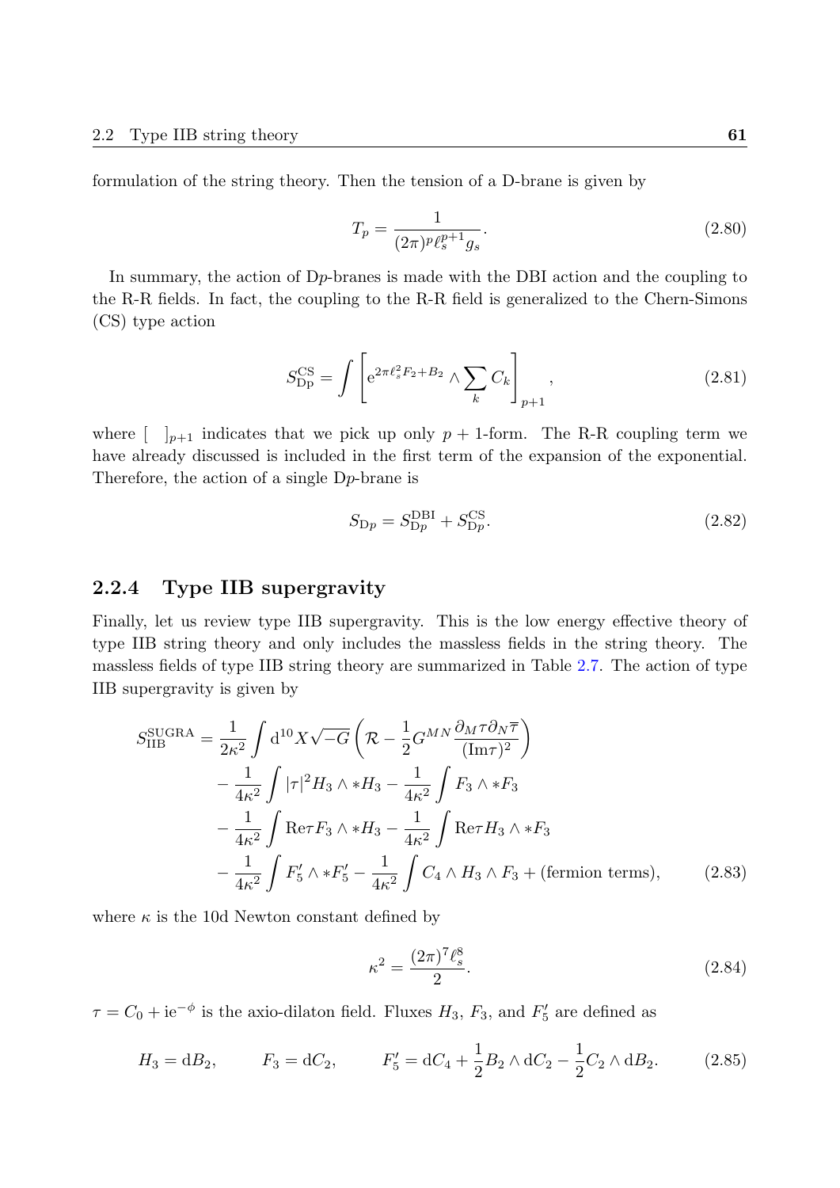formulation of the string theory. Then the tension of a D-brane is given by

$$T_p = \frac{1}{(2\pi)^p \ell_s^{p+1} g_s}. \tag{2.80}$$

In summary, the action of D$p$-branes is made with the DBI action and the coupling to the R-R fields. In fact, the coupling to the R-R field is generalized to the Chern-Simons (CS) type action

$$S_{\mathrm{D}p}^{\mathrm{CS}} = \int \left[ \mathrm{e}^{2\pi\ell_s^2 F_2 + B_2} \wedge \sum_k C_k \right]_{p+1}, \tag{2.81}$$

where $[\quad]_{p+1}$ indicates that we pick up only $p+1$-form. The R-R coupling term we have already discussed is included in the first term of the expansion of the exponential. Therefore, the action of a single D$p$-brane is

$$S_{\mathrm{D}p} = S_{\mathrm{D}p}^{\mathrm{DBI}} + S_{\mathrm{D}p}^{\mathrm{CS}}. \tag{2.82}$$

### 2.2.4 Type IIB supergravity

Finally, let us review type IIB supergravity. This is the low energy effective theory of type IIB string theory and only includes the massless fields in the string theory. The massless fields of type IIB string theory are summarized in Table 2.7. The action of type IIB supergravity is given by

$$\begin{aligned}
S_{\mathrm{IIB}}^{\mathrm{SUGRA}} = &\frac{1}{2\kappa^2} \int \mathrm{d}^{10}X \sqrt{-G} \left( \mathcal{R} - \frac{1}{2} G^{MN} \frac{\partial_M \tau \partial_N \overline{\tau}}{(\mathrm{Im}\tau)^2} \right) \\
&- \frac{1}{4\kappa^2} \int |\tau|^2 H_3 \wedge * H_3 - \frac{1}{4\kappa^2} \int F_3 \wedge * F_3 \\
&- \frac{1}{4\kappa^2} \int \mathrm{Re}\tau F_3 \wedge * H_3 - \frac{1}{4\kappa^2} \int \mathrm{Re}\tau H_3 \wedge * F_3 \\
&- \frac{1}{4\kappa^2} \int F_5' \wedge * F_5' - \frac{1}{4\kappa^2} \int C_4 \wedge H_3 \wedge F_3 + (\text{fermion terms}),
\end{aligned} \tag{2.83}$$

where $\kappa$ is the 10d Newton constant defined by

$$\kappa^2 = \frac{(2\pi)^7 \ell_s^8}{2}. \tag{2.84}$$

$\tau = C_0 + \mathrm{i}\mathrm{e}^{-\phi}$ is the axio-dilaton field. Fluxes $H_3$, $F_3$, and $F_5'$ are defined as

$$H_3 = \mathrm{d}B_2, \qquad F_3 = \mathrm{d}C_2, \qquad F_5' = \mathrm{d}C_4 + \frac{1}{2} B_2 \wedge \mathrm{d}C_2 - \frac{1}{2} C_2 \wedge \mathrm{d}B_2. \tag{2.85}$$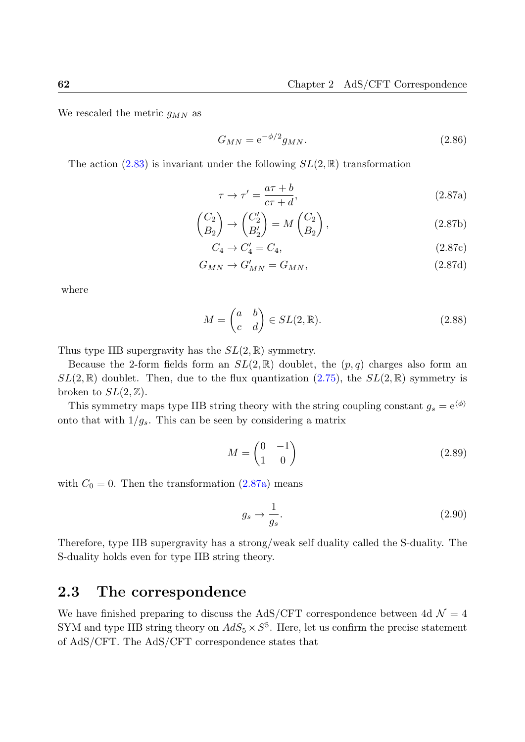We rescaled the metric $g_{MN}$ as

$$G_{MN} = \mathrm{e}^{-\phi/2} g_{MN}. \tag{2.86}$$

The action (2.83) is invariant under the following $SL(2,\mathbb{R})$ transformation

$$\tau \to \tau' = \frac{a\tau + b}{c\tau + d}, \tag{2.87a}$$

$$\begin{pmatrix} C_2 \\ B_2 \end{pmatrix} \to \begin{pmatrix} C_2' \\ B_2' \end{pmatrix} = M \begin{pmatrix} C_2 \\ B_2 \end{pmatrix}, \tag{2.87b}$$

$$C_4 \to C_4' = C_4, \tag{2.87c}$$

$$G_{MN} \to G_{MN}' = G_{MN}, \tag{2.87d}$$

where

$$M = \begin{pmatrix} a & b \\ c & d \end{pmatrix} \in SL(2,\mathbb{R}). \tag{2.88}$$

Thus type IIB supergravity has the $SL(2,\mathbb{R})$ symmetry.

Because the 2-form fields form an $SL(2,\mathbb{R})$ doublet, the $(p,q)$ charges also form an $SL(2,\mathbb{R})$ doublet. Then, due to the flux quantization (2.75), the $SL(2,\mathbb{R})$ symmetry is broken to $SL(2,\mathbb{Z})$.

This symmetry maps type IIB string theory with the string coupling constant $g_s = \mathrm{e}^{\langle\phi\rangle}$ onto that with $1/g_s$. This can be seen by considering a matrix

$$M = \begin{pmatrix} 0 & -1 \\ 1 & 0 \end{pmatrix} \tag{2.89}$$

with $C_0 = 0$. Then the transformation (2.87a) means

$$g_s \to \frac{1}{g_s}. \tag{2.90}$$

Therefore, type IIB supergravity has a strong/weak self duality called the S-duality. The S-duality holds even for type IIB string theory.

## 2.3 The correspondence

We have finished preparing to discuss the AdS/CFT correspondence between 4d $\mathcal{N}=4$ SYM and type IIB string theory on $AdS_5 \times S^5$. Here, let us confirm the precise statement of AdS/CFT. The AdS/CFT correspondence states that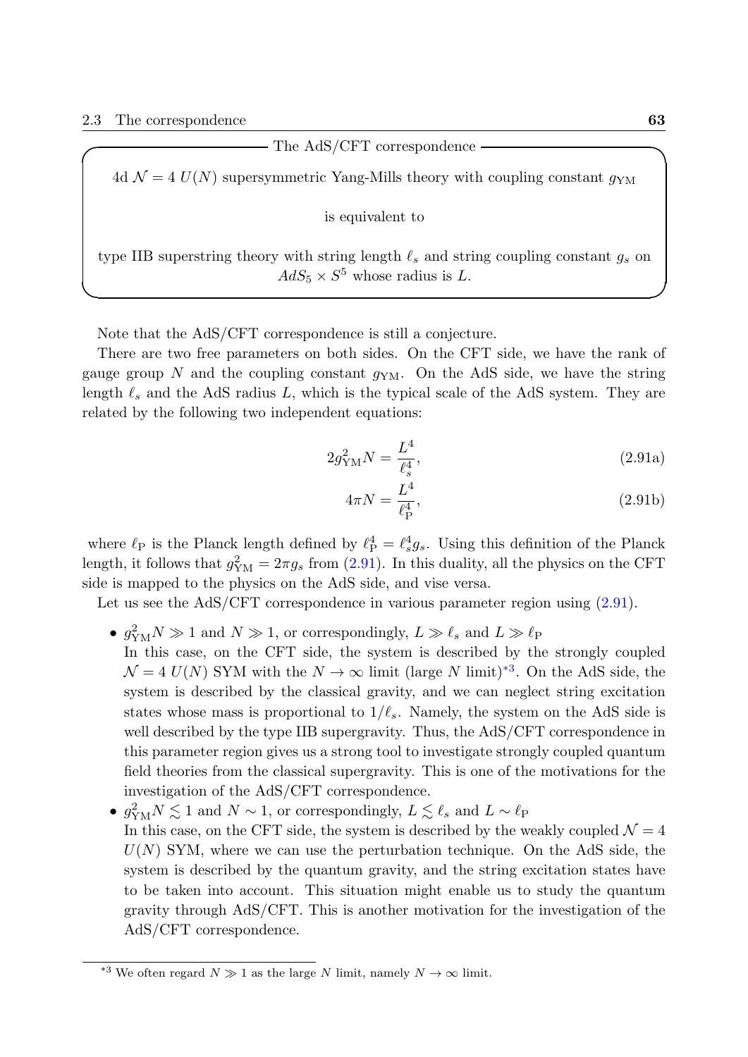**The AdS/CFT correspondence**

> 4d $\mathcal{N}=4$ $U(N)$ supersymmetric Yang-Mills theory with coupling constant $g_{\rm YM}$
>
> is equivalent to
>
> type IIB superstring theory with string length $\ell_s$ and string coupling constant $g_s$ on $AdS_5 \times S^5$ whose radius is $L$.

Note that the AdS/CFT correspondence is still a conjecture.

There are two free parameters on both sides. On the CFT side, we have the rank of gauge group $N$ and the coupling constant $g_{\rm YM}$. On the AdS side, we have the string length $\ell_s$ and the AdS radius $L$, which is the typical scale of the AdS system. They are related by the following two independent equations:

$$2g_{\rm YM}^2 N = \frac{L^4}{\ell_s^4}, \tag{2.91a}$$

$$4\pi N = \frac{L^4}{\ell_{\rm P}^4}, \tag{2.91b}$$

where $\ell_{\rm P}$ is the Planck length defined by $\ell_{\rm P}^4 = \ell_s^4 g_s$. Using this definition of the Planck length, it follows that $g_{\rm YM}^2 = 2\pi g_s$ from (2.91). In this duality, all the physics on the CFT side is mapped to the physics on the AdS side, and vise versa.

Let us see the AdS/CFT correspondence in various parameter region using (2.91).

- $g_{\rm YM}^2 N \gg 1$ and $N \gg 1$, or correspondingly, $L \gg \ell_s$ and $L \gg \ell_{\rm P}$
  In this case, on the CFT side, the system is described by the strongly coupled $\mathcal{N}=4$ $U(N)$ SYM with the $N \to \infty$ limit (large $N$ limit)[*3]. On the AdS side, the system is described by the classical gravity, and we can neglect string excitation states whose mass is proportional to $1/\ell_s$. Namely, the system on the AdS side is well described by the type IIB supergravity. Thus, the AdS/CFT correspondence in this parameter region gives us a strong tool to investigate strongly coupled quantum field theories from the classical supergravity. This is one of the motivations for the investigation of the AdS/CFT correspondence.
- $g_{\rm YM}^2 N \lesssim 1$ and $N \sim 1$, or correspondingly, $L \lesssim \ell_s$ and $L \sim \ell_{\rm P}$
  In this case, on the CFT side, the system is described by the weakly coupled $\mathcal{N}=4$ $U(N)$ SYM, where we can use the perturbation technique. On the AdS side, the system is described by the quantum gravity, and the string excitation states have to be taken into account. This situation might enable us to study the quantum gravity through AdS/CFT. This is another motivation for the investigation of the AdS/CFT correspondence.

---

[*3] We often regard $N \gg 1$ as the large $N$ limit, namely $N \to \infty$ limit.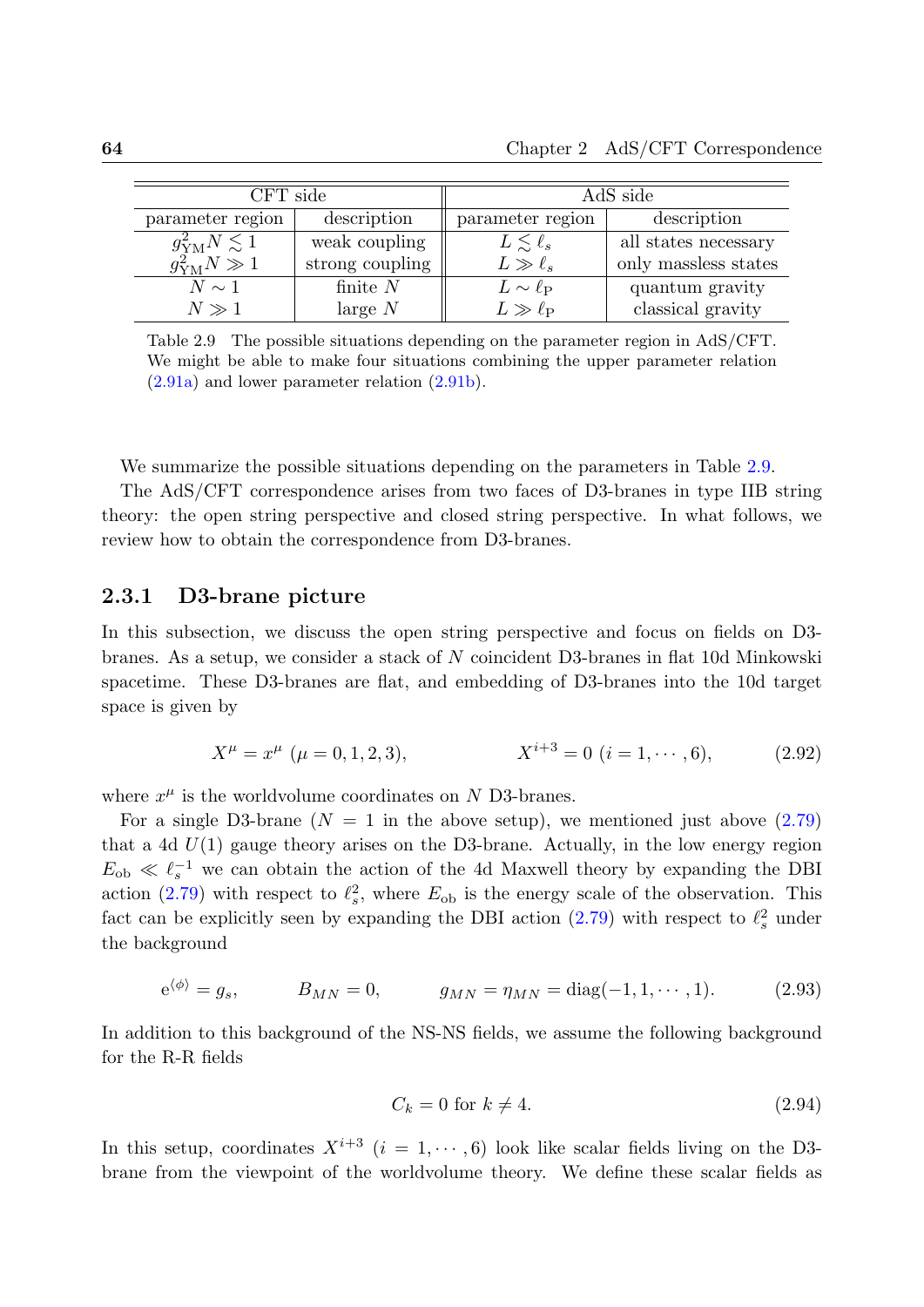| CFT side | | AdS side | |
|---|---|---|---|
| parameter region | description | parameter region | description |
| $g_{\rm YM}^2 N \lesssim 1$ | weak coupling | $L \lesssim \ell_s$ | all states necessary |
| $g_{\rm YM}^2 N \gg 1$ | strong coupling | $L \gg \ell_s$ | only massless states |
| $N \sim 1$ | finite $N$ | $L \sim \ell_{\rm P}$ | quantum gravity |
| $N \gg 1$ | large $N$ | $L \gg \ell_{\rm P}$ | classical gravity |

Table 2.9 The possible situations depending on the parameter region in AdS/CFT. We might be able to make four situations combining the upper parameter relation (2.91a) and lower parameter relation (2.91b).

We summarize the possible situations depending on the parameters in Table 2.9.

The AdS/CFT correspondence arises from two faces of D3-branes in type IIB string theory: the open string perspective and closed string perspective. In what follows, we review how to obtain the correspondence from D3-branes.

## 2.3.1 D3-brane picture

In this subsection, we discuss the open string perspective and focus on fields on D3-branes. As a setup, we consider a stack of $N$ coincident D3-branes in flat 10d Minkowski spacetime. These D3-branes are flat, and embedding of D3-branes into the 10d target space is given by

$$X^\mu = x^\mu \ (\mu = 0, 1, 2, 3), \qquad\qquad X^{i+3} = 0 \ (i = 1, \cdots, 6), \tag{2.92}$$

where $x^\mu$ is the worldvolume coordinates on $N$ D3-branes.

For a single D3-brane ($N = 1$ in the above setup), we mentioned just above (2.79) that a 4d $U(1)$ gauge theory arises on the D3-brane. Actually, in the low energy region $E_{\rm ob} \ll \ell_s^{-1}$ we can obtain the action of the 4d Maxwell theory by expanding the DBI action (2.79) with respect to $\ell_s^2$, where $E_{\rm ob}$ is the energy scale of the observation. This fact can be explicitly seen by expanding the DBI action (2.79) with respect to $\ell_s^2$ under the background

$$\mathrm{e}^{\langle \phi \rangle} = g_s, \qquad B_{MN} = 0, \qquad g_{MN} = \eta_{MN} = \mathrm{diag}(-1, 1, \cdots, 1). \tag{2.93}$$

In addition to this background of the NS-NS fields, we assume the following background for the R-R fields

$$C_k = 0 \text{ for } k \neq 4. \tag{2.94}$$

In this setup, coordinates $X^{i+3}$ ($i = 1, \cdots, 6$) look like scalar fields living on the D3-brane from the viewpoint of the worldvolume theory. We define these scalar fields as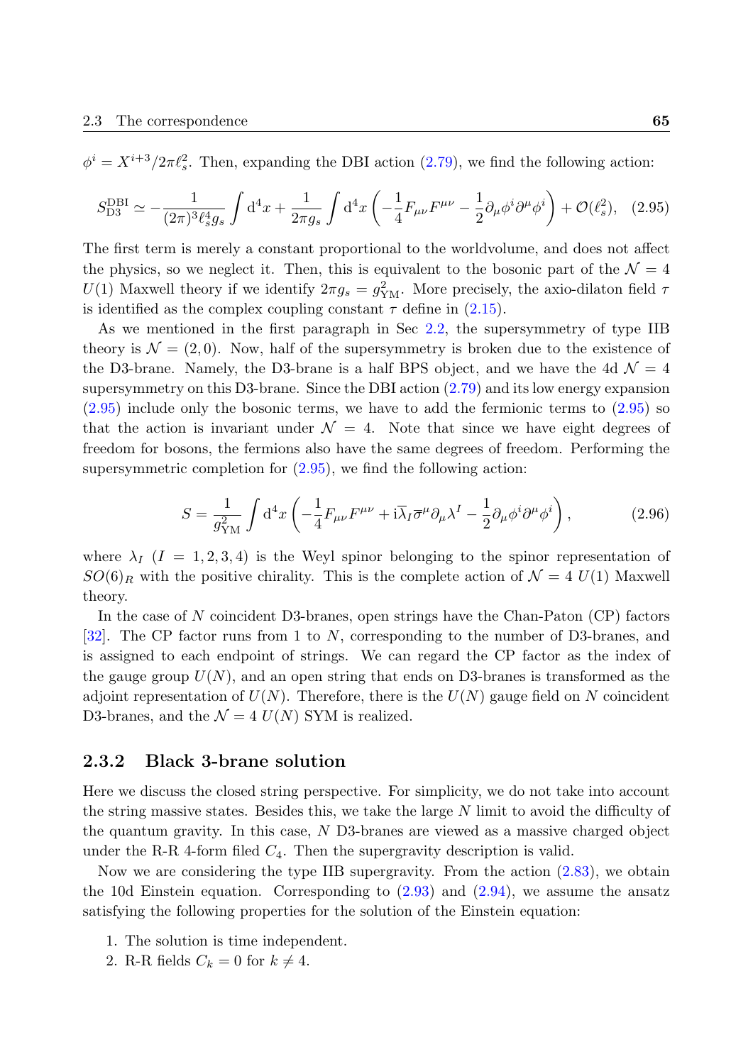$\phi^i = X^{i+3}/2\pi\ell_s^2$. Then, expanding the DBI action (2.79), we find the following action:

$$S_{\mathrm{D3}}^{\mathrm{DBI}} \simeq -\frac{1}{(2\pi)^3\ell_s^4 g_s}\int \mathrm{d}^4x + \frac{1}{2\pi g_s}\int \mathrm{d}^4x \left(-\frac{1}{4}F_{\mu\nu}F^{\mu\nu} - \frac{1}{2}\partial_\mu\phi^i\partial^\mu\phi^i\right) + \mathcal{O}(\ell_s^2), \quad (2.95)$$

The first term is merely a constant proportional to the worldvolume, and does not affect the physics, so we neglect it. Then, this is equivalent to the bosonic part of the $\mathcal{N}=4$ $U(1)$ Maxwell theory if we identify $2\pi g_s = g_{\mathrm{YM}}^2$. More precisely, the axio-dilaton field $\tau$ is identified as the complex coupling constant $\tau$ define in (2.15).

As we mentioned in the first paragraph in Sec 2.2, the supersymmetry of type IIB theory is $\mathcal{N}=(2,0)$. Now, half of the supersymmetry is broken due to the existence of the D3-brane. Namely, the D3-brane is a half BPS object, and we have the 4d $\mathcal{N}=4$ supersymmetry on this D3-brane. Since the DBI action (2.79) and its low energy expansion (2.95) include only the bosonic terms, we have to add the fermionic terms to (2.95) so that the action is invariant under $\mathcal{N}=4$. Note that since we have eight degrees of freedom for bosons, the fermions also have the same degrees of freedom. Performing the supersymmetric completion for (2.95), we find the following action:

$$S = \frac{1}{g_{\mathrm{YM}}^2}\int \mathrm{d}^4x \left(-\frac{1}{4}F_{\mu\nu}F^{\mu\nu} + \mathrm{i}\overline{\lambda}_I\overline{\sigma}^\mu\partial_\mu\lambda^I - \frac{1}{2}\partial_\mu\phi^i\partial^\mu\phi^i\right), \quad (2.96)$$

where $\lambda_I$ $(I=1,2,3,4)$ is the Weyl spinor belonging to the spinor representation of $SO(6)_R$ with the positive chirality. This is the complete action of $\mathcal{N}=4$ $U(1)$ Maxwell theory.

In the case of $N$ coincident D3-branes, open strings have the Chan-Paton (CP) factors [32]. The CP factor runs from 1 to $N$, corresponding to the number of D3-branes, and is assigned to each endpoint of strings. We can regard the CP factor as the index of the gauge group $U(N)$, and an open string that ends on D3-branes is transformed as the adjoint representation of $U(N)$. Therefore, there is the $U(N)$ gauge field on $N$ coincident D3-branes, and the $\mathcal{N}=4$ $U(N)$ SYM is realized.

### 2.3.2 Black 3-brane solution

Here we discuss the closed string perspective. For simplicity, we do not take into account the string massive states. Besides this, we take the large $N$ limit to avoid the difficulty of the quantum gravity. In this case, $N$ D3-branes are viewed as a massive charged object under the R-R 4-form filed $C_4$. Then the supergravity description is valid.

Now we are considering the type IIB supergravity. From the action (2.83), we obtain the 10d Einstein equation. Corresponding to (2.93) and (2.94), we assume the ansatz satisfying the following properties for the solution of the Einstein equation:

1. The solution is time independent.
2. R-R fields $C_k = 0$ for $k \neq 4$.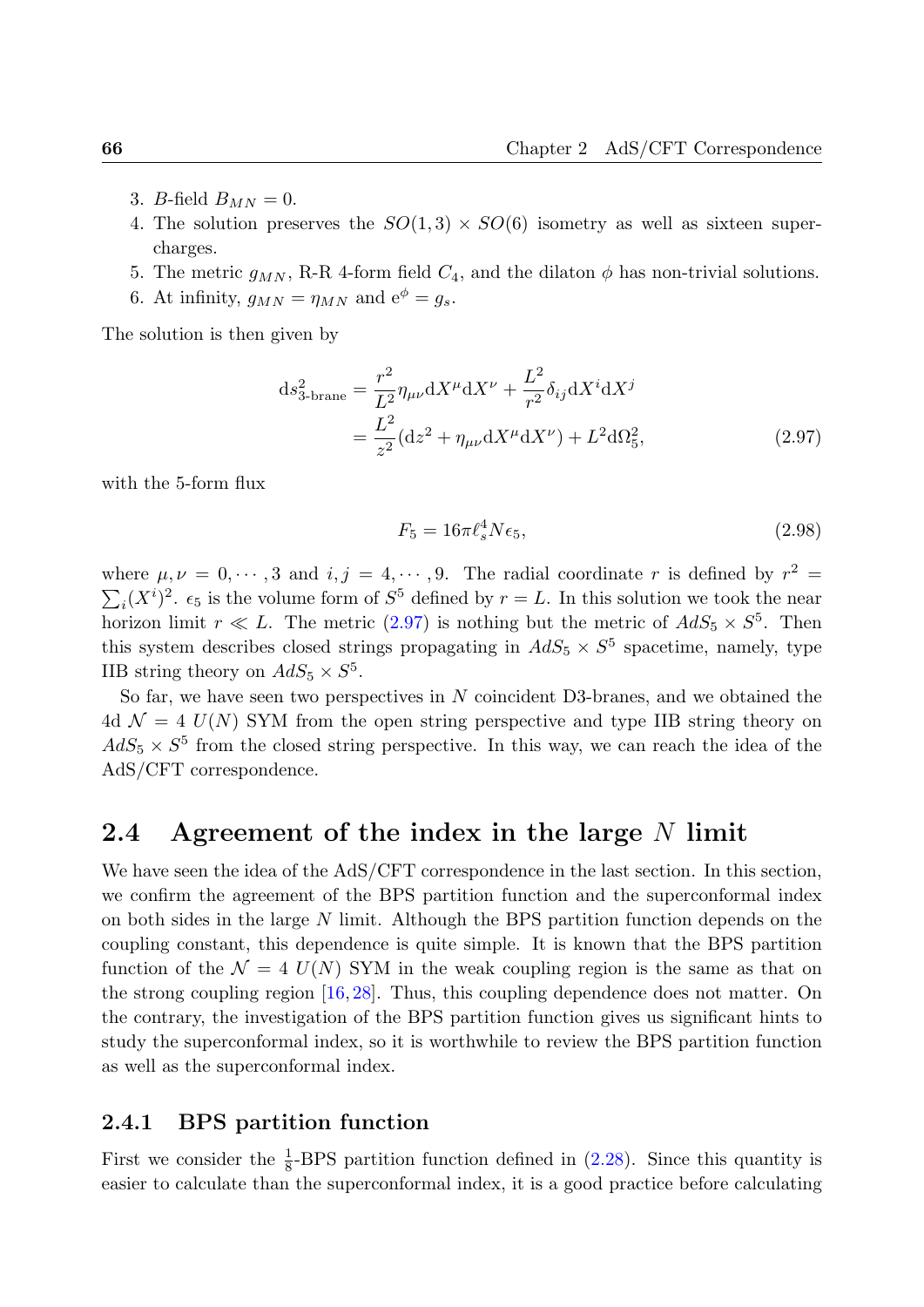3. $B$-field $B_{MN} = 0$.
4. The solution preserves the $SO(1,3) \times SO(6)$ isometry as well as sixteen supercharges.
5. The metric $g_{MN}$, R-R 4-form field $C_4$, and the dilaton $\phi$ has non-trivial solutions.
6. At infinity, $g_{MN} = \eta_{MN}$ and $\mathrm{e}^{\phi} = g_s$.

The solution is then given by

$$
\begin{aligned}
\mathrm{d}s^2_{\text{3-brane}} &= \frac{r^2}{L^2}\eta_{\mu\nu}\mathrm{d}X^{\mu}\mathrm{d}X^{\nu} + \frac{L^2}{r^2}\delta_{ij}\mathrm{d}X^i\mathrm{d}X^j \\
&= \frac{L^2}{z^2}(\mathrm{d}z^2 + \eta_{\mu\nu}\mathrm{d}X^{\mu}\mathrm{d}X^{\nu}) + L^2\mathrm{d}\Omega_5^2,
\end{aligned} \tag{2.97}
$$

with the 5-form flux

$$
F_5 = 16\pi\ell_s^4 N\epsilon_5, \tag{2.98}
$$

where $\mu,\nu = 0,\cdots,3$ and $i,j = 4,\cdots,9$. The radial coordinate $r$ is defined by $r^2 = \sum_i (X^i)^2$. $\epsilon_5$ is the volume form of $S^5$ defined by $r = L$. In this solution we took the near horizon limit $r \ll L$. The metric (2.97) is nothing but the metric of $AdS_5 \times S^5$. Then this system describes closed strings propagating in $AdS_5 \times S^5$ spacetime, namely, type IIB string theory on $AdS_5 \times S^5$.

So far, we have seen two perspectives in $N$ coincident D3-branes, and we obtained the 4d $\mathcal{N} = 4$ $U(N)$ SYM from the open string perspective and type IIB string theory on $AdS_5 \times S^5$ from the closed string perspective. In this way, we can reach the idea of the AdS/CFT correspondence.

## 2.4 Agreement of the index in the large $N$ limit

We have seen the idea of the AdS/CFT correspondence in the last section. In this section, we confirm the agreement of the BPS partition function and the superconformal index on both sides in the large $N$ limit. Although the BPS partition function depends on the coupling constant, this dependence is quite simple. It is known that the BPS partition function of the $\mathcal{N} = 4$ $U(N)$ SYM in the weak coupling region is the same as that on the strong coupling region [16, 28]. Thus, this coupling dependence does not matter. On the contrary, the investigation of the BPS partition function gives us significant hints to study the superconformal index, so it is worthwhile to review the BPS partition function as well as the superconformal index.

### 2.4.1 BPS partition function

First we consider the $\frac{1}{8}$-BPS partition function defined in (2.28). Since this quantity is easier to calculate than the superconformal index, it is a good practice before calculating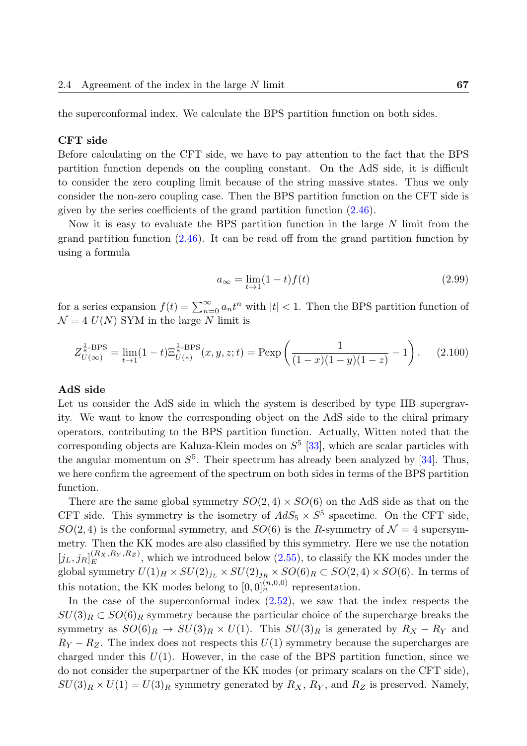the superconformal index. We calculate the BPS partition function on both sides.

**CFT side**

Before calculating on the CFT side, we have to pay attention to the fact that the BPS partition function depends on the coupling constant. On the AdS side, it is difficult to consider the zero coupling limit because of the string massive states. Thus we only consider the non-zero coupling case. Then the BPS partition function on the CFT side is given by the series coefficients of the grand partition function (2.46).

Now it is easy to evaluate the BPS partition function in the large $N$ limit from the grand partition function (2.46). It can be read off from the grand partition function by using a formula

$$a_\infty = \lim_{t\to 1}(1-t)f(t) \tag{2.99}$$

for a series expansion $f(t) = \sum_{n=0}^{\infty} a_n t^n$ with $|t| < 1$. Then the BPS partition function of $\mathcal{N} = 4$ $U(N)$ SYM in the large $N$ limit is

$$Z_{U(\infty)}^{\frac{1}{8}\text{-BPS}} = \lim_{t\to 1}(1-t)\Xi_{U(*)}^{\frac{1}{8}\text{-BPS}}(x,y,z;t) = \text{Pexp}\left(\frac{1}{(1-x)(1-y)(1-z)} - 1\right). \tag{2.100}$$

**AdS side**

Let us consider the AdS side in which the system is described by type IIB supergravity. We want to know the corresponding object on the AdS side to the chiral primary operators, contributing to the BPS partition function. Actually, Witten noted that the corresponding objects are Kaluza-Klein modes on $S^5$ [33], which are scalar particles with the angular momentum on $S^5$. Their spectrum has already been analyzed by [34]. Thus, we here confirm the agreement of the spectrum on both sides in terms of the BPS partition function.

There are the same global symmetry $SO(2,4) \times SO(6)$ on the AdS side as that on the CFT side. This symmetry is the isometry of $AdS_5 \times S^5$ spacetime. On the CFT side, $SO(2,4)$ is the conformal symmetry, and $SO(6)$ is the $R$-symmetry of $\mathcal{N} = 4$ supersymmetry. Then the KK modes are also classified by this symmetry. Here we use the notation $[j_L, j_R]_E^{(R_X,R_Y,R_Z)}$, which we introduced below (2.55), to classify the KK modes under the global symmetry $U(1)_H \times SU(2)_{j_L} \times SU(2)_{j_R} \times SO(6)_R \subset SO(2,4) \times SO(6)$. In terms of this notation, the KK modes belong to $[0,0]_n^{(n,0,0)}$ representation.

In the case of the superconformal index (2.52), we saw that the index respects the $SU(3)_R \subset SO(6)_R$ symmetry because the particular choice of the supercharge breaks the symmetry as $SO(6)_R \to SU(3)_R \times U(1)$. This $SU(3)_R$ is generated by $R_X - R_Y$ and $R_Y - R_Z$. The index does not respects this $U(1)$ symmetry because the supercharges are charged under this $U(1)$. However, in the case of the BPS partition function, since we do not consider the superpartner of the KK modes (or primary scalars on the CFT side), $SU(3)_R \times U(1) = U(3)_R$ symmetry generated by $R_X$, $R_Y$, and $R_Z$ is preserved. Namely,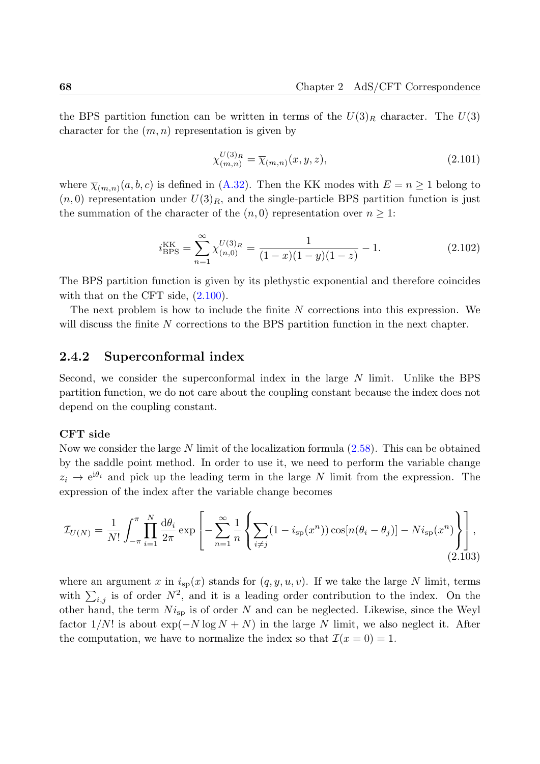the BPS partition function can be written in terms of the $U(3)_R$ character. The $U(3)$ character for the $(m,n)$ representation is given by

$$\chi^{U(3)_R}_{(m,n)} = \overline{\chi}_{(m,n)}(x,y,z), \tag{2.101}$$

where $\overline{\chi}_{(m,n)}(a,b,c)$ is defined in (A.32). Then the KK modes with $E = n \geq 1$ belong to $(n,0)$ representation under $U(3)_R$, and the single-particle BPS partition function is just the summation of the character of the $(n,0)$ representation over $n \geq 1$:

$$i^{\text{KK}}_{\text{BPS}} = \sum_{n=1}^{\infty} \chi^{U(3)_R}_{(n,0)} = \frac{1}{(1-x)(1-y)(1-z)} - 1. \tag{2.102}$$

The BPS partition function is given by its plethystic exponential and therefore coincides with that on the CFT side, (2.100).

The next problem is how to include the finite $N$ corrections into this expression. We will discuss the finite $N$ corrections to the BPS partition function in the next chapter.

### 2.4.2 Superconformal index

Second, we consider the superconformal index in the large $N$ limit. Unlike the BPS partition function, we do not care about the coupling constant because the index does not depend on the coupling constant.

**CFT side**

Now we consider the large $N$ limit of the localization formula (2.58). This can be obtained by the saddle point method. In order to use it, we need to perform the variable change $z_i \to \mathrm{e}^{\mathrm{i}\theta_i}$ and pick up the leading term in the large $N$ limit from the expression. The expression of the index after the variable change becomes

$$\mathcal{I}_{U(N)} = \frac{1}{N!}\int_{-\pi}^{\pi}\prod_{i=1}^{N}\frac{\mathrm{d}\theta_i}{2\pi}\exp\left[-\sum_{n=1}^{\infty}\frac{1}{n}\left\{\sum_{i\neq j}(1-i_{\text{sp}}(x^n))\cos[n(\theta_i-\theta_j)] - N i_{\text{sp}}(x^n)\right\}\right], \tag{2.103}$$

where an argument $x$ in $i_{\text{sp}}(x)$ stands for $(q,y,u,v)$. If we take the large $N$ limit, terms with $\sum_{i,j}$ is of order $N^2$, and it is a leading order contribution to the index. On the other hand, the term $N i_{\text{sp}}$ is of order $N$ and can be neglected. Likewise, since the Weyl factor $1/N!$ is about $\exp(-N\log N + N)$ in the large $N$ limit, we also neglect it. After the computation, we have to normalize the index so that $\mathcal{I}(x=0) = 1$.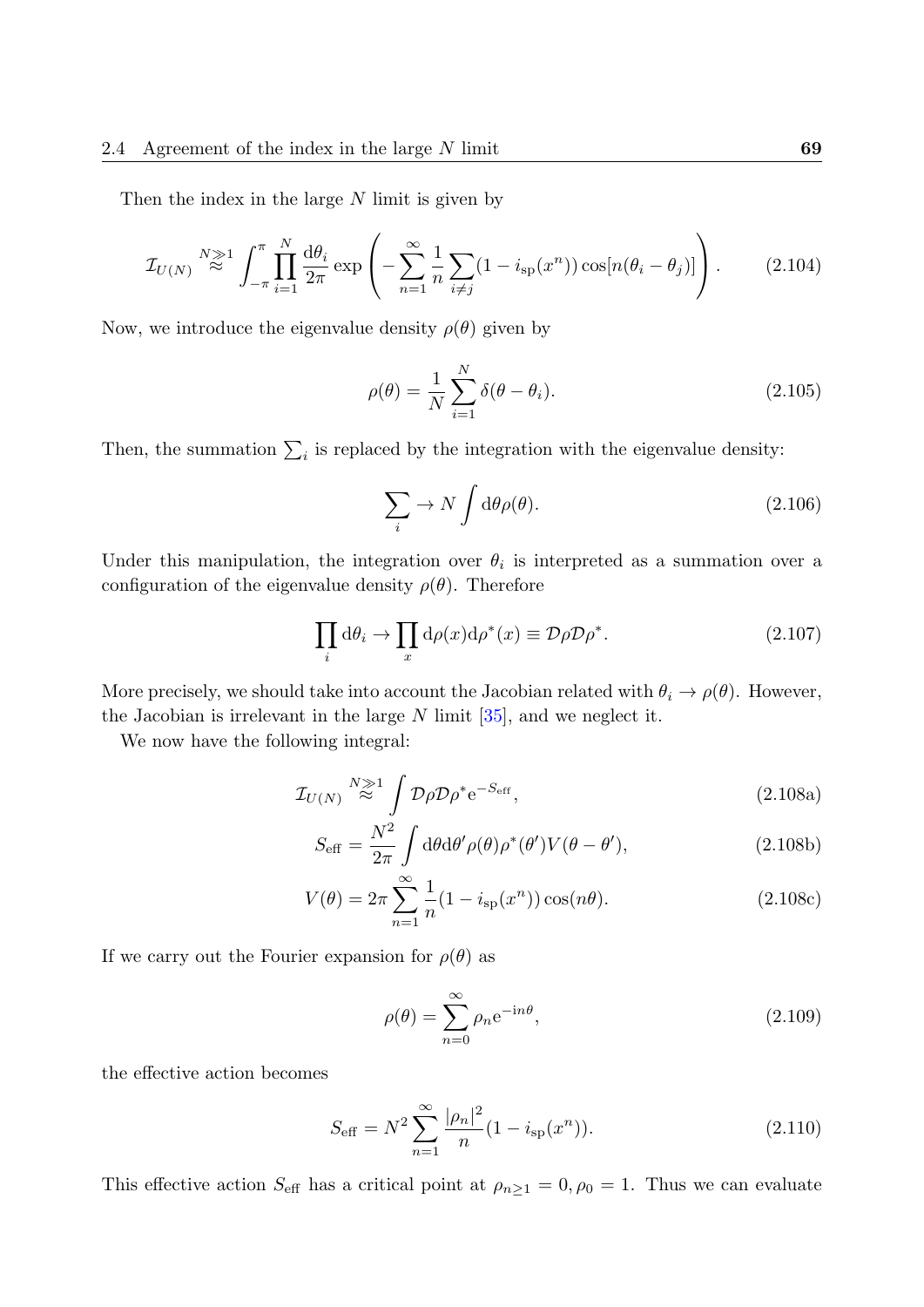Then the index in the large $N$ limit is given by

$$\mathcal{I}_{U(N)} \overset{N \gg 1}{\approx} \int_{-\pi}^{\pi} \prod_{i=1}^{N} \frac{\mathrm{d}\theta_i}{2\pi} \exp\left( -\sum_{n=1}^{\infty} \frac{1}{n} \sum_{i \neq j} (1 - i_{\mathrm{sp}}(x^n)) \cos[n(\theta_i - \theta_j)] \right). \tag{2.104}$$

Now, we introduce the eigenvalue density $\rho(\theta)$ given by

$$\rho(\theta) = \frac{1}{N} \sum_{i=1}^{N} \delta(\theta - \theta_i). \tag{2.105}$$

Then, the summation $\sum_i$ is replaced by the integration with the eigenvalue density:

$$\sum_i \to N \int \mathrm{d}\theta \rho(\theta). \tag{2.106}$$

Under this manipulation, the integration over $\theta_i$ is interpreted as a summation over a configuration of the eigenvalue density $\rho(\theta)$. Therefore

$$\prod_i \mathrm{d}\theta_i \to \prod_x \mathrm{d}\rho(x) \mathrm{d}\rho^*(x) \equiv \mathcal{D}\rho \mathcal{D}\rho^*. \tag{2.107}$$

More precisely, we should take into account the Jacobian related with $\theta_i \to \rho(\theta)$. However, the Jacobian is irrelevant in the large $N$ limit [35], and we neglect it.

We now have the following integral:

$$\mathcal{I}_{U(N)} \overset{N \gg 1}{\approx} \int \mathcal{D}\rho \mathcal{D}\rho^* \mathrm{e}^{-S_{\mathrm{eff}}}, \tag{2.108a}$$

$$S_{\mathrm{eff}} = \frac{N^2}{2\pi} \int \mathrm{d}\theta \mathrm{d}\theta' \rho(\theta) \rho^*(\theta') V(\theta - \theta'), \tag{2.108b}$$

$$V(\theta) = 2\pi \sum_{n=1}^{\infty} \frac{1}{n} (1 - i_{\mathrm{sp}}(x^n)) \cos(n\theta). \tag{2.108c}$$

If we carry out the Fourier expansion for $\rho(\theta)$ as

$$\rho(\theta) = \sum_{n=0}^{\infty} \rho_n \mathrm{e}^{-\mathrm{i}n\theta}, \tag{2.109}$$

the effective action becomes

$$S_{\mathrm{eff}} = N^2 \sum_{n=1}^{\infty} \frac{|\rho_n|^2}{n} (1 - i_{\mathrm{sp}}(x^n)). \tag{2.110}$$

This effective action $S_{\mathrm{eff}}$ has a critical point at $\rho_{n \geq 1} = 0, \rho_0 = 1$. Thus we can evaluate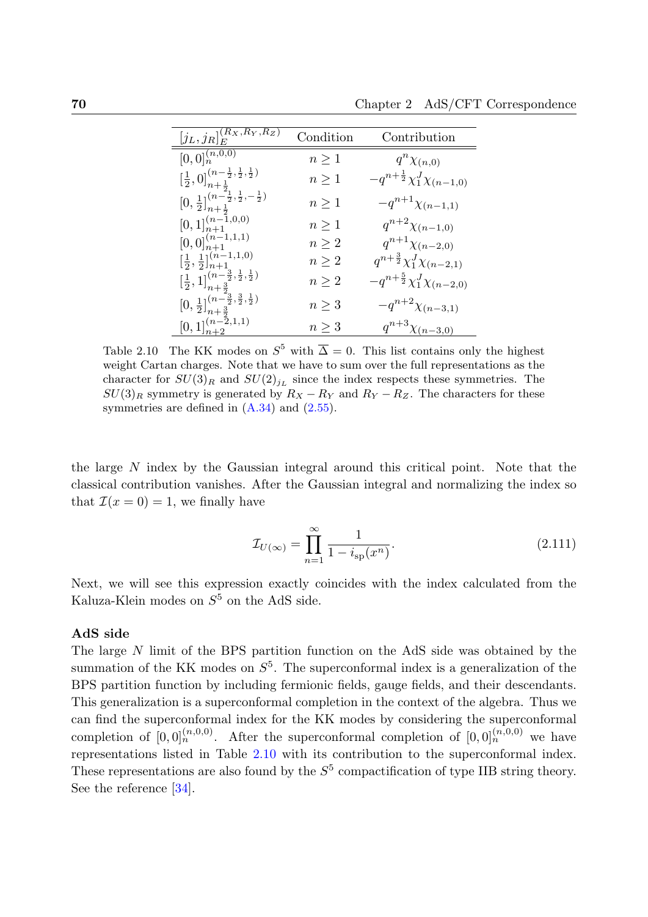| $[j_L, j_R]_E^{(R_X,R_Y,R_Z)}$ | Condition | Contribution |
|---|---|---|
| $[0,0]_n^{(n,0,0)}$ | $n \geq 1$ | $q^n \chi_{(n,0)}$ |
| $[\frac{1}{2},0]_{n+\frac{1}{2}}^{(n-\frac{1}{2},\frac{1}{2},\frac{1}{2})}$ | $n \geq 1$ | $-q^{n+\frac{1}{2}}\chi_1^J \chi_{(n-1,0)}$ |
| $[0,\frac{1}{2}]_{n+\frac{1}{2}}^{(n-\frac{1}{2},\frac{1}{2},-\frac{1}{2})}$ | $n \geq 1$ | $-q^{n+1}\chi_{(n-1,1)}$ |
| $[0,1]_{n+1}^{(n-1,0,0)}$ | $n \geq 1$ | $q^{n+2}\chi_{(n-1,0)}$ |
| $[0,0]_{n+1}^{(n-1,1,1)}$ | $n \geq 2$ | $q^{n+1}\chi_{(n-2,0)}$ |
| $[\frac{1}{2},\frac{1}{2}]_{n+1}^{(n-1,1,0)}$ | $n \geq 2$ | $q^{n+\frac{3}{2}}\chi_1^J \chi_{(n-2,1)}$ |
| $[\frac{1}{2},1]_{n+\frac{3}{2}}^{(n-\frac{3}{2},\frac{1}{2},\frac{1}{2})}$ | $n \geq 2$ | $-q^{n+\frac{5}{2}}\chi_1^J \chi_{(n-2,0)}$ |
| $[0,\frac{1}{2}]_{n+\frac{3}{2}}^{(n-\frac{3}{2},\frac{3}{2},\frac{1}{2})}$ | $n \geq 3$ | $-q^{n+2}\chi_{(n-3,1)}$ |
| $[0,1]_{n+2}^{(n-2,1,1)}$ | $n \geq 3$ | $q^{n+3}\chi_{(n-3,0)}$ |

Table 2.10 The KK modes on $S^5$ with $\overline{\Delta} = 0$. This list contains only the highest weight Cartan charges. Note that we have to sum over the full representations as the character for $SU(3)_R$ and $SU(2)_{j_L}$ since the index respects these symmetries. The $SU(3)_R$ symmetry is generated by $R_X - R_Y$ and $R_Y - R_Z$. The characters for these symmetries are defined in (A.34) and (2.55).

the large $N$ index by the Gaussian integral around this critical point. Note that the classical contribution vanishes. After the Gaussian integral and normalizing the index so that $\mathcal{I}(x = 0) = 1$, we finally have

$$\mathcal{I}_{U(\infty)} = \prod_{n=1}^{\infty} \frac{1}{1 - i_{\text{sp}}(x^n)}. \tag{2.111}$$

Next, we will see this expression exactly coincides with the index calculated from the Kaluza-Klein modes on $S^5$ on the AdS side.

**AdS side**

The large $N$ limit of the BPS partition function on the AdS side was obtained by the summation of the KK modes on $S^5$. The superconformal index is a generalization of the BPS partition function by including fermionic fields, gauge fields, and their descendants. This generalization is a superconformal completion in the context of the algebra. Thus we can find the superconformal index for the KK modes by considering the superconformal completion of $[0,0]_n^{(n,0,0)}$. After the superconformal completion of $[0,0]_n^{(n,0,0)}$ we have representations listed in Table 2.10 with its contribution to the superconformal index. These representations are also found by the $S^5$ compactification of type IIB string theory. See the reference [34].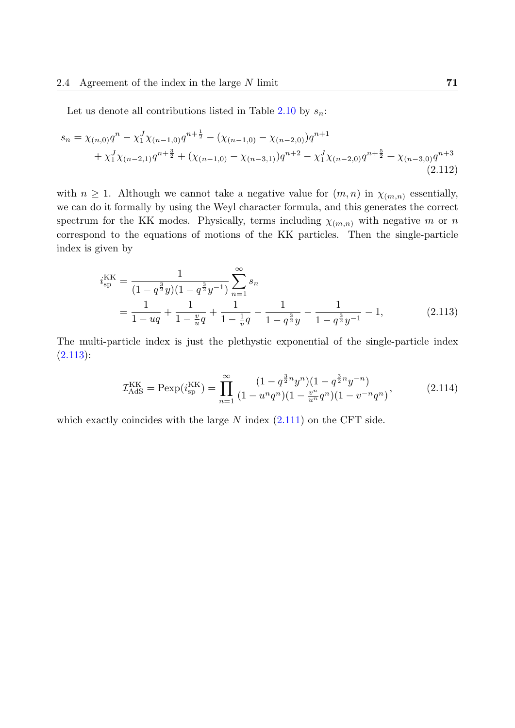Let us denote all contributions listed in Table 2.10 by $s_n$:

$$
\begin{aligned}
s_n = \chi_{(n,0)}q^n - \chi_1^J\chi_{(n-1,0)}q^{n+\frac{1}{2}} - (\chi_{(n-1,0)} - \chi_{(n-2,0)})q^{n+1} \\
+ \chi_1^J\chi_{(n-2,1)}q^{n+\frac{3}{2}} + (\chi_{(n-1,0)} - \chi_{(n-3,1)})q^{n+2} - \chi_1^J\chi_{(n-2,0)}q^{n+\frac{5}{2}} + \chi_{(n-3,0)}q^{n+3}
\end{aligned}
\tag{2.112}
$$

with $n \geq 1$. Although we cannot take a negative value for $(m,n)$ in $\chi_{(m,n)}$ essentially, we can do it formally by using the Weyl character formula, and this generates the correct spectrum for the KK modes. Physically, terms including $\chi_{(m,n)}$ with negative $m$ or $n$ correspond to the equations of motions of the KK particles. Then the single-particle index is given by

$$
\begin{aligned}
i_{\text{sp}}^{\text{KK}} &= \frac{1}{(1-q^{\frac{3}{2}}y)(1-q^{\frac{3}{2}}y^{-1})}\sum_{n=1}^{\infty} s_n \\
&= \frac{1}{1-uq} + \frac{1}{1-\frac{v}{u}q} + \frac{1}{1-\frac{1}{v}q} - \frac{1}{1-q^{\frac{3}{2}}y} - \frac{1}{1-q^{\frac{3}{2}}y^{-1}} - 1,
\end{aligned}
\tag{2.113}
$$

The multi-particle index is just the plethystic exponential of the single-particle index (2.113):

$$
\mathcal{I}_{\text{AdS}}^{\text{KK}} = \text{Pexp}(i_{\text{sp}}^{\text{KK}}) = \prod_{n=1}^{\infty} \frac{(1-q^{\frac{3}{2}n}y^n)(1-q^{\frac{3}{2}n}y^{-n})}{(1-u^nq^n)(1-\frac{v^n}{u^n}q^n)(1-v^{-n}q^n)},
\tag{2.114}
$$

which exactly coincides with the large $N$ index (2.111) on the CFT side.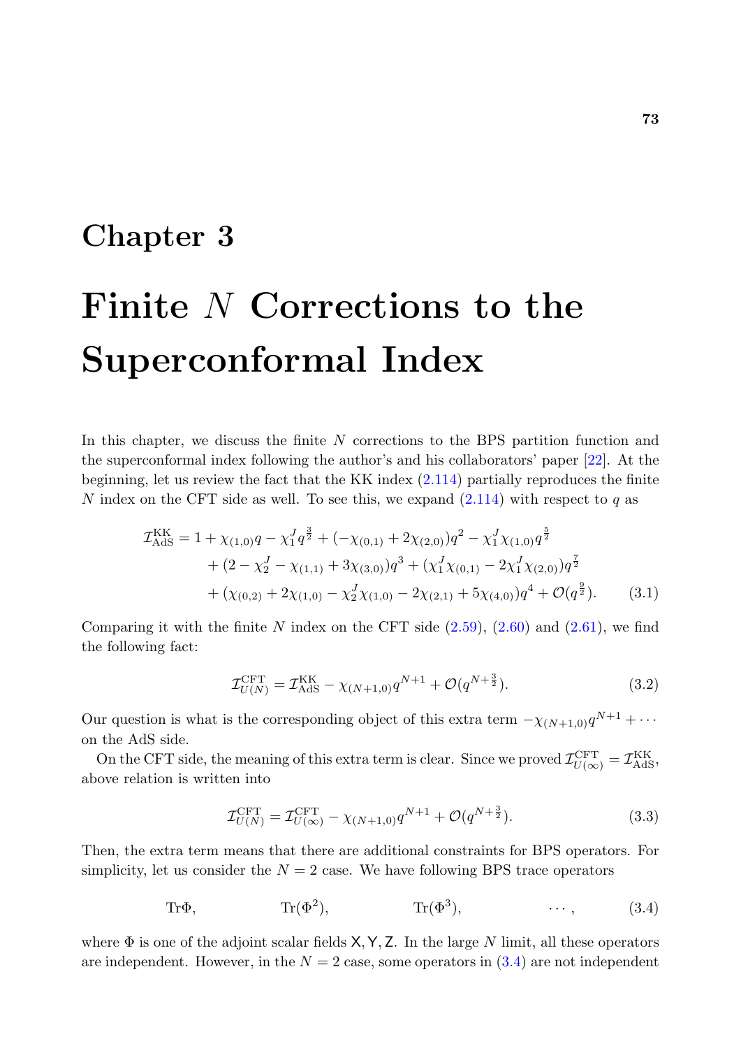# Chapter 3

# Finite $N$ Corrections to the Superconformal Index

In this chapter, we discuss the finite $N$ corrections to the BPS partition function and the superconformal index following the author's and his collaborators' paper [22]. At the beginning, let us review the fact that the KK index (2.114) partially reproduces the finite $N$ index on the CFT side as well. To see this, we expand (2.114) with respect to $q$ as

$$
\begin{aligned}
\mathcal{I}^{\mathrm{KK}}_{\mathrm{AdS}} = 1 &+ \chi_{(1,0)}q - \chi^J_1 q^{\frac{3}{2}} + (-\chi_{(0,1)} + 2\chi_{(2,0)})q^2 - \chi^J_1\chi_{(1,0)}q^{\frac{5}{2}} \\
&+ (2 - \chi^J_2 - \chi_{(1,1)} + 3\chi_{(3,0)})q^3 + (\chi^J_1\chi_{(0,1)} - 2\chi^J_1\chi_{(2,0)})q^{\frac{7}{2}} \\
&+ (\chi_{(0,2)} + 2\chi_{(1,0)} - \chi^J_2\chi_{(1,0)} - 2\chi_{(2,1)} + 5\chi_{(4,0)})q^4 + \mathcal{O}(q^{\frac{9}{2}}). \qquad (3.1)
\end{aligned}
$$

Comparing it with the finite $N$ index on the CFT side (2.59), (2.60) and (2.61), we find the following fact:

$$
\mathcal{I}^{\mathrm{CFT}}_{U(N)} = \mathcal{I}^{\mathrm{KK}}_{\mathrm{AdS}} - \chi_{(N+1,0)}q^{N+1} + \mathcal{O}(q^{N+\frac{3}{2}}). \qquad (3.2)
$$

Our question is what is the corresponding object of this extra term $-\chi_{(N+1,0)}q^{N+1} + \cdots$ on the AdS side.

On the CFT side, the meaning of this extra term is clear. Since we proved $\mathcal{I}^{\mathrm{CFT}}_{U(\infty)} = \mathcal{I}^{\mathrm{KK}}_{\mathrm{AdS}}$, above relation is written into

$$
\mathcal{I}^{\mathrm{CFT}}_{U(N)} = \mathcal{I}^{\mathrm{CFT}}_{U(\infty)} - \chi_{(N+1,0)}q^{N+1} + \mathcal{O}(q^{N+\frac{3}{2}}). \qquad (3.3)
$$

Then, the extra term means that there are additional constraints for BPS operators. For simplicity, let us consider the $N = 2$ case. We have following BPS trace operators

$$
\mathrm{Tr}\Phi, \qquad \mathrm{Tr}(\Phi^2), \qquad \mathrm{Tr}(\Phi^3), \qquad \cdots, \qquad (3.4)
$$

where $\Phi$ is one of the adjoint scalar fields $\mathsf{X}, \mathsf{Y}, \mathsf{Z}$. In the large $N$ limit, all these operators are independent. However, in the $N = 2$ case, some operators in (3.4) are not independent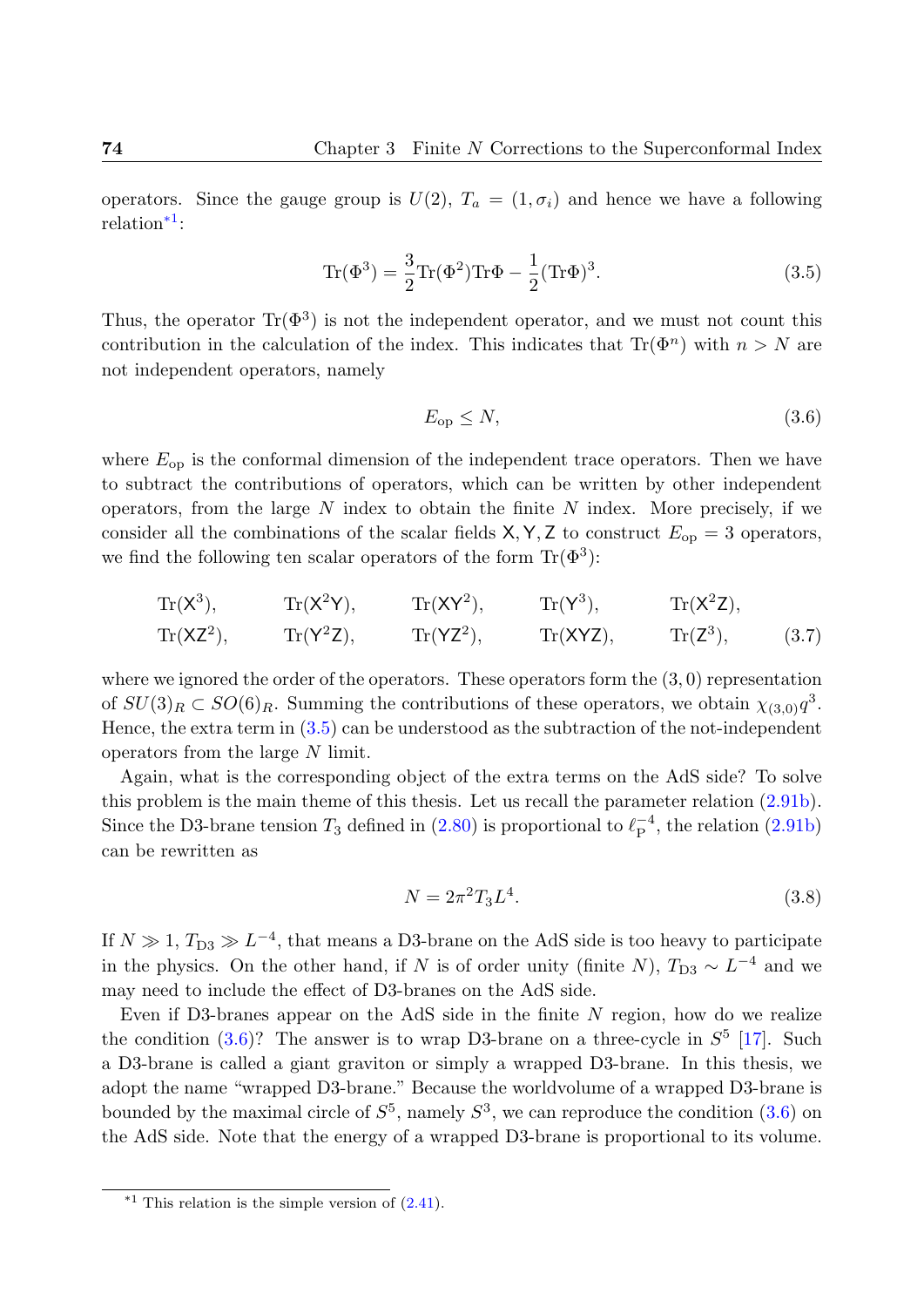operators. Since the gauge group is $U(2)$, $T_a = (1, \sigma_i)$ and hence we have a following relation[*1]:

$$\mathrm{Tr}(\Phi^3) = \frac{3}{2}\mathrm{Tr}(\Phi^2)\mathrm{Tr}\Phi - \frac{1}{2}(\mathrm{Tr}\Phi)^3. \tag{3.5}$$

Thus, the operator $\mathrm{Tr}(\Phi^3)$ is not the independent operator, and we must not count this contribution in the calculation of the index. This indicates that $\mathrm{Tr}(\Phi^n)$ with $n > N$ are not independent operators, namely

$$E_{\mathrm{op}} \leq N, \tag{3.6}$$

where $E_{\mathrm{op}}$ is the conformal dimension of the independent trace operators. Then we have to subtract the contributions of operators, which can be written by other independent operators, from the large $N$ index to obtain the finite $N$ index. More precisely, if we consider all the combinations of the scalar fields $\mathsf{X}, \mathsf{Y}, \mathsf{Z}$ to construct $E_{\mathrm{op}} = 3$ operators, we find the following ten scalar operators of the form $\mathrm{Tr}(\Phi^3)$:

$$\begin{array}{lllll} \mathrm{Tr}(\mathsf{X}^3), & \mathrm{Tr}(\mathsf{X}^2\mathsf{Y}), & \mathrm{Tr}(\mathsf{X}\mathsf{Y}^2), & \mathrm{Tr}(\mathsf{Y}^3), & \mathrm{Tr}(\mathsf{X}^2\mathsf{Z}), \\ \mathrm{Tr}(\mathsf{X}\mathsf{Z}^2), & \mathrm{Tr}(\mathsf{Y}^2\mathsf{Z}), & \mathrm{Tr}(\mathsf{Y}\mathsf{Z}^2), & \mathrm{Tr}(\mathsf{X}\mathsf{Y}\mathsf{Z}), & \mathrm{Tr}(\mathsf{Z}^3), \end{array} \tag{3.7}$$

where we ignored the order of the operators. These operators form the $(3, 0)$ representation of $SU(3)_R \subset SO(6)_R$. Summing the contributions of these operators, we obtain $\chi_{(3,0)} q^3$. Hence, the extra term in (3.5) can be understood as the subtraction of the not-independent operators from the large $N$ limit.

Again, what is the corresponding object of the extra terms on the AdS side? To solve this problem is the main theme of this thesis. Let us recall the parameter relation (2.91b). Since the D3-brane tension $T_3$ defined in (2.80) is proportional to $\ell_{\mathrm{P}}^{-4}$, the relation (2.91b) can be rewritten as

$$N = 2\pi^2 T_3 L^4. \tag{3.8}$$

If $N \gg 1$, $T_{\mathrm{D3}} \gg L^{-4}$, that means a D3-brane on the AdS side is too heavy to participate in the physics. On the other hand, if $N$ is of order unity (finite $N$), $T_{\mathrm{D3}} \sim L^{-4}$ and we may need to include the effect of D3-branes on the AdS side.

Even if D3-branes appear on the AdS side in the finite $N$ region, how do we realize the condition (3.6)? The answer is to wrap D3-brane on a three-cycle in $S^5$ [17]. Such a D3-brane is called a giant graviton or simply a wrapped D3-brane. In this thesis, we adopt the name "wrapped D3-brane." Because the worldvolume of a wrapped D3-brane is bounded by the maximal circle of $S^5$, namely $S^3$, we can reproduce the condition (3.6) on the AdS side. Note that the energy of a wrapped D3-brane is proportional to its volume.

---

[*1] This relation is the simple version of (2.41).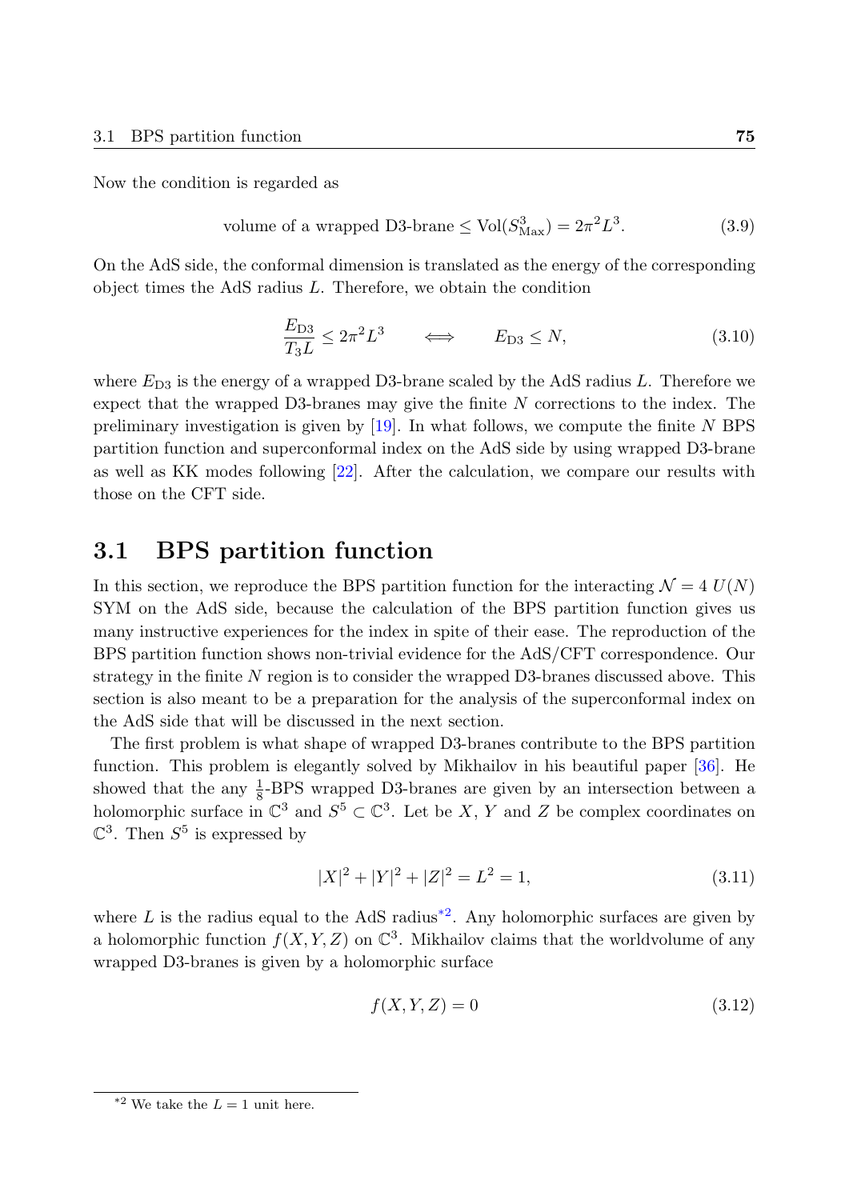Now the condition is regarded as

$$\text{volume of a wrapped D3-brane} \leq \mathrm{Vol}(S^3_{\mathrm{Max}}) = 2\pi^2 L^3. \tag{3.9}$$

On the AdS side, the conformal dimension is translated as the energy of the corresponding object times the AdS radius $L$. Therefore, we obtain the condition

$$\frac{E_{\mathrm{D3}}}{T_3 L} \leq 2\pi^2 L^3 \qquad \Longleftrightarrow \qquad E_{\mathrm{D3}} \leq N, \tag{3.10}$$

where $E_{\mathrm{D3}}$ is the energy of a wrapped D3-brane scaled by the AdS radius $L$. Therefore we expect that the wrapped D3-branes may give the finite $N$ corrections to the index. The preliminary investigation is given by [19]. In what follows, we compute the finite $N$ BPS partition function and superconformal index on the AdS side by using wrapped D3-brane as well as KK modes following [22]. After the calculation, we compare our results with those on the CFT side.

## 3.1 BPS partition function

In this section, we reproduce the BPS partition function for the interacting $\mathcal{N}=4$ $U(N)$ SYM on the AdS side, because the calculation of the BPS partition function gives us many instructive experiences for the index in spite of their ease. The reproduction of the BPS partition function shows non-trivial evidence for the AdS/CFT correspondence. Our strategy in the finite $N$ region is to consider the wrapped D3-branes discussed above. This section is also meant to be a preparation for the analysis of the superconformal index on the AdS side that will be discussed in the next section.

The first problem is what shape of wrapped D3-branes contribute to the BPS partition function. This problem is elegantly solved by Mikhailov in his beautiful paper [36]. He showed that the any $\frac{1}{8}$-BPS wrapped D3-branes are given by an intersection between a holomorphic surface in $\mathbb{C}^3$ and $S^5 \subset \mathbb{C}^3$. Let be $X$, $Y$ and $Z$ be complex coordinates on $\mathbb{C}^3$. Then $S^5$ is expressed by

$$|X|^2 + |Y|^2 + |Z|^2 = L^2 = 1, \tag{3.11}$$

where $L$ is the radius equal to the AdS radius[*2]. Any holomorphic surfaces are given by a holomorphic function $f(X, Y, Z)$ on $\mathbb{C}^3$. Mikhailov claims that the worldvolume of any wrapped D3-branes is given by a holomorphic surface

$$f(X, Y, Z) = 0 \tag{3.12}$$

[*2] We take the $L = 1$ unit here.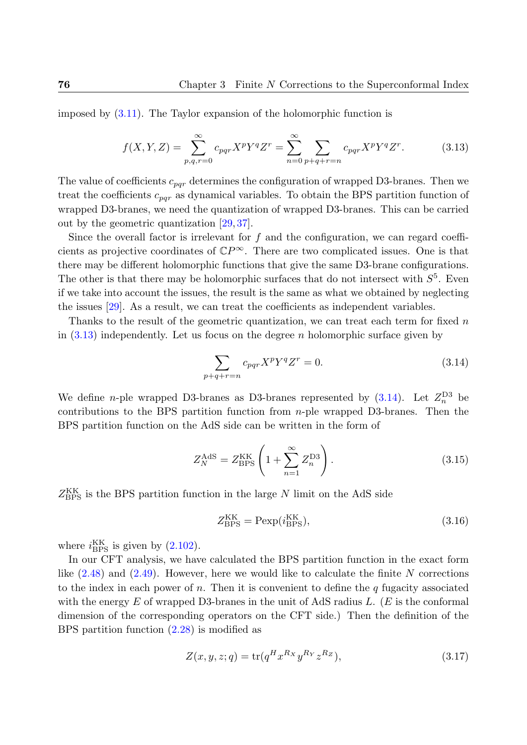imposed by (3.11). The Taylor expansion of the holomorphic function is

$$f(X,Y,Z) = \sum_{p,q,r=0}^{\infty} c_{pqr} X^p Y^q Z^r = \sum_{n=0}^{\infty} \sum_{p+q+r=n} c_{pqr} X^p Y^q Z^r. \tag{3.13}$$

The value of coefficients $c_{pqr}$ determines the configuration of wrapped D3-branes. Then we treat the coefficients $c_{pqr}$ as dynamical variables. To obtain the BPS partition function of wrapped D3-branes, we need the quantization of wrapped D3-branes. This can be carried out by the geometric quantization [29, 37].

Since the overall factor is irrelevant for $f$ and the configuration, we can regard coefficients as projective coordinates of $\mathbb{C}P^{\infty}$. There are two complicated issues. One is that there may be different holomorphic functions that give the same D3-brane configurations. The other is that there may be holomorphic surfaces that do not intersect with $S^5$. Even if we take into account the issues, the result is the same as what we obtained by neglecting the issues [29]. As a result, we can treat the coefficients as independent variables.

Thanks to the result of the geometric quantization, we can treat each term for fixed $n$ in (3.13) independently. Let us focus on the degree $n$ holomorphic surface given by

$$\sum_{p+q+r=n} c_{pqr} X^p Y^q Z^r = 0. \tag{3.14}$$

We define $n$-ple wrapped D3-branes as D3-branes represented by (3.14). Let $Z_n^{\mathrm{D3}}$ be contributions to the BPS partition function from $n$-ple wrapped D3-branes. Then the BPS partition function on the AdS side can be written in the form of

$$Z_N^{\mathrm{AdS}} = Z_{\mathrm{BPS}}^{\mathrm{KK}} \left( 1 + \sum_{n=1}^{\infty} Z_n^{\mathrm{D3}} \right). \tag{3.15}$$

$Z_{\mathrm{BPS}}^{\mathrm{KK}}$ is the BPS partition function in the large $N$ limit on the AdS side

$$Z_{\mathrm{BPS}}^{\mathrm{KK}} = \mathrm{Pexp}(i_{\mathrm{BPS}}^{\mathrm{KK}}), \tag{3.16}$$

where $i_{\mathrm{BPS}}^{\mathrm{KK}}$ is given by (2.102).

In our CFT analysis, we have calculated the BPS partition function in the exact form like (2.48) and (2.49). However, here we would like to calculate the finite $N$ corrections to the index in each power of $n$. Then it is convenient to define the $q$ fugacity associated with the energy $E$ of wrapped D3-branes in the unit of AdS radius $L$. ($E$ is the conformal dimension of the corresponding operators on the CFT side.) Then the definition of the BPS partition function (2.28) is modified as

$$Z(x,y,z;q) = \mathrm{tr}(q^H x^{R_X} y^{R_Y} z^{R_Z}), \tag{3.17}$$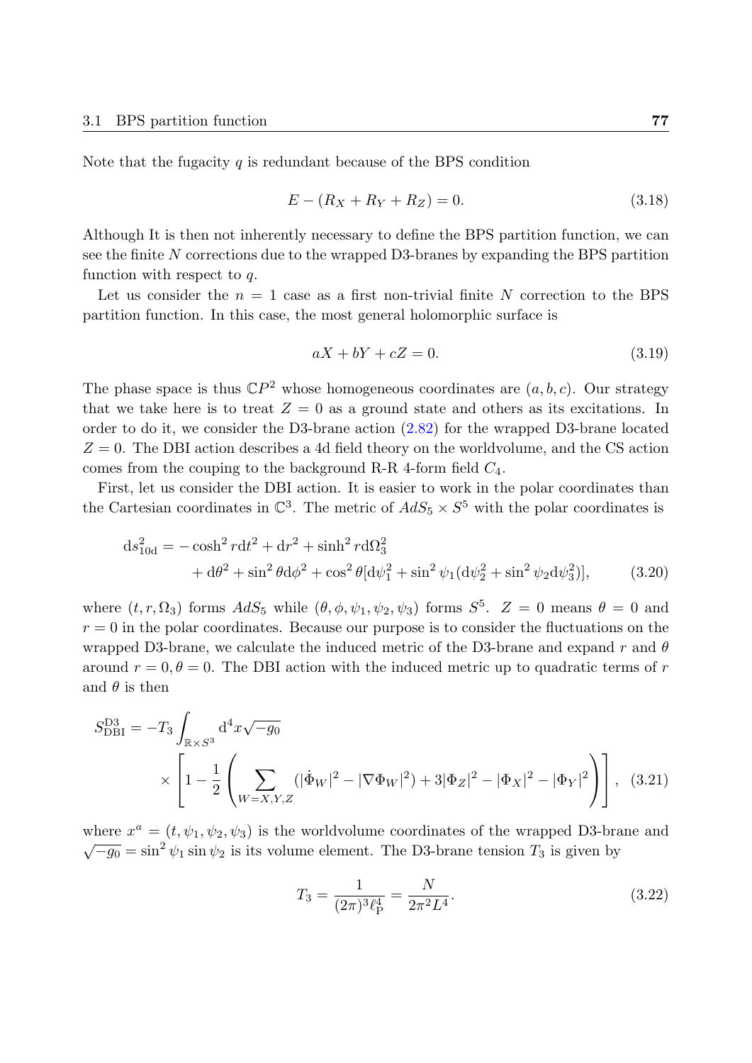Note that the fugacity $q$ is redundant because of the BPS condition

$$E - (R_X + R_Y + R_Z) = 0. \tag{3.18}$$

Although It is then not inherently necessary to define the BPS partition function, we can see the finite $N$ corrections due to the wrapped D3-branes by expanding the BPS partition function with respect to $q$.

Let us consider the $n = 1$ case as a first non-trivial finite $N$ correction to the BPS partition function. In this case, the most general holomorphic surface is

$$aX + bY + cZ = 0. \tag{3.19}$$

The phase space is thus $\mathbb{C}P^2$ whose homogeneous coordinates are $(a, b, c)$. Our strategy that we take here is to treat $Z = 0$ as a ground state and others as its excitations. In order to do it, we consider the D3-brane action (2.82) for the wrapped D3-brane located $Z = 0$. The DBI action describes a 4d field theory on the worldvolume, and the CS action comes from the couping to the background R-R 4-form field $C_4$.

First, let us consider the DBI action. It is easier to work in the polar coordinates than the Cartesian coordinates in $\mathbb{C}^3$. The metric of $AdS_5 \times S^5$ with the polar coordinates is

$$\begin{aligned}
\mathrm{d}s^2_{10\mathrm{d}} = &-\cosh^2 r \mathrm{d}t^2 + \mathrm{d}r^2 + \sinh^2 r \mathrm{d}\Omega_3^2 \\
&+ \mathrm{d}\theta^2 + \sin^2\theta \mathrm{d}\phi^2 + \cos^2\theta[\mathrm{d}\psi_1^2 + \sin^2\psi_1(\mathrm{d}\psi_2^2 + \sin^2\psi_2 \mathrm{d}\psi_3^2)],
\end{aligned} \tag{3.20}$$

where $(t, r, \Omega_3)$ forms $AdS_5$ while $(\theta, \phi, \psi_1, \psi_2, \psi_3)$ forms $S^5$. $Z = 0$ means $\theta = 0$ and $r = 0$ in the polar coordinates. Because our purpose is to consider the fluctuations on the wrapped D3-brane, we calculate the induced metric of the D3-brane and expand $r$ and $\theta$ around $r = 0, \theta = 0$. The DBI action with the induced metric up to quadratic terms of $r$ and $\theta$ is then

$$\begin{aligned}
S^{\mathrm{D3}}_{\mathrm{DBI}} = &-T_3 \int_{\mathbb{R}\times S^3} \mathrm{d}^4x \sqrt{-g_0} \\
&\times \left[1 - \frac{1}{2}\left(\sum_{W=X,Y,Z}(|\dot{\Phi}_W|^2 - |\nabla\Phi_W|^2) + 3|\Phi_Z|^2 - |\Phi_X|^2 - |\Phi_Y|^2\right)\right],
\end{aligned} \tag{3.21}$$

where $x^a = (t, \psi_1, \psi_2, \psi_3)$ is the worldvolume coordinates of the wrapped D3-brane and $\sqrt{-g_0} = \sin^2\psi_1 \sin\psi_2$ is its volume element. The D3-brane tension $T_3$ is given by

$$T_3 = \frac{1}{(2\pi)^3 \ell_{\mathrm{P}}^4} = \frac{N}{2\pi^2 L^4}. \tag{3.22}$$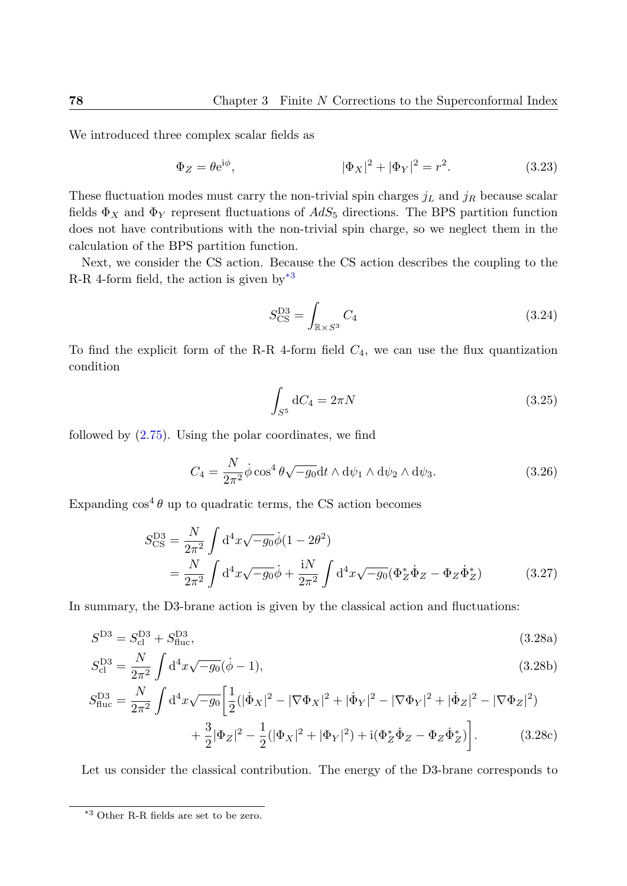We introduced three complex scalar fields as

$$\Phi_Z = \theta e^{i\phi}, \qquad\qquad |\Phi_X|^2 + |\Phi_Y|^2 = r^2. \tag{3.23}$$

These fluctuation modes must carry the non-trivial spin charges $j_L$ and $j_R$ because scalar fields $\Phi_X$ and $\Phi_Y$ represent fluctuations of $AdS_5$ directions. The BPS partition function does not have contributions with the non-trivial spin charge, so we neglect them in the calculation of the BPS partition function.

Next, we consider the CS action. Because the CS action describes the coupling to the R-R 4-form field, the action is given by[*3]

$$S_{\mathrm{CS}}^{\mathrm{D3}} = \int_{\mathbb{R}\times S^3} C_4 \tag{3.24}$$

To find the explicit form of the R-R 4-form field $C_4$, we can use the flux quantization condition

$$\int_{S^5} \mathrm{d}C_4 = 2\pi N \tag{3.25}$$

followed by (2.75). Using the polar coordinates, we find

$$C_4 = \frac{N}{2\pi^2}\dot{\phi}\cos^4\theta\sqrt{-g_0}\mathrm{d}t\wedge\mathrm{d}\psi_1\wedge\mathrm{d}\psi_2\wedge\mathrm{d}\psi_3. \tag{3.26}$$

Expanding $\cos^4\theta$ up to quadratic terms, the CS action becomes

$$\begin{aligned}
S_{\mathrm{CS}}^{\mathrm{D3}} &= \frac{N}{2\pi^2}\int \mathrm{d}^4x\sqrt{-g_0}\dot{\phi}(1-2\theta^2) \\
&= \frac{N}{2\pi^2}\int \mathrm{d}^4x\sqrt{-g_0}\dot{\phi} + \frac{\mathrm{i}N}{2\pi^2}\int \mathrm{d}^4x\sqrt{-g_0}(\Phi_Z^*\dot{\Phi}_Z - \Phi_Z\dot{\Phi}_Z^*)
\end{aligned} \tag{3.27}$$

In summary, the D3-brane action is given by the classical action and fluctuations:

$$S^{\mathrm{D3}} = S_{\mathrm{cl}}^{\mathrm{D3}} + S_{\mathrm{fluc}}^{\mathrm{D3}}, \tag{3.28a}$$

$$S_{\mathrm{cl}}^{\mathrm{D3}} = \frac{N}{2\pi^2}\int \mathrm{d}^4x\sqrt{-g_0}(\dot{\phi}-1), \tag{3.28b}$$

$$\begin{aligned}
S_{\mathrm{fluc}}^{\mathrm{D3}} = \frac{N}{2\pi^2}\int \mathrm{d}^4x\sqrt{-g_0}\bigg[&\frac{1}{2}(|\dot{\Phi}_X|^2 - |\nabla\Phi_X|^2 + |\dot{\Phi}_Y|^2 - |\nabla\Phi_Y|^2 + |\dot{\Phi}_Z|^2 - |\nabla\Phi_Z|^2) \\
&+ \frac{3}{2}|\Phi_Z|^2 - \frac{1}{2}(|\Phi_X|^2 + |\Phi_Y|^2) + \mathrm{i}(\Phi_Z^*\dot{\Phi}_Z - \Phi_Z\dot{\Phi}_Z^*)\bigg].
\end{aligned} \tag{3.28c}$$

Let us consider the classical contribution. The energy of the D3-brane corresponds to

[*3] Other R-R fields are set to be zero.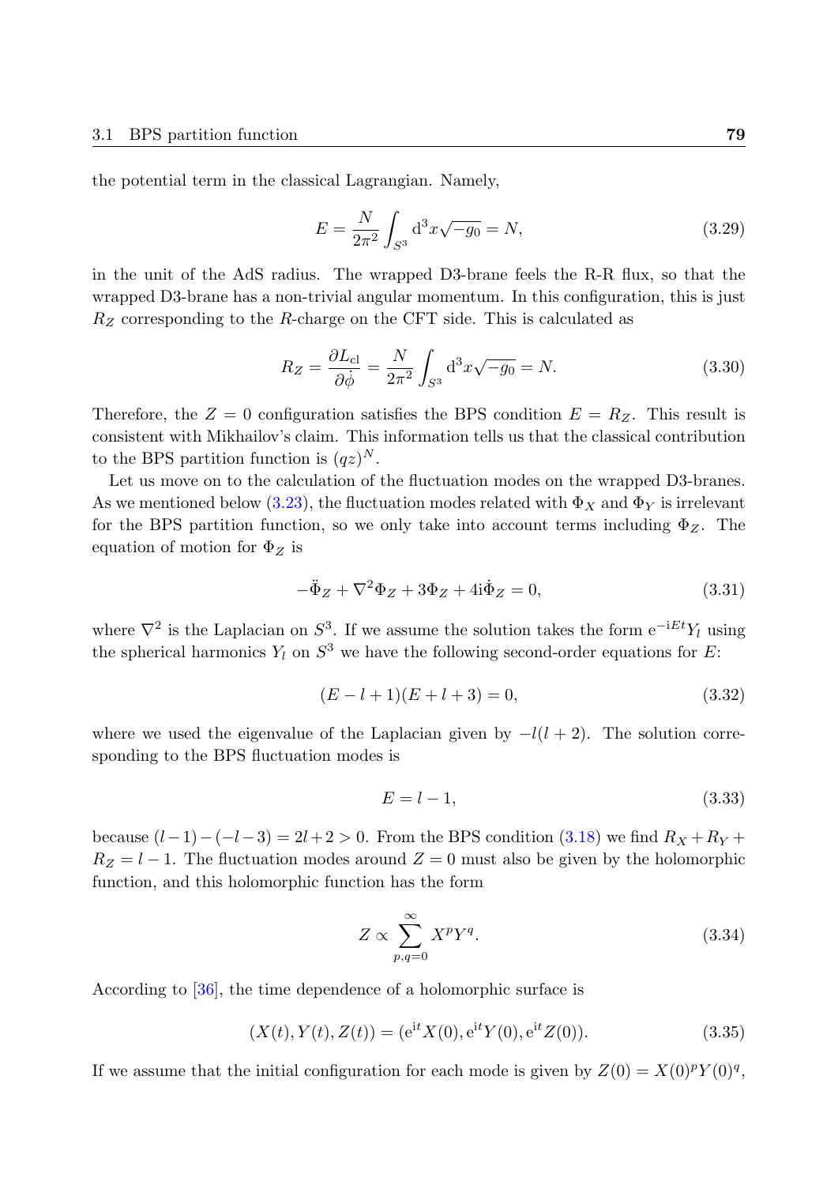the potential term in the classical Lagrangian. Namely,

$$E = \frac{N}{2\pi^2} \int_{S^3} \mathrm{d}^3 x \sqrt{-g_0} = N, \tag{3.29}$$

in the unit of the AdS radius. The wrapped D3-brane feels the R-R flux, so that the wrapped D3-brane has a non-trivial angular momentum. In this configuration, this is just $R_Z$ corresponding to the $R$-charge on the CFT side. This is calculated as

$$R_Z = \frac{\partial L_{\mathrm{cl}}}{\partial \dot{\phi}} = \frac{N}{2\pi^2} \int_{S^3} \mathrm{d}^3 x \sqrt{-g_0} = N. \tag{3.30}$$

Therefore, the $Z = 0$ configuration satisfies the BPS condition $E = R_Z$. This result is consistent with Mikhailov's claim. This information tells us that the classical contribution to the BPS partition function is $(qz)^N$.

Let us move on to the calculation of the fluctuation modes on the wrapped D3-branes. As we mentioned below (3.23), the fluctuation modes related with $\Phi_X$ and $\Phi_Y$ is irrelevant for the BPS partition function, so we only take into account terms including $\Phi_Z$. The equation of motion for $\Phi_Z$ is

$$-\ddot{\Phi}_Z + \nabla^2 \Phi_Z + 3\Phi_Z + 4\mathrm{i}\dot{\Phi}_Z = 0, \tag{3.31}$$

where $\nabla^2$ is the Laplacian on $S^3$. If we assume the solution takes the form $\mathrm{e}^{-\mathrm{i}Et} Y_l$ using the spherical harmonics $Y_l$ on $S^3$ we have the following second-order equations for $E$:

$$(E - l + 1)(E + l + 3) = 0, \tag{3.32}$$

where we used the eigenvalue of the Laplacian given by $-l(l+2)$. The solution corresponding to the BPS fluctuation modes is

$$E = l - 1, \tag{3.33}$$

because $(l-1) - (-l-3) = 2l + 2 > 0$. From the BPS condition (3.18) we find $R_X + R_Y + R_Z = l - 1$. The fluctuation modes around $Z = 0$ must also be given by the holomorphic function, and this holomorphic function has the form

$$Z \propto \sum_{p,q=0}^{\infty} X^p Y^q. \tag{3.34}$$

According to [36], the time dependence of a holomorphic surface is

$$(X(t), Y(t), Z(t)) = (\mathrm{e}^{\mathrm{i}t} X(0), \mathrm{e}^{\mathrm{i}t} Y(0), \mathrm{e}^{\mathrm{i}t} Z(0)). \tag{3.35}$$

If we assume that the initial configuration for each mode is given by $Z(0) = X(0)^p Y(0)^q$,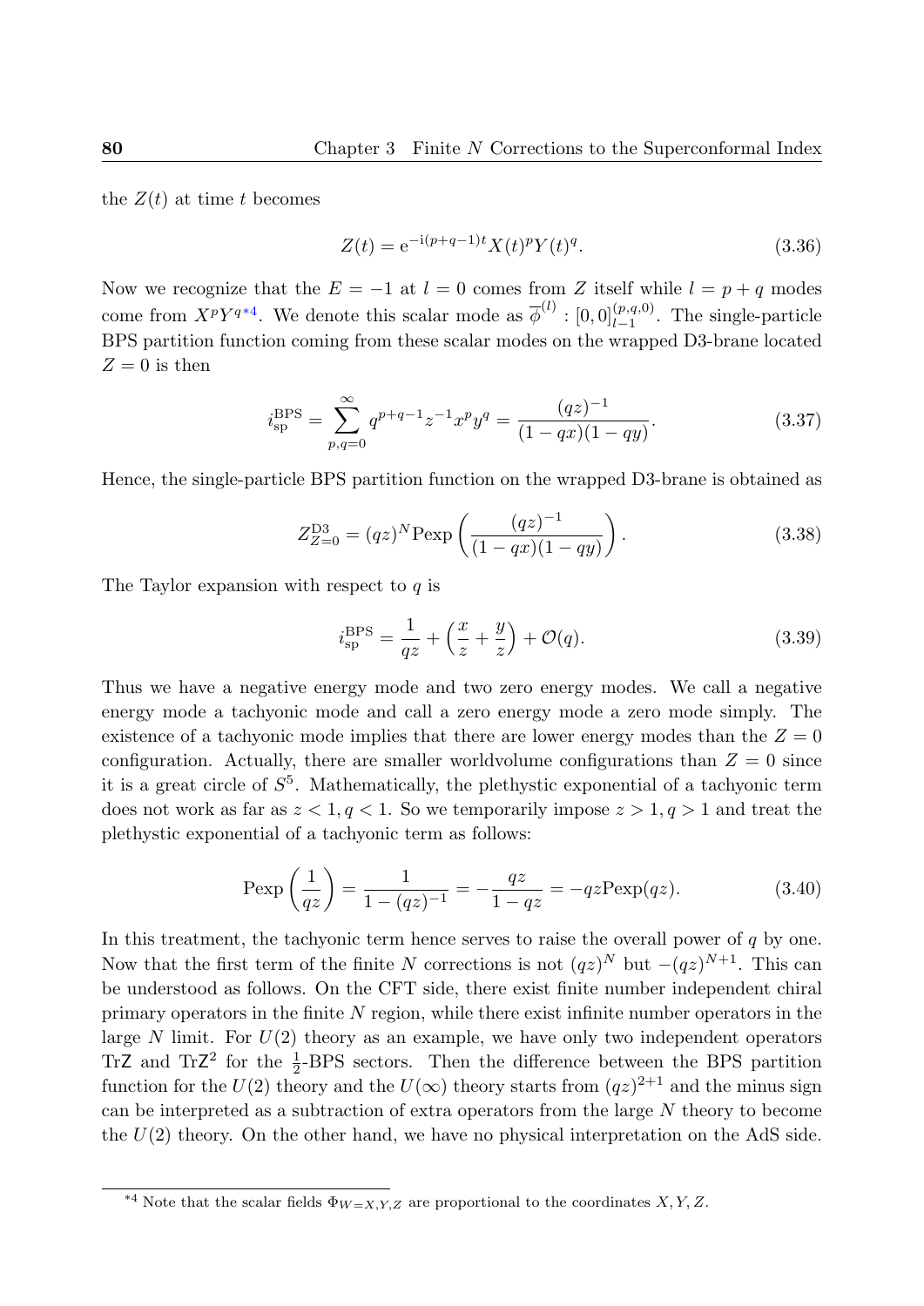the $Z(t)$ at time $t$ becomes

$$Z(t) = \mathrm{e}^{-\mathrm{i}(p+q-1)t} X(t)^p Y(t)^q. \tag{3.36}$$

Now we recognize that the $E = -1$ at $l = 0$ comes from $Z$ itself while $l = p + q$ modes come from $X^p Y^q$[*4]. We denote this scalar mode as $\overline{\phi}^{(l)} : [0,0]^{(p,q,0)}_{l-1}$. The single-particle BPS partition function coming from these scalar modes on the wrapped D3-brane located $Z = 0$ is then

$$i^{\mathrm{BPS}}_{\mathrm{sp}} = \sum_{p,q=0}^{\infty} q^{p+q-1} z^{-1} x^p y^q = \frac{(qz)^{-1}}{(1-qx)(1-qy)}. \tag{3.37}$$

Hence, the single-particle BPS partition function on the wrapped D3-brane is obtained as

$$Z^{\mathrm{D3}}_{Z=0} = (qz)^N \mathrm{Pexp}\left( \frac{(qz)^{-1}}{(1-qx)(1-qy)} \right). \tag{3.38}$$

The Taylor expansion with respect to $q$ is

$$i^{\mathrm{BPS}}_{\mathrm{sp}} = \frac{1}{qz} + \left( \frac{x}{z} + \frac{y}{z} \right) + \mathcal{O}(q). \tag{3.39}$$

Thus we have a negative energy mode and two zero energy modes. We call a negative energy mode a tachyonic mode and call a zero energy mode a zero mode simply. The existence of a tachyonic mode implies that there are lower energy modes than the $Z = 0$ configuration. Actually, there are smaller worldvolume configurations than $Z = 0$ since it is a great circle of $S^5$. Mathematically, the plethystic exponential of a tachyonic term does not work as far as $z < 1, q < 1$. So we temporarily impose $z > 1, q > 1$ and treat the plethystic exponential of a tachyonic term as follows:

$$\mathrm{Pexp}\left( \frac{1}{qz} \right) = \frac{1}{1-(qz)^{-1}} = -\frac{qz}{1-qz} = -qz \mathrm{Pexp}(qz). \tag{3.40}$$

In this treatment, the tachyonic term hence serves to raise the overall power of $q$ by one. Now that the first term of the finite $N$ corrections is not $(qz)^N$ but $-(qz)^{N+1}$. This can be understood as follows. On the CFT side, there exist finite number independent chiral primary operators in the finite $N$ region, while there exist infinite number operators in the large $N$ limit. For $U(2)$ theory as an example, we have only two independent operators $\mathrm{Tr}\mathsf{Z}$ and $\mathrm{Tr}\mathsf{Z}^2$ for the $\frac{1}{2}$-BPS sectors. Then the difference between the BPS partition function for the $U(2)$ theory and the $U(\infty)$ theory starts from $(qz)^{2+1}$ and the minus sign can be interpreted as a subtraction of extra operators from the large $N$ theory to become the $U(2)$ theory. On the other hand, we have no physical interpretation on the AdS side.

---

[*4] Note that the scalar fields $\Phi_{W=X,Y,Z}$ are proportional to the coordinates $X, Y, Z$.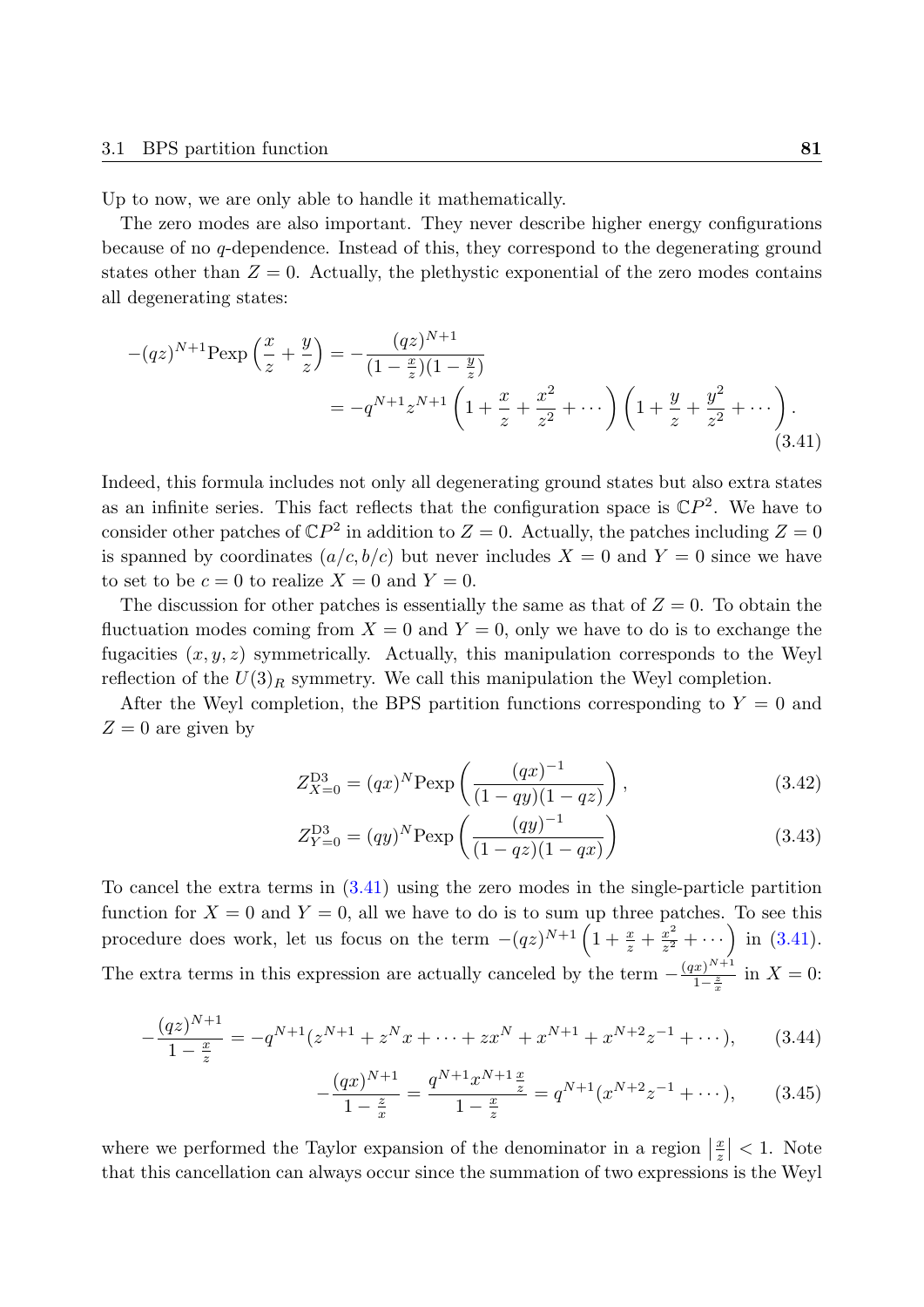Up to now, we are only able to handle it mathematically.

The zero modes are also important. They never describe higher energy configurations because of no $q$-dependence. Instead of this, they correspond to the degenerating ground states other than $Z=0$. Actually, the plethystic exponential of the zero modes contains all degenerating states:

$$
\begin{aligned}
-(qz)^{N+1}\text{Pexp}\left(\frac{x}{z}+\frac{y}{z}\right) &= -\frac{(qz)^{N+1}}{(1-\frac{x}{z})(1-\frac{y}{z})} \\
&= -q^{N+1}z^{N+1}\left(1+\frac{x}{z}+\frac{x^2}{z^2}+\cdots\right)\left(1+\frac{y}{z}+\frac{y^2}{z^2}+\cdots\right).
\end{aligned}
\tag{3.41}
$$

Indeed, this formula includes not only all degenerating ground states but also extra states as an infinite series. This fact reflects that the configuration space is $\mathbb{C}P^2$. We have to consider other patches of $\mathbb{C}P^2$ in addition to $Z=0$. Actually, the patches including $Z=0$ is spanned by coordinates $(a/c, b/c)$ but never includes $X=0$ and $Y=0$ since we have to set to be $c=0$ to realize $X=0$ and $Y=0$.

The discussion for other patches is essentially the same as that of $Z=0$. To obtain the fluctuation modes coming from $X=0$ and $Y=0$, only we have to do is to exchange the fugacities $(x,y,z)$ symmetrically. Actually, this manipulation corresponds to the Weyl reflection of the $U(3)_R$ symmetry. We call this manipulation the Weyl completion.

After the Weyl completion, the BPS partition functions corresponding to $Y=0$ and $Z=0$ are given by

$$
Z^{\text{D3}}_{X=0} = (qx)^N\text{Pexp}\left(\frac{(qx)^{-1}}{(1-qy)(1-qz)}\right), \tag{3.42}
$$

$$
Z^{\text{D3}}_{Y=0} = (qy)^N\text{Pexp}\left(\frac{(qy)^{-1}}{(1-qz)(1-qx)}\right) \tag{3.43}
$$

To cancel the extra terms in (3.41) using the zero modes in the single-particle partition function for $X=0$ and $Y=0$, all we have to do is to sum up three patches. To see this procedure does work, let us focus on the term $-(qz)^{N+1}\left(1+\frac{x}{z}+\frac{x^2}{z^2}+\cdots\right)$ in (3.41). The extra terms in this expression are actually canceled by the term $-\frac{(qx)^{N+1}}{1-\frac{z}{x}}$ in $X=0$:

$$
-\frac{(qz)^{N+1}}{1-\frac{x}{z}} = -q^{N+1}(z^{N+1}+z^Nx+\cdots+zx^N+x^{N+1}+x^{N+2}z^{-1}+\cdots), \tag{3.44}
$$

$$
-\frac{(qx)^{N+1}}{1-\frac{z}{x}} = \frac{q^{N+1}x^{N+1}\frac{x}{z}}{1-\frac{x}{z}} = q^{N+1}(x^{N+2}z^{-1}+\cdots), \tag{3.45}
$$

where we performed the Taylor expansion of the denominator in a region $\left|\frac{x}{z}\right|<1$. Note that this cancellation can always occur since the summation of two expressions is the Weyl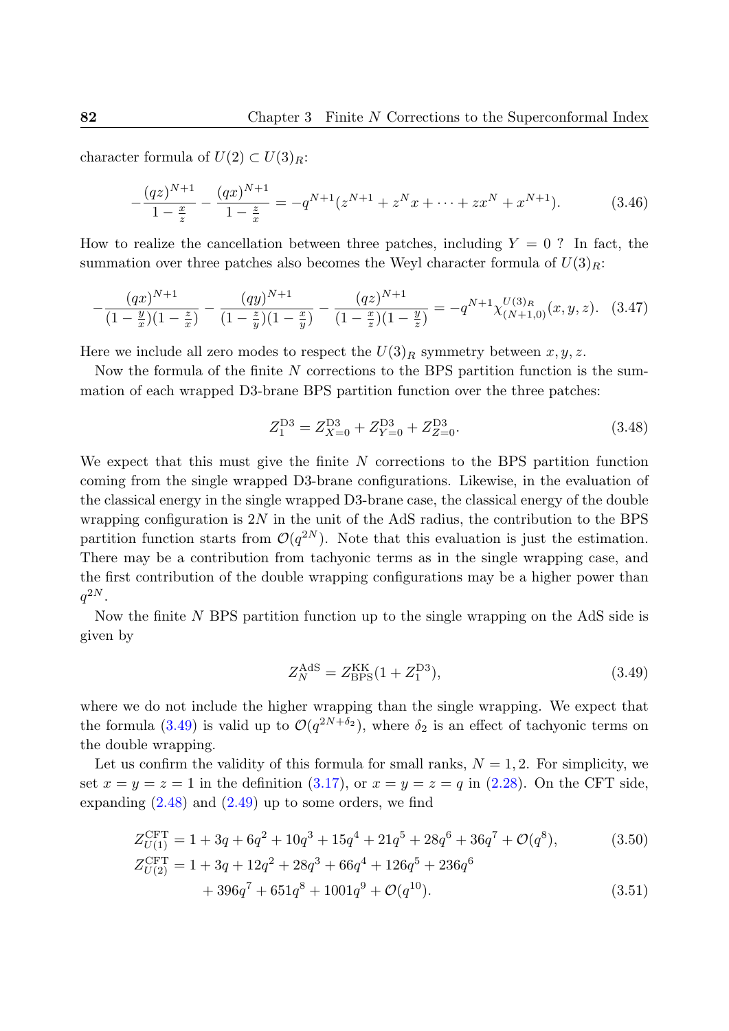character formula of $U(2) \subset U(3)_R$:

$$-\frac{(qz)^{N+1}}{1-\frac{x}{z}} - \frac{(qx)^{N+1}}{1-\frac{z}{x}} = -q^{N+1}(z^{N+1} + z^N x + \cdots + zx^N + x^{N+1}). \tag{3.46}$$

How to realize the cancellation between three patches, including $Y = 0$ ? In fact, the summation over three patches also becomes the Weyl character formula of $U(3)_R$:

$$-\frac{(qx)^{N+1}}{(1-\frac{y}{x})(1-\frac{z}{x})} - \frac{(qy)^{N+1}}{(1-\frac{z}{y})(1-\frac{x}{y})} - \frac{(qz)^{N+1}}{(1-\frac{x}{z})(1-\frac{y}{z})} = -q^{N+1}\chi^{U(3)_R}_{(N+1,0)}(x,y,z). \tag{3.47}$$

Here we include all zero modes to respect the $U(3)_R$ symmetry between $x, y, z$.

Now the formula of the finite $N$ corrections to the BPS partition function is the summation of each wrapped D3-brane BPS partition function over the three patches:

$$Z_1^{\mathrm{D3}} = Z_{X=0}^{\mathrm{D3}} + Z_{Y=0}^{\mathrm{D3}} + Z_{Z=0}^{\mathrm{D3}}. \tag{3.48}$$

We expect that this must give the finite $N$ corrections to the BPS partition function coming from the single wrapped D3-brane configurations. Likewise, in the evaluation of the classical energy in the single wrapped D3-brane case, the classical energy of the double wrapping configuration is $2N$ in the unit of the AdS radius, the contribution to the BPS partition function starts from $\mathcal{O}(q^{2N})$. Note that this evaluation is just the estimation. There may be a contribution from tachyonic terms as in the single wrapping case, and the first contribution of the double wrapping configurations may be a higher power than $q^{2N}$.

Now the finite $N$ BPS partition function up to the single wrapping on the AdS side is given by

$$Z_N^{\mathrm{AdS}} = Z_{\mathrm{BPS}}^{\mathrm{KK}}(1 + Z_1^{\mathrm{D3}}), \tag{3.49}$$

where we do not include the higher wrapping than the single wrapping. We expect that the formula (3.49) is valid up to $\mathcal{O}(q^{2N+\delta_2})$, where $\delta_2$ is an effect of tachyonic terms on the double wrapping.

Let us confirm the validity of this formula for small ranks, $N = 1, 2$. For simplicity, we set $x = y = z = 1$ in the definition (3.17), or $x = y = z = q$ in (2.28). On the CFT side, expanding (2.48) and (2.49) up to some orders, we find

$$Z_{U(1)}^{\mathrm{CFT}} = 1 + 3q + 6q^2 + 10q^3 + 15q^4 + 21q^5 + 28q^6 + 36q^7 + \mathcal{O}(q^8), \tag{3.50}$$

$$\begin{aligned} Z_{U(2)}^{\mathrm{CFT}} = 1 &+ 3q + 12q^2 + 28q^3 + 66q^4 + 126q^5 + 236q^6 \\ &+ 396q^7 + 651q^8 + 1001q^9 + \mathcal{O}(q^{10}). \end{aligned} \tag{3.51}$$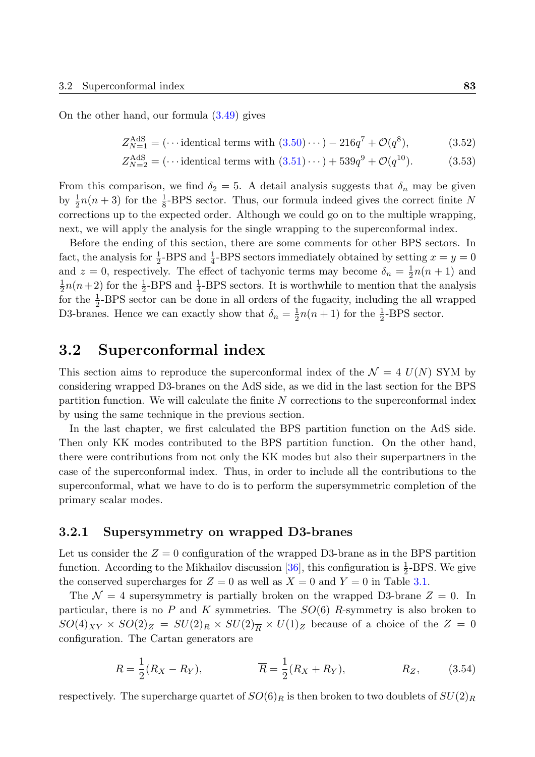On the other hand, our formula (3.49) gives

$$Z_{N=1}^{\text{AdS}} = (\cdots \text{identical terms with (3.50)} \cdots) - 216q^7 + \mathcal{O}(q^8), \tag{3.52}$$

$$Z_{N=2}^{\text{AdS}} = (\cdots \text{identical terms with (3.51)} \cdots) + 539q^9 + \mathcal{O}(q^{10}). \tag{3.53}$$

From this comparison, we find $\delta_2 = 5$. A detail analysis suggests that $\delta_n$ may be given by $\frac{1}{2}n(n+3)$ for the $\frac{1}{8}$-BPS sector. Thus, our formula indeed gives the correct finite $N$ corrections up to the expected order. Although we could go on to the multiple wrapping, next, we will apply the analysis for the single wrapping to the superconformal index.

Before the ending of this section, there are some comments for other BPS sectors. In fact, the analysis for $\frac{1}{2}$-BPS and $\frac{1}{4}$-BPS sectors immediately obtained by setting $x = y = 0$ and $z = 0$, respectively. The effect of tachyonic terms may become $\delta_n = \frac{1}{2}n(n+1)$ and $\frac{1}{2}n(n+2)$ for the $\frac{1}{2}$-BPS and $\frac{1}{4}$-BPS sectors. It is worthwhile to mention that the analysis for the $\frac{1}{2}$-BPS sector can be done in all orders of the fugacity, including the all wrapped D3-branes. Hence we can exactly show that $\delta_n = \frac{1}{2}n(n+1)$ for the $\frac{1}{2}$-BPS sector.

## 3.2 Superconformal index

This section aims to reproduce the superconformal index of the $\mathcal{N} = 4$ $U(N)$ SYM by considering wrapped D3-branes on the AdS side, as we did in the last section for the BPS partition function. We will calculate the finite $N$ corrections to the superconformal index by using the same technique in the previous section.

In the last chapter, we first calculated the BPS partition function on the AdS side. Then only KK modes contributed to the BPS partition function. On the other hand, there were contributions from not only the KK modes but also their superpartners in the case of the superconformal index. Thus, in order to include all the contributions to the superconformal, what we have to do is to perform the supersymmetric completion of the primary scalar modes.

### 3.2.1 Supersymmetry on wrapped D3-branes

Let us consider the $Z = 0$ configuration of the wrapped D3-brane as in the BPS partition function. According to the Mikhailov discussion [36], this configuration is $\frac{1}{2}$-BPS. We give the conserved supercharges for $Z = 0$ as well as $X = 0$ and $Y = 0$ in Table 3.1.

The $\mathcal{N} = 4$ supersymmetry is partially broken on the wrapped D3-brane $Z = 0$. In particular, there is no $P$ and $K$ symmetries. The $SO(6)$ $R$-symmetry is also broken to $SO(4)_{XY} \times SO(2)_Z = SU(2)_R \times SU(2)_{\overline{R}} \times U(1)_Z$ because of a choice of the $Z = 0$ configuration. The Cartan generators are

$$R = \frac{1}{2}(R_X - R_Y), \qquad \overline{R} = \frac{1}{2}(R_X + R_Y), \qquad R_Z, \tag{3.54}$$

respectively. The supercharge quartet of $SO(6)_R$ is then broken to two doublets of $SU(2)_R$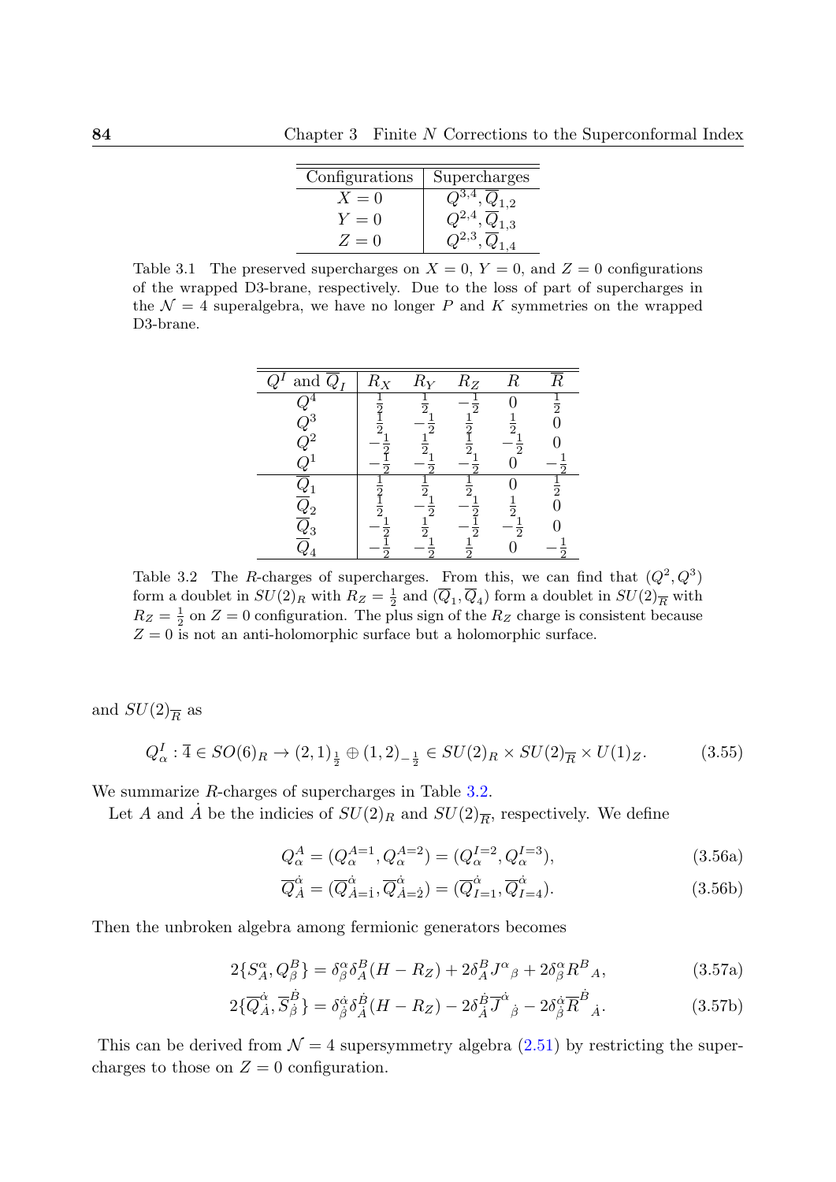| Configurations | Supercharges |
|---|---|
| $X = 0$ | $Q^{3,4}, \overline{Q}_{1,2}$ |
| $Y = 0$ | $Q^{2,4}, \overline{Q}_{1,3}$ |
| $Z = 0$ | $Q^{2,3}, \overline{Q}_{1,4}$ |

Table 3.1 The preserved supercharges on $X = 0$, $Y = 0$, and $Z = 0$ configurations of the wrapped D3-brane, respectively. Due to the loss of part of supercharges in the $\mathcal{N} = 4$ superalgebra, we have no longer $P$ and $K$ symmetries on the wrapped D3-brane.

| $Q^I$ and $\overline{Q}_I$ | $R_X$ | $R_Y$ | $R_Z$ | $R$ | $\overline{R}$ |
|---|---|---|---|---|---|
| $Q^4$ | $\frac{1}{2}$ | $\frac{1}{2}$ | $-\frac{1}{2}$ | $0$ | $\frac{1}{2}$ |
| $Q^3$ | $\frac{1}{2}$ | $-\frac{1}{2}$ | $\frac{1}{2}$ | $\frac{1}{2}$ | $0$ |
| $Q^2$ | $-\frac{1}{2}$ | $\frac{1}{2}$ | $\frac{1}{2}$ | $-\frac{1}{2}$ | $0$ |
| $Q^1$ | $-\frac{1}{2}$ | $-\frac{1}{2}$ | $-\frac{1}{2}$ | $0$ | $-\frac{1}{2}$ |
| $\overline{Q}_1$ | $\frac{1}{2}$ | $\frac{1}{2}$ | $\frac{1}{2}$ | $0$ | $\frac{1}{2}$ |
| $\overline{Q}_2$ | $\frac{1}{2}$ | $-\frac{1}{2}$ | $-\frac{1}{2}$ | $\frac{1}{2}$ | $0$ |
| $\overline{Q}_3$ | $-\frac{1}{2}$ | $\frac{1}{2}$ | $-\frac{1}{2}$ | $-\frac{1}{2}$ | $0$ |
| $\overline{Q}_4$ | $-\frac{1}{2}$ | $-\frac{1}{2}$ | $\frac{1}{2}$ | $0$ | $-\frac{1}{2}$ |

Table 3.2 The $R$-charges of supercharges. From this, we can find that $(Q^2, Q^3)$ form a doublet in $SU(2)_R$ with $R_Z = \frac{1}{2}$ and $(\overline{Q}_1, \overline{Q}_4)$ form a doublet in $SU(2)_{\overline{R}}$ with $R_Z = \frac{1}{2}$ on $Z = 0$ configuration. The plus sign of the $R_Z$ charge is consistent because $Z = 0$ is not an anti-holomorphic surface but a holomorphic surface.

and $SU(2)_{\overline{R}}$ as

$$Q^I_\alpha : \overline{4} \in SO(6)_R \to (2,1)_{\frac{1}{2}} \oplus (1,2)_{-\frac{1}{2}} \in SU(2)_R \times SU(2)_{\overline{R}} \times U(1)_Z. \tag{3.55}$$

We summarize $R$-charges of supercharges in Table 3.2.

Let $A$ and $\dot{A}$ be the indicies of $SU(2)_R$ and $SU(2)_{\overline{R}}$, respectively. We define

$$Q^A_\alpha = (Q^{A=1}_\alpha, Q^{A=2}_\alpha) = (Q^{I=2}_\alpha, Q^{I=3}_\alpha), \tag{3.56a}$$

$$\overline{Q}^{\dot{\alpha}}_{\dot{A}} = (\overline{Q}^{\dot{\alpha}}_{\dot{A}=\dot{1}}, \overline{Q}^{\dot{\alpha}}_{\dot{A}=\dot{2}}) = (\overline{Q}^{\dot{\alpha}}_{I=1}, \overline{Q}^{\dot{\alpha}}_{I=4}). \tag{3.56b}$$

Then the unbroken algebra among fermionic generators becomes

$$2\{S^\alpha_A, Q^B_\beta\} = \delta^\alpha_\beta \delta^B_A (H - R_Z) + 2\delta^B_A J^\alpha{}_\beta + 2\delta^\alpha_\beta R^B{}_A, \tag{3.57a}$$

$$2\{\overline{Q}^{\dot{\alpha}}_{\dot{A}}, \overline{S}^{\dot{B}}_{\dot{\beta}}\} = \delta^{\dot{\alpha}}_{\dot{\beta}} \delta^{\dot{B}}_{\dot{A}} (H - R_Z) - 2\delta^{\dot{B}}_{\dot{A}} \overline{J}^{\dot{\alpha}}{}_{\dot{\beta}} - 2\delta^{\dot{\alpha}}_{\dot{\beta}} \overline{R}^{\dot{B}}{}_{\dot{A}}. \tag{3.57b}$$

This can be derived from $\mathcal{N} = 4$ supersymmetry algebra (2.51) by restricting the supercharges to those on $Z = 0$ configuration.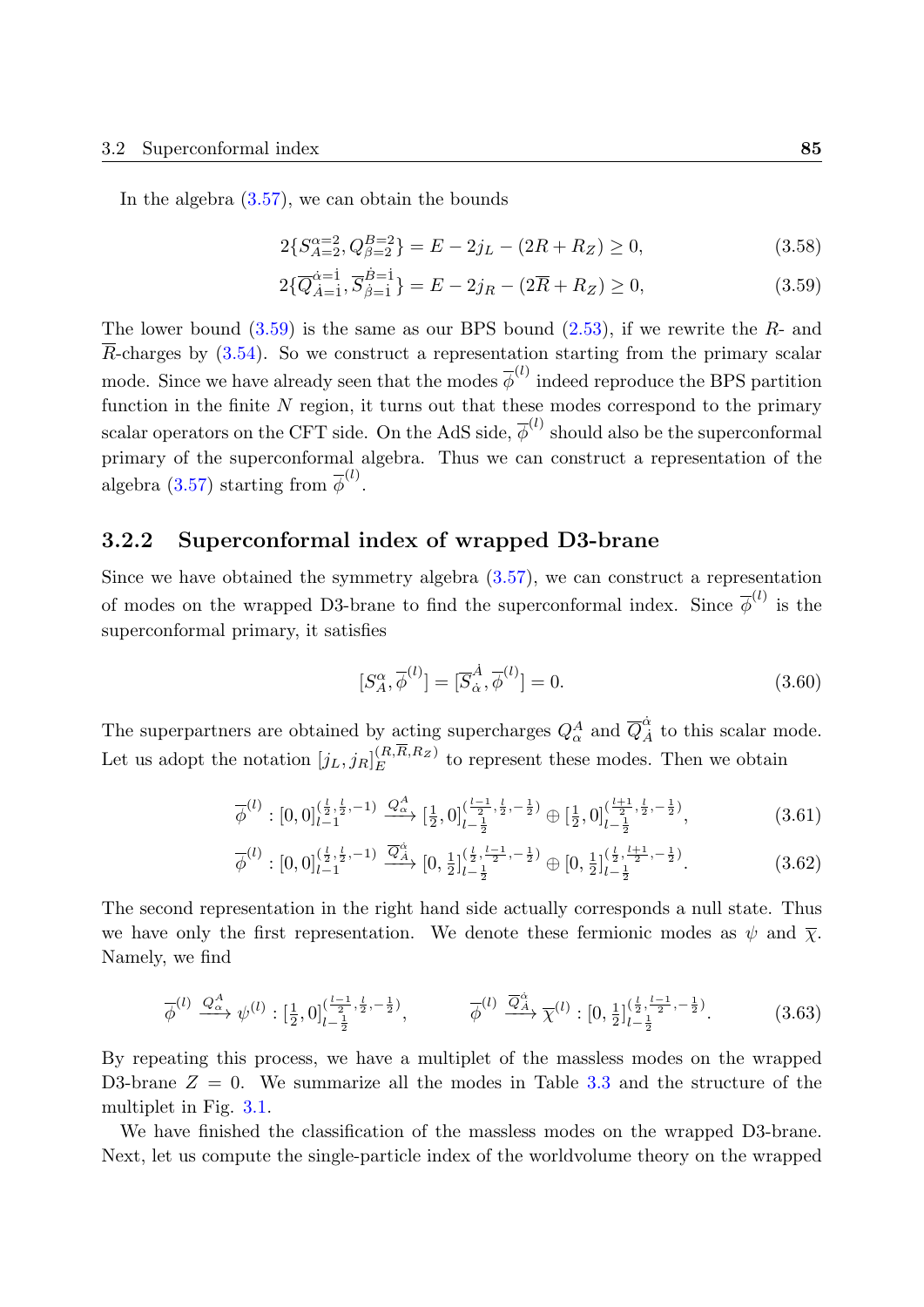In the algebra (3.57), we can obtain the bounds

$$2\{S^{\alpha=2}_{A=2}, Q^{B=2}_{\beta=2}\} = E - 2j_L - (2R + R_Z) \geq 0, \tag{3.58}$$

$$2\{\overline{Q}^{\dot{\alpha}=\dot{1}}_{\dot{A}=\dot{1}}, \overline{S}^{\dot{B}=\dot{1}}_{\dot{\beta}=\dot{1}}\} = E - 2j_R - (2\overline{R} + R_Z) \geq 0, \tag{3.59}$$

The lower bound (3.59) is the same as our BPS bound (2.53), if we rewrite the $R$- and $\overline{R}$-charges by (3.54). So we construct a representation starting from the primary scalar mode. Since we have already seen that the modes $\overline{\phi}^{(l)}$ indeed reproduce the BPS partition function in the finite $N$ region, it turns out that these modes correspond to the primary scalar operators on the CFT side. On the AdS side, $\overline{\phi}^{(l)}$ should also be the superconformal primary of the superconformal algebra. Thus we can construct a representation of the algebra (3.57) starting from $\overline{\phi}^{(l)}$.

### 3.2.2 Superconformal index of wrapped D3-brane

Since we have obtained the symmetry algebra (3.57), we can construct a representation of modes on the wrapped D3-brane to find the superconformal index. Since $\overline{\phi}^{(l)}$ is the superconformal primary, it satisfies

$$[S^{\alpha}_{A}, \overline{\phi}^{(l)}] = [\overline{S}^{\dot{A}}_{\dot{\alpha}}, \overline{\phi}^{(l)}] = 0. \tag{3.60}$$

The superpartners are obtained by acting supercharges $Q^A_\alpha$ and $\overline{Q}^{\dot{\alpha}}_{\dot{A}}$ to this scalar mode. Let us adopt the notation $[j_L, j_R]^{(R,\overline{R},R_Z)}_E$ to represent these modes. Then we obtain

$$\overline{\phi}^{(l)} : [0,0]^{(\frac{l}{2},\frac{l}{2},-1)}_{l-1} \xrightarrow{Q^A_\alpha} [\tfrac{1}{2},0]^{(\frac{l-1}{2},\frac{l}{2},-\frac{1}{2})}_{l-\frac{1}{2}} \oplus [\tfrac{1}{2},0]^{(\frac{l+1}{2},\frac{l}{2},-\frac{1}{2})}_{l-\frac{1}{2}}, \tag{3.61}$$

$$\overline{\phi}^{(l)} : [0,0]^{(\frac{l}{2},\frac{l}{2},-1)}_{l-1} \xrightarrow{\overline{Q}^{\dot{\alpha}}_{\dot{A}}} [0,\tfrac{1}{2}]^{(\frac{l}{2},\frac{l-1}{2},-\frac{1}{2})}_{l-\frac{1}{2}} \oplus [0,\tfrac{1}{2}]^{(\frac{l}{2},\frac{l+1}{2},-\frac{1}{2})}_{l-\frac{1}{2}}. \tag{3.62}$$

The second representation in the right hand side actually corresponds a null state. Thus we have only the first representation. We denote these fermionic modes as $\psi$ and $\overline{\chi}$. Namely, we find

$$\overline{\phi}^{(l)} \xrightarrow{Q^A_\alpha} \psi^{(l)} : [\tfrac{1}{2},0]^{(\frac{l-1}{2},\frac{l}{2},-\frac{1}{2})}_{l-\frac{1}{2}}, \qquad \overline{\phi}^{(l)} \xrightarrow{\overline{Q}^{\dot{\alpha}}_{\dot{A}}} \overline{\chi}^{(l)} : [0,\tfrac{1}{2}]^{(\frac{l}{2},\frac{l-1}{2},-\frac{1}{2})}_{l-\frac{1}{2}}. \tag{3.63}$$

By repeating this process, we have a multiplet of the massless modes on the wrapped D3-brane $Z = 0$. We summarize all the modes in Table 3.3 and the structure of the multiplet in Fig. 3.1.

We have finished the classification of the massless modes on the wrapped D3-brane. Next, let us compute the single-particle index of the worldvolume theory on the wrapped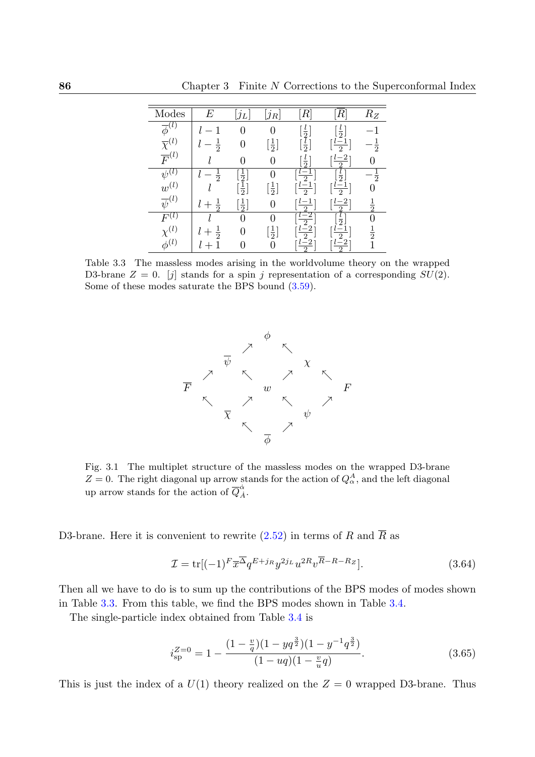| Modes | $E$ | $[j_L]$ | $[j_R]$ | $[R]$ | $[\overline{R}]$ | $R_Z$ |
|---|---|---|---|---|---|---|
| $\overline{\phi}^{(l)}$ | $l-1$ | $0$ | $0$ | $[\frac{l}{2}]$ | $[\frac{l}{2}]$ | $-1$ |
| $\overline{\chi}^{(l)}$ | $l-\frac{1}{2}$ | $0$ | $[\frac{1}{2}]$ | $[\frac{l}{2}]$ | $[\frac{l-1}{2}]$ | $-\frac{1}{2}$ |
| $\overline{F}^{(l)}$ | $l$ | $0$ | $0$ | $[\frac{l}{2}]$ | $[\frac{l-2}{2}]$ | $0$ |
| $\psi^{(l)}$ | $l-\frac{1}{2}$ | $[\frac{1}{2}]$ | $0$ | $[\frac{l-1}{2}]$ | $[\frac{l}{2}]$ | $-\frac{1}{2}$ |
| $w^{(l)}$ | $l$ | $[\frac{1}{2}]$ | $[\frac{1}{2}]$ | $[\frac{l-1}{2}]$ | $[\frac{l-1}{2}]$ | $0$ |
| $\overline{\psi}^{(l)}$ | $l+\frac{1}{2}$ | $[\frac{1}{2}]$ | $0$ | $[\frac{l-1}{2}]$ | $[\frac{l-2}{2}]$ | $\frac{1}{2}$ |
| $F^{(l)}$ | $l$ | $0$ | $0$ | $[\frac{l-2}{2}]$ | $[\frac{l}{2}]$ | $0$ |
| $\chi^{(l)}$ | $l+\frac{1}{2}$ | $0$ | $[\frac{1}{2}]$ | $[\frac{l-2}{2}]$ | $[\frac{l-1}{2}]$ | $\frac{1}{2}$ |
| $\phi^{(l)}$ | $l+1$ | $0$ | $0$ | $[\frac{l-2}{2}]$ | $[\frac{l-2}{2}]$ | $1$ |

Table 3.3 The massless modes arising in the worldvolume theory on the wrapped D3-brane $Z=0$. $[j]$ stands for a spin $j$ representation of a corresponding $SU(2)$. Some of these modes saturate the BPS bound (3.59).

$$
\begin{array}{ccccccccc}
 & & & & \phi & & & & \\
 & & & \nearrow & & \nwarrow & & & \\
 & & \overline{\psi} & & & & \chi & & \\
 & \nearrow & & \nwarrow & & \nearrow & & \nwarrow & \\
\overline{F} & & & & w & & & & F \\
 & \nwarrow & & \nearrow & & \nwarrow & & \nearrow & \\
 & & \overline{\chi} & & & & \psi & & \\
 & & & \nwarrow & & \nearrow & & & \\
 & & & & \overline{\phi} & & & &
\end{array}
$$

Fig. 3.1 The multiplet structure of the massless modes on the wrapped D3-brane $Z=0$. The right diagonal up arrow stands for the action of $Q_\alpha^A$, and the left diagonal up arrow stands for the action of $\overline{Q}_{\dot{A}}^{\dot{\alpha}}$.

D3-brane. Here it is convenient to rewrite (2.52) in terms of $R$ and $\overline{R}$ as

$$
\mathcal{I} = \mathrm{tr}[(-1)^F \overline{x}^{\overline{\Delta}} q^{E+j_R} y^{2j_L} u^{2R} v^{\overline{R}-R-R_Z}]. \tag{3.64}
$$

Then all we have to do is to sum up the contributions of the BPS modes of modes shown in Table 3.3. From this table, we find the BPS modes shown in Table 3.4.

The single-particle index obtained from Table 3.4 is

$$
i_{\mathrm{sp}}^{Z=0} = 1 - \frac{(1-\frac{v}{q})(1-yq^{\frac{3}{2}})(1-y^{-1}q^{\frac{3}{2}})}{(1-uq)(1-\frac{v}{u}q)}. \tag{3.65}
$$

This is just the index of a $U(1)$ theory realized on the $Z=0$ wrapped D3-brane. Thus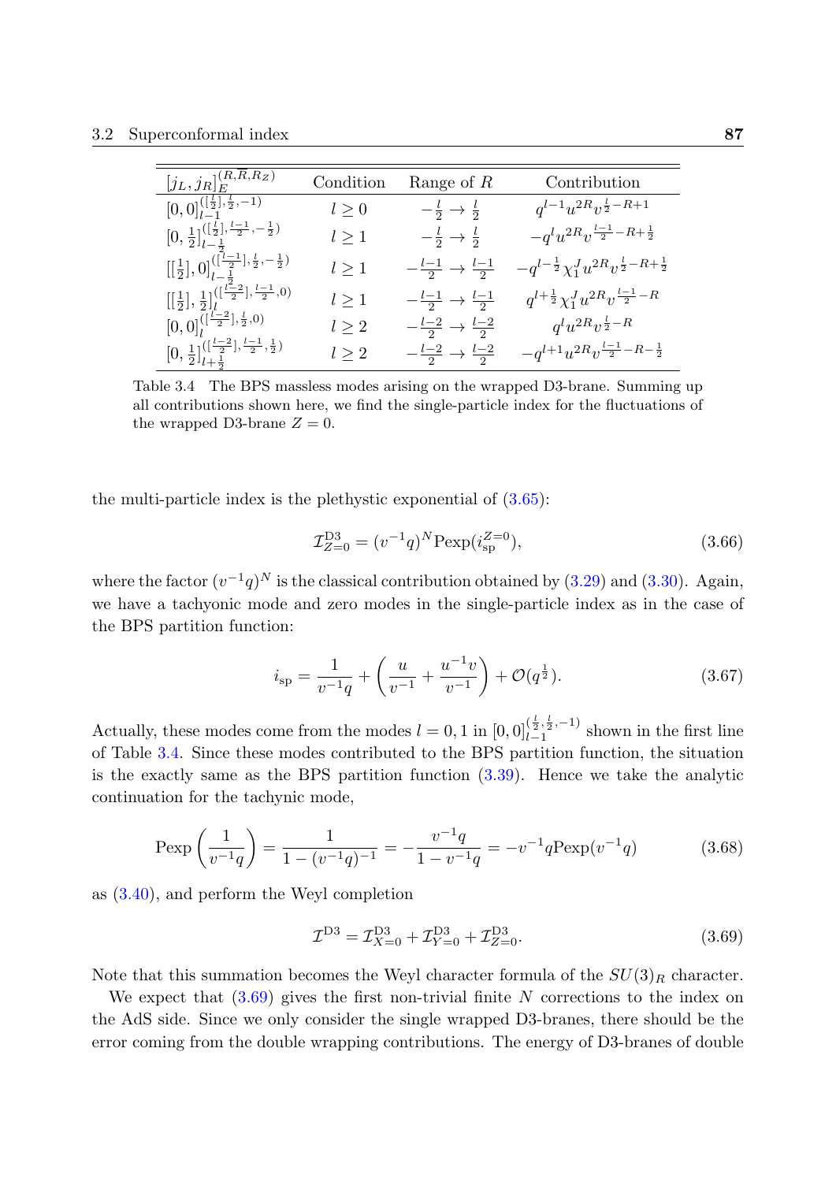| $[j_L, j_R]_E^{(R,\overline{R},R_Z)}$ | Condition | Range of $R$ | Contribution |
|---|---|---|---|
| $[0,0]_{l-1}^{([\frac{l}{2}],\frac{l}{2},-1)}$ | $l \geq 0$ | $-\frac{l}{2} \to \frac{l}{2}$ | $q^{l-1}u^{2R}v^{\frac{l}{2}-R+1}$ |
| $[0,\frac{1}{2}]_{l-\frac{1}{2}}^{([\frac{l}{2}],\frac{l-1}{2},-\frac{1}{2})}$ | $l \geq 1$ | $-\frac{l}{2} \to \frac{l}{2}$ | $-q^{l}u^{2R}v^{\frac{l-1}{2}-R+\frac{1}{2}}$ |
| $[[\frac{1}{2}],0]_{l-\frac{1}{2}}^{([\frac{l-1}{2}],\frac{l}{2},-\frac{1}{2})}$ | $l \geq 1$ | $-\frac{l-1}{2} \to \frac{l-1}{2}$ | $-q^{l-\frac{1}{2}}\chi_1^J u^{2R}v^{\frac{l}{2}-R+\frac{1}{2}}$ |
| $[[\frac{1}{2}],\frac{1}{2}]_{l}^{([\frac{l-2}{2}],\frac{l-1}{2},0)}$ | $l \geq 1$ | $-\frac{l-1}{2} \to \frac{l-1}{2}$ | $q^{l+\frac{1}{2}}\chi_1^J u^{2R}v^{\frac{l-1}{2}-R}$ |
| $[0,0]_{l}^{([\frac{l-2}{2}],\frac{l}{2},0)}$ | $l \geq 2$ | $-\frac{l-2}{2} \to \frac{l-2}{2}$ | $q^{l}u^{2R}v^{\frac{l}{2}-R}$ |
| $[0,\frac{1}{2}]_{l+\frac{1}{2}}^{([\frac{l-2}{2}],\frac{l-1}{2},\frac{1}{2})}$ | $l \geq 2$ | $-\frac{l-2}{2} \to \frac{l-2}{2}$ | $-q^{l+1}u^{2R}v^{\frac{l-1}{2}-R-\frac{1}{2}}$ |

Table 3.4 The BPS massless modes arising on the wrapped D3-brane. Summing up all contributions shown here, we find the single-particle index for the fluctuations of the wrapped D3-brane $Z = 0$.

the multi-particle index is the plethystic exponential of (3.65):

$$\mathcal{I}_{Z=0}^{\rm D3} = (v^{-1}q)^N \mathrm{Pexp}(i_{\rm sp}^{Z=0}), \tag{3.66}$$

where the factor $(v^{-1}q)^N$ is the classical contribution obtained by (3.29) and (3.30). Again, we have a tachyonic mode and zero modes in the single-particle index as in the case of the BPS partition function:

$$i_{\rm sp} = \frac{1}{v^{-1}q} + \left(\frac{u}{v^{-1}} + \frac{u^{-1}v}{v^{-1}}\right) + \mathcal{O}(q^{\frac{1}{2}}). \tag{3.67}$$

Actually, these modes come from the modes $l = 0, 1$ in $[0,0]_{l-1}^{(\frac{l}{2},\frac{l}{2},-1)}$ shown in the first line of Table 3.4. Since these modes contributed to the BPS partition function, the situation is the exactly same as the BPS partition function (3.39). Hence we take the analytic continuation for the tachynic mode,

$$\mathrm{Pexp}\left(\frac{1}{v^{-1}q}\right) = \frac{1}{1-(v^{-1}q)^{-1}} = -\frac{v^{-1}q}{1-v^{-1}q} = -v^{-1}q\,\mathrm{Pexp}(v^{-1}q) \tag{3.68}$$

as (3.40), and perform the Weyl completion

$$\mathcal{I}^{\rm D3} = \mathcal{I}_{X=0}^{\rm D3} + \mathcal{I}_{Y=0}^{\rm D3} + \mathcal{I}_{Z=0}^{\rm D3}. \tag{3.69}$$

Note that this summation becomes the Weyl character formula of the $SU(3)_R$ character.

We expect that (3.69) gives the first non-trivial finite $N$ corrections to the index on the AdS side. Since we only consider the single wrapped D3-branes, there should be the error coming from the double wrapping contributions. The energy of D3-branes of double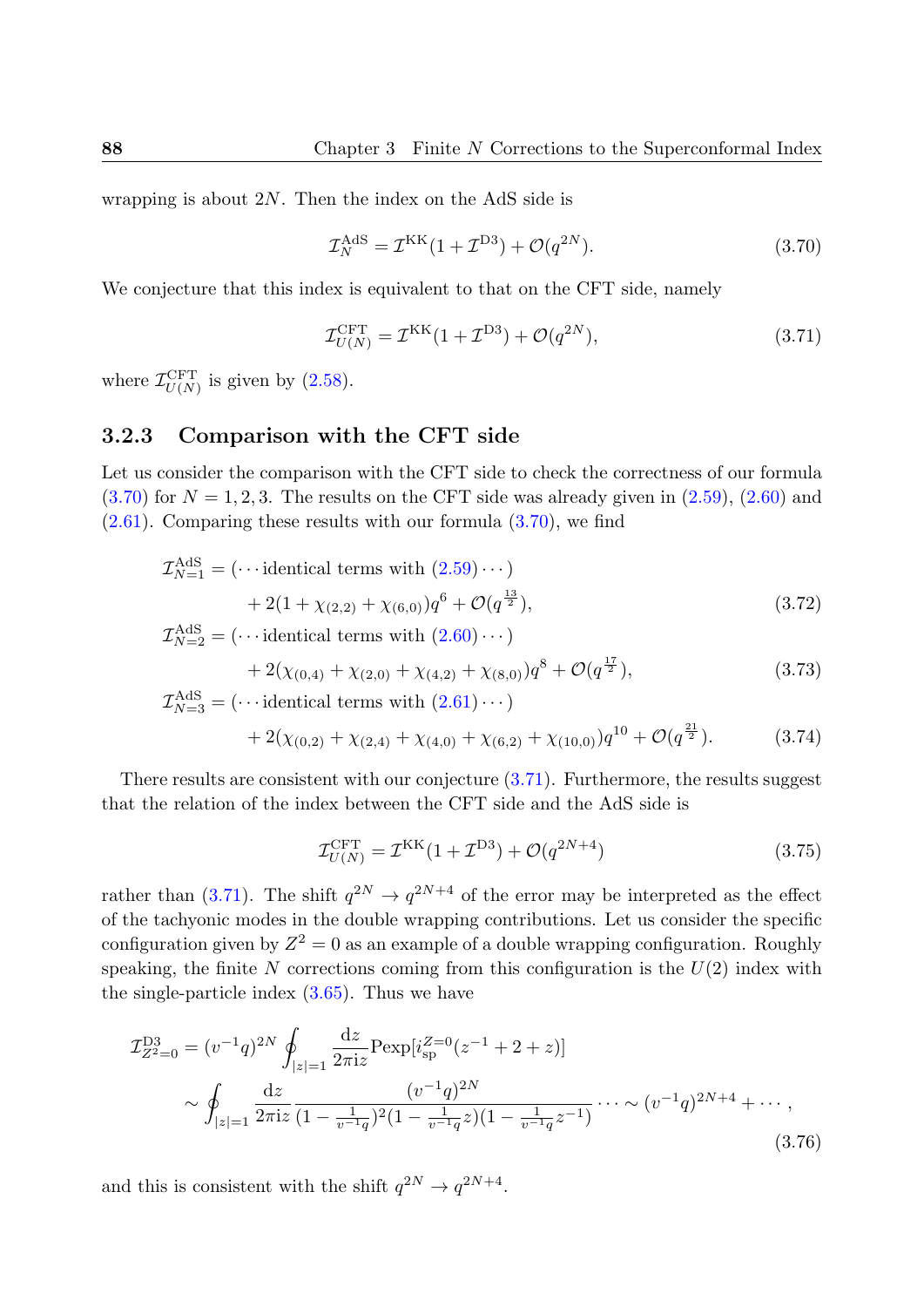wrapping is about $2N$. Then the index on the AdS side is

$$\mathcal{I}_N^{\rm AdS} = \mathcal{I}^{\rm KK}(1+\mathcal{I}^{\rm D3}) + \mathcal{O}(q^{2N}). \tag{3.70}$$

We conjecture that this index is equivalent to that on the CFT side, namely

$$\mathcal{I}_{U(N)}^{\rm CFT} = \mathcal{I}^{\rm KK}(1+\mathcal{I}^{\rm D3}) + \mathcal{O}(q^{2N}), \tag{3.71}$$

where $\mathcal{I}_{U(N)}^{\rm CFT}$ is given by (2.58).

### 3.2.3 Comparison with the CFT side

Let us consider the comparison with the CFT side to check the correctness of our formula (3.70) for $N=1,2,3$. The results on the CFT side was already given in (2.59), (2.60) and (2.61). Comparing these results with our formula (3.70), we find

$$\begin{aligned}
\mathcal{I}_{N=1}^{\rm AdS} &= (\cdots \text{identical terms with (2.59)} \cdots) \\
&\quad + 2(1+\chi_{(2,2)}+\chi_{(6,0)})q^6 + \mathcal{O}(q^{\frac{13}{2}}), &(3.72)\\
\mathcal{I}_{N=2}^{\rm AdS} &= (\cdots \text{identical terms with (2.60)} \cdots) \\
&\quad + 2(\chi_{(0,4)}+\chi_{(2,0)}+\chi_{(4,2)}+\chi_{(8,0)})q^8 + \mathcal{O}(q^{\frac{17}{2}}), &(3.73)\\
\mathcal{I}_{N=3}^{\rm AdS} &= (\cdots \text{identical terms with (2.61)} \cdots) \\
&\quad + 2(\chi_{(0,2)}+\chi_{(2,4)}+\chi_{(4,0)}+\chi_{(6,2)}+\chi_{(10,0)})q^{10} + \mathcal{O}(q^{\frac{21}{2}}). &(3.74)
\end{aligned}$$

There results are consistent with our conjecture (3.71). Furthermore, the results suggest that the relation of the index between the CFT side and the AdS side is

$$\mathcal{I}_{U(N)}^{\rm CFT} = \mathcal{I}^{\rm KK}(1+\mathcal{I}^{\rm D3}) + \mathcal{O}(q^{2N+4}) \tag{3.75}$$

rather than (3.71). The shift $q^{2N} \to q^{2N+4}$ of the error may be interpreted as the effect of the tachyonic modes in the double wrapping contributions. Let us consider the specific configuration given by $Z^2=0$ as an example of a double wrapping configuration. Roughly speaking, the finite $N$ corrections coming from this configuration is the $U(2)$ index with the single-particle index (3.65). Thus we have

$$\begin{aligned}
\mathcal{I}_{Z^2=0}^{\rm D3} &= (v^{-1}q)^{2N} \oint_{|z|=1} \frac{{\rm d}z}{2\pi {\rm i} z} {\rm Pexp}[i_{\rm sp}^{Z=0}(z^{-1}+2+z)] \\
&\sim \oint_{|z|=1} \frac{{\rm d}z}{2\pi {\rm i} z} \frac{(v^{-1}q)^{2N}}{(1-\frac{1}{v^{-1}q})^2(1-\frac{1}{v^{-1}q}z)(1-\frac{1}{v^{-1}q}z^{-1})} \cdots \sim (v^{-1}q)^{2N+4} + \cdots ,
\end{aligned} \tag{3.76}$$

and this is consistent with the shift $q^{2N} \to q^{2N+4}$.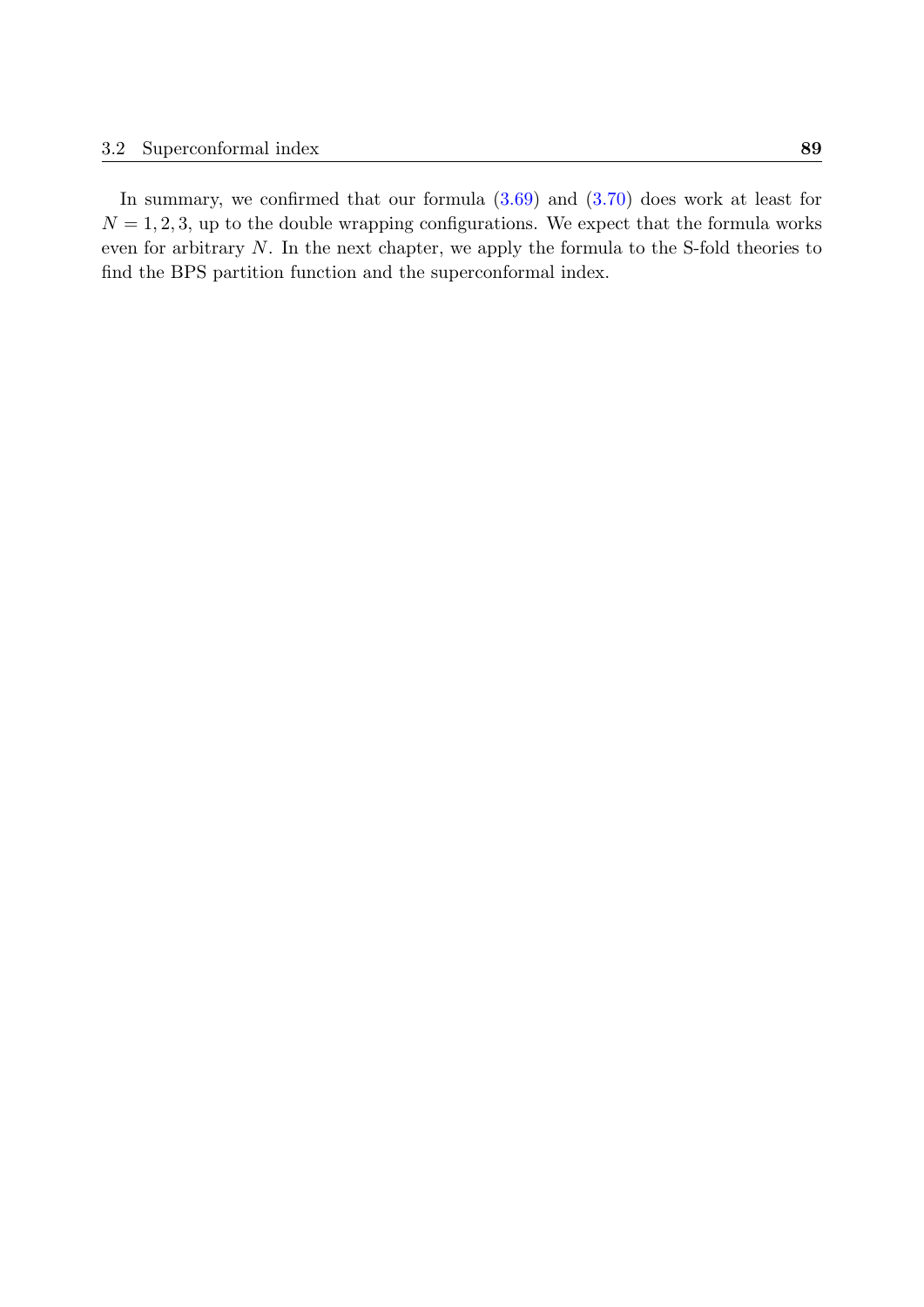In summary, we confirmed that our formula (3.69) and (3.70) does work at least for $N = 1, 2, 3$, up to the double wrapping configurations. We expect that the formula works even for arbitrary $N$. In the next chapter, we apply the formula to the S-fold theories to find the BPS partition function and the superconformal index.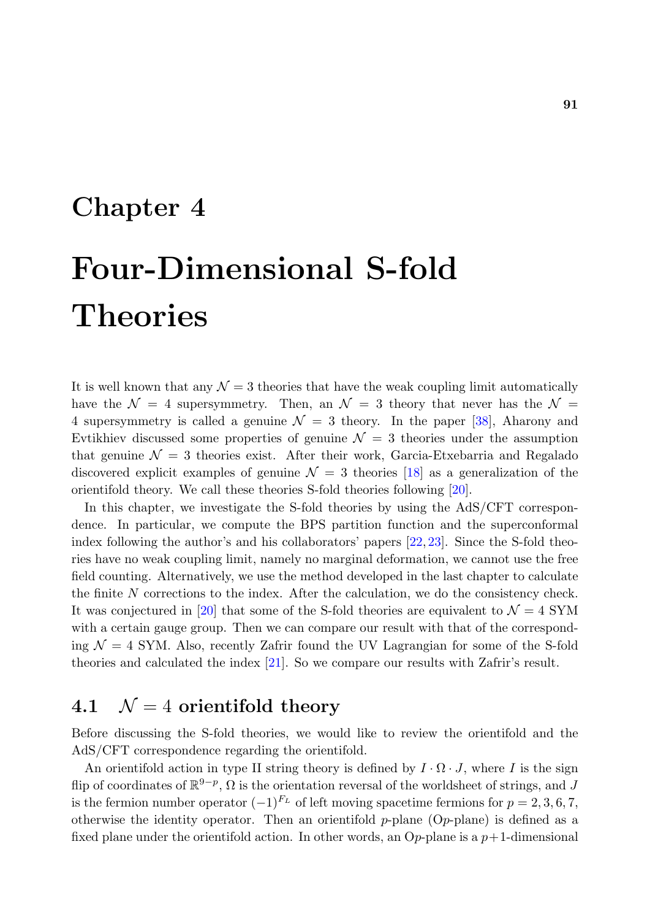# Chapter 4

# Four-Dimensional S-fold Theories

It is well known that any $\mathcal{N} = 3$ theories that have the weak coupling limit automatically have the $\mathcal{N} = 4$ supersymmetry. Then, an $\mathcal{N} = 3$ theory that never has the $\mathcal{N} = 4$ supersymmetry is called a genuine $\mathcal{N} = 3$ theory. In the paper [38], Aharony and Evtikhiev discussed some properties of genuine $\mathcal{N} = 3$ theories under the assumption that genuine $\mathcal{N} = 3$ theories exist. After their work, Garcia-Etxebarria and Regalado discovered explicit examples of genuine $\mathcal{N} = 3$ theories [18] as a generalization of the orientifold theory. We call these theories S-fold theories following [20].

In this chapter, we investigate the S-fold theories by using the AdS/CFT correspondence. In particular, we compute the BPS partition function and the superconformal index following the author's and his collaborators' papers [22, 23]. Since the S-fold theories have no weak coupling limit, namely no marginal deformation, we cannot use the free field counting. Alternatively, we use the method developed in the last chapter to calculate the finite $N$ corrections to the index. After the calculation, we do the consistency check. It was conjectured in [20] that some of the S-fold theories are equivalent to $\mathcal{N} = 4$ SYM with a certain gauge group. Then we can compare our result with that of the corresponding $\mathcal{N} = 4$ SYM. Also, recently Zafrir found the UV Lagrangian for some of the S-fold theories and calculated the index [21]. So we compare our results with Zafrir's result.

## 4.1 $\mathcal{N} = 4$ orientifold theory

Before discussing the S-fold theories, we would like to review the orientifold and the AdS/CFT correspondence regarding the orientifold.

An orientifold action in type II string theory is defined by $I \cdot \Omega \cdot J$, where $I$ is the sign flip of coordinates of $\mathbb{R}^{9-p}$, $\Omega$ is the orientation reversal of the worldsheet of strings, and $J$ is the fermion number operator $(-1)^{F_L}$ of left moving spacetime fermions for $p = 2, 3, 6, 7$, otherwise the identity operator. Then an orientifold $p$-plane (O$p$-plane) is defined as a fixed plane under the orientifold action. In other words, an O$p$-plane is a $p+1$-dimensional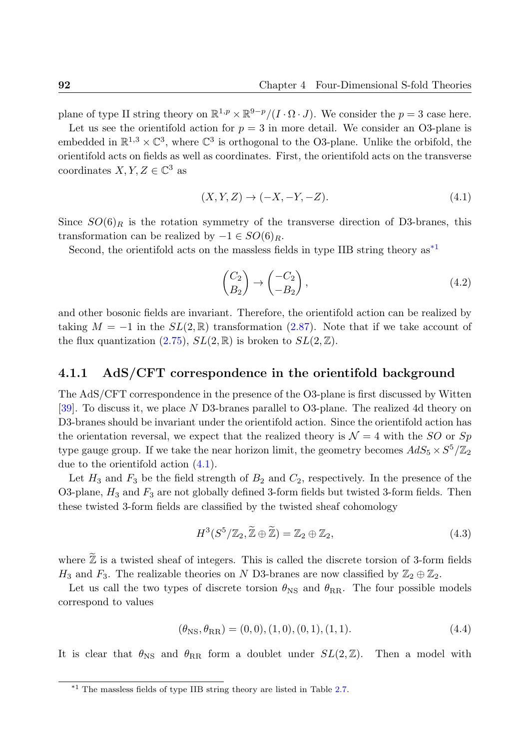plane of type II string theory on $\mathbb{R}^{1,p} \times \mathbb{R}^{9-p}/(I \cdot \Omega \cdot J)$. We consider the $p = 3$ case here.

Let us see the orientifold action for $p = 3$ in more detail. We consider an O3-plane is embedded in $\mathbb{R}^{1,3} \times \mathbb{C}^3$, where $\mathbb{C}^3$ is orthogonal to the O3-plane. Unlike the orbifold, the orientifold acts on fields as well as coordinates. First, the orientifold acts on the transverse coordinates $X, Y, Z \in \mathbb{C}^3$ as

$$(X, Y, Z) \to (-X, -Y, -Z). \tag{4.1}$$

Since $SO(6)_R$ is the rotation symmetry of the transverse direction of D3-branes, this transformation can be realized by $-1 \in SO(6)_R$.

Second, the orientifold acts on the massless fields in type IIB string theory as[*1]

$$\begin{pmatrix} C_2 \\ B_2 \end{pmatrix} \to \begin{pmatrix} -C_2 \\ -B_2 \end{pmatrix}, \tag{4.2}$$

and other bosonic fields are invariant. Therefore, the orientifold action can be realized by taking $M = -1$ in the $SL(2,\mathbb{R})$ transformation (2.87). Note that if we take account of the flux quantization (2.75), $SL(2,\mathbb{R})$ is broken to $SL(2,\mathbb{Z})$.

### 4.1.1 AdS/CFT correspondence in the orientifold background

The AdS/CFT correspondence in the presence of the O3-plane is first discussed by Witten [39]. To discuss it, we place $N$ D3-branes parallel to O3-plane. The realized 4d theory on D3-branes should be invariant under the orientifold action. Since the orientifold action has the orientation reversal, we expect that the realized theory is $\mathcal{N} = 4$ with the $SO$ or $Sp$ type gauge group. If we take the near horizon limit, the geometry becomes $AdS_5 \times S^5/\mathbb{Z}_2$ due to the orientifold action (4.1).

Let $H_3$ and $F_3$ be the field strength of $B_2$ and $C_2$, respectively. In the presence of the O3-plane, $H_3$ and $F_3$ are not globally defined 3-form fields but twisted 3-form fields. Then these twisted 3-form fields are classified by the twisted sheaf cohomology

$$H^3(S^5/\mathbb{Z}_2, \widetilde{\mathbb{Z}} \oplus \widetilde{\mathbb{Z}}) = \mathbb{Z}_2 \oplus \mathbb{Z}_2, \tag{4.3}$$

where $\widetilde{\mathbb{Z}}$ is a twisted sheaf of integers. This is called the discrete torsion of 3-form fields $H_3$ and $F_3$. The realizable theories on $N$ D3-branes are now classified by $\mathbb{Z}_2 \oplus \mathbb{Z}_2$.

Let us call the two types of discrete torsion $\theta_{\mathrm{NS}}$ and $\theta_{\mathrm{RR}}$. The four possible models correspond to values

$$(\theta_{\mathrm{NS}}, \theta_{\mathrm{RR}}) = (0,0), (1,0), (0,1), (1,1). \tag{4.4}$$

It is clear that $\theta_{\mathrm{NS}}$ and $\theta_{\mathrm{RR}}$ form a doublet under $SL(2,\mathbb{Z})$. Then a model with

[*1] The massless fields of type IIB string theory are listed in Table 2.7.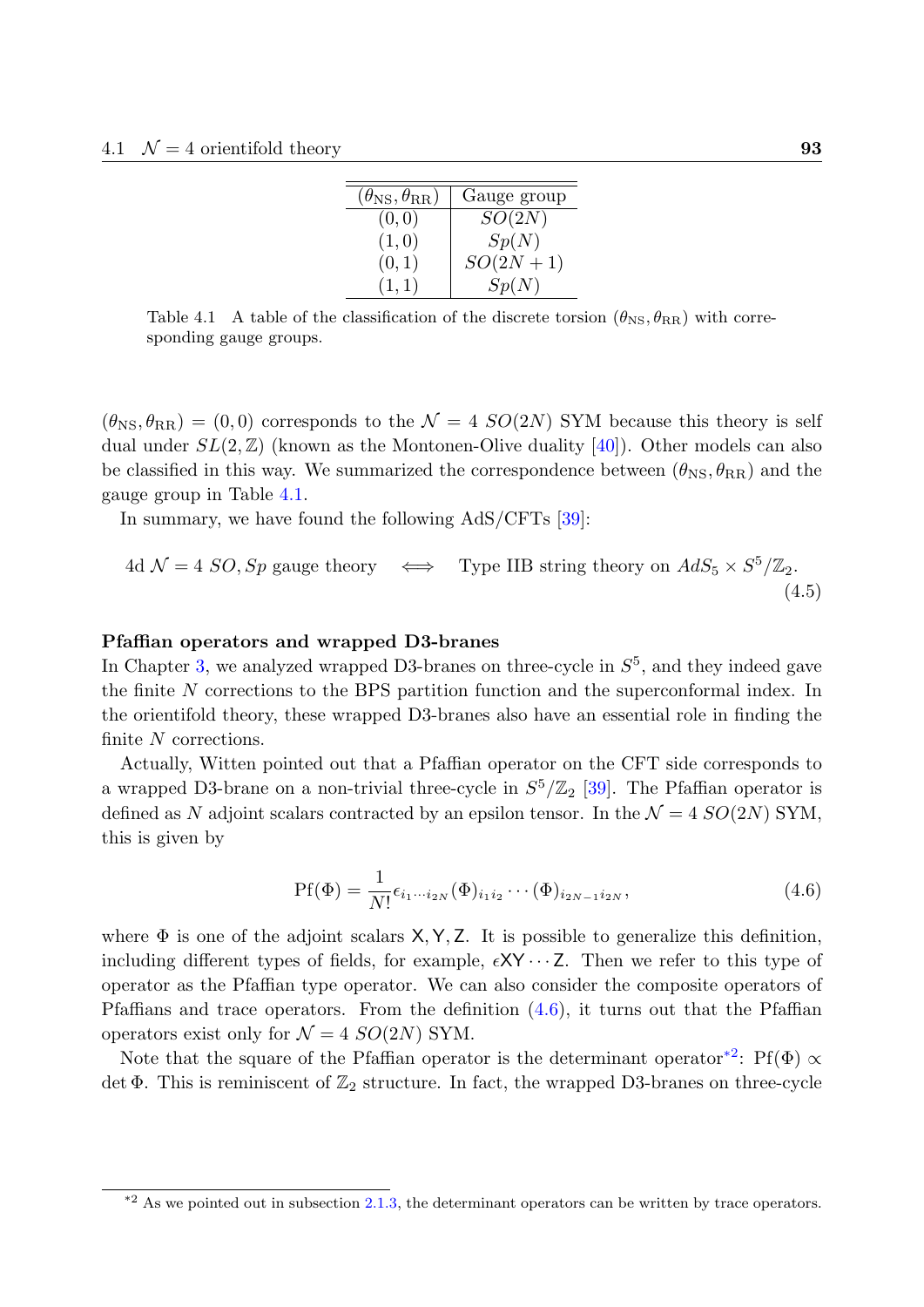| $(\theta_{\rm NS}, \theta_{\rm RR})$ | Gauge group |
|---|---|
| $(0, 0)$ | $SO(2N)$ |
| $(1, 0)$ | $Sp(N)$ |
| $(0, 1)$ | $SO(2N+1)$ |
| $(1, 1)$ | $Sp(N)$ |

Table 4.1 A table of the classification of the discrete torsion $(\theta_{\rm NS}, \theta_{\rm RR})$ with corresponding gauge groups.

$(\theta_{\rm NS}, \theta_{\rm RR}) = (0, 0)$ corresponds to the $\mathcal{N} = 4$ $SO(2N)$ SYM because this theory is self dual under $SL(2, \mathbb{Z})$ (known as the Montonen-Olive duality [40]). Other models can also be classified in this way. We summarized the correspondence between $(\theta_{\rm NS}, \theta_{\rm RR})$ and the gauge group in Table 4.1.

In summary, we have found the following AdS/CFTs [39]:

$$\text{4d } \mathcal{N} = 4 \ SO, Sp \text{ gauge theory} \quad \Longleftrightarrow \quad \text{Type IIB string theory on } AdS_5 \times S^5/\mathbb{Z}_2. \tag{4.5}$$

**Pfaffian operators and wrapped D3-branes**

In Chapter 3, we analyzed wrapped D3-branes on three-cycle in $S^5$, and they indeed gave the finite $N$ corrections to the BPS partition function and the superconformal index. In the orientifold theory, these wrapped D3-branes also have an essential role in finding the finite $N$ corrections.

Actually, Witten pointed out that a Pfaffian operator on the CFT side corresponds to a wrapped D3-brane on a non-trivial three-cycle in $S^5/\mathbb{Z}_2$ [39]. The Pfaffian operator is defined as $N$ adjoint scalars contracted by an epsilon tensor. In the $\mathcal{N} = 4$ $SO(2N)$ SYM, this is given by

$$\mathrm{Pf}(\Phi) = \frac{1}{N!} \epsilon_{i_1 \cdots i_{2N}} (\Phi)_{i_1 i_2} \cdots (\Phi)_{i_{2N-1} i_{2N}}, \tag{4.6}$$

where $\Phi$ is one of the adjoint scalars $\mathsf{X}, \mathsf{Y}, \mathsf{Z}$. It is possible to generalize this definition, including different types of fields, for example, $\epsilon \mathsf{X}\mathsf{Y} \cdots \mathsf{Z}$. Then we refer to this type of operator as the Pfaffian type operator. We can also consider the composite operators of Pfaffians and trace operators. From the definition (4.6), it turns out that the Pfaffian operators exist only for $\mathcal{N} = 4$ $SO(2N)$ SYM.

Note that the square of the Pfaffian operator is the determinant operator[*2]: $\mathrm{Pf}(\Phi) \propto \det \Phi$. This is reminiscent of $\mathbb{Z}_2$ structure. In fact, the wrapped D3-branes on three-cycle

[*2] As we pointed out in subsection 2.1.3, the determinant operators can be written by trace operators.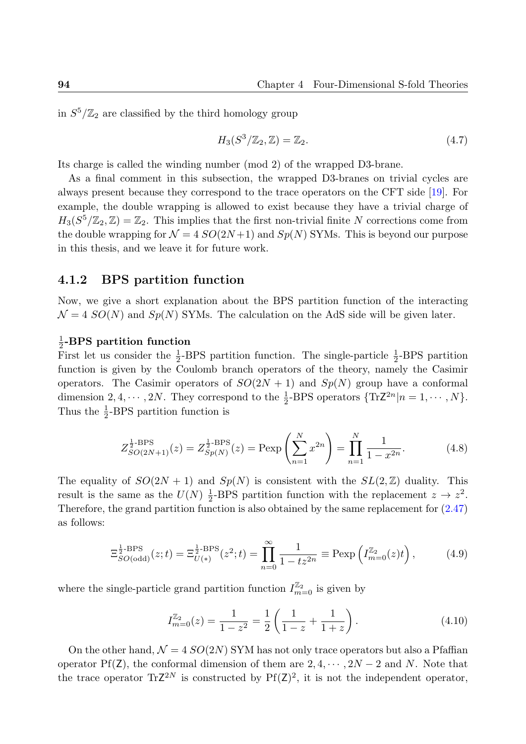in $S^5/\mathbb{Z}_2$ are classified by the third homology group

$$H_3(S^3/\mathbb{Z}_2, \mathbb{Z}) = \mathbb{Z}_2. \tag{4.7}$$

Its charge is called the winding number (mod 2) of the wrapped D3-brane.

As a final comment in this subsection, the wrapped D3-branes on trivial cycles are always present because they correspond to the trace operators on the CFT side [19]. For example, the double wrapping is allowed to exist because they have a trivial charge of $H_3(S^5/\mathbb{Z}_2, \mathbb{Z}) = \mathbb{Z}_2$. This implies that the first non-trivial finite $N$ corrections come from the double wrapping for $\mathcal{N} = 4$ $SO(2N+1)$ and $Sp(N)$ SYMs. This is beyond our purpose in this thesis, and we leave it for future work.

### 4.1.2 BPS partition function

Now, we give a short explanation about the BPS partition function of the interacting $\mathcal{N} = 4$ $SO(N)$ and $Sp(N)$ SYMs. The calculation on the AdS side will be given later.

**$\frac{1}{2}$-BPS partition function**

First let us consider the $\frac{1}{2}$-BPS partition function. The single-particle $\frac{1}{2}$-BPS partition function is given by the Coulomb branch operators of the theory, namely the Casimir operators. The Casimir operators of $SO(2N+1)$ and $Sp(N)$ group have a conformal dimension $2, 4, \cdots, 2N$. They correspond to the $\frac{1}{2}$-BPS operators $\{\mathrm{Tr}\mathsf{Z}^{2n} | n = 1, \cdots, N\}$. Thus the $\frac{1}{2}$-BPS partition function is

$$Z^{\frac{1}{2}\text{-BPS}}_{SO(2N+1)}(z) = Z^{\frac{1}{2}\text{-BPS}}_{Sp(N)}(z) = \mathrm{Pexp}\left(\sum_{n=1}^{N} x^{2n}\right) = \prod_{n=1}^{N} \frac{1}{1-x^{2n}}. \tag{4.8}$$

The equality of $SO(2N+1)$ and $Sp(N)$ is consistent with the $SL(2,\mathbb{Z})$ duality. This result is the same as the $U(N)$ $\frac{1}{2}$-BPS partition function with the replacement $z \to z^2$. Therefore, the grand partition function is also obtained by the same replacement for (2.47) as follows:

$$\Xi^{\frac{1}{2}\text{-BPS}}_{SO(\mathrm{odd})}(z;t) = \Xi^{\frac{1}{2}\text{-BPS}}_{U(*)}(z^2;t) = \prod_{n=0}^{\infty} \frac{1}{1-tz^{2n}} \equiv \mathrm{Pexp}\left(I^{\mathbb{Z}_2}_{m=0}(z)t\right), \tag{4.9}$$

where the single-particle grand partition function $I^{\mathbb{Z}_2}_{m=0}$ is given by

$$I^{\mathbb{Z}_2}_{m=0}(z) = \frac{1}{1-z^2} = \frac{1}{2}\left(\frac{1}{1-z} + \frac{1}{1+z}\right). \tag{4.10}$$

On the other hand, $\mathcal{N} = 4$ $SO(2N)$ SYM has not only trace operators but also a Pfaffian operator $\mathrm{Pf}(\mathsf{Z})$, the conformal dimension of them are $2, 4, \cdots, 2N-2$ and $N$. Note that the trace operator $\mathrm{Tr}\mathsf{Z}^{2N}$ is constructed by $\mathrm{Pf}(\mathsf{Z})^2$, it is not the independent operator,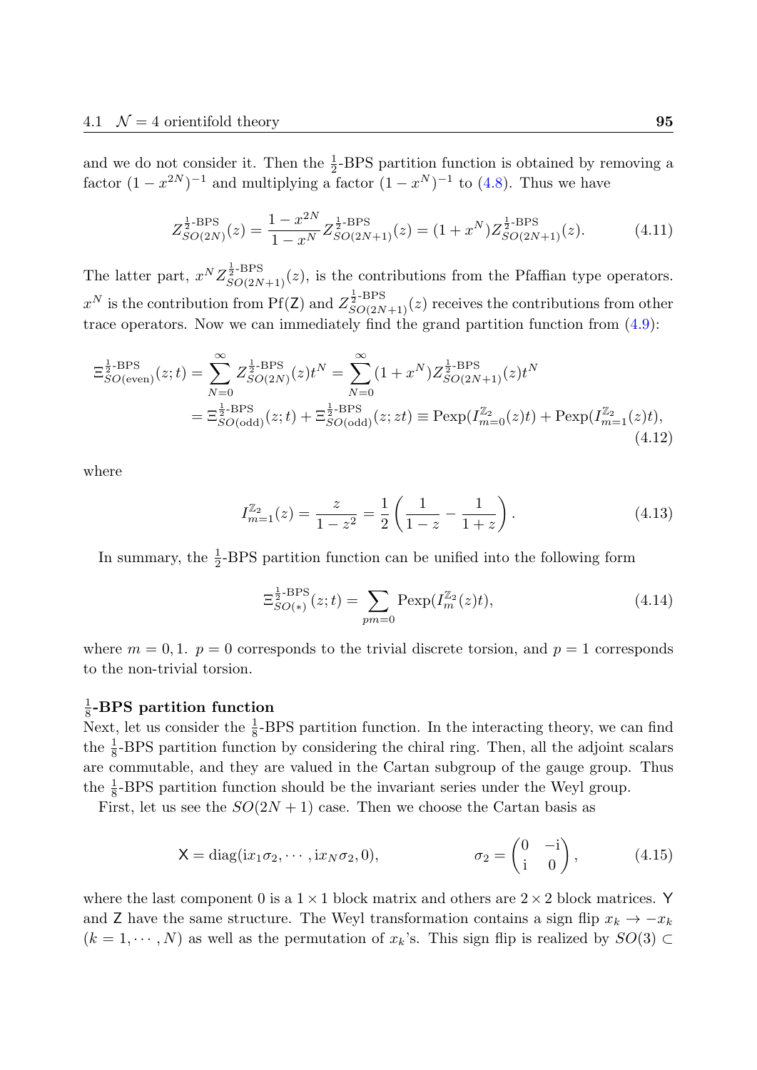and we do not consider it. Then the $\frac{1}{2}$-BPS partition function is obtained by removing a factor $(1-x^{2N})^{-1}$ and multiplying a factor $(1-x^N)^{-1}$ to (4.8). Thus we have

$$Z^{\frac{1}{2}\text{-BPS}}_{SO(2N)}(z) = \frac{1-x^{2N}}{1-x^N} Z^{\frac{1}{2}\text{-BPS}}_{SO(2N+1)}(z) = (1+x^N) Z^{\frac{1}{2}\text{-BPS}}_{SO(2N+1)}(z). \tag{4.11}$$

The latter part, $x^N Z^{\frac{1}{2}\text{-BPS}}_{SO(2N+1)}(z)$, is the contributions from the Pfaffian type operators. $x^N$ is the contribution from $\text{Pf}(\mathsf{Z})$ and $Z^{\frac{1}{2}\text{-BPS}}_{SO(2N+1)}(z)$ receives the contributions from other trace operators. Now we can immediately find the grand partition function from (4.9):

$$\begin{aligned}
\Xi^{\frac{1}{2}\text{-BPS}}_{SO(\text{even})}(z;t) &= \sum_{N=0}^{\infty} Z^{\frac{1}{2}\text{-BPS}}_{SO(2N)}(z) t^N = \sum_{N=0}^{\infty} (1+x^N) Z^{\frac{1}{2}\text{-BPS}}_{SO(2N+1)}(z) t^N \\
&= \Xi^{\frac{1}{2}\text{-BPS}}_{SO(\text{odd})}(z;t) + \Xi^{\frac{1}{2}\text{-BPS}}_{SO(\text{odd})}(z;zt) \equiv \text{Pexp}(I^{\mathbb{Z}_2}_{m=0}(z)t) + \text{Pexp}(I^{\mathbb{Z}_2}_{m=1}(z)t),
\end{aligned} \tag{4.12}$$

where

$$I^{\mathbb{Z}_2}_{m=1}(z) = \frac{z}{1-z^2} = \frac{1}{2}\left(\frac{1}{1-z} - \frac{1}{1+z}\right). \tag{4.13}$$

In summary, the $\frac{1}{2}$-BPS partition function can be unified into the following form

$$\Xi^{\frac{1}{2}\text{-BPS}}_{SO(*)}(z;t) = \sum_{pm=0} \text{Pexp}(I^{\mathbb{Z}_2}_{m}(z)t), \tag{4.14}$$

where $m = 0, 1$. $p = 0$ corresponds to the trivial discrete torsion, and $p = 1$ corresponds to the non-trivial torsion.

### $\frac{1}{8}$-BPS partition function

Next, let us consider the $\frac{1}{8}$-BPS partition function. In the interacting theory, we can find the $\frac{1}{8}$-BPS partition function by considering the chiral ring. Then, all the adjoint scalars are commutable, and they are valued in the Cartan subgroup of the gauge group. Thus the $\frac{1}{8}$-BPS partition function should be the invariant series under the Weyl group.

First, let us see the $SO(2N+1)$ case. Then we choose the Cartan basis as

$$\mathsf{X} = \text{diag}(\mathrm{i}x_1\sigma_2, \cdots, \mathrm{i}x_N\sigma_2, 0), \qquad \sigma_2 = \begin{pmatrix} 0 & -\mathrm{i} \\ \mathrm{i} & 0 \end{pmatrix}, \tag{4.15}$$

where the last component 0 is a $1\times 1$ block matrix and others are $2\times 2$ block matrices. $\mathsf{Y}$ and $\mathsf{Z}$ have the same structure. The Weyl transformation contains a sign flip $x_k \to -x_k$ ($k = 1, \cdots, N$) as well as the permutation of $x_k$'s. This sign flip is realized by $SO(3) \subset$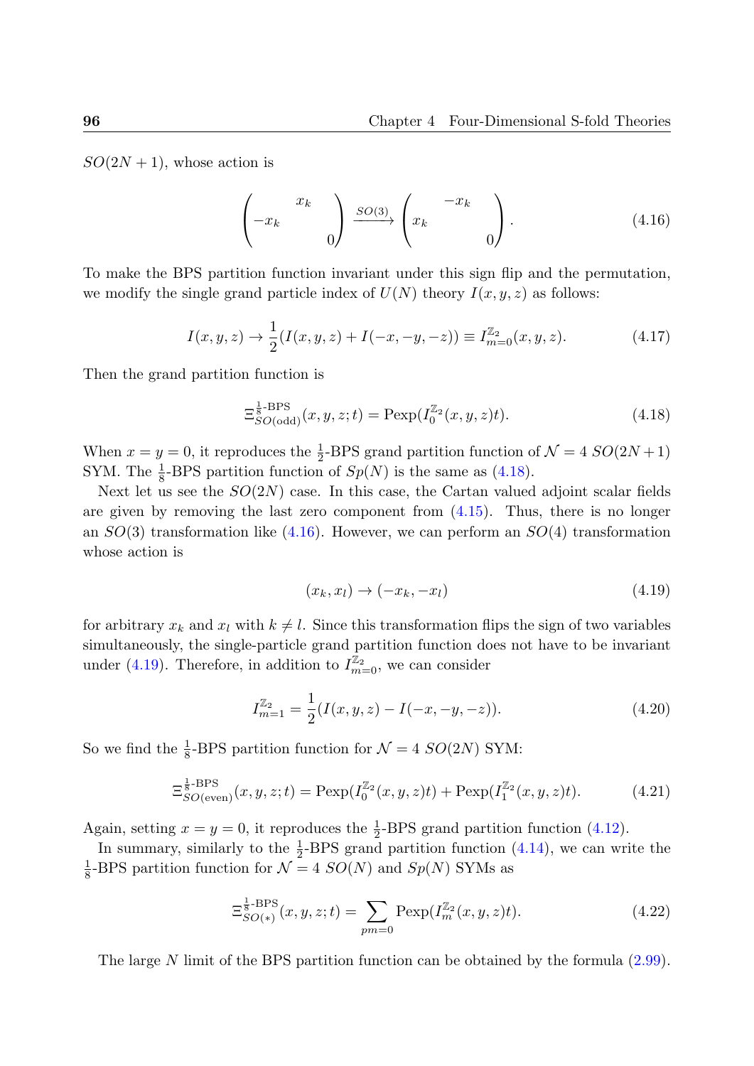$SO(2N+1)$, whose action is

$$
\begin{pmatrix} & x_k & \\ -x_k & & \\ & & 0 \end{pmatrix} \xrightarrow{SO(3)} \begin{pmatrix} & -x_k & \\ x_k & & \\ & & 0 \end{pmatrix}. \tag{4.16}
$$

To make the BPS partition function invariant under this sign flip and the permutation, we modify the single grand particle index of $U(N)$ theory $I(x,y,z)$ as follows:

$$
I(x,y,z) \to \frac{1}{2}(I(x,y,z) + I(-x,-y,-z)) \equiv I^{\mathbb{Z}_2}_{m=0}(x,y,z). \tag{4.17}
$$

Then the grand partition function is

$$
\Xi^{\frac{1}{8}\text{-BPS}}_{SO(\text{odd})}(x,y,z;t) = \text{Pexp}(I^{\mathbb{Z}_2}_0(x,y,z)t). \tag{4.18}
$$

When $x=y=0$, it reproduces the $\frac{1}{2}$-BPS grand partition function of $\mathcal{N}=4$ $SO(2N+1)$ SYM. The $\frac{1}{8}$-BPS partition function of $Sp(N)$ is the same as (4.18).

Next let us see the $SO(2N)$ case. In this case, the Cartan valued adjoint scalar fields are given by removing the last zero component from (4.15). Thus, there is no longer an $SO(3)$ transformation like (4.16). However, we can perform an $SO(4)$ transformation whose action is

$$
(x_k, x_l) \to (-x_k, -x_l) \tag{4.19}
$$

for arbitrary $x_k$ and $x_l$ with $k \neq l$. Since this transformation flips the sign of two variables simultaneously, the single-particle grand partition function does not have to be invariant under (4.19). Therefore, in addition to $I^{\mathbb{Z}_2}_{m=0}$, we can consider

$$
I^{\mathbb{Z}_2}_{m=1} = \frac{1}{2}(I(x,y,z) - I(-x,-y,-z)). \tag{4.20}
$$

So we find the $\frac{1}{8}$-BPS partition function for $\mathcal{N}=4$ $SO(2N)$ SYM:

$$
\Xi^{\frac{1}{8}\text{-BPS}}_{SO(\text{even})}(x,y,z;t) = \text{Pexp}(I^{\mathbb{Z}_2}_0(x,y,z)t) + \text{Pexp}(I^{\mathbb{Z}_2}_1(x,y,z)t). \tag{4.21}
$$

Again, setting $x=y=0$, it reproduces the $\frac{1}{2}$-BPS grand partition function (4.12).

In summary, similarly to the $\frac{1}{2}$-BPS grand partition function (4.14), we can write the $\frac{1}{8}$-BPS partition function for $\mathcal{N}=4$ $SO(N)$ and $Sp(N)$ SYMs as

$$
\Xi^{\frac{1}{8}\text{-BPS}}_{SO(*)}(x,y,z;t) = \sum_{pm=0} \text{Pexp}(I^{\mathbb{Z}_2}_m(x,y,z)t). \tag{4.22}
$$

The large $N$ limit of the BPS partition function can be obtained by the formula (2.99).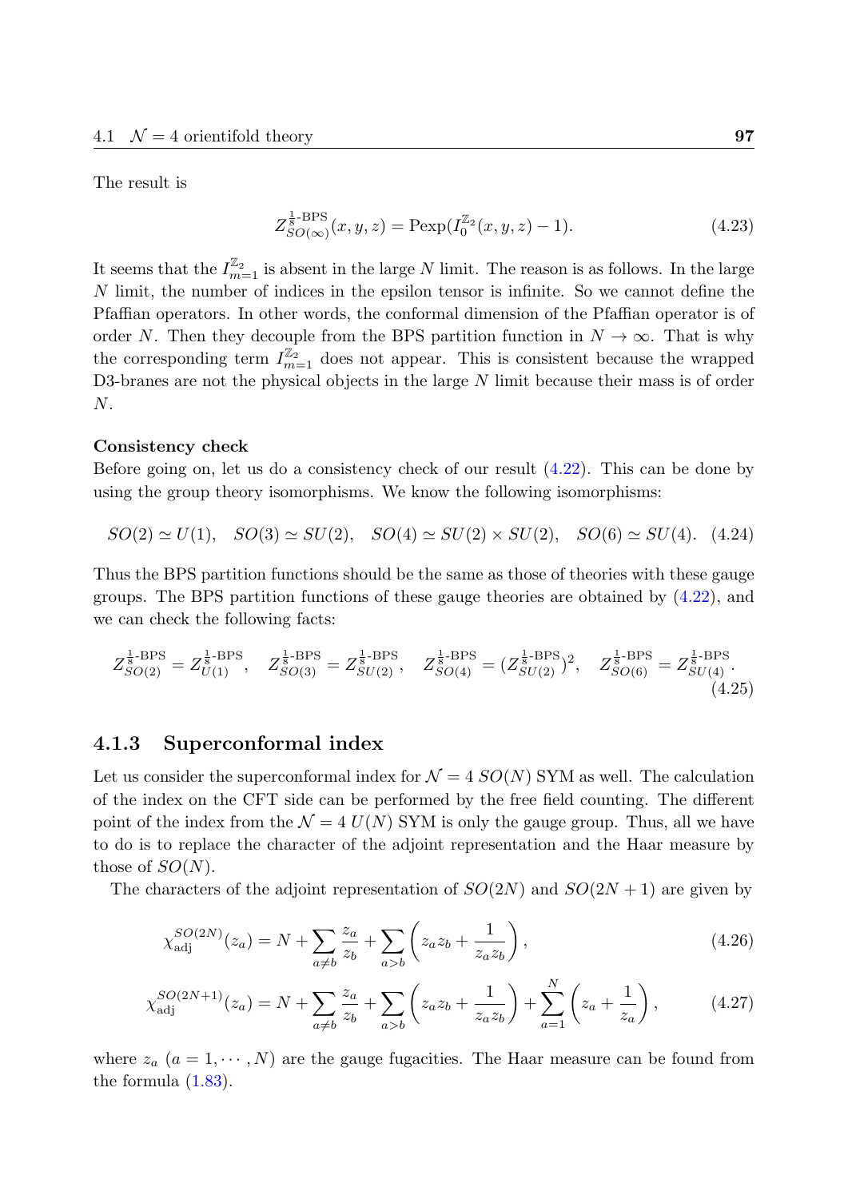The result is

$$Z^{\frac{1}{8}\text{-BPS}}_{SO(\infty)}(x,y,z) = \text{Pexp}(I^{\mathbb{Z}_2}_0(x,y,z) - 1). \tag{4.23}$$

It seems that the $I^{\mathbb{Z}_2}_{m=1}$ is absent in the large $N$ limit. The reason is as follows. In the large $N$ limit, the number of indices in the epsilon tensor is infinite. So we cannot define the Pfaffian operators. In other words, the conformal dimension of the Pfaffian operator is of order $N$. Then they decouple from the BPS partition function in $N \to \infty$. That is why the corresponding term $I^{\mathbb{Z}_2}_{m=1}$ does not appear. This is consistent because the wrapped D3-branes are not the physical objects in the large $N$ limit because their mass is of order $N$.

**Consistency check**

Before going on, let us do a consistency check of our result (4.22). This can be done by using the group theory isomorphisms. We know the following isomorphisms:

$$SO(2) \simeq U(1), \quad SO(3) \simeq SU(2), \quad SO(4) \simeq SU(2) \times SU(2), \quad SO(6) \simeq SU(4). \tag{4.24}$$

Thus the BPS partition functions should be the same as those of theories with these gauge groups. The BPS partition functions of these gauge theories are obtained by (4.22), and we can check the following facts:

$$Z^{\frac{1}{8}\text{-BPS}}_{SO(2)} = Z^{\frac{1}{8}\text{-BPS}}_{U(1)}, \quad Z^{\frac{1}{8}\text{-BPS}}_{SO(3)} = Z^{\frac{1}{8}\text{-BPS}}_{SU(2)}, \quad Z^{\frac{1}{8}\text{-BPS}}_{SO(4)} = (Z^{\frac{1}{8}\text{-BPS}}_{SU(2)})^2, \quad Z^{\frac{1}{8}\text{-BPS}}_{SO(6)} = Z^{\frac{1}{8}\text{-BPS}}_{SU(4)}. \tag{4.25}$$

### 4.1.3 Superconformal index

Let us consider the superconformal index for $\mathcal{N}=4$ $SO(N)$ SYM as well. The calculation of the index on the CFT side can be performed by the free field counting. The different point of the index from the $\mathcal{N}=4$ $U(N)$ SYM is only the gauge group. Thus, all we have to do is to replace the character of the adjoint representation and the Haar measure by those of $SO(N)$.

The characters of the adjoint representation of $SO(2N)$ and $SO(2N+1)$ are given by

$$\chi^{SO(2N)}_{\text{adj}}(z_a) = N + \sum_{a \neq b} \frac{z_a}{z_b} + \sum_{a>b} \left( z_a z_b + \frac{1}{z_a z_b} \right), \tag{4.26}$$

$$\chi^{SO(2N+1)}_{\text{adj}}(z_a) = N + \sum_{a \neq b} \frac{z_a}{z_b} + \sum_{a>b} \left( z_a z_b + \frac{1}{z_a z_b} \right) + \sum_{a=1}^{N} \left( z_a + \frac{1}{z_a} \right), \tag{4.27}$$

where $z_a$ $(a = 1, \cdots, N)$ are the gauge fugacities. The Haar measure can be found from the formula (1.83).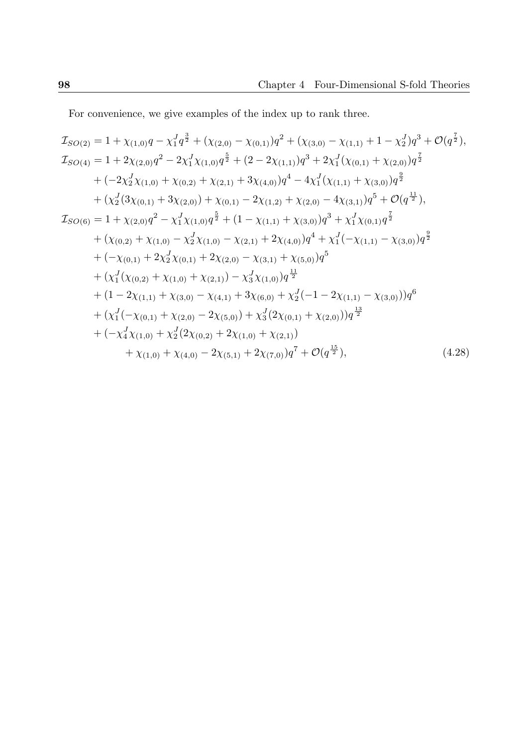For convenience, we give examples of the index up to rank three.

$$
\begin{aligned}
\mathcal{I}_{SO(2)} &= 1 + \chi_{(1,0)} q - \chi^J_1 q^{\frac{3}{2}} + (\chi_{(2,0)} - \chi_{(0,1)}) q^2 + (\chi_{(3,0)} - \chi_{(1,1)} + 1 - \chi^J_2) q^3 + \mathcal{O}(q^{\frac{7}{2}}), \\
\mathcal{I}_{SO(4)} &= 1 + 2\chi_{(2,0)} q^2 - 2\chi^J_1 \chi_{(1,0)} q^{\frac{5}{2}} + (2 - 2\chi_{(1,1)}) q^3 + 2\chi^J_1 (\chi_{(0,1)} + \chi_{(2,0)}) q^{\frac{7}{2}} \\
&\quad + (-2\chi^J_2 \chi_{(1,0)} + \chi_{(0,2)} + \chi_{(2,1)} + 3\chi_{(4,0)}) q^4 - 4\chi^J_1 (\chi_{(1,1)} + \chi_{(3,0)}) q^{\frac{9}{2}} \\
&\quad + (\chi^J_2 (3\chi_{(0,1)} + 3\chi_{(2,0)}) + \chi_{(0,1)} - 2\chi_{(1,2)} + \chi_{(2,0)} - 4\chi_{(3,1)}) q^5 + \mathcal{O}(q^{\frac{11}{2}}), \\
\mathcal{I}_{SO(6)} &= 1 + \chi_{(2,0)} q^2 - \chi^J_1 \chi_{(1,0)} q^{\frac{5}{2}} + (1 - \chi_{(1,1)} + \chi_{(3,0)}) q^3 + \chi^J_1 \chi_{(0,1)} q^{\frac{7}{2}} \\
&\quad + (\chi_{(0,2)} + \chi_{(1,0)} - \chi^J_2 \chi_{(1,0)} - \chi_{(2,1)} + 2\chi_{(4,0)}) q^4 + \chi^J_1 (-\chi_{(1,1)} - \chi_{(3,0)}) q^{\frac{9}{2}} \\
&\quad + (-\chi_{(0,1)} + 2\chi^J_2 \chi_{(0,1)} + 2\chi_{(2,0)} - \chi_{(3,1)} + \chi_{(5,0)}) q^5 \\
&\quad + (\chi^J_1 (\chi_{(0,2)} + \chi_{(1,0)} + \chi_{(2,1)}) - \chi^J_3 \chi_{(1,0)}) q^{\frac{11}{2}} \\
&\quad + (1 - 2\chi_{(1,1)} + \chi_{(3,0)} - \chi_{(4,1)} + 3\chi_{(6,0)} + \chi^J_2 (-1 - 2\chi_{(1,1)} - \chi_{(3,0)})) q^6 \\
&\quad + (\chi^J_1 (-\chi_{(0,1)} + \chi_{(2,0)} - 2\chi_{(5,0)}) + \chi^J_3 (2\chi_{(0,1)} + \chi_{(2,0)})) q^{\frac{13}{2}} \\
&\quad + (-\chi^J_4 \chi_{(1,0)} + \chi^J_2 (2\chi_{(0,2)} + 2\chi_{(1,0)} + \chi_{(2,1)}) \\
&\qquad + \chi_{(1,0)} + \chi_{(4,0)} - 2\chi_{(5,1)} + 2\chi_{(7,0)}) q^7 + \mathcal{O}(q^{\frac{15}{2}}),
\end{aligned}
\tag{4.28}
$$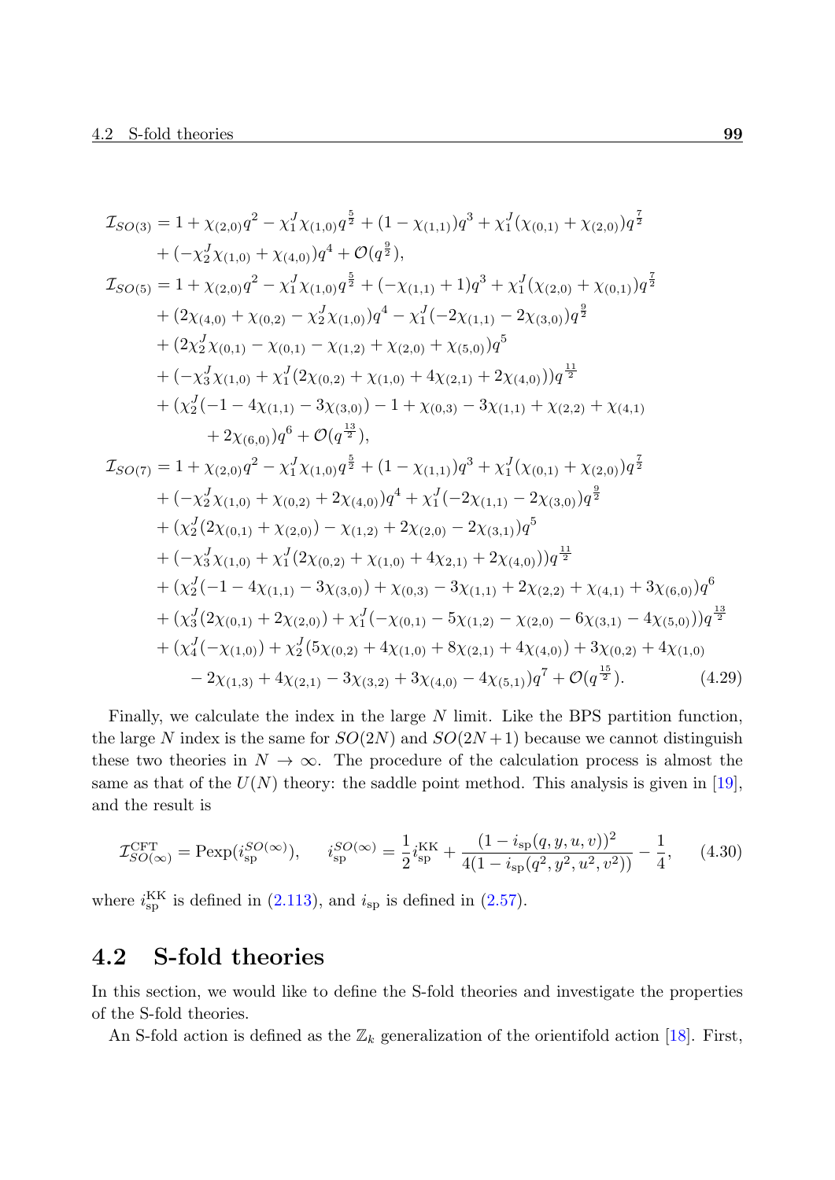$$
\begin{aligned}
\mathcal{I}_{SO(3)} &= 1 + \chi_{(2,0)} q^2 - \chi_1^J \chi_{(1,0)} q^{\frac{5}{2}} + (1 - \chi_{(1,1)}) q^3 + \chi_1^J (\chi_{(0,1)} + \chi_{(2,0)}) q^{\frac{7}{2}} \\
&\quad + (-\chi_2^J \chi_{(1,0)} + \chi_{(4,0)}) q^4 + \mathcal{O}(q^{\frac{9}{2}}), \\
\mathcal{I}_{SO(5)} &= 1 + \chi_{(2,0)} q^2 - \chi_1^J \chi_{(1,0)} q^{\frac{5}{2}} + (-\chi_{(1,1)} + 1) q^3 + \chi_1^J (\chi_{(2,0)} + \chi_{(0,1)}) q^{\frac{7}{2}} \\
&\quad + (2\chi_{(4,0)} + \chi_{(0,2)} - \chi_2^J \chi_{(1,0)}) q^4 - \chi_1^J (-2\chi_{(1,1)} - 2\chi_{(3,0)}) q^{\frac{9}{2}} \\
&\quad + (2\chi_2^J \chi_{(0,1)} - \chi_{(0,1)} - \chi_{(1,2)} + \chi_{(2,0)} + \chi_{(5,0)}) q^5 \\
&\quad + (-\chi_3^J \chi_{(1,0)} + \chi_1^J (2\chi_{(0,2)} + \chi_{(1,0)} + 4\chi_{(2,1)} + 2\chi_{(4,0)})) q^{\frac{11}{2}} \\
&\quad + (\chi_2^J (-1 - 4\chi_{(1,1)} - 3\chi_{(3,0)}) - 1 + \chi_{(0,3)} - 3\chi_{(1,1)} + \chi_{(2,2)} + \chi_{(4,1)} \\
&\qquad + 2\chi_{(6,0)}) q^6 + \mathcal{O}(q^{\frac{13}{2}}), \\
\mathcal{I}_{SO(7)} &= 1 + \chi_{(2,0)} q^2 - \chi_1^J \chi_{(1,0)} q^{\frac{5}{2}} + (1 - \chi_{(1,1)}) q^3 + \chi_1^J (\chi_{(0,1)} + \chi_{(2,0)}) q^{\frac{7}{2}} \\
&\quad + (-\chi_2^J \chi_{(1,0)} + \chi_{(0,2)} + 2\chi_{(4,0)}) q^4 + \chi_1^J (-2\chi_{(1,1)} - 2\chi_{(3,0)}) q^{\frac{9}{2}} \\
&\quad + (\chi_2^J (2\chi_{(0,1)} + \chi_{(2,0)}) - \chi_{(1,2)} + 2\chi_{(2,0)} - 2\chi_{(3,1)}) q^5 \\
&\quad + (-\chi_3^J \chi_{(1,0)} + \chi_1^J (2\chi_{(0,2)} + \chi_{(1,0)} + 4\chi_{2,1)} + 2\chi_{(4,0)})) q^{\frac{11}{2}} \\
&\quad + (\chi_2^J (-1 - 4\chi_{(1,1)} - 3\chi_{(3,0)}) + \chi_{(0,3)} - 3\chi_{(1,1)} + 2\chi_{(2,2)} + \chi_{(4,1)} + 3\chi_{(6,0)}) q^6 \\
&\quad + (\chi_3^J (2\chi_{(0,1)} + 2\chi_{(2,0)}) + \chi_1^J (-\chi_{(0,1)} - 5\chi_{(1,2)} - \chi_{(2,0)} - 6\chi_{(3,1)} - 4\chi_{(5,0)})) q^{\frac{13}{2}} \\
&\quad + (\chi_4^J (-\chi_{(1,0)}) + \chi_2^J (5\chi_{(0,2)} + 4\chi_{(1,0)} + 8\chi_{(2,1)} + 4\chi_{(4,0)}) + 3\chi_{(0,2)} + 4\chi_{(1,0)} \\
&\qquad - 2\chi_{(1,3)} + 4\chi_{(2,1)} - 3\chi_{(3,2)} + 3\chi_{(4,0)} - 4\chi_{(5,1)}) q^7 + \mathcal{O}(q^{\frac{15}{2}}).
\end{aligned} \tag{4.29}
$$

Finally, we calculate the index in the large $N$ limit. Like the BPS partition function, the large $N$ index is the same for $SO(2N)$ and $SO(2N+1)$ because we cannot distinguish these two theories in $N \to \infty$. The procedure of the calculation process is almost the same as that of the $U(N)$ theory: the saddle point method. This analysis is given in [19], and the result is

$$
\mathcal{I}^{\text{CFT}}_{SO(\infty)} = \text{Pexp}(i_{\text{sp}}^{SO(\infty)}), \qquad i_{\text{sp}}^{SO(\infty)} = \frac{1}{2} i_{\text{sp}}^{\text{KK}} + \frac{(1 - i_{\text{sp}}(q, y, u, v))^2}{4(1 - i_{\text{sp}}(q^2, y^2, u^2, v^2))} - \frac{1}{4}, \tag{4.30}
$$

where $i_{\text{sp}}^{\text{KK}}$ is defined in (2.113), and $i_{\text{sp}}$ is defined in (2.57).

## 4.2 S-fold theories

In this section, we would like to define the S-fold theories and investigate the properties of the S-fold theories.

An S-fold action is defined as the $\mathbb{Z}_k$ generalization of the orientifold action [18]. First,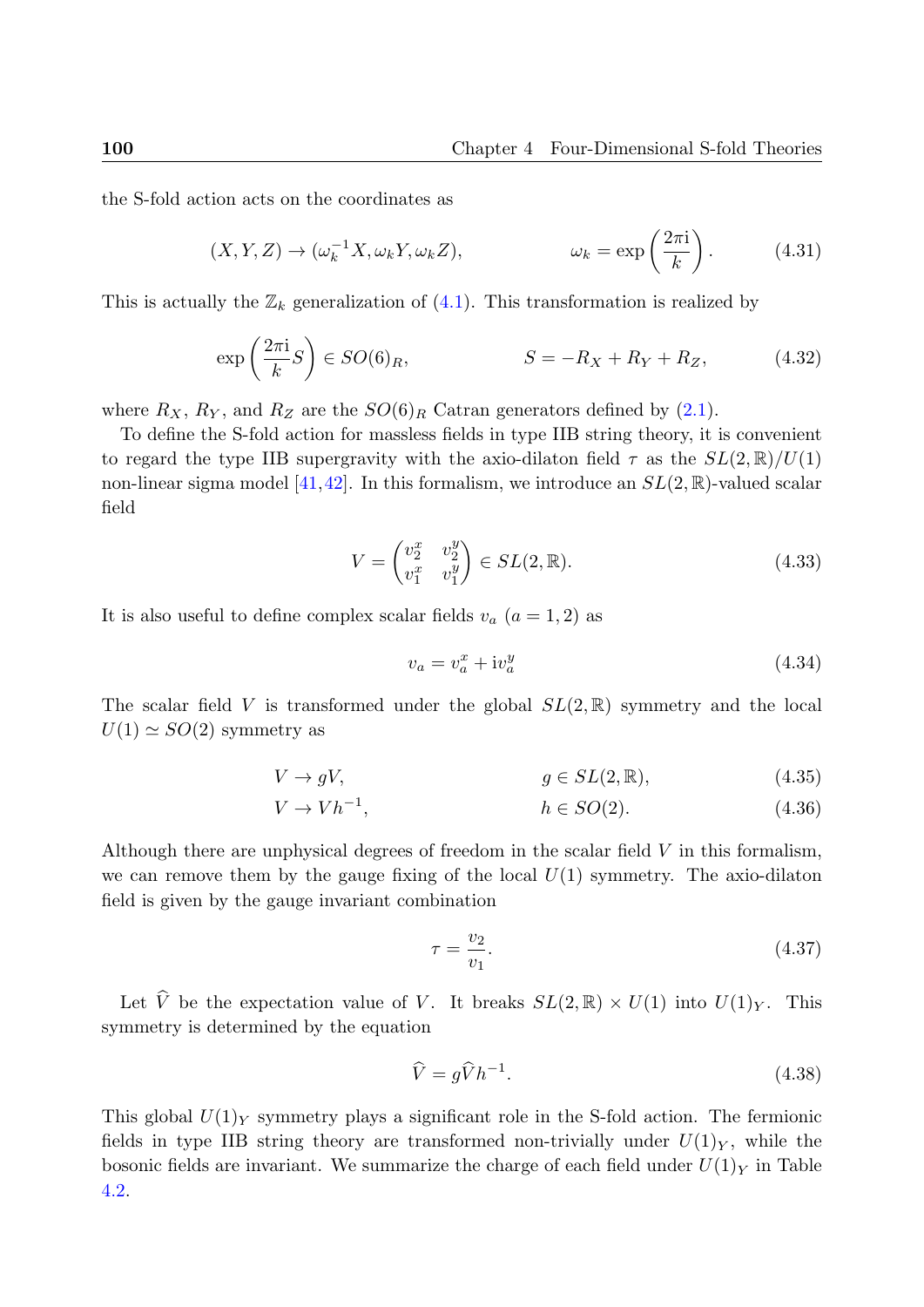the S-fold action acts on the coordinates as

$$(X, Y, Z) \to (\omega_k^{-1} X, \omega_k Y, \omega_k Z), \qquad \omega_k = \exp\left(\frac{2\pi \mathrm{i}}{k}\right). \tag{4.31}$$

This is actually the $\mathbb{Z}_k$ generalization of (4.1). This transformation is realized by

$$\exp\left(\frac{2\pi \mathrm{i}}{k} S\right) \in SO(6)_R, \qquad S = -R_X + R_Y + R_Z, \tag{4.32}$$

where $R_X$, $R_Y$, and $R_Z$ are the $SO(6)_R$ Catran generators defined by (2.1).

To define the S-fold action for massless fields in type IIB string theory, it is convenient to regard the type IIB supergravity with the axio-dilaton field $\tau$ as the $SL(2,\mathbb{R})/U(1)$ non-linear sigma model [41,42]. In this formalism, we introduce an $SL(2,\mathbb{R})$-valued scalar field

$$V = \begin{pmatrix} v_2^x & v_2^y \\ v_1^x & v_1^y \end{pmatrix} \in SL(2,\mathbb{R}). \tag{4.33}$$

It is also useful to define complex scalar fields $v_a$ $(a = 1, 2)$ as

$$v_a = v_a^x + \mathrm{i} v_a^y \tag{4.34}$$

The scalar field $V$ is transformed under the global $SL(2,\mathbb{R})$ symmetry and the local $U(1) \simeq SO(2)$ symmetry as

$$V \to gV, \qquad g \in SL(2,\mathbb{R}), \tag{4.35}$$

$$V \to Vh^{-1}, \qquad h \in SO(2). \tag{4.36}$$

Although there are unphysical degrees of freedom in the scalar field $V$ in this formalism, we can remove them by the gauge fixing of the local $U(1)$ symmetry. The axio-dilaton field is given by the gauge invariant combination

$$\tau = \frac{v_2}{v_1}. \tag{4.37}$$

Let $\widehat{V}$ be the expectation value of $V$. It breaks $SL(2,\mathbb{R}) \times U(1)$ into $U(1)_Y$. This symmetry is determined by the equation

$$\widehat{V} = g\widehat{V}h^{-1}. \tag{4.38}$$

This global $U(1)_Y$ symmetry plays a significant role in the S-fold action. The fermionic fields in type IIB string theory are transformed non-trivially under $U(1)_Y$, while the bosonic fields are invariant. We summarize the charge of each field under $U(1)_Y$ in Table 4.2.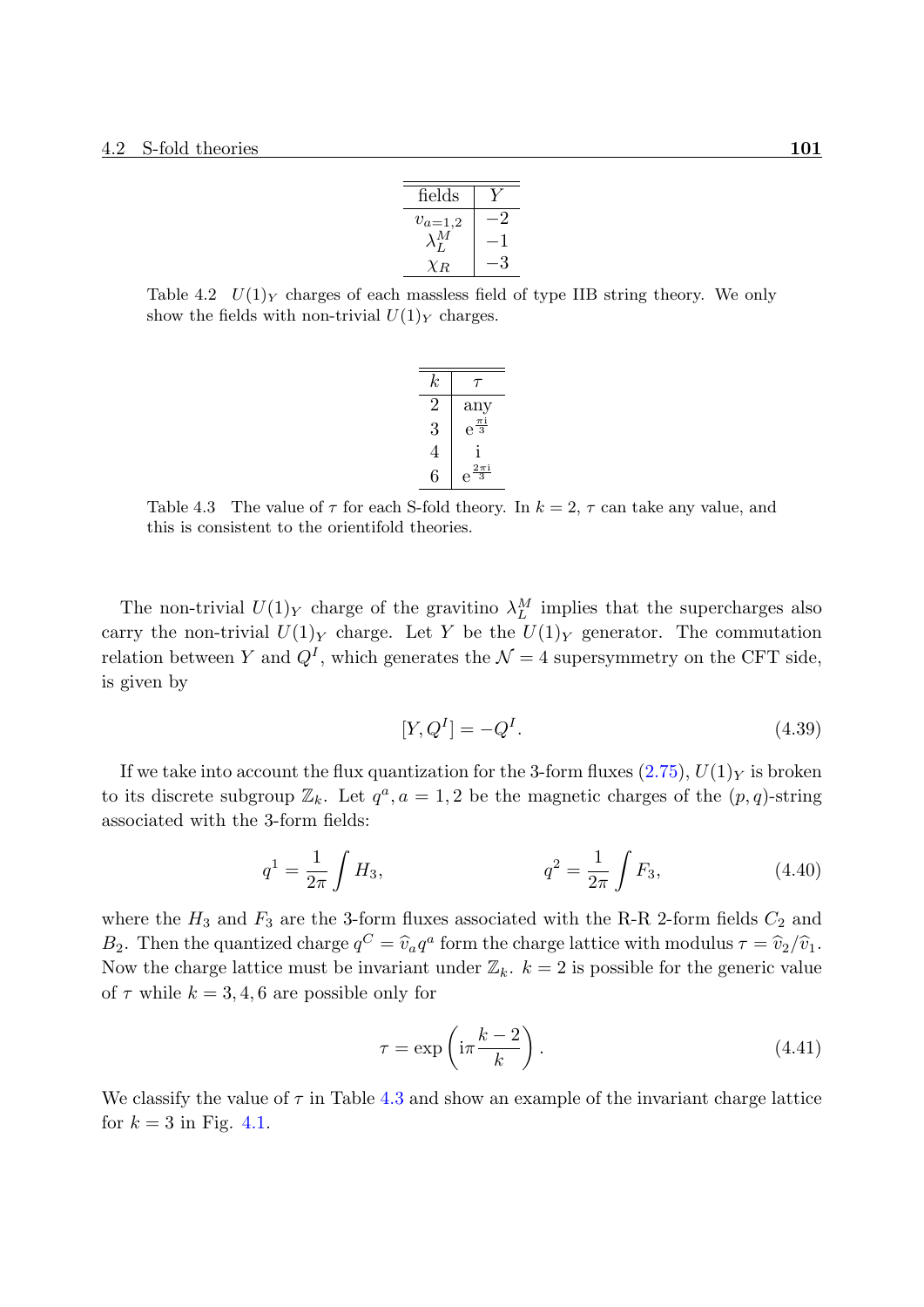| fields | $Y$ |
|---|---|
| $v_{a=1,2}$ | $-2$ |
| $\lambda_L^M$ | $-1$ |
| $\chi_R$ | $-3$ |

Table 4.2 $U(1)_Y$ charges of each massless field of type IIB string theory. We only show the fields with non-trivial $U(1)_Y$ charges.

| $k$ | $\tau$ |
|---|---|
| 2 | any |
| 3 | $e^{\frac{\pi i}{3}}$ |
| 4 | i |
| 6 | $e^{\frac{2\pi i}{3}}$ |

Table 4.3 The value of $\tau$ for each S-fold theory. In $k = 2$, $\tau$ can take any value, and this is consistent to the orientifold theories.

The non-trivial $U(1)_Y$ charge of the gravitino $\lambda_L^M$ implies that the supercharges also carry the non-trivial $U(1)_Y$ charge. Let $Y$ be the $U(1)_Y$ generator. The commutation relation between $Y$ and $Q^I$, which generates the $\mathcal{N} = 4$ supersymmetry on the CFT side, is given by

$$[Y, Q^I] = -Q^I. \tag{4.39}$$

If we take into account the flux quantization for the 3-form fluxes (2.75), $U(1)_Y$ is broken to its discrete subgroup $\mathbb{Z}_k$. Let $q^a, a = 1, 2$ be the magnetic charges of the $(p, q)$-string associated with the 3-form fields:

$$q^1 = \frac{1}{2\pi} \int H_3, \qquad q^2 = \frac{1}{2\pi} \int F_3, \tag{4.40}$$

where the $H_3$ and $F_3$ are the 3-form fluxes associated with the R-R 2-form fields $C_2$ and $B_2$. Then the quantized charge $q^C = \widehat{v}_a q^a$ form the charge lattice with modulus $\tau = \widehat{v}_2/\widehat{v}_1$. Now the charge lattice must be invariant under $\mathbb{Z}_k$. $k = 2$ is possible for the generic value of $\tau$ while $k = 3, 4, 6$ are possible only for

$$\tau = \exp\left( i\pi \frac{k-2}{k} \right). \tag{4.41}$$

We classify the value of $\tau$ in Table 4.3 and show an example of the invariant charge lattice for $k = 3$ in Fig. 4.1.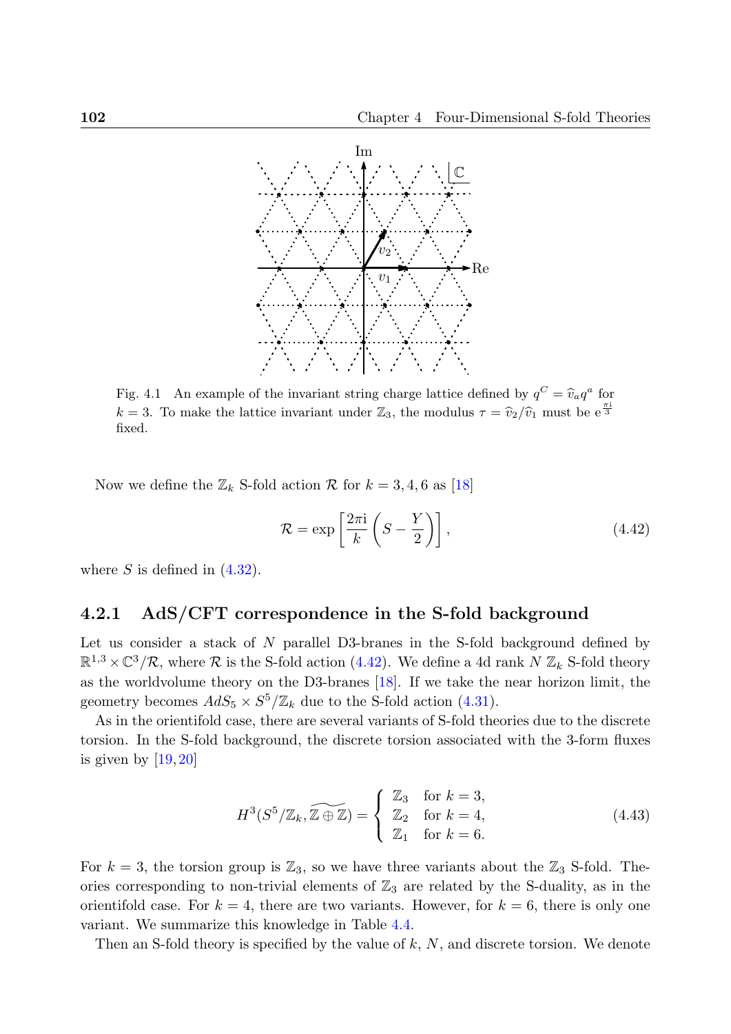Fig. 4.1 An example of the invariant string charge lattice defined by $q^C = \widehat{v}_a q^a$ for $k = 3$. To make the lattice invariant under $\mathbb{Z}_3$, the modulus $\tau = \widehat{v}_2/\widehat{v}_1$ must be $\mathrm{e}^{\frac{\pi \mathrm{i}}{3}}$ fixed.

Now we define the $\mathbb{Z}_k$ S-fold action $\mathcal{R}$ for $k = 3, 4, 6$ as [18]

$$\mathcal{R} = \exp\left[\frac{2\pi \mathrm{i}}{k}\left(S - \frac{Y}{2}\right)\right], \tag{4.42}$$

where $S$ is defined in (4.32).

### 4.2.1 AdS/CFT correspondence in the S-fold background

Let us consider a stack of $N$ parallel D3-branes in the S-fold background defined by $\mathbb{R}^{1,3} \times \mathbb{C}^3/\mathcal{R}$, where $\mathcal{R}$ is the S-fold action (4.42). We define a 4d rank $N$ $\mathbb{Z}_k$ S-fold theory as the worldvolume theory on the D3-branes [18]. If we take the near horizon limit, the geometry becomes $AdS_5 \times S^5/\mathbb{Z}_k$ due to the S-fold action (4.31).

As in the orientifold case, there are several variants of S-fold theories due to the discrete torsion. In the S-fold background, the discrete torsion associated with the 3-form fluxes is given by [19, 20]

$$H^3(S^5/\mathbb{Z}_k, \widetilde{\mathbb{Z} \oplus \mathbb{Z}}) = \begin{cases} \mathbb{Z}_3 & \text{for } k = 3, \\ \mathbb{Z}_2 & \text{for } k = 4, \\ \mathbb{Z}_1 & \text{for } k = 6. \end{cases} \tag{4.43}$$

For $k = 3$, the torsion group is $\mathbb{Z}_3$, so we have three variants about the $\mathbb{Z}_3$ S-fold. Theories corresponding to non-trivial elements of $\mathbb{Z}_3$ are related by the S-duality, as in the orientifold case. For $k = 4$, there are two variants. However, for $k = 6$, there is only one variant. We summarize this knowledge in Table 4.4.

Then an S-fold theory is specified by the value of $k$, $N$, and discrete torsion. We denote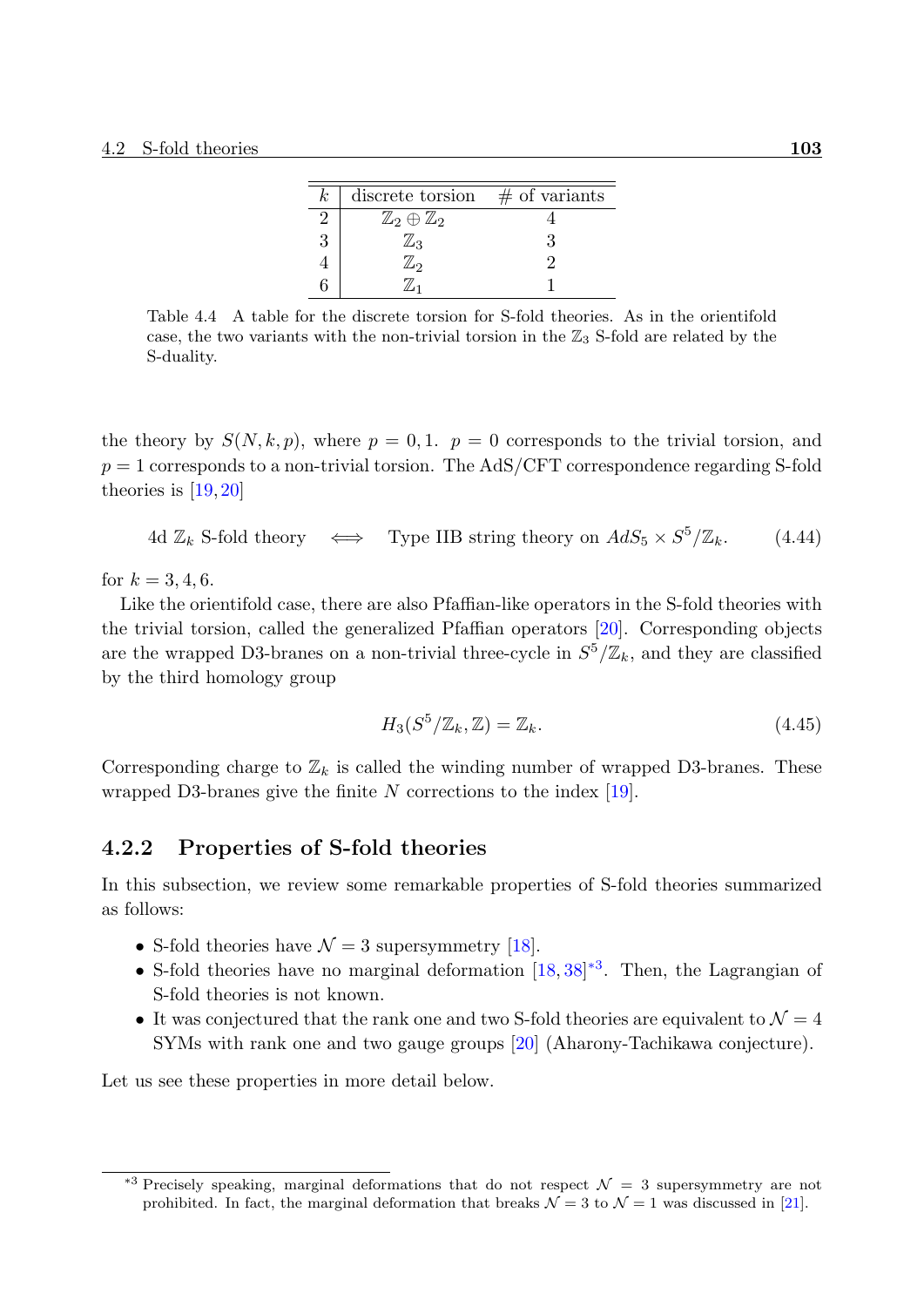| $k$ | discrete torsion | # of variants |
|---|---|---|
| 2 | $\mathbb{Z}_2 \oplus \mathbb{Z}_2$ | 4 |
| 3 | $\mathbb{Z}_3$ | 3 |
| 4 | $\mathbb{Z}_2$ | 2 |
| 6 | $\mathbb{Z}_1$ | 1 |

Table 4.4 A table for the discrete torsion for S-fold theories. As in the orientifold case, the two variants with the non-trivial torsion in the $\mathbb{Z}_3$ S-fold are related by the S-duality.

the theory by $S(N, k, p)$, where $p = 0, 1$. $p = 0$ corresponds to the trivial torsion, and $p = 1$ corresponds to a non-trivial torsion. The AdS/CFT correspondence regarding S-fold theories is [19, 20]

$$\text{4d } \mathbb{Z}_k \text{ S-fold theory} \quad \Longleftrightarrow \quad \text{Type IIB string theory on } AdS_5 \times S^5/\mathbb{Z}_k. \tag{4.44}$$

for $k = 3, 4, 6$.

Like the orientifold case, there are also Pfaffian-like operators in the S-fold theories with the trivial torsion, called the generalized Pfaffian operators [20]. Corresponding objects are the wrapped D3-branes on a non-trivial three-cycle in $S^5/\mathbb{Z}_k$, and they are classified by the third homology group

$$H_3(S^5/\mathbb{Z}_k, \mathbb{Z}) = \mathbb{Z}_k. \tag{4.45}$$

Corresponding charge to $\mathbb{Z}_k$ is called the winding number of wrapped D3-branes. These wrapped D3-branes give the finite $N$ corrections to the index [19].

### 4.2.2 Properties of S-fold theories

In this subsection, we review some remarkable properties of S-fold theories summarized as follows:

- S-fold theories have $\mathcal{N} = 3$ supersymmetry [18].
- S-fold theories have no marginal deformation [18, 38][*3]. Then, the Lagrangian of S-fold theories is not known.
- It was conjectured that the rank one and two S-fold theories are equivalent to $\mathcal{N} = 4$ SYMs with rank one and two gauge groups [20] (Aharony-Tachikawa conjecture).

Let us see these properties in more detail below.

[*3] Precisely speaking, marginal deformations that do not respect $\mathcal{N} = 3$ supersymmetry are not prohibited. In fact, the marginal deformation that breaks $\mathcal{N} = 3$ to $\mathcal{N} = 1$ was discussed in [21].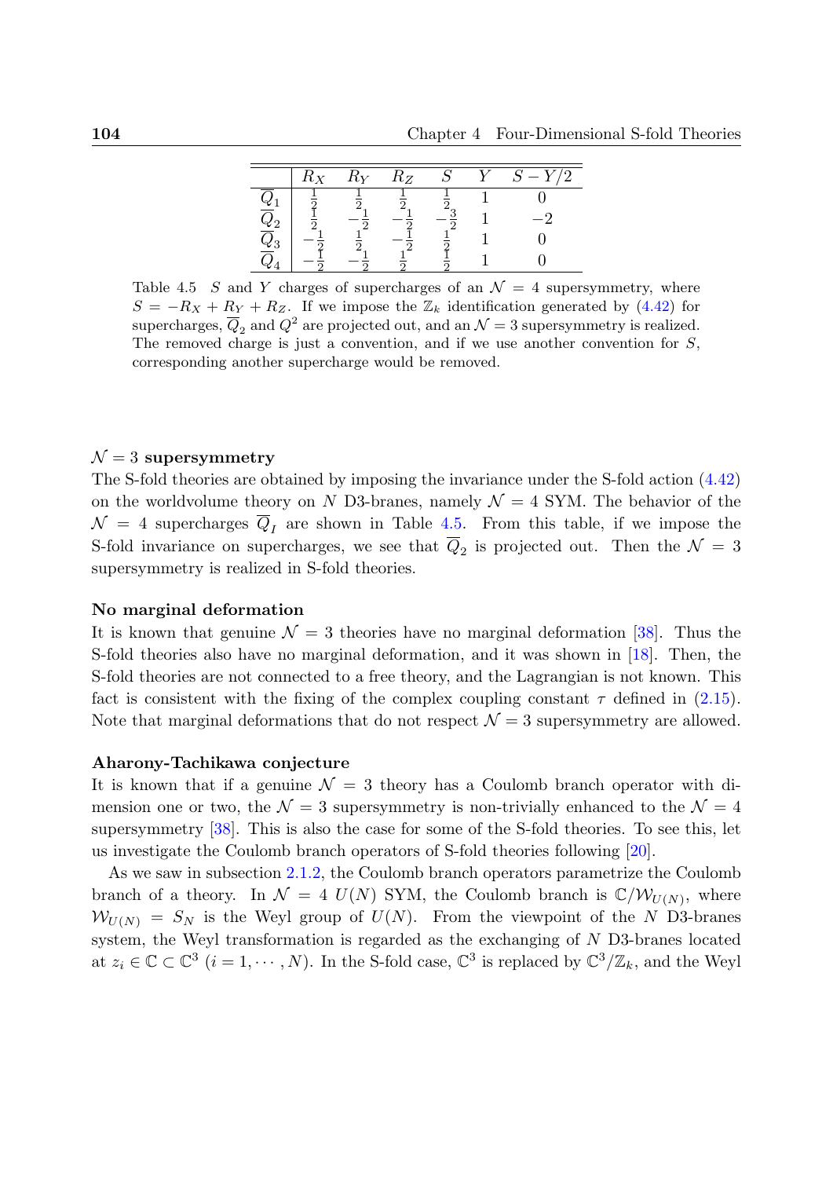|  | $R_X$ | $R_Y$ | $R_Z$ | $S$ | $Y$ | $S - Y/2$ |
|---|---|---|---|---|---|---|
| $\overline{Q}_1$ | $\frac{1}{2}$ | $\frac{1}{2}$ | $\frac{1}{2}$ | $\frac{1}{2}$ | 1 | 0 |
| $\overline{Q}_2$ | $\frac{1}{2}$ | $-\frac{1}{2}$ | $-\frac{1}{2}$ | $-\frac{3}{2}$ | 1 | $-2$ |
| $\overline{Q}_3$ | $-\frac{1}{2}$ | $\frac{1}{2}$ | $-\frac{1}{2}$ | $\frac{1}{2}$ | 1 | 0 |
| $\overline{Q}_4$ | $-\frac{1}{2}$ | $-\frac{1}{2}$ | $\frac{1}{2}$ | $\frac{1}{2}$ | 1 | 0 |

Table 4.5 $S$ and $Y$ charges of supercharges of an $\mathcal{N} = 4$ supersymmetry, where $S = -R_X + R_Y + R_Z$. If we impose the $\mathbb{Z}_k$ identification generated by (4.42) for supercharges, $\overline{Q}_2$ and $Q^2$ are projected out, and an $\mathcal{N} = 3$ supersymmetry is realized. The removed charge is just a convention, and if we use another convention for $S$, corresponding another supercharge would be removed.

**$\mathcal{N} = 3$ supersymmetry**

The S-fold theories are obtained by imposing the invariance under the S-fold action (4.42) on the worldvolume theory on $N$ D3-branes, namely $\mathcal{N} = 4$ SYM. The behavior of the $\mathcal{N} = 4$ supercharges $\overline{Q}_I$ are shown in Table 4.5. From this table, if we impose the S-fold invariance on supercharges, we see that $\overline{Q}_2$ is projected out. Then the $\mathcal{N} = 3$ supersymmetry is realized in S-fold theories.

**No marginal deformation**

It is known that genuine $\mathcal{N} = 3$ theories have no marginal deformation [38]. Thus the S-fold theories also have no marginal deformation, and it was shown in [18]. Then, the S-fold theories are not connected to a free theory, and the Lagrangian is not known. This fact is consistent with the fixing of the complex coupling constant $\tau$ defined in (2.15). Note that marginal deformations that do not respect $\mathcal{N} = 3$ supersymmetry are allowed.

**Aharony-Tachikawa conjecture**

It is known that if a genuine $\mathcal{N} = 3$ theory has a Coulomb branch operator with dimension one or two, the $\mathcal{N} = 3$ supersymmetry is non-trivially enhanced to the $\mathcal{N} = 4$ supersymmetry [38]. This is also the case for some of the S-fold theories. To see this, let us investigate the Coulomb branch operators of S-fold theories following [20].

As we saw in subsection 2.1.2, the Coulomb branch operators parametrize the Coulomb branch of a theory. In $\mathcal{N} = 4$ $U(N)$ SYM, the Coulomb branch is $\mathbb{C}/\mathcal{W}_{U(N)}$, where $\mathcal{W}_{U(N)} = S_N$ is the Weyl group of $U(N)$. From the viewpoint of the $N$ D3-branes system, the Weyl transformation is regarded as the exchanging of $N$ D3-branes located at $z_i \in \mathbb{C} \subset \mathbb{C}^3$ $(i = 1, \cdots, N)$. In the S-fold case, $\mathbb{C}^3$ is replaced by $\mathbb{C}^3/\mathbb{Z}_k$, and the Weyl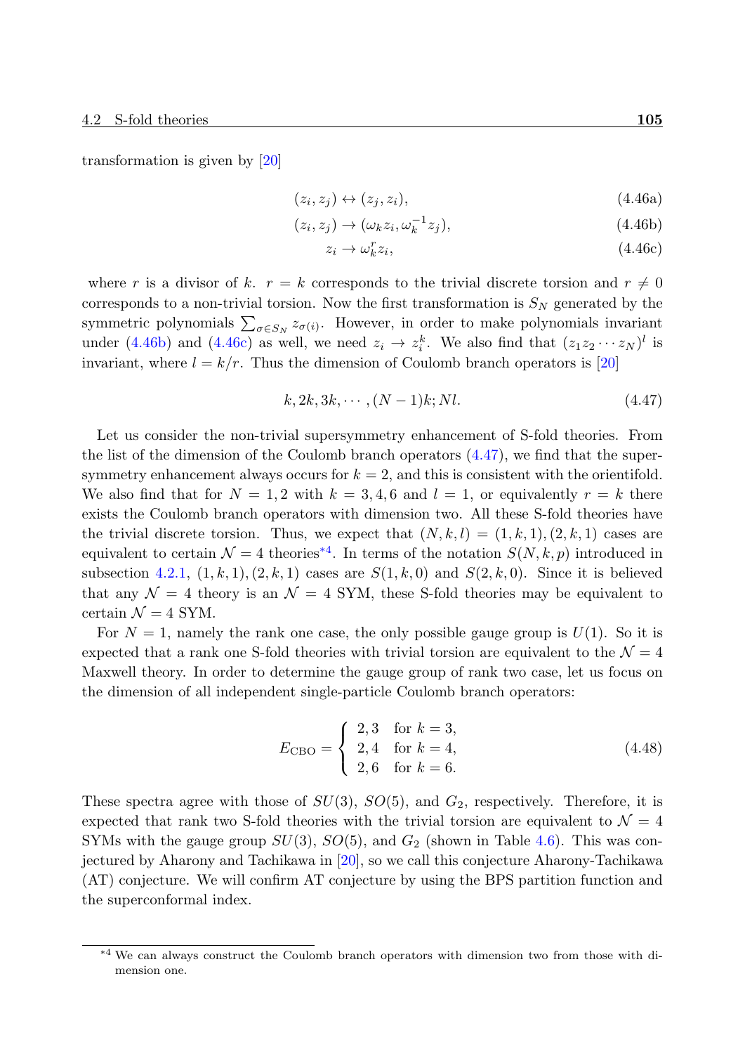transformation is given by [20]

$$(z_i, z_j) \leftrightarrow (z_j, z_i), \tag{4.46a}$$

$$(z_i, z_j) \to (\omega_k z_i, \omega_k^{-1} z_j), \tag{4.46b}$$

$$z_i \to \omega_k^r z_i, \tag{4.46c}$$

where $r$ is a divisor of $k$. $r = k$ corresponds to the trivial discrete torsion and $r \neq 0$ corresponds to a non-trivial torsion. Now the first transformation is $S_N$ generated by the symmetric polynomials $\sum_{\sigma \in S_N} z_{\sigma(i)}$. However, in order to make polynomials invariant under (4.46b) and (4.46c) as well, we need $z_i \to z_i^k$. We also find that $(z_1 z_2 \cdots z_N)^l$ is invariant, where $l = k/r$. Thus the dimension of Coulomb branch operators is [20]

$$k, 2k, 3k, \cdots, (N-1)k; Nl. \tag{4.47}$$

Let us consider the non-trivial supersymmetry enhancement of S-fold theories. From the list of the dimension of the Coulomb branch operators (4.47), we find that the supersymmetry enhancement always occurs for $k = 2$, and this is consistent with the orientifold. We also find that for $N = 1, 2$ with $k = 3, 4, 6$ and $l = 1$, or equivalently $r = k$ there exists the Coulomb branch operators with dimension two. All these S-fold theories have the trivial discrete torsion. Thus, we expect that $(N, k, l) = (1, k, 1), (2, k, 1)$ cases are equivalent to certain $\mathcal{N} = 4$ theories[*4]. In terms of the notation $S(N, k, p)$ introduced in subsection 4.2.1, $(1, k, 1), (2, k, 1)$ cases are $S(1, k, 0)$ and $S(2, k, 0)$. Since it is believed that any $\mathcal{N} = 4$ theory is an $\mathcal{N} = 4$ SYM, these S-fold theories may be equivalent to certain $\mathcal{N} = 4$ SYM.

For $N = 1$, namely the rank one case, the only possible gauge group is $U(1)$. So it is expected that a rank one S-fold theories with trivial torsion are equivalent to the $\mathcal{N} = 4$ Maxwell theory. In order to determine the gauge group of rank two case, let us focus on the dimension of all independent single-particle Coulomb branch operators:

$$E_{\text{CBO}} = \begin{cases} 2, 3 & \text{for } k = 3, \\ 2, 4 & \text{for } k = 4, \\ 2, 6 & \text{for } k = 6. \end{cases} \tag{4.48}$$

These spectra agree with those of $SU(3)$, $SO(5)$, and $G_2$, respectively. Therefore, it is expected that rank two S-fold theories with the trivial torsion are equivalent to $\mathcal{N} = 4$ SYMs with the gauge group $SU(3)$, $SO(5)$, and $G_2$ (shown in Table 4.6). This was conjectured by Aharony and Tachikawa in [20], so we call this conjecture Aharony-Tachikawa (AT) conjecture. We will confirm AT conjecture by using the BPS partition function and the superconformal index.

---

[*4] We can always construct the Coulomb branch operators with dimension two from those with dimension one.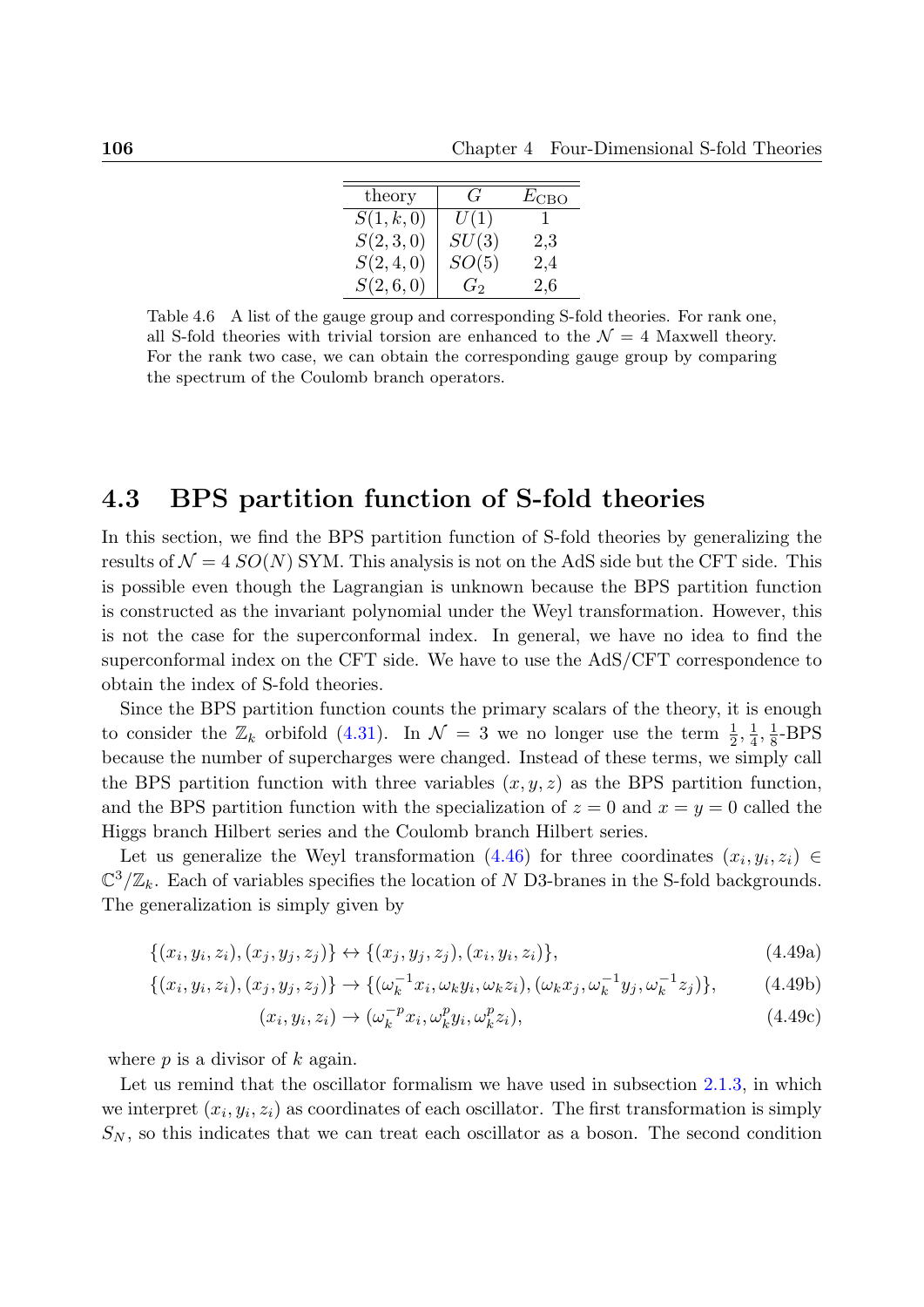| theory | $G$ | $E_{\text{CBO}}$ |
|---|---|---|
| $S(1,k,0)$ | $U(1)$ | 1 |
| $S(2,3,0)$ | $SU(3)$ | 2,3 |
| $S(2,4,0)$ | $SO(5)$ | 2,4 |
| $S(2,6,0)$ | $G_2$ | 2,6 |

Table 4.6 A list of the gauge group and corresponding S-fold theories. For rank one, all S-fold theories with trivial torsion are enhanced to the $\mathcal{N}=4$ Maxwell theory. For the rank two case, we can obtain the corresponding gauge group by comparing the spectrum of the Coulomb branch operators.

## 4.3 BPS partition function of S-fold theories

In this section, we find the BPS partition function of S-fold theories by generalizing the results of $\mathcal{N}=4$ $SO(N)$ SYM. This analysis is not on the AdS side but the CFT side. This is possible even though the Lagrangian is unknown because the BPS partition function is constructed as the invariant polynomial under the Weyl transformation. However, this is not the case for the superconformal index. In general, we have no idea to find the superconformal index on the CFT side. We have to use the AdS/CFT correspondence to obtain the index of S-fold theories.

Since the BPS partition function counts the primary scalars of the theory, it is enough to consider the $\mathbb{Z}_k$ orbifold (4.31). In $\mathcal{N}=3$ we no longer use the term $\frac{1}{2}, \frac{1}{4}, \frac{1}{8}$-BPS because the number of supercharges were changed. Instead of these terms, we simply call the BPS partition function with three variables $(x,y,z)$ as the BPS partition function, and the BPS partition function with the specialization of $z=0$ and $x=y=0$ called the Higgs branch Hilbert series and the Coulomb branch Hilbert series.

Let us generalize the Weyl transformation (4.46) for three coordinates $(x_i, y_i, z_i) \in \mathbb{C}^3/\mathbb{Z}_k$. Each of variables specifies the location of $N$ D3-branes in the S-fold backgrounds. The generalization is simply given by

$$\{(x_i, y_i, z_i), (x_j, y_j, z_j)\} \leftrightarrow \{(x_j, y_j, z_j), (x_i, y_i, z_i)\}, \tag{4.49a}$$

$$\{(x_i, y_i, z_i), (x_j, y_j, z_j)\} \to \{(\omega_k^{-1} x_i, \omega_k y_i, \omega_k z_i), (\omega_k x_j, \omega_k^{-1} y_j, \omega_k^{-1} z_j)\}, \tag{4.49b}$$

$$(x_i, y_i, z_i) \to (\omega_k^{-p} x_i, \omega_k^{p} y_i, \omega_k^{p} z_i), \tag{4.49c}$$

where $p$ is a divisor of $k$ again.

Let us remind that the oscillator formalism we have used in subsection 2.1.3, in which we interpret $(x_i, y_i, z_i)$ as coordinates of each oscillator. The first transformation is simply $S_N$, so this indicates that we can treat each oscillator as a boson. The second condition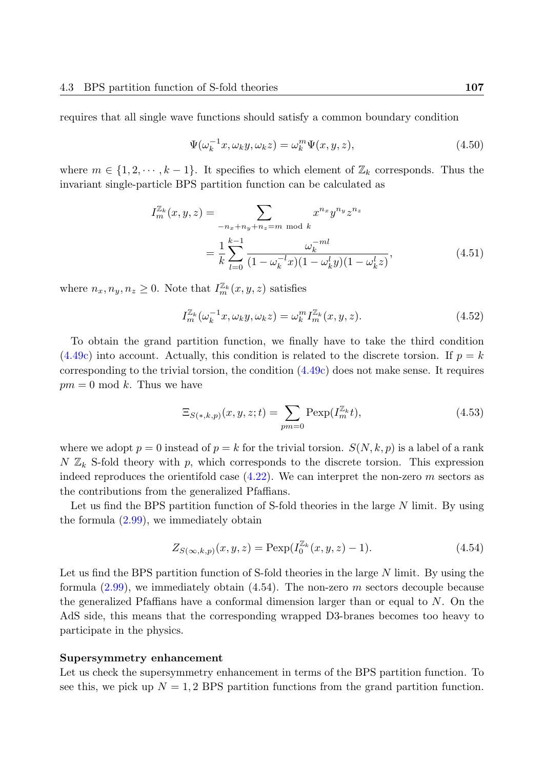requires that all single wave functions should satisfy a common boundary condition

$$\Psi(\omega_k^{-1}x, \omega_k y, \omega_k z) = \omega_k^m \Psi(x, y, z), \tag{4.50}$$

where $m \in \{1, 2, \cdots, k-1\}$. It specifies to which element of $\mathbb{Z}_k$ corresponds. Thus the invariant single-particle BPS partition function can be calculated as

$$\begin{aligned} I_m^{\mathbb{Z}_k}(x, y, z) &= \sum_{-n_x+n_y+n_z=m \mod k} x^{n_x} y^{n_y} z^{n_z} \\ &= \frac{1}{k} \sum_{l=0}^{k-1} \frac{\omega_k^{-ml}}{(1-\omega_k^{-l}x)(1-\omega_k^l y)(1-\omega_k^l z)}, \end{aligned} \tag{4.51}$$

where $n_x, n_y, n_z \geq 0$. Note that $I_m^{\mathbb{Z}_k}(x, y, z)$ satisfies

$$I_m^{\mathbb{Z}_k}(\omega_k^{-1}x, \omega_k y, \omega_k z) = \omega_k^m I_m^{\mathbb{Z}_k}(x, y, z). \tag{4.52}$$

To obtain the grand partition function, we finally have to take the third condition (4.49c) into account. Actually, this condition is related to the discrete torsion. If $p = k$ corresponding to the trivial torsion, the condition (4.49c) does not make sense. It requires $pm = 0 \mod k$. Thus we have

$$\Xi_{S(*,k,p)}(x, y, z; t) = \sum_{pm=0} \text{Pexp}(I_m^{\mathbb{Z}_k} t), \tag{4.53}$$

where we adopt $p = 0$ instead of $p = k$ for the trivial torsion. $S(N, k, p)$ is a label of a rank $N$ $\mathbb{Z}_k$ S-fold theory with $p$, which corresponds to the discrete torsion. This expression indeed reproduces the orientifold case (4.22). We can interprete the non-zero $m$ sectors as the contributions from the generalized Pfaffians.

Let us find the BPS partition function of S-fold theories in the large $N$ limit. By using the formula (2.99), we immediately obtain

$$Z_{S(\infty,k,p)}(x, y, z) = \text{Pexp}(I_0^{\mathbb{Z}_k}(x, y, z) - 1). \tag{4.54}$$

Let us find the BPS partition function of S-fold theories in the large $N$ limit. By using the formula (2.99), we immediately obtain (4.54). The non-zero $m$ sectors decouple because the generalized Pfaffians have a conformal dimension larger than or equal to $N$. On the AdS side, this means that the corresponding wrapped D3-branes becomes too heavy to participate in the physics.

**Supersymmetry enhancement**

Let us check the supersymmetry enhancement in terms of the BPS partition function. To see this, we pick up $N = 1, 2$ BPS partition functions from the grand partition function.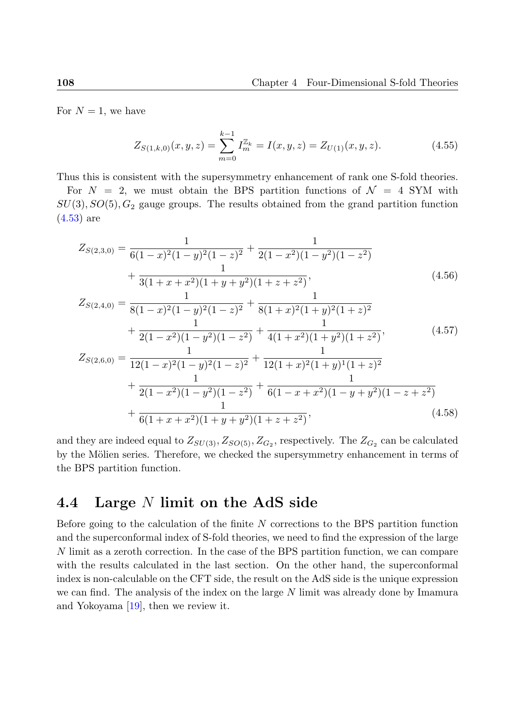For $N = 1$, we have

$$Z_{S(1,k,0)}(x,y,z) = \sum_{m=0}^{k-1} I_m^{\mathbb{Z}_k} = I(x,y,z) = Z_{U(1)}(x,y,z). \tag{4.55}$$

Thus this is consistent with the supersymmetry enhancement of rank one S-fold theories.

For $N = 2$, we must obtain the BPS partition functions of $\mathcal{N} = 4$ SYM with $SU(3), SO(5), G_2$ gauge groups. The results obtained from the grand partition function (4.53) are

$$\begin{aligned}
Z_{S(2,3,0)} &= \frac{1}{6(1-x)^2(1-y)^2(1-z)^2} + \frac{1}{2(1-x^2)(1-y^2)(1-z^2)} \\
&\quad + \frac{1}{3(1+x+x^2)(1+y+y^2)(1+z+z^2)},
\end{aligned} \tag{4.56}$$

$$\begin{aligned}
Z_{S(2,4,0)} &= \frac{1}{8(1-x)^2(1-y)^2(1-z)^2} + \frac{1}{8(1+x)^2(1+y)^2(1+z)^2} \\
&\quad + \frac{1}{2(1-x^2)(1-y^2)(1-z^2)} + \frac{1}{4(1+x^2)(1+y^2)(1+z^2)},
\end{aligned} \tag{4.57}$$

$$\begin{aligned}
Z_{S(2,6,0)} &= \frac{1}{12(1-x)^2(1-y)^2(1-z)^2} + \frac{1}{12(1+x)^2(1+y)^1(1+z)^2} \\
&\quad + \frac{1}{2(1-x^2)(1-y^2)(1-z^2)} + \frac{1}{6(1-x+x^2)(1-y+y^2)(1-z+z^2)} \\
&\quad + \frac{1}{6(1+x+x^2)(1+y+y^2)(1+z+z^2)},
\end{aligned} \tag{4.58}$$

and they are indeed equal to $Z_{SU(3)}, Z_{SO(5)}, Z_{G_2}$, respectively. The $Z_{G_2}$ can be calculated by the Mölien series. Therefore, we checked the supersymmetry enhancement in terms of the BPS partition function.

## 4.4 Large $N$ limit on the AdS side

Before going to the calculation of the finite $N$ corrections to the BPS partition function and the superconformal index of S-fold theories, we need to find the expression of the large $N$ limit as a zeroth correction. In the case of the BPS partition function, we can compare with the results calculated in the last section. On the other hand, the superconformal index is non-calculable on the CFT side, the result on the AdS side is the unique expression we can find. The analysis of the index on the large $N$ limit was already done by Imamura and Yokoyama [19], then we review it.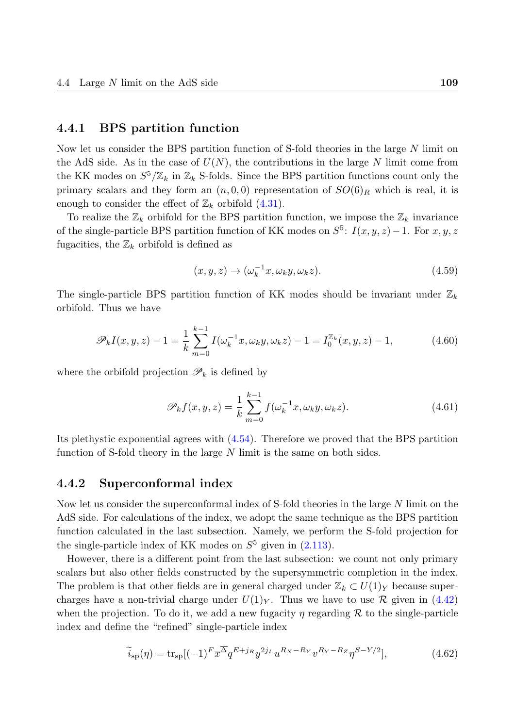### 4.4.1 BPS partition function

Now let us consider the BPS partition function of S-fold theories in the large $N$ limit on the AdS side. As in the case of $U(N)$, the contributions in the large $N$ limit come from the KK modes on $S^5/\mathbb{Z}_k$ in $\mathbb{Z}_k$ S-folds. Since the BPS partition functions count only the primary scalars and they form an $(n,0,0)$ representation of $SO(6)_R$ which is real, it is enough to consider the effect of $\mathbb{Z}_k$ orbifold (4.31).

To realize the $\mathbb{Z}_k$ orbifold for the BPS partition function, we impose the $\mathbb{Z}_k$ invariance of the single-particle BPS partition function of KK modes on $S^5$: $I(x,y,z)-1$. For $x,y,z$ fugacities, the $\mathbb{Z}_k$ orbifold is defined as

$$(x,y,z) \to (\omega_k^{-1}x, \omega_k y, \omega_k z). \tag{4.59}$$

The single-particle BPS partition function of KK modes should be invariant under $\mathbb{Z}_k$ orbifold. Thus we have

$$\mathscr{P}_k I(x,y,z) - 1 = \frac{1}{k}\sum_{m=0}^{k-1} I(\omega_k^{-1}x, \omega_k y, \omega_k z) - 1 = I_0^{\mathbb{Z}_k}(x,y,z) - 1, \tag{4.60}$$

where the orbifold projection $\mathscr{P}_k$ is defined by

$$\mathscr{P}_k f(x,y,z) = \frac{1}{k}\sum_{m=0}^{k-1} f(\omega_k^{-1}x, \omega_k y, \omega_k z). \tag{4.61}$$

Its plethystic exponential agrees with (4.54). Therefore we proved that the BPS partition function of S-fold theory in the large $N$ limit is the same on both sides.

### 4.4.2 Superconformal index

Now let us consider the superconformal index of S-fold theories in the large $N$ limit on the AdS side. For calculations of the index, we adopt the same technique as the BPS partition function calculated in the last subsection. Namely, we perform the S-fold projection for the single-particle index of KK modes on $S^5$ given in (2.113).

However, there is a different point from the last subsection: we count not only primary scalars but also other fields constructed by the supersymmetric completion in the index. The problem is that other fields are in general charged under $\mathbb{Z}_k \subset U(1)_Y$ because supercharges have a non-trivial charge under $U(1)_Y$. Thus we have to use $\mathcal{R}$ given in (4.42) when the projection. To do it, we add a new fugacity $\eta$ regarding $\mathcal{R}$ to the single-particle index and define the "refined" single-particle index

$$\widetilde{i}_{\rm sp}(\eta) = \mathrm{tr}_{\rm sp}[(-1)^F \overline{x}^{\overline{\Delta}} q^{E+j_R} y^{2j_L} u^{R_X - R_Y} v^{R_Y - R_Z} \eta^{S - Y/2}], \tag{4.62}$$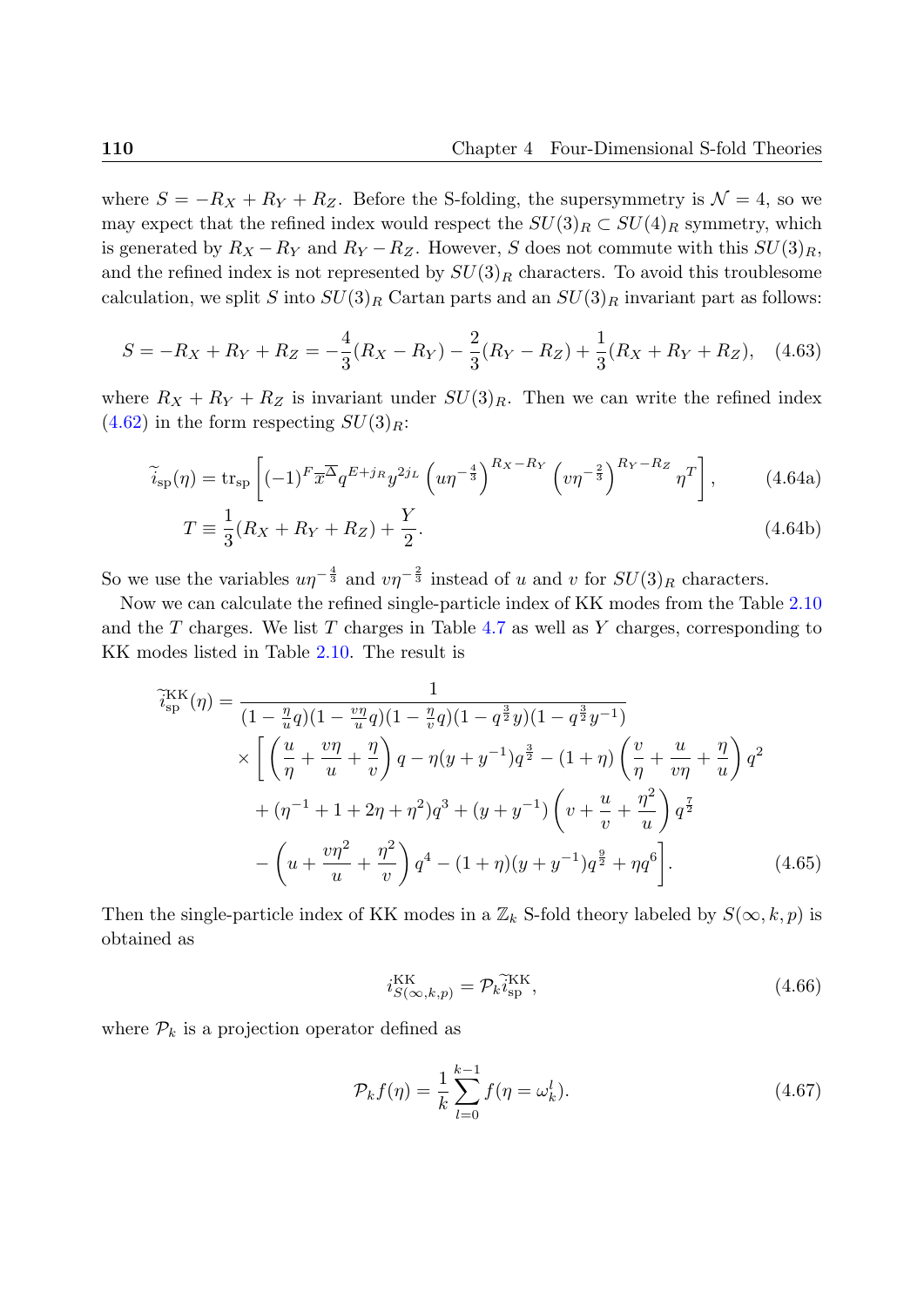where $S = -R_X + R_Y + R_Z$. Before the S-folding, the supersymmetry is $\mathcal{N} = 4$, so we may expect that the refined index would respect the $SU(3)_R \subset SU(4)_R$ symmetry, which is generated by $R_X - R_Y$ and $R_Y - R_Z$. However, $S$ does not commute with this $SU(3)_R$, and the refined index is not represented by $SU(3)_R$ characters. To avoid this troublesome calculation, we split $S$ into $SU(3)_R$ Cartan parts and an $SU(3)_R$ invariant part as follows:

$$S = -R_X + R_Y + R_Z = -\frac{4}{3}(R_X - R_Y) - \frac{2}{3}(R_Y - R_Z) + \frac{1}{3}(R_X + R_Y + R_Z), \quad (4.63)$$

where $R_X + R_Y + R_Z$ is invariant under $SU(3)_R$. Then we can write the refined index (4.62) in the form respecting $SU(3)_R$:

$$\widetilde{i}_{\rm sp}(\eta) = {\rm tr}_{\rm sp}\left[(-1)^F \overline{x}^{\overline{\Delta}} q^{E+j_R} y^{2j_L} \left(u\eta^{-\frac{4}{3}}\right)^{R_X - R_Y} \left(v\eta^{-\frac{2}{3}}\right)^{R_Y - R_Z} \eta^T\right], \quad (4.64a)$$

$$T \equiv \frac{1}{3}(R_X + R_Y + R_Z) + \frac{Y}{2}. \quad (4.64b)$$

So we use the variables $u\eta^{-\frac{4}{3}}$ and $v\eta^{-\frac{2}{3}}$ instead of $u$ and $v$ for $SU(3)_R$ characters.

Now we can calculate the refined single-particle index of KK modes from the Table 2.10 and the $T$ charges. We list $T$ charges in Table 4.7 as well as $Y$ charges, corresponding to KK modes listed in Table 2.10. The result is

$$\begin{aligned}
\widetilde{i}^{\rm KK}_{\rm sp}(\eta) = &\frac{1}{(1-\frac{\eta}{u}q)(1-\frac{v\eta}{u}q)(1-\frac{\eta}{v}q)(1-q^{\frac{3}{2}}y)(1-q^{\frac{3}{2}}y^{-1})} \\
&\times \Bigg[\left(\frac{u}{\eta} + \frac{v\eta}{u} + \frac{\eta}{v}\right)q - \eta(y+y^{-1})q^{\frac{3}{2}} - (1+\eta)\left(\frac{v}{\eta} + \frac{u}{v\eta} + \frac{\eta}{u}\right)q^2 \\
&+ (\eta^{-1} + 1 + 2\eta + \eta^2)q^3 + (y+y^{-1})\left(v + \frac{u}{v} + \frac{\eta^2}{u}\right)q^{\frac{7}{2}} \\
&- \left(u + \frac{v\eta^2}{u} + \frac{\eta^2}{v}\right)q^4 - (1+\eta)(y+y^{-1})q^{\frac{9}{2}} + \eta q^6\Bigg].
\end{aligned} \quad (4.65)$$

Then the single-particle index of KK modes in a $\mathbb{Z}_k$ S-fold theory labeled by $S(\infty, k, p)$ is obtained as

$$i^{\rm KK}_{S(\infty,k,p)} = \mathcal{P}_k \widetilde{i}^{\rm KK}_{\rm sp}, \quad (4.66)$$

where $\mathcal{P}_k$ is a projection operator defined as

$$\mathcal{P}_k f(\eta) = \frac{1}{k}\sum_{l=0}^{k-1} f(\eta = \omega_k^l). \quad (4.67)$$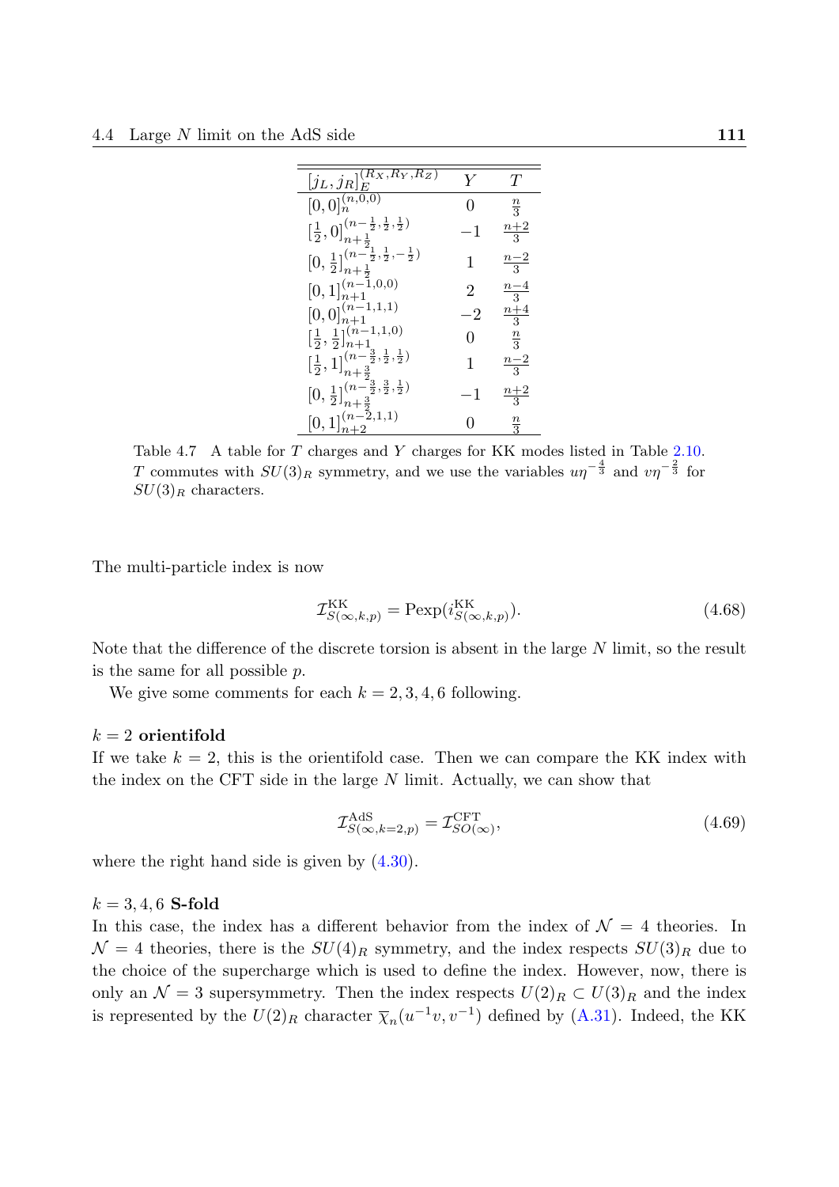| $[j_L, j_R]_E^{(R_X,R_Y,R_Z)}$ | $Y$ | $T$ |
|---|---|---|
| $[0,0]_n^{(n,0,0)}$ | $0$ | $\frac{n}{3}$ |
| $[\frac{1}{2},0]_{n+\frac{1}{2}}^{(n-\frac{1}{2},\frac{1}{2},\frac{1}{2})}$ | $-1$ | $\frac{n+2}{3}$ |
| $[0,\frac{1}{2}]_{n+\frac{1}{2}}^{(n-\frac{1}{2},\frac{1}{2},-\frac{1}{2})}$ | $1$ | $\frac{n-2}{3}$ |
| $[0,1]_{n+1}^{(n-1,0,0)}$ | $2$ | $\frac{n-4}{3}$ |
| $[0,0]_{n+1}^{(n-1,1,1)}$ | $-2$ | $\frac{n+4}{3}$ |
| $[\frac{1}{2},\frac{1}{2}]_{n+1}^{(n-1,1,0)}$ | $0$ | $\frac{n}{3}$ |
| $[\frac{1}{2},1]_{n+\frac{3}{2}}^{(n-\frac{3}{2},\frac{1}{2},\frac{1}{2})}$ | $1$ | $\frac{n-2}{3}$ |
| $[0,\frac{1}{2}]_{n+\frac{3}{2}}^{(n-\frac{3}{2},\frac{3}{2},\frac{1}{2})}$ | $-1$ | $\frac{n+2}{3}$ |
| $[0,1]_{n+2}^{(n-2,1,1)}$ | $0$ | $\frac{n}{3}$ |

Table 4.7 A table for $T$ charges and $Y$ charges for KK modes listed in Table 2.10. $T$ commutes with $SU(3)_R$ symmetry, and we use the variables $u\eta^{-\frac{4}{3}}$ and $v\eta^{-\frac{2}{3}}$ for $SU(3)_R$ characters.

The multi-particle index is now

$$\mathcal{I}^{\text{KK}}_{S(\infty,k,p)} = \text{Pexp}(i^{\text{KK}}_{S(\infty,k,p)}). \tag{4.68}$$

Note that the difference of the discrete torsion is absent in the large $N$ limit, so the result is the same for all possible $p$.

We give some comments for each $k = 2, 3, 4, 6$ following.

**$k = 2$ orientifold**

If we take $k = 2$, this is the orientifold case. Then we can compare the KK index with the index on the CFT side in the large $N$ limit. Actually, we can show that

$$\mathcal{I}^{\text{AdS}}_{S(\infty,k=2,p)} = \mathcal{I}^{\text{CFT}}_{SO(\infty)}, \tag{4.69}$$

where the right hand side is given by (4.30).

**$k = 3, 4, 6$ S-fold**

In this case, the index has a different behavior from the index of $\mathcal{N} = 4$ theories. In $\mathcal{N} = 4$ theories, there is the $SU(4)_R$ symmetry, and the index respects $SU(3)_R$ due to the choice of the supercharge which is used to define the index. However, now, there is only an $\mathcal{N} = 3$ supersymmetry. Then the index respects $U(2)_R \subset U(3)_R$ and the index is represented by the $U(2)_R$ character $\overline{\chi}_n(u^{-1}v, v^{-1})$ defined by (A.31). Indeed, the KK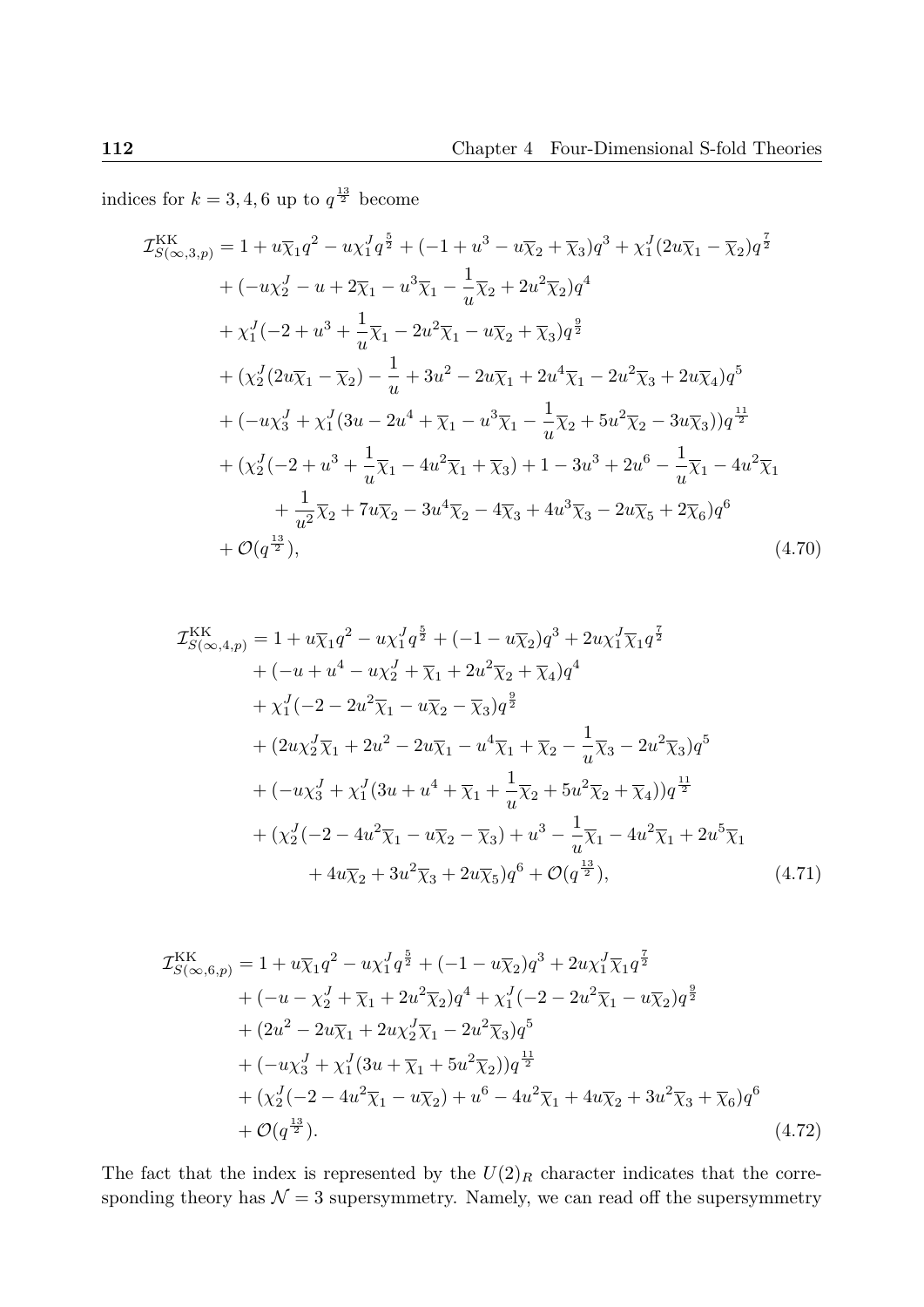indices for $k = 3, 4, 6$ up to $q^{\frac{13}{2}}$ become

$$
\begin{aligned}
\mathcal{I}^{\text{KK}}_{S(\infty,3,p)} &= 1 + u\overline{\chi}_1 q^2 - u\chi^J_1 q^{\frac{5}{2}} + (-1 + u^3 - u\overline{\chi}_2 + \overline{\chi}_3)q^3 + \chi^J_1(2u\overline{\chi}_1 - \overline{\chi}_2)q^{\frac{7}{2}} \\
&+ (-u\chi^J_2 - u + 2\overline{\chi}_1 - u^3\overline{\chi}_1 - \frac{1}{u}\overline{\chi}_2 + 2u^2\overline{\chi}_2)q^4 \\
&+ \chi^J_1(-2 + u^3 + \frac{1}{u}\overline{\chi}_1 - 2u^2\overline{\chi}_1 - u\overline{\chi}_2 + \overline{\chi}_3)q^{\frac{9}{2}} \\
&+ (\chi^J_2(2u\overline{\chi}_1 - \overline{\chi}_2) - \frac{1}{u} + 3u^2 - 2u\overline{\chi}_1 + 2u^4\overline{\chi}_1 - 2u^2\overline{\chi}_3 + 2u\overline{\chi}_4)q^5 \\
&+ (-u\chi^J_3 + \chi^J_1(3u - 2u^4 + \overline{\chi}_1 - u^3\overline{\chi}_1 - \frac{1}{u}\overline{\chi}_2 + 5u^2\overline{\chi}_2 - 3u\overline{\chi}_3))q^{\frac{11}{2}} \\
&+ (\chi^J_2(-2 + u^3 + \frac{1}{u}\overline{\chi}_1 - 4u^2\overline{\chi}_1 + \overline{\chi}_3) + 1 - 3u^3 + 2u^6 - \frac{1}{u}\overline{\chi}_1 - 4u^2\overline{\chi}_1 \\
&\qquad + \frac{1}{u^2}\overline{\chi}_2 + 7u\overline{\chi}_2 - 3u^4\overline{\chi}_2 - 4\overline{\chi}_3 + 4u^3\overline{\chi}_3 - 2u\overline{\chi}_5 + 2\overline{\chi}_6)q^6 \\
&+ \mathcal{O}(q^{\frac{13}{2}}),
\end{aligned}
\tag{4.70}
$$

$$
\begin{aligned}
\mathcal{I}^{\text{KK}}_{S(\infty,4,p)} &= 1 + u\overline{\chi}_1 q^2 - u\chi^J_1 q^{\frac{5}{2}} + (-1 - u\overline{\chi}_2)q^3 + 2u\chi^J_1\overline{\chi}_1 q^{\frac{7}{2}} \\
&+ (-u + u^4 - u\chi^J_2 + \overline{\chi}_1 + 2u^2\overline{\chi}_2 + \overline{\chi}_4)q^4 \\
&+ \chi^J_1(-2 - 2u^2\overline{\chi}_1 - u\overline{\chi}_2 - \overline{\chi}_3)q^{\frac{9}{2}} \\
&+ (2u\chi^J_2\overline{\chi}_1 + 2u^2 - 2u\overline{\chi}_1 - u^4\overline{\chi}_1 + \overline{\chi}_2 - \frac{1}{u}\overline{\chi}_3 - 2u^2\overline{\chi}_3)q^5 \\
&+ (-u\chi^J_3 + \chi^J_1(3u + u^4 + \overline{\chi}_1 + \frac{1}{u}\overline{\chi}_2 + 5u^2\overline{\chi}_2 + \overline{\chi}_4))q^{\frac{11}{2}} \\
&+ (\chi^J_2(-2 - 4u^2\overline{\chi}_1 - u\overline{\chi}_2 - \overline{\chi}_3) + u^3 - \frac{1}{u}\overline{\chi}_1 - 4u^2\overline{\chi}_1 + 2u^5\overline{\chi}_1 \\
&\qquad + 4u\overline{\chi}_2 + 3u^2\overline{\chi}_3 + 2u\overline{\chi}_5)q^6 + \mathcal{O}(q^{\frac{13}{2}}),
\end{aligned}
\tag{4.71}
$$

$$
\begin{aligned}
\mathcal{I}^{\text{KK}}_{S(\infty,6,p)} &= 1 + u\overline{\chi}_1 q^2 - u\chi^J_1 q^{\frac{5}{2}} + (-1 - u\overline{\chi}_2)q^3 + 2u\chi^J_1\overline{\chi}_1 q^{\frac{7}{2}} \\
&+ (-u - \chi^J_2 + \overline{\chi}_1 + 2u^2\overline{\chi}_2)q^4 + \chi^J_1(-2 - 2u^2\overline{\chi}_1 - u\overline{\chi}_2)q^{\frac{9}{2}} \\
&+ (2u^2 - 2u\overline{\chi}_1 + 2u\chi^J_2\overline{\chi}_1 - 2u^2\overline{\chi}_3)q^5 \\
&+ (-u\chi^J_3 + \chi^J_1(3u + \overline{\chi}_1 + 5u^2\overline{\chi}_2))q^{\frac{11}{2}} \\
&+ (\chi^J_2(-2 - 4u^2\overline{\chi}_1 - u\overline{\chi}_2) + u^6 - 4u^2\overline{\chi}_1 + 4u\overline{\chi}_2 + 3u^2\overline{\chi}_3 + \overline{\chi}_6)q^6 \\
&+ \mathcal{O}(q^{\frac{13}{2}}).
\end{aligned}
\tag{4.72}
$$

The fact that the index is represented by the $U(2)_R$ character indicates that the corresponding theory has $\mathcal{N} = 3$ supersymmetry. Namely, we can read off the supersymmetry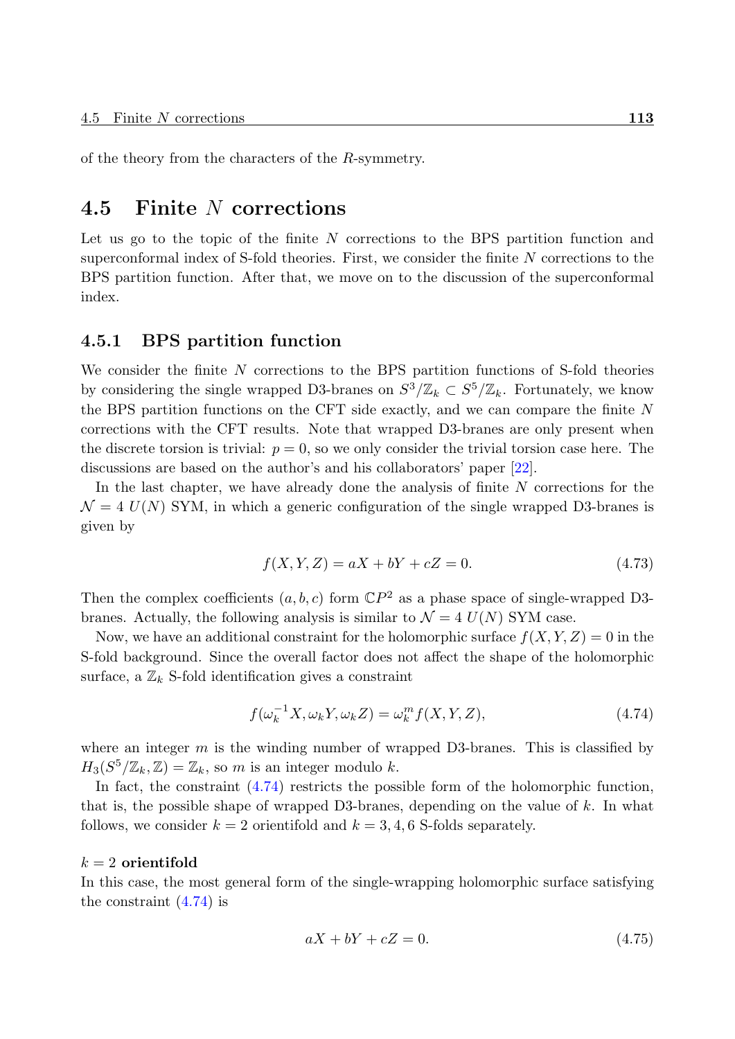of the theory from the characters of the $R$-symmetry.

## 4.5 Finite $N$ corrections

Let us go to the topic of the finite $N$ corrections to the BPS partition function and superconformal index of S-fold theories. First, we consider the finite $N$ corrections to the BPS partition function. After that, we move on to the discussion of the superconformal index.

### 4.5.1 BPS partition function

We consider the finite $N$ corrections to the BPS partition functions of S-fold theories by considering the single wrapped D3-branes on $S^3/\mathbb{Z}_k \subset S^5/\mathbb{Z}_k$. Fortunately, we know the BPS partition functions on the CFT side exactly, and we can compare the finite $N$ corrections with the CFT results. Note that wrapped D3-branes are only present when the discrete torsion is trivial: $p = 0$, so we only consider the trivial torsion case here. The discussions are based on the author's and his collaborators' paper [22].

In the last chapter, we have already done the analysis of finite $N$ corrections for the $\mathcal{N} = 4$ $U(N)$ SYM, in which a generic configuration of the single wrapped D3-branes is given by

$$f(X, Y, Z) = aX + bY + cZ = 0. \tag{4.73}$$

Then the complex coefficients $(a, b, c)$ form $\mathbb{C}P^2$ as a phase space of single-wrapped D3-branes. Actually, the following analysis is similar to $\mathcal{N} = 4$ $U(N)$ SYM case.

Now, we have an additional constraint for the holomorphic surface $f(X, Y, Z) = 0$ in the S-fold background. Since the overall factor does not affect the shape of the holomorphic surface, a $\mathbb{Z}_k$ S-fold identification gives a constraint

$$f(\omega_k^{-1} X, \omega_k Y, \omega_k Z) = \omega_k^m f(X, Y, Z), \tag{4.74}$$

where an integer $m$ is the winding number of wrapped D3-branes. This is classified by $H_3(S^5/\mathbb{Z}_k, \mathbb{Z}) = \mathbb{Z}_k$, so $m$ is an integer modulo $k$.

In fact, the constraint (4.74) restricts the possible form of the holomorphic function, that is, the possible shape of wrapped D3-branes, depending on the value of $k$. In what follows, we consider $k = 2$ orientifold and $k = 3, 4, 6$ S-folds separately.

**$k = 2$ orientifold**

In this case, the most general form of the single-wrapping holomorphic surface satisfying the constraint (4.74) is

$$aX + bY + cZ = 0. \tag{4.75}$$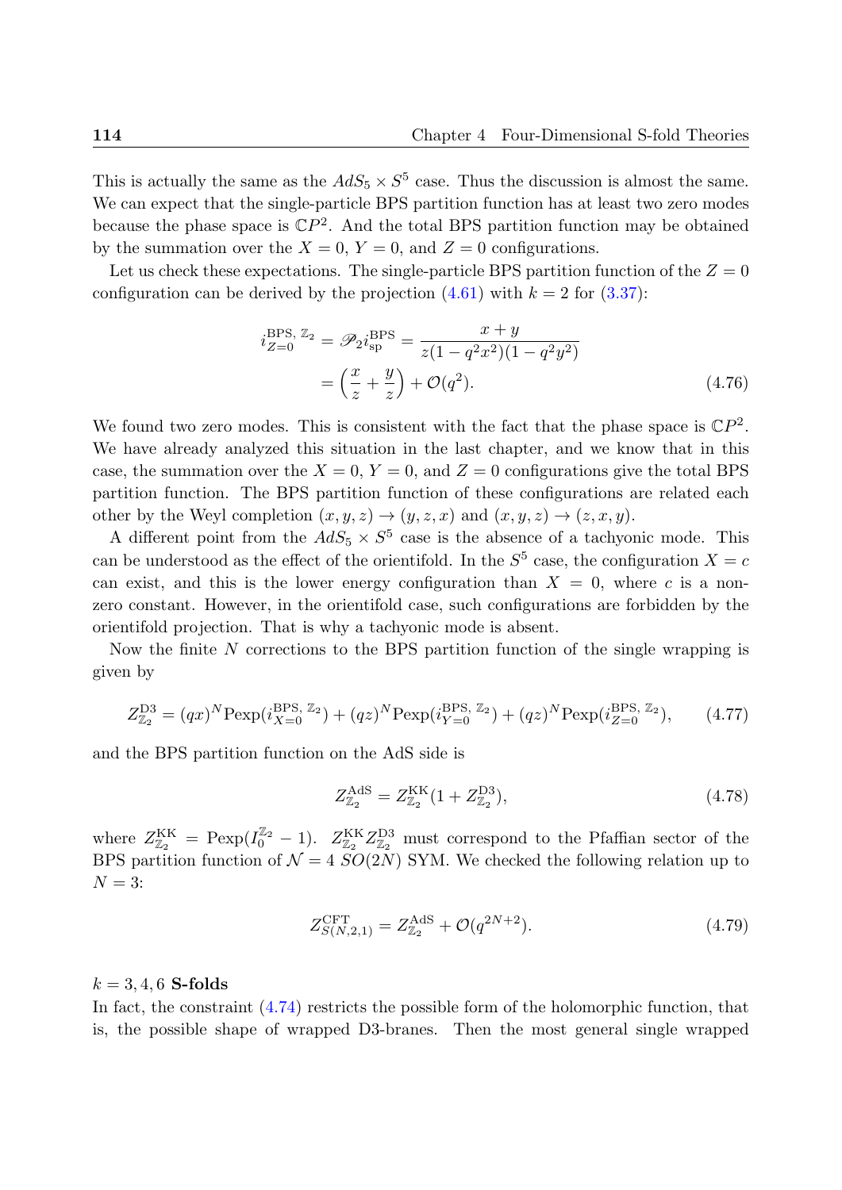This is actually the same as the $AdS_5 \times S^5$ case. Thus the discussion is almost the same. We can expect that the single-particle BPS partition function has at least two zero modes because the phase space is $\mathbb{C}P^2$. And the total BPS partition function may be obtained by the summation over the $X = 0$, $Y = 0$, and $Z = 0$ configurations.

Let us check these expectations. The single-particle BPS partition function of the $Z = 0$ configuration can be derived by the projection (4.61) with $k = 2$ for (3.37):

$$
\begin{aligned}
i_{Z=0}^{\text{BPS},\,\mathbb{Z}_2} = \mathscr{P}_2 i_{\text{sp}}^{\text{BPS}} &= \frac{x+y}{z(1-q^2x^2)(1-q^2y^2)} \\
&= \left(\frac{x}{z} + \frac{y}{z}\right) + \mathcal{O}(q^2).
\end{aligned}
\tag{4.76}
$$

We found two zero modes. This is consistent with the fact that the phase space is $\mathbb{C}P^2$. We have already analyzed this situation in the last chapter, and we know that in this case, the summation over the $X = 0$, $Y = 0$, and $Z = 0$ configurations give the total BPS partition function. The BPS partition function of these configurations are related each other by the Weyl completion $(x, y, z) \to (y, z, x)$ and $(x, y, z) \to (z, x, y)$.

A different point from the $AdS_5 \times S^5$ case is the absence of a tachyonic mode. This can be understood as the effect of the orientifold. In the $S^5$ case, the configuration $X = c$ can exist, and this is the lower energy configuration than $X = 0$, where $c$ is a non-zero constant. However, in the orientifold case, such configurations are forbidden by the orientifold projection. That is why a tachyonic mode is absent.

Now the finite $N$ corrections to the BPS partition function of the single wrapping is given by

$$
Z_{\mathbb{Z}_2}^{\text{D3}} = (qx)^N \text{Pexp}(i_{X=0}^{\text{BPS},\,\mathbb{Z}_2}) + (qz)^N \text{Pexp}(i_{Y=0}^{\text{BPS},\,\mathbb{Z}_2}) + (qz)^N \text{Pexp}(i_{Z=0}^{\text{BPS},\,\mathbb{Z}_2}),
\tag{4.77}
$$

and the BPS partition function on the AdS side is

$$
Z_{\mathbb{Z}_2}^{\text{AdS}} = Z_{\mathbb{Z}_2}^{\text{KK}}(1 + Z_{\mathbb{Z}_2}^{\text{D3}}),
\tag{4.78}
$$

where $Z_{\mathbb{Z}_2}^{\text{KK}} = \text{Pexp}(I_0^{\mathbb{Z}_2} - 1)$. $Z_{\mathbb{Z}_2}^{\text{KK}} Z_{\mathbb{Z}_2}^{\text{D3}}$ must correspond to the Pfaffian sector of the BPS partition function of $\mathcal{N} = 4$ $SO(2N)$ SYM. We checked the following relation up to $N = 3$:

$$
Z_{S(N,2,1)}^{\text{CFT}} = Z_{\mathbb{Z}_2}^{\text{AdS}} + \mathcal{O}(q^{2N+2}).
\tag{4.79}
$$

**$k = 3, 4, 6$ S-folds**

In fact, the constraint (4.74) restricts the possible form of the holomorphic function, that is, the possible shape of wrapped D3-branes. Then the most general single wrapped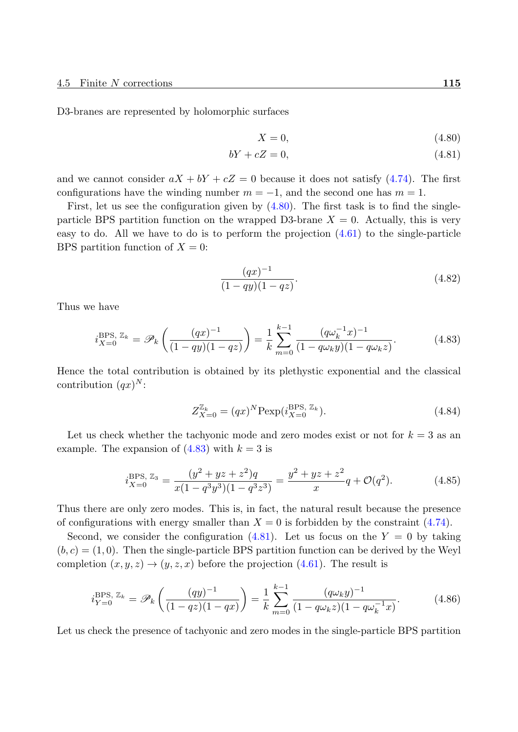D3-branes are represented by holomorphic surfaces

$$X = 0, \tag{4.80}$$

$$bY + cZ = 0, \tag{4.81}$$

and we cannot consider $aX + bY + cZ = 0$ because it does not satisfy (4.74). The first configurations have the winding number $m = -1$, and the second one has $m = 1$.

First, let us see the configuration given by (4.80). The first task is to find the single-particle BPS partition function on the wrapped D3-brane $X = 0$. Actually, this is very easy to do. All we have to do is to perform the projection (4.61) to the single-particle BPS partition function of $X = 0$:

$$\frac{(qx)^{-1}}{(1-qy)(1-qz)}. \tag{4.82}$$

Thus we have

$$i^{\text{BPS},\, \mathbb{Z}_k}_{X=0} = \mathscr{P}_k\left(\frac{(qx)^{-1}}{(1-qy)(1-qz)}\right) = \frac{1}{k}\sum_{m=0}^{k-1}\frac{(q\omega_k^{-1}x)^{-1}}{(1-q\omega_k y)(1-q\omega_k z)}. \tag{4.83}$$

Hence the total contribution is obtained by its plethystic exponential and the classical contribution $(qx)^N$:

$$Z^{\mathbb{Z}_k}_{X=0} = (qx)^N \operatorname{Pexp}(i^{\text{BPS},\, \mathbb{Z}_k}_{X=0}). \tag{4.84}$$

Let us check whether the tachyonic mode and zero modes exist or not for $k = 3$ as an example. The expansion of (4.83) with $k = 3$ is

$$i^{\text{BPS},\, \mathbb{Z}_3}_{X=0} = \frac{(y^2+yz+z^2)q}{x(1-q^3y^3)(1-q^3z^3)} = \frac{y^2+yz+z^2}{x}q + \mathcal{O}(q^2). \tag{4.85}$$

Thus there are only zero modes. This is, in fact, the natural result because the presence of configurations with energy smaller than $X = 0$ is forbidden by the constraint (4.74).

Second, we consider the configuration (4.81). Let us focus on the $Y = 0$ by taking $(b, c) = (1, 0)$. Then the single-particle BPS partition function can be derived by the Weyl completion $(x, y, z) \to (y, z, x)$ before the projection (4.61). The result is

$$i^{\text{BPS},\, \mathbb{Z}_k}_{Y=0} = \mathscr{P}_k\left(\frac{(qy)^{-1}}{(1-qz)(1-qx)}\right) = \frac{1}{k}\sum_{m=0}^{k-1}\frac{(q\omega_k y)^{-1}}{(1-q\omega_k z)(1-q\omega_k^{-1}x)}. \tag{4.86}$$

Let us check the presence of tachyonic and zero modes in the single-particle BPS partition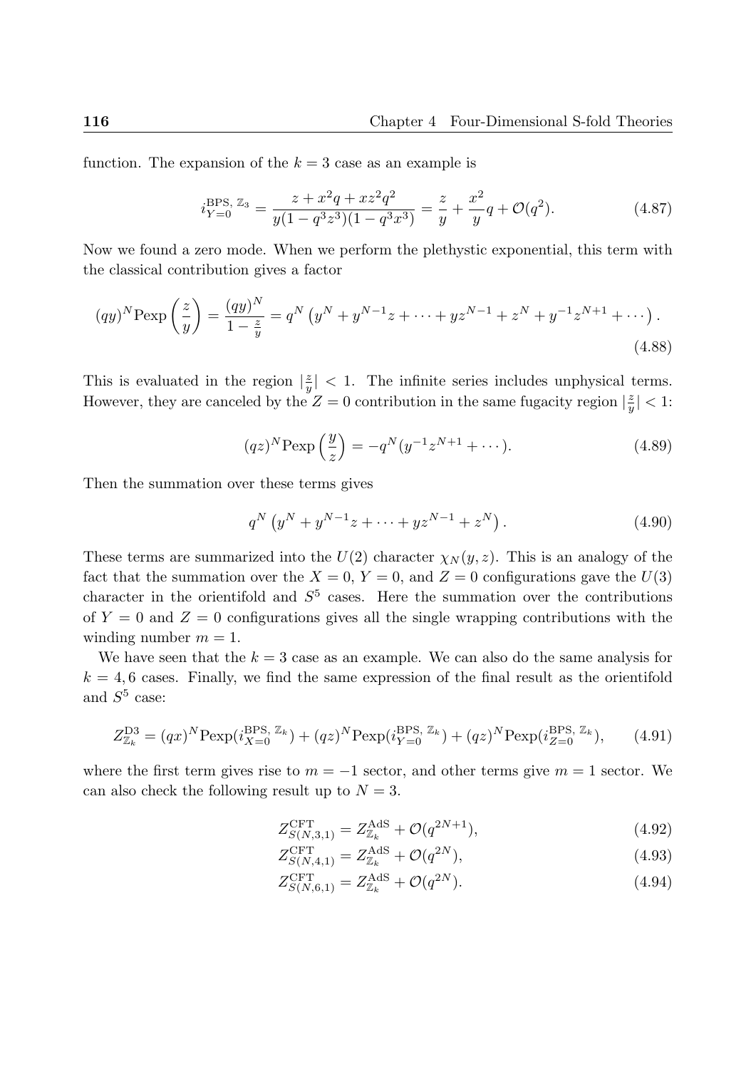function. The expansion of the $k = 3$ case as an example is

$$
i_{Y=0}^{\text{BPS, } \mathbb{Z}_3} = \frac{z + x^2 q + x z^2 q^2}{y(1 - q^3 z^3)(1 - q^3 x^3)} = \frac{z}{y} + \frac{x^2}{y} q + \mathcal{O}(q^2). \tag{4.87}
$$

Now we found a zero mode. When we perform the plethystic exponential, this term with the classical contribution gives a factor

$$
(qy)^N \text{Pexp}\left(\frac{z}{y}\right) = \frac{(qy)^N}{1 - \frac{z}{y}} = q^N \left(y^N + y^{N-1} z + \cdots + y z^{N-1} + z^N + y^{-1} z^{N+1} + \cdots\right). \tag{4.88}
$$

This is evaluated in the region $|\frac{z}{y}| < 1$. The infinite series includes unphysical terms. However, they are canceled by the $Z = 0$ contribution in the same fugacity region $|\frac{z}{y}| < 1$:

$$
(qz)^N \text{Pexp}\left(\frac{y}{z}\right) = -q^N (y^{-1} z^{N+1} + \cdots). \tag{4.89}
$$

Then the summation over these terms gives

$$
q^N \left(y^N + y^{N-1} z + \cdots + y z^{N-1} + z^N\right). \tag{4.90}
$$

These terms are summarized into the $U(2)$ character $\chi_N(y, z)$. This is an analogy of the fact that the summation over the $X = 0$, $Y = 0$, and $Z = 0$ configurations gave the $U(3)$ character in the orientifold and $S^5$ cases. Here the summation over the contributions of $Y = 0$ and $Z = 0$ configurations gives all the single wrapping contributions with the winding number $m = 1$.

We have seen that the $k = 3$ case as an example. We can also do the same analysis for $k = 4, 6$ cases. Finally, we find the same expression of the final result as the orientifold and $S^5$ case:

$$
Z_{\mathbb{Z}_k}^{\text{D3}} = (qx)^N \text{Pexp}(i_{X=0}^{\text{BPS, } \mathbb{Z}_k}) + (qz)^N \text{Pexp}(i_{Y=0}^{\text{BPS, } \mathbb{Z}_k}) + (qz)^N \text{Pexp}(i_{Z=0}^{\text{BPS, } \mathbb{Z}_k}), \tag{4.91}
$$

where the first term gives rise to $m = -1$ sector, and other terms give $m = 1$ sector. We can also check the following result up to $N = 3$.

$$
Z_{S(N,3,1)}^{\text{CFT}} = Z_{\mathbb{Z}_k}^{\text{AdS}} + \mathcal{O}(q^{2N+1}), \tag{4.92}
$$

$$
Z_{S(N,4,1)}^{\text{CFT}} = Z_{\mathbb{Z}_k}^{\text{AdS}} + \mathcal{O}(q^{2N}), \tag{4.93}
$$

$$
Z_{S(N,6,1)}^{\text{CFT}} = Z_{\mathbb{Z}_k}^{\text{AdS}} + \mathcal{O}(q^{2N}). \tag{4.94}
$$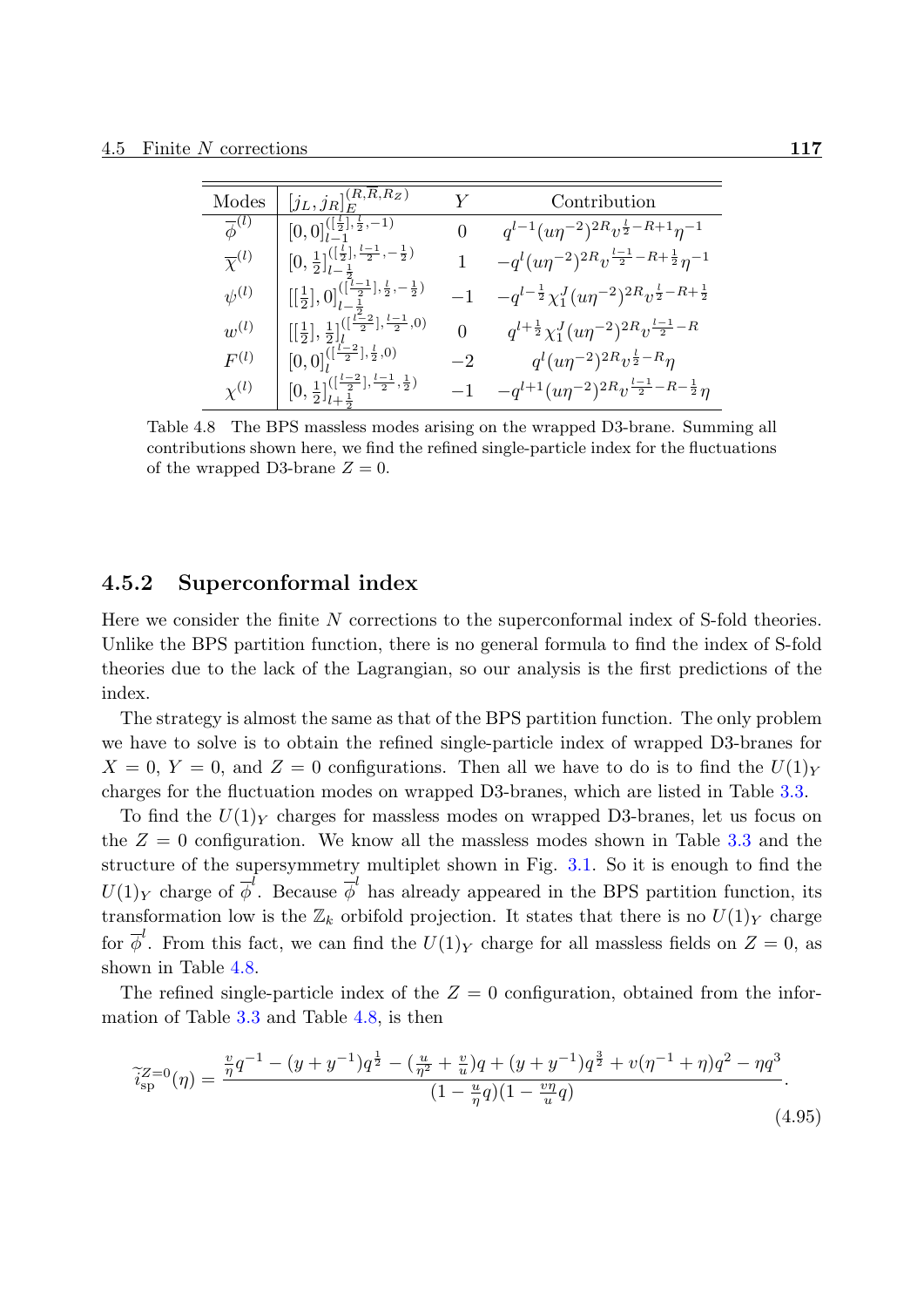| Modes | $[j_L, j_R]_E^{(R,\overline{R},R_Z)}$ | $Y$ | Contribution |
|---|---|---|---|
| $\overline{\phi}^{(l)}$ | $[0,0]_{l-1}^{([\frac{l}{2}],\frac{l}{2},-1)}$ | $0$ | $q^{l-1}(u\eta^{-2})^{2R}v^{\frac{l}{2}-R+1}\eta^{-1}$ |
| $\overline{\chi}^{(l)}$ | $[0,\frac{1}{2}]_{l-\frac{1}{2}}^{([\frac{l}{2}],\frac{l-1}{2},-\frac{1}{2})}$ | $1$ | $-q^{l}(u\eta^{-2})^{2R}v^{\frac{l-1}{2}-R+\frac{1}{2}}\eta^{-1}$ |
| $\psi^{(l)}$ | $[[\frac{1}{2}],0]_{l-\frac{1}{2}}^{([\frac{l-1}{2}],\frac{l}{2},-\frac{1}{2})}$ | $-1$ | $-q^{l-\frac{1}{2}}\chi_1^J(u\eta^{-2})^{2R}v^{\frac{l}{2}-R+\frac{1}{2}}$ |
| $w^{(l)}$ | $[[\frac{1}{2}],\frac{1}{2}]_{l}^{([\frac{l-2}{2}],\frac{l-1}{2},0)}$ | $0$ | $q^{l+\frac{1}{2}}\chi_1^J(u\eta^{-2})^{2R}v^{\frac{l-1}{2}-R}$ |
| $F^{(l)}$ | $[0,0]_{l}^{([\frac{l-2}{2}],\frac{l}{2},0)}$ | $-2$ | $q^{l}(u\eta^{-2})^{2R}v^{\frac{l}{2}-R}\eta$ |
| $\chi^{(l)}$ | $[0,\frac{1}{2}]_{l+\frac{1}{2}}^{([\frac{l-2}{2}],\frac{l-1}{2},\frac{1}{2})}$ | $-1$ | $-q^{l+1}(u\eta^{-2})^{2R}v^{\frac{l-1}{2}-R-\frac{1}{2}}\eta$ |

Table 4.8 The BPS massless modes arising on the wrapped D3-brane. Summing all contributions shown here, we find the refined single-particle index for the fluctuations of the wrapped D3-brane $Z = 0$.

### 4.5.2 Superconformal index

Here we consider the finite $N$ corrections to the superconformal index of S-fold theories. Unlike the BPS partition function, there is no general formula to find the index of S-fold theories due to the lack of the Lagrangian, so our analysis is the first predictions of the index.

The strategy is almost the same as that of the BPS partition function. The only problem we have to solve is to obtain the refined single-particle index of wrapped D3-branes for $X = 0$, $Y = 0$, and $Z = 0$ configurations. Then all we have to do is to find the $U(1)_Y$ charges for the fluctuation modes on wrapped D3-branes, which are listed in Table 3.3.

To find the $U(1)_Y$ charges for massless modes on wrapped D3-branes, let us focus on the $Z = 0$ configuration. We know all the massless modes shown in Table 3.3 and the structure of the supersymmetry multiplet shown in Fig. 3.1. So it is enough to find the $U(1)_Y$ charge of $\overline{\phi}^l$. Because $\overline{\phi}^l$ has already appeared in the BPS partition function, its transformation low is the $\mathbb{Z}_k$ orbifold projection. It states that there is no $U(1)_Y$ charge for $\overline{\phi}^l$. From this fact, we can find the $U(1)_Y$ charge for all massless fields on $Z = 0$, as shown in Table 4.8.

The refined single-particle index of the $Z = 0$ configuration, obtained from the information of Table 3.3 and Table 4.8, is then

$$\widetilde{i}_{\text{sp}}^{Z=0}(\eta) = \frac{\frac{v}{\eta}q^{-1} - (y+y^{-1})q^{\frac{1}{2}} - (\frac{u}{\eta^2}+\frac{v}{u})q + (y+y^{-1})q^{\frac{3}{2}} + v(\eta^{-1}+\eta)q^2 - \eta q^3}{(1-\frac{u}{\eta}q)(1-\frac{v\eta}{u}q)}. \tag{4.95}$$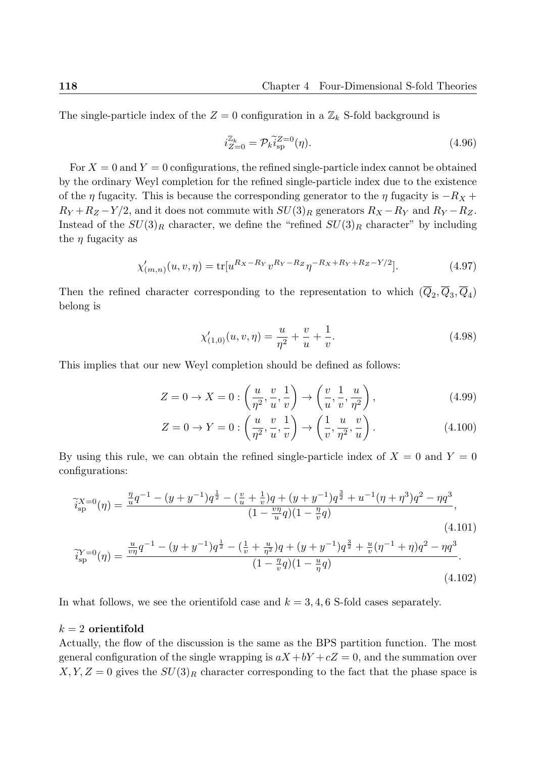The single-particle index of the $Z = 0$ configuration in a $\mathbb{Z}_k$ S-fold background is

$$i_{Z=0}^{\mathbb{Z}_k} = \mathcal{P}_k \widetilde{i}_{\rm sp}^{Z=0}(\eta). \tag{4.96}$$

For $X = 0$ and $Y = 0$ configurations, the refined single-particle index cannot be obtained by the ordinary Weyl completion for the refined single-particle index due to the existence of the $\eta$ fugacity. This is because the corresponding generator to the $\eta$ fugacity is $-R_X + R_Y + R_Z - Y/2$, and it does not commute with $SU(3)_R$ generators $R_X - R_Y$ and $R_Y - R_Z$. Instead of the $SU(3)_R$ character, we define the "refined $SU(3)_R$ character" by including the $\eta$ fugacity as

$$\chi'_{(m,n)}(u, v, \eta) = \mathrm{tr}[u^{R_X - R_Y} v^{R_Y - R_Z} \eta^{-R_X + R_Y + R_Z - Y/2}]. \tag{4.97}$$

Then the refined character corresponding to the representation to which $(\overline{Q}_2, \overline{Q}_3, \overline{Q}_4)$ belong is

$$\chi'_{(1,0)}(u, v, \eta) = \frac{u}{\eta^2} + \frac{v}{u} + \frac{1}{v}. \tag{4.98}$$

This implies that our new Weyl completion should be defined as follows:

$$Z = 0 \to X = 0 : \left(\frac{u}{\eta^2}, \frac{v}{u}, \frac{1}{v}\right) \to \left(\frac{v}{u}, \frac{1}{v}, \frac{u}{\eta^2}\right), \tag{4.99}$$

$$Z = 0 \to Y = 0 : \left(\frac{u}{\eta^2}, \frac{v}{u}, \frac{1}{v}\right) \to \left(\frac{1}{v}, \frac{u}{\eta^2}, \frac{v}{u}\right). \tag{4.100}$$

By using this rule, we can obtain the refined single-particle index of $X = 0$ and $Y = 0$ configurations:

$$\widetilde{i}_{\rm sp}^{X=0}(\eta) = \frac{\frac{\eta}{u} q^{-1} - (y + y^{-1}) q^{\frac{1}{2}} - (\frac{v}{u} + \frac{1}{v}) q + (y + y^{-1}) q^{\frac{3}{2}} + u^{-1}(\eta + \eta^3) q^2 - \eta q^3}{(1 - \frac{v\eta}{u} q)(1 - \frac{\eta}{v} q)}, \tag{4.101}$$

$$\widetilde{i}_{\rm sp}^{Y=0}(\eta) = \frac{\frac{u}{v\eta} q^{-1} - (y + y^{-1}) q^{\frac{1}{2}} - (\frac{1}{v} + \frac{u}{\eta^2}) q + (y + y^{-1}) q^{\frac{3}{2}} + \frac{u}{v}(\eta^{-1} + \eta) q^2 - \eta q^3}{(1 - \frac{\eta}{v} q)(1 - \frac{u}{\eta} q)}. \tag{4.102}$$

In what follows, we see the orientifold case and $k = 3, 4, 6$ S-fold cases separately.

**$k = 2$ orientifold**

Actually, the flow of the discussion is the same as the BPS partition function. The most general configuration of the single wrapping is $aX + bY + cZ = 0$, and the summation over $X, Y, Z = 0$ gives the $SU(3)_R$ character corresponding to the fact that the phase space is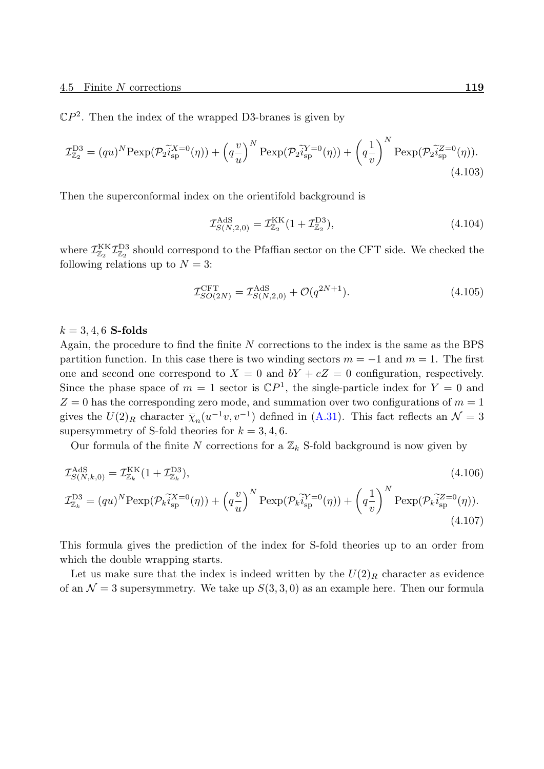$\mathbb{C}P^2$. Then the index of the wrapped D3-branes is given by

$$\mathcal{I}^{\rm D3}_{\mathbb{Z}_2} = (qu)^N \mathrm{Pexp}(\mathcal{P}_2 \widetilde{i}^{X=0}_{\rm sp}(\eta)) + \left(q\frac{v}{u}\right)^N \mathrm{Pexp}(\mathcal{P}_2 \widetilde{i}^{Y=0}_{\rm sp}(\eta)) + \left(q\frac{1}{v}\right)^N \mathrm{Pexp}(\mathcal{P}_2 \widetilde{i}^{Z=0}_{\rm sp}(\eta)). \tag{4.103}$$

Then the superconformal index on the orientifold background is

$$\mathcal{I}^{\rm AdS}_{S(N,2,0)} = \mathcal{I}^{\rm KK}_{\mathbb{Z}_2}(1 + \mathcal{I}^{\rm D3}_{\mathbb{Z}_2}), \tag{4.104}$$

where $\mathcal{I}^{\rm KK}_{\mathbb{Z}_2}\mathcal{I}^{\rm D3}_{\mathbb{Z}_2}$ should correspond to the Pfaffian sector on the CFT side. We checked the following relations up to $N = 3$:

$$\mathcal{I}^{\rm CFT}_{SO(2N)} = \mathcal{I}^{\rm AdS}_{S(N,2,0)} + \mathcal{O}(q^{2N+1}). \tag{4.105}$$

$k = 3, 4, 6$ **S-folds**

Again, the procedure to find the finite $N$ corrections to the index is the same as the BPS partition function. In this case there is two winding sectors $m = -1$ and $m = 1$. The first one and second one correspond to $X = 0$ and $bY + cZ = 0$ configuration, respectively. Since the phase space of $m = 1$ sector is $\mathbb{C}P^1$, the single-particle index for $Y = 0$ and $Z = 0$ has the corresponding zero mode, and summation over two configurations of $m = 1$ gives the $U(2)_R$ character $\overline{\chi}_n(u^{-1}v, v^{-1})$ defined in (A.31). This fact reflects an $\mathcal{N} = 3$ supersymmetry of S-fold theories for $k = 3, 4, 6$.

Our formula of the finite $N$ corrections for a $\mathbb{Z}_k$ S-fold background is now given by

$$\mathcal{I}^{\rm AdS}_{S(N,k,0)} = \mathcal{I}^{\rm KK}_{\mathbb{Z}_k}(1 + \mathcal{I}^{\rm D3}_{\mathbb{Z}_k}), \tag{4.106}$$

$$\mathcal{I}^{\rm D3}_{\mathbb{Z}_k} = (qu)^N \mathrm{Pexp}(\mathcal{P}_k \widetilde{i}^{X=0}_{\rm sp}(\eta)) + \left(q\frac{v}{u}\right)^N \mathrm{Pexp}(\mathcal{P}_k \widetilde{i}^{Y=0}_{\rm sp}(\eta)) + \left(q\frac{1}{v}\right)^N \mathrm{Pexp}(\mathcal{P}_k \widetilde{i}^{Z=0}_{\rm sp}(\eta)). \tag{4.107}$$

This formula gives the prediction of the index for S-fold theories up to an order from which the double wrapping starts.

Let us make sure that the index is indeed written by the $U(2)_R$ character as evidence of an $\mathcal{N} = 3$ supersymmetry. We take up $S(3, 3, 0)$ as an example here. Then our formula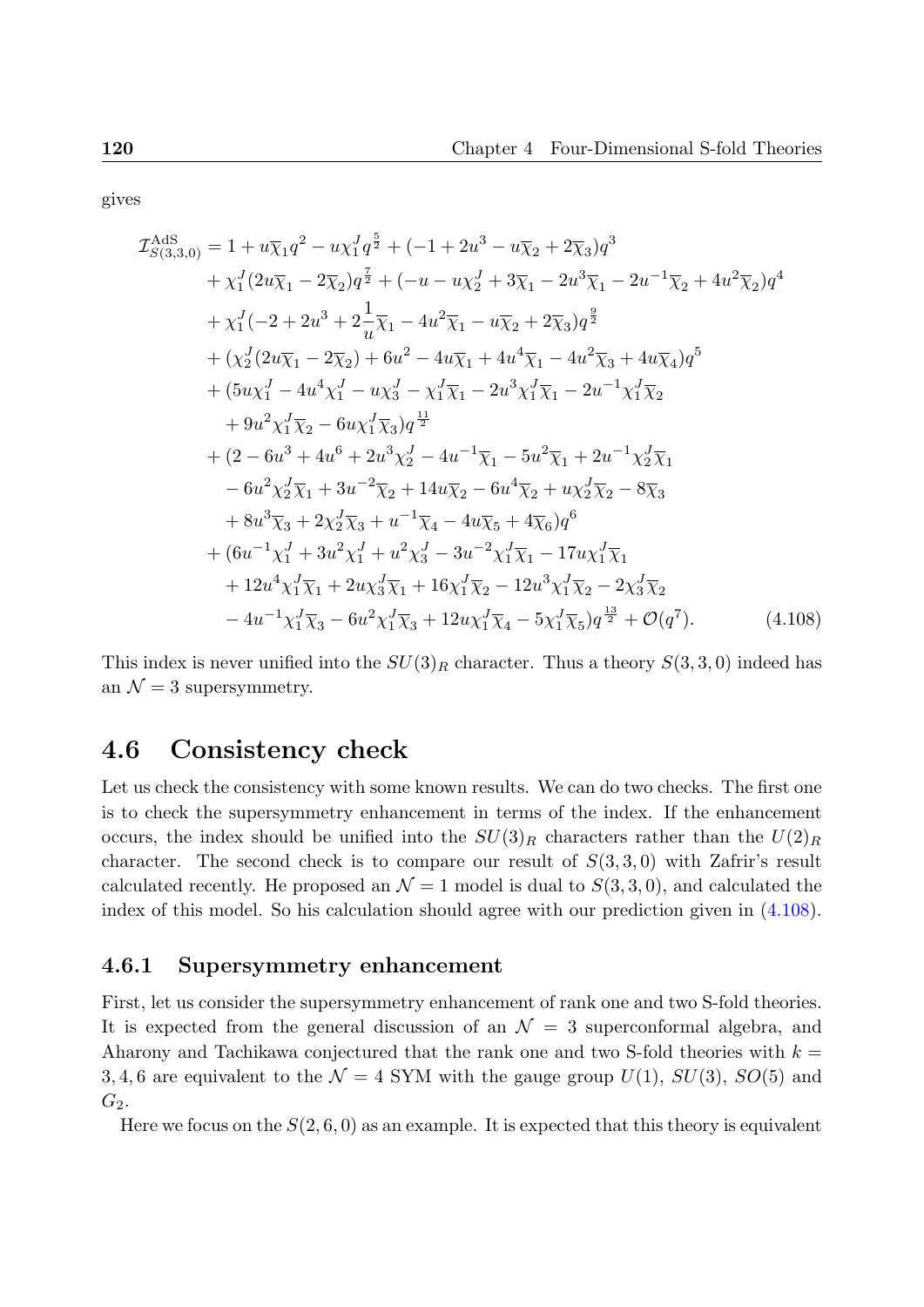gives

$$
\begin{aligned}
\mathcal{I}^{\mathrm{AdS}}_{S(3,3,0)} = {} & 1 + u\overline{\chi}_1 q^2 - u\chi^J_1 q^{\frac{5}{2}} + (-1 + 2u^3 - u\overline{\chi}_2 + 2\overline{\chi}_3)q^3 \\
& + \chi^J_1(2u\overline{\chi}_1 - 2\overline{\chi}_2)q^{\frac{7}{2}} + (-u - u\chi^J_2 + 3\overline{\chi}_1 - 2u^3\overline{\chi}_1 - 2u^{-1}\overline{\chi}_2 + 4u^2\overline{\chi}_2)q^4 \\
& + \chi^J_1(-2 + 2u^3 + 2\frac{1}{u}\overline{\chi}_1 - 4u^2\overline{\chi}_1 - u\overline{\chi}_2 + 2\overline{\chi}_3)q^{\frac{9}{2}} \\
& + (\chi^J_2(2u\overline{\chi}_1 - 2\overline{\chi}_2) + 6u^2 - 4u\overline{\chi}_1 + 4u^4\overline{\chi}_1 - 4u^2\overline{\chi}_3 + 4u\overline{\chi}_4)q^5 \\
& + (5u\chi^J_1 - 4u^4\chi^J_1 - u\chi^J_3 - \chi^J_1\overline{\chi}_1 - 2u^3\chi^J_1\overline{\chi}_1 - 2u^{-1}\chi^J_1\overline{\chi}_2 \\
& \quad + 9u^2\chi^J_1\overline{\chi}_2 - 6u\chi^J_1\overline{\chi}_3)q^{\frac{11}{2}} \\
& + (2 - 6u^3 + 4u^6 + 2u^3\chi^J_2 - 4u^{-1}\overline{\chi}_1 - 5u^2\overline{\chi}_1 + 2u^{-1}\chi^J_2\overline{\chi}_1 \\
& \quad - 6u^2\chi^J_2\overline{\chi}_1 + 3u^{-2}\overline{\chi}_2 + 14u\overline{\chi}_2 - 6u^4\overline{\chi}_2 + u\chi^J_2\overline{\chi}_2 - 8\overline{\chi}_3 \\
& \quad + 8u^3\overline{\chi}_3 + 2\chi^J_2\overline{\chi}_3 + u^{-1}\overline{\chi}_4 - 4u\overline{\chi}_5 + 4\overline{\chi}_6)q^6 \\
& + (6u^{-1}\chi^J_1 + 3u^2\chi^J_1 + u^2\chi^J_3 - 3u^{-2}\chi^J_1\overline{\chi}_1 - 17u\chi^J_1\overline{\chi}_1 \\
& \quad + 12u^4\chi^J_1\overline{\chi}_1 + 2u\chi^J_3\overline{\chi}_1 + 16\chi^J_1\overline{\chi}_2 - 12u^3\chi^J_1\overline{\chi}_2 - 2\chi^J_3\overline{\chi}_2 \\
& \quad - 4u^{-1}\chi^J_1\overline{\chi}_3 - 6u^2\chi^J_1\overline{\chi}_3 + 12u\chi^J_1\overline{\chi}_4 - 5\chi^J_1\overline{\chi}_5)q^{\frac{13}{2}} + \mathcal{O}(q^7).
\end{aligned} \tag{4.108}
$$

This index is never unified into the $SU(3)_R$ character. Thus a theory $S(3,3,0)$ indeed has an $\mathcal{N}=3$ supersymmetry.

## 4.6 Consistency check

Let us check the consistency with some known results. We can do two checks. The first one is to check the supersymmetry enhancement in terms of the index. If the enhancement occurs, the index should be unified into the $SU(3)_R$ characters rather than the $U(2)_R$ character. The second check is to compare our result of $S(3,3,0)$ with Zafrir's result calculated recently. He proposed an $\mathcal{N}=1$ model is dual to $S(3,3,0)$, and calculated the index of this model. So his calculation should agree with our prediction given in (4.108).

### 4.6.1 Supersymmetry enhancement

First, let us consider the supersymmetry enhancement of rank one and two S-fold theories. It is expected from the general discussion of an $\mathcal{N}=3$ superconformal algebra, and Aharony and Tachikawa conjectured that the rank one and two S-fold theories with $k=3,4,6$ are equivalent to the $\mathcal{N}=4$ SYM with the gauge group $U(1)$, $SU(3)$, $SO(5)$ and $G_2$.

Here we focus on the $S(2,6,0)$ as an example. It is expected that this theory is equivalent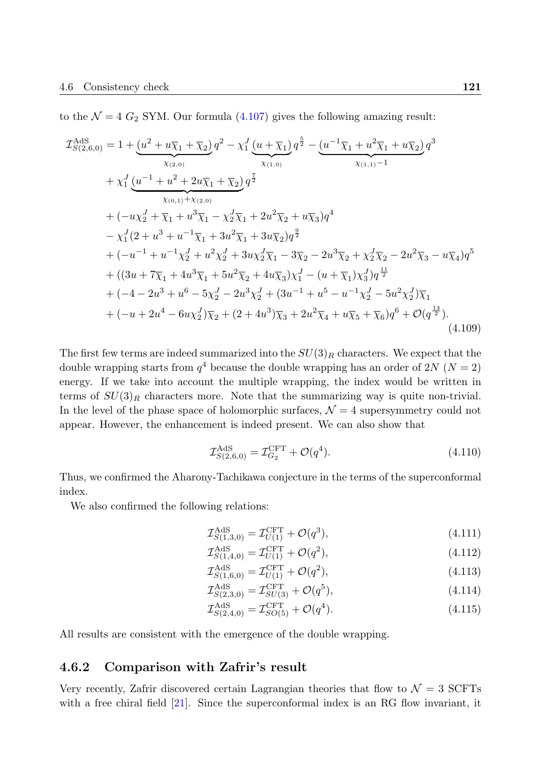to the $\mathcal{N}=4$ $G_2$ SYM. Our formula (4.107) gives the following amazing result:

$$
\begin{aligned}
\mathcal{I}^{\mathrm{AdS}}_{S(2,6,0)} =& 1+\underbrace{(u^2+u\overline{\chi}_1+\overline{\chi}_2)}_{\chi_{(2,0)}}q^2-\chi_1^J\underbrace{(u+\overline{\chi}_1)}_{\chi_{(1,0)}}q^{\frac{5}{2}}-\underbrace{(u^{-1}\overline{\chi}_1+u^2\overline{\chi}_1+u\overline{\chi}_2)}_{\chi_{(1,1)}-1}q^3\\
&+\chi_1^J\underbrace{(u^{-1}+u^2+2u\overline{\chi}_1+\overline{\chi}_2)}_{\chi_{(0,1)}+\chi_{(2,0)}}q^{\frac{7}{2}}\\
&+(-u\chi_2^J+\overline{\chi}_1+u^3\overline{\chi}_1-\chi_2^J\overline{\chi}_1+2u^2\overline{\chi}_2+u\overline{\chi}_3)q^4\\
&-\chi_1^J(2+u^3+u^{-1}\overline{\chi}_1+3u^2\overline{\chi}_1+3u\overline{\chi}_2)q^{\frac{9}{2}}\\
&+(-u^{-1}+u^{-1}\chi_2^J+u^2\chi_2^J+3u\chi_2^J\overline{\chi}_1-3\overline{\chi}_2-2u^3\overline{\chi}_2+\chi_2^J\overline{\chi}_2-2u^2\overline{\chi}_3-u\overline{\chi}_4)q^5\\
&+((3u+7\overline{\chi}_1+4u^3\overline{\chi}_1+5u^2\overline{\chi}_2+4u\overline{\chi}_3)\chi_1^J-(u+\overline{\chi}_1)\chi_3^J)q^{\frac{11}{2}}\\
&+(-4-2u^3+u^6-5\chi_2^J-2u^3\chi_2^J+(3u^{-1}+u^5-u^{-1}\chi_2^J-5u^2\chi_2^J)\overline{\chi}_1\\
&+(-u+2u^4-6u\chi_2^J)\overline{\chi}_2+(2+4u^3)\overline{\chi}_3+2u^2\overline{\chi}_4+u\overline{\chi}_5+\overline{\chi}_6)q^6+\mathcal{O}(q^{\frac{13}{2}}).
\end{aligned}
\tag{4.109}
$$

The first few terms are indeed summarized into the $SU(3)_R$ characters. We expect that the double wrapping starts from $q^4$ because the double wrapping has an order of $2N$ ($N=2$) energy. If we take into account the multiple wrapping, the index would be written in terms of $SU(3)_R$ characters more. Note that the summarizing way is quite non-trivial. In the level of the phase space of holomorphic surfaces, $\mathcal{N}=4$ supersymmetry could not appear. However, the enhancement is indeed present. We can also show that

$$
\mathcal{I}^{\mathrm{AdS}}_{S(2,6,0)}=\mathcal{I}^{\mathrm{CFT}}_{G_2}+\mathcal{O}(q^4). \tag{4.110}
$$

Thus, we confirmed the Aharony-Tachikawa conjecture in the terms of the superconformal index.

We also confirmed the following relations:

$$
\mathcal{I}^{\mathrm{AdS}}_{S(1,3,0)}=\mathcal{I}^{\mathrm{CFT}}_{U(1)}+\mathcal{O}(q^3), \tag{4.111}
$$
$$
\mathcal{I}^{\mathrm{AdS}}_{S(1,4,0)}=\mathcal{I}^{\mathrm{CFT}}_{U(1)}+\mathcal{O}(q^2), \tag{4.112}
$$
$$
\mathcal{I}^{\mathrm{AdS}}_{S(1,6,0)}=\mathcal{I}^{\mathrm{CFT}}_{U(1)}+\mathcal{O}(q^2), \tag{4.113}
$$
$$
\mathcal{I}^{\mathrm{AdS}}_{S(2,3,0)}=\mathcal{I}^{\mathrm{CFT}}_{SU(3)}+\mathcal{O}(q^5), \tag{4.114}
$$
$$
\mathcal{I}^{\mathrm{AdS}}_{S(2,4,0)}=\mathcal{I}^{\mathrm{CFT}}_{SO(5)}+\mathcal{O}(q^4). \tag{4.115}
$$

All results are consistent with the emergence of the double wrapping.

### 4.6.2 Comparison with Zafrir's result

Very recently, Zafrir discovered certain Lagrangian theories that flow to $\mathcal{N}=3$ SCFTs with a free chiral field [21]. Since the superconformal index is an RG flow invariant, it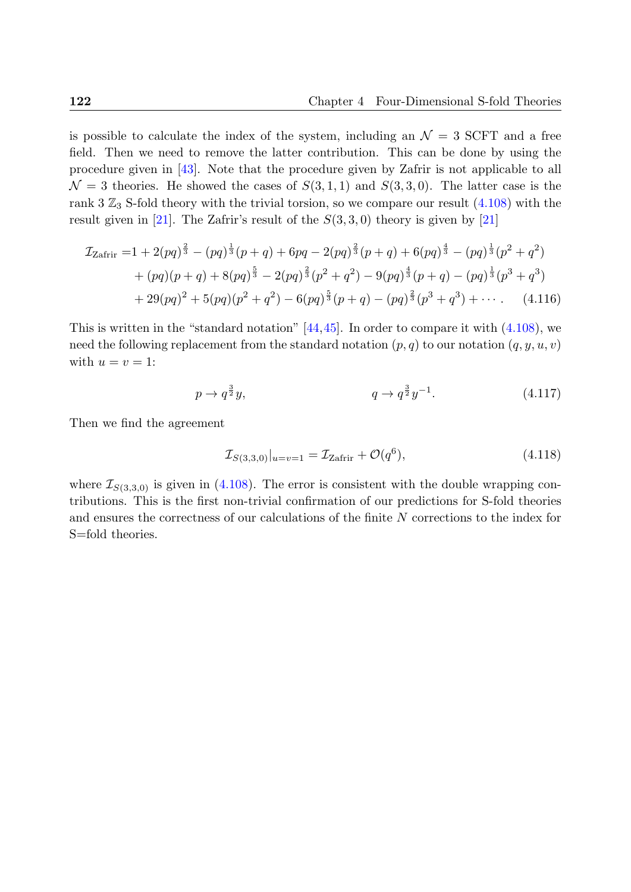is possible to calculate the index of the system, including an $\mathcal{N}=3$ SCFT and a free field. Then we need to remove the latter contribution. This can be done by using the procedure given in [43]. Note that the procedure given by Zafrir is not applicable to all $\mathcal{N}=3$ theories. He showed the cases of $S(3,1,1)$ and $S(3,3,0)$. The latter case is the rank 3 $\mathbb{Z}_3$ S-fold theory with the trivial torsion, so we compare our result (4.108) with the result given in [21]. The Zafrir's result of the $S(3,3,0)$ theory is given by [21]

$$
\begin{aligned}
\mathcal{I}_{\text{Zafrir}} =& 1 + 2(pq)^{\frac{2}{3}} - (pq)^{\frac{1}{3}}(p+q) + 6pq - 2(pq)^{\frac{2}{3}}(p+q) + 6(pq)^{\frac{4}{3}} - (pq)^{\frac{1}{3}}(p^2+q^2) \\
&+ (pq)(p+q) + 8(pq)^{\frac{5}{3}} - 2(pq)^{\frac{2}{3}}(p^2+q^2) - 9(pq)^{\frac{4}{3}}(p+q) - (pq)^{\frac{1}{3}}(p^3+q^3) \\
&+ 29(pq)^2 + 5(pq)(p^2+q^2) - 6(pq)^{\frac{5}{3}}(p+q) - (pq)^{\frac{2}{3}}(p^3+q^3) + \cdots . \qquad (4.116)
\end{aligned}
$$

This is written in the "standard notation" [44,45]. In order to compare it with (4.108), we need the following replacement from the standard notation $(p,q)$ to our notation $(q,y,u,v)$ with $u=v=1$:

$$
p \to q^{\frac{3}{2}} y, \qquad\qquad q \to q^{\frac{3}{2}} y^{-1}. \qquad (4.117)
$$

Then we find the agreement

$$
\mathcal{I}_{S(3,3,0)}|_{u=v=1} = \mathcal{I}_{\text{Zafrir}} + \mathcal{O}(q^6), \qquad (4.118)
$$

where $\mathcal{I}_{S(3,3,0)}$ is given in (4.108). The error is consistent with the double wrapping contributions. This is the first non-trivial confirmation of our predictions for S-fold theories and ensures the correctness of our calculations of the finite $N$ corrections to the index for S=fold theories.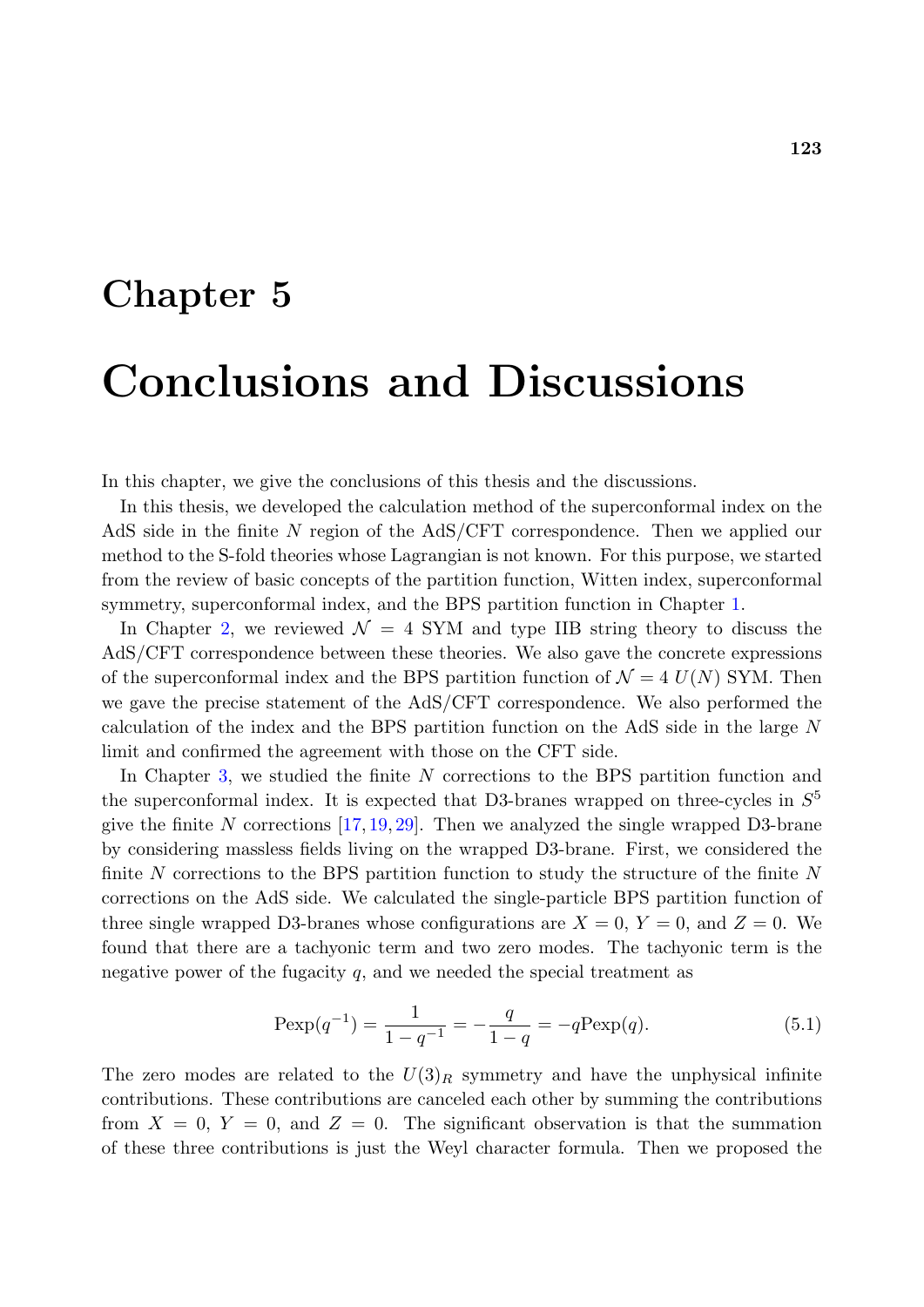# Chapter 5

# Conclusions and Discussions

In this chapter, we give the conclusions of this thesis and the discussions.

In this thesis, we developed the calculation method of the superconformal index on the AdS side in the finite $N$ region of the AdS/CFT correspondence. Then we applied our method to the S-fold theories whose Lagrangian is not known. For this purpose, we started from the review of basic concepts of the partition function, Witten index, superconformal symmetry, superconformal index, and the BPS partition function in Chapter 1.

In Chapter 2, we reviewed $\mathcal{N} = 4$ SYM and type IIB string theory to discuss the AdS/CFT correspondence between these theories. We also gave the concrete expressions of the superconformal index and the BPS partition function of $\mathcal{N} = 4$ $U(N)$ SYM. Then we gave the precise statement of the AdS/CFT correspondence. We also performed the calculation of the index and the BPS partition function on the AdS side in the large $N$ limit and confirmed the agreement with those on the CFT side.

In Chapter 3, we studied the finite $N$ corrections to the BPS partition function and the superconformal index. It is expected that D3-branes wrapped on three-cycles in $S^5$ give the finite $N$ corrections [17, 19, 29]. Then we analyzed the single wrapped D3-brane by considering massless fields living on the wrapped D3-brane. First, we considered the finite $N$ corrections to the BPS partition function to study the structure of the finite $N$ corrections on the AdS side. We calculated the single-particle BPS partition function of three single wrapped D3-branes whose configurations are $X = 0$, $Y = 0$, and $Z = 0$. We found that there are a tachyonic term and two zero modes. The tachyonic term is the negative power of the fugacity $q$, and we needed the special treatment as

$$\mathrm{Pexp}(q^{-1}) = \frac{1}{1 - q^{-1}} = -\frac{q}{1 - q} = -q\mathrm{Pexp}(q). \tag{5.1}$$

The zero modes are related to the $U(3)_R$ symmetry and have the unphysical infinite contributions. These contributions are canceled each other by summing the contributions from $X = 0$, $Y = 0$, and $Z = 0$. The significant observation is that the summation of these three contributions is just the Weyl character formula. Then we proposed the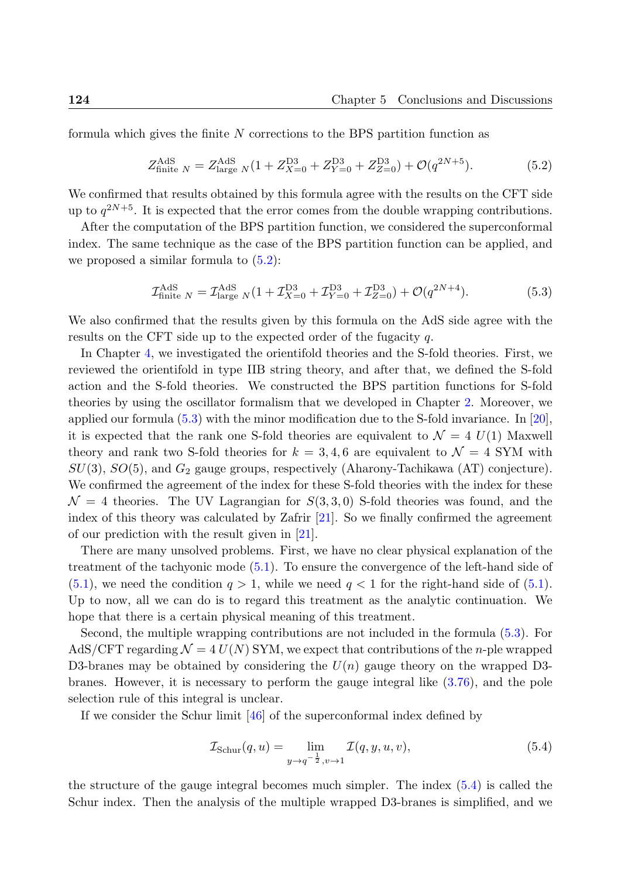formula which gives the finite $N$ corrections to the BPS partition function as

$$Z^{\mathrm{AdS}}_{\mathrm{finite}\ N} = Z^{\mathrm{AdS}}_{\mathrm{large}\ N}(1 + Z^{\mathrm{D3}}_{X=0} + Z^{\mathrm{D3}}_{Y=0} + Z^{\mathrm{D3}}_{Z=0}) + \mathcal{O}(q^{2N+5}). \tag{5.2}$$

We confirmed that results obtained by this formula agree with the results on the CFT side up to $q^{2N+5}$. It is expected that the error comes from the double wrapping contributions.

After the computation of the BPS partition function, we considered the superconformal index. The same technique as the case of the BPS partition function can be applied, and we proposed a similar formula to (5.2):

$$\mathcal{I}^{\mathrm{AdS}}_{\mathrm{finite}\ N} = \mathcal{I}^{\mathrm{AdS}}_{\mathrm{large}\ N}(1 + \mathcal{I}^{\mathrm{D3}}_{X=0} + \mathcal{I}^{\mathrm{D3}}_{Y=0} + \mathcal{I}^{\mathrm{D3}}_{Z=0}) + \mathcal{O}(q^{2N+4}). \tag{5.3}$$

We also confirmed that the results given by this formula on the AdS side agree with the results on the CFT side up to the expected order of the fugacity $q$.

In Chapter 4, we investigated the orientifold theories and the S-fold theories. First, we reviewed the orientifold in type IIB string theory, and after that, we defined the S-fold action and the S-fold theories. We constructed the BPS partition functions for S-fold theories by using the oscillator formalism that we developed in Chapter 2. Moreover, we applied our formula (5.3) with the minor modification due to the S-fold invariance. In [20], it is expected that the rank one S-fold theories are equivalent to $\mathcal{N} = 4$ $U(1)$ Maxwell theory and rank two S-fold theories for $k = 3, 4, 6$ are equivalent to $\mathcal{N} = 4$ SYM with $SU(3)$, $SO(5)$, and $G_2$ gauge groups, respectively (Aharony-Tachikawa (AT) conjecture). We confirmed the agreement of the index for these S-fold theories with the index for these $\mathcal{N} = 4$ theories. The UV Lagrangian for $S(3, 3, 0)$ S-fold theories was found, and the index of this theory was calculated by Zafrir [21]. So we finally confirmed the agreement of our prediction with the result given in [21].

There are many unsolved problems. First, we have no clear physical explanation of the treatment of the tachyonic mode (5.1). To ensure the convergence of the left-hand side of (5.1), we need the condition $q > 1$, while we need $q < 1$ for the right-hand side of (5.1). Up to now, all we can do is to regard this treatment as the analytic continuation. We hope that there is a certain physical meaning of this treatment.

Second, the multiple wrapping contributions are not included in the formula (5.3). For AdS/CFT regarding $\mathcal{N} = 4$ $U(N)$ SYM, we expect that contributions of the $n$-ple wrapped D3-branes may be obtained by considering the $U(n)$ gauge theory on the wrapped D3-branes. However, it is necessary to perform the gauge integral like (3.76), and the pole selection rule of this integral is unclear.

If we consider the Schur limit [46] of the superconformal index defined by

$$\mathcal{I}_{\mathrm{Schur}}(q, u) = \lim_{y \to q^{-\frac{1}{2}}, v \to 1} \mathcal{I}(q, y, u, v), \tag{5.4}$$

the structure of the gauge integral becomes much simpler. The index (5.4) is called the Schur index. Then the analysis of the multiple wrapped D3-branes is simplified, and we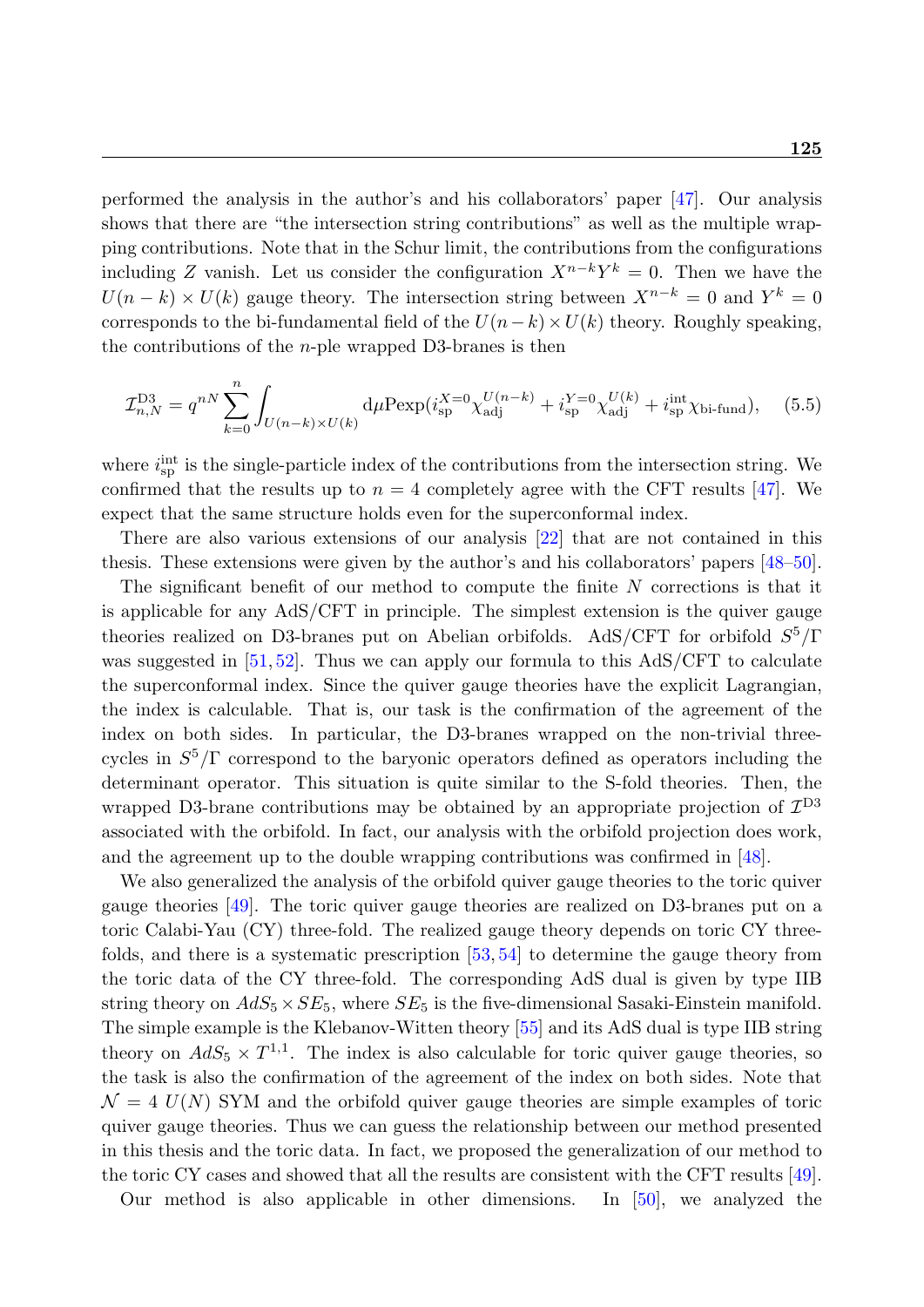performed the analysis in the author's and his collaborators' paper [47]. Our analysis shows that there are "the intersection string contributions" as well as the multiple wrapping contributions. Note that in the Schur limit, the contributions from the configurations including $Z$ vanish. Let us consider the configuration $X^{n-k}Y^k = 0$. Then we have the $U(n-k) \times U(k)$ gauge theory. The intersection string between $X^{n-k} = 0$ and $Y^k = 0$ corresponds to the bi-fundamental field of the $U(n-k) \times U(k)$ theory. Roughly speaking, the contributions of the $n$-ple wrapped D3-branes is then

$$\mathcal{I}^{\rm D3}_{n,N} = q^{nN} \sum_{k=0}^{n} \int_{U(n-k)\times U(k)} \mathrm{d}\mu \mathrm{Pexp}(i^{X=0}_{\rm sp} \chi^{U(n-k)}_{\rm adj} + i^{Y=0}_{\rm sp} \chi^{U(k)}_{\rm adj} + i^{\rm int}_{\rm sp} \chi_{\text{bi-fund}}), \quad (5.5)$$

where $i^{\rm int}_{\rm sp}$ is the single-particle index of the contributions from the intersection string. We confirmed that the results up to $n = 4$ completely agree with the CFT results [47]. We expect that the same structure holds even for the superconformal index.

There are also various extensions of our analysis [22] that are not contained in this thesis. These extensions were given by the author's and his collaborators' papers [48–50].

The significant benefit of our method to compute the finite $N$ corrections is that it is applicable for any AdS/CFT in principle. The simplest extension is the quiver gauge theories realized on D3-branes put on Abelian orbifolds. AdS/CFT for orbifold $S^5/\Gamma$ was suggested in [51, 52]. Thus we can apply our formula to this AdS/CFT to calculate the superconformal index. Since the quiver gauge theories have the explicit Lagrangian, the index is calculable. That is, our task is the confirmation of the agreement of the index on both sides. In particular, the D3-branes wrapped on the non-trivial three-cycles in $S^5/\Gamma$ correspond to the baryonic operators defined as operators including the determinant operator. This situation is quite similar to the S-fold theories. Then, the wrapped D3-brane contributions may be obtained by an appropriate projection of $\mathcal{I}^{\rm D3}$ associated with the orbifold. In fact, our analysis with the orbifold projection does work, and the agreement up to the double wrapping contributions was confirmed in [48].

We also generalized the analysis of the orbifold quiver gauge theories to the toric quiver gauge theories [49]. The toric quiver gauge theories are realized on D3-branes put on a toric Calabi-Yau (CY) three-fold. The realized gauge theory depends on toric CY three-folds, and there is a systematic prescription [53, 54] to determine the gauge theory from the toric data of the CY three-fold. The corresponding AdS dual is given by type IIB string theory on $AdS_5 \times SE_5$, where $SE_5$ is the five-dimensional Sasaki-Einstein manifold. The simple example is the Klebanov-Witten theory [55] and its AdS dual is type IIB string theory on $AdS_5 \times T^{1,1}$. The index is also calculable for toric quiver gauge theories, so the task is also the confirmation of the agreement of the index on both sides. Note that $\mathcal{N} = 4$ $U(N)$ SYM and the orbifold quiver gauge theories are simple examples of toric quiver gauge theories. Thus we can guess the relationship between our method presented in this thesis and the toric data. In fact, we proposed the generalization of our method to the toric CY cases and showed that all the results are consistent with the CFT results [49].

Our method is also applicable in other dimensions. In [50], we analyzed the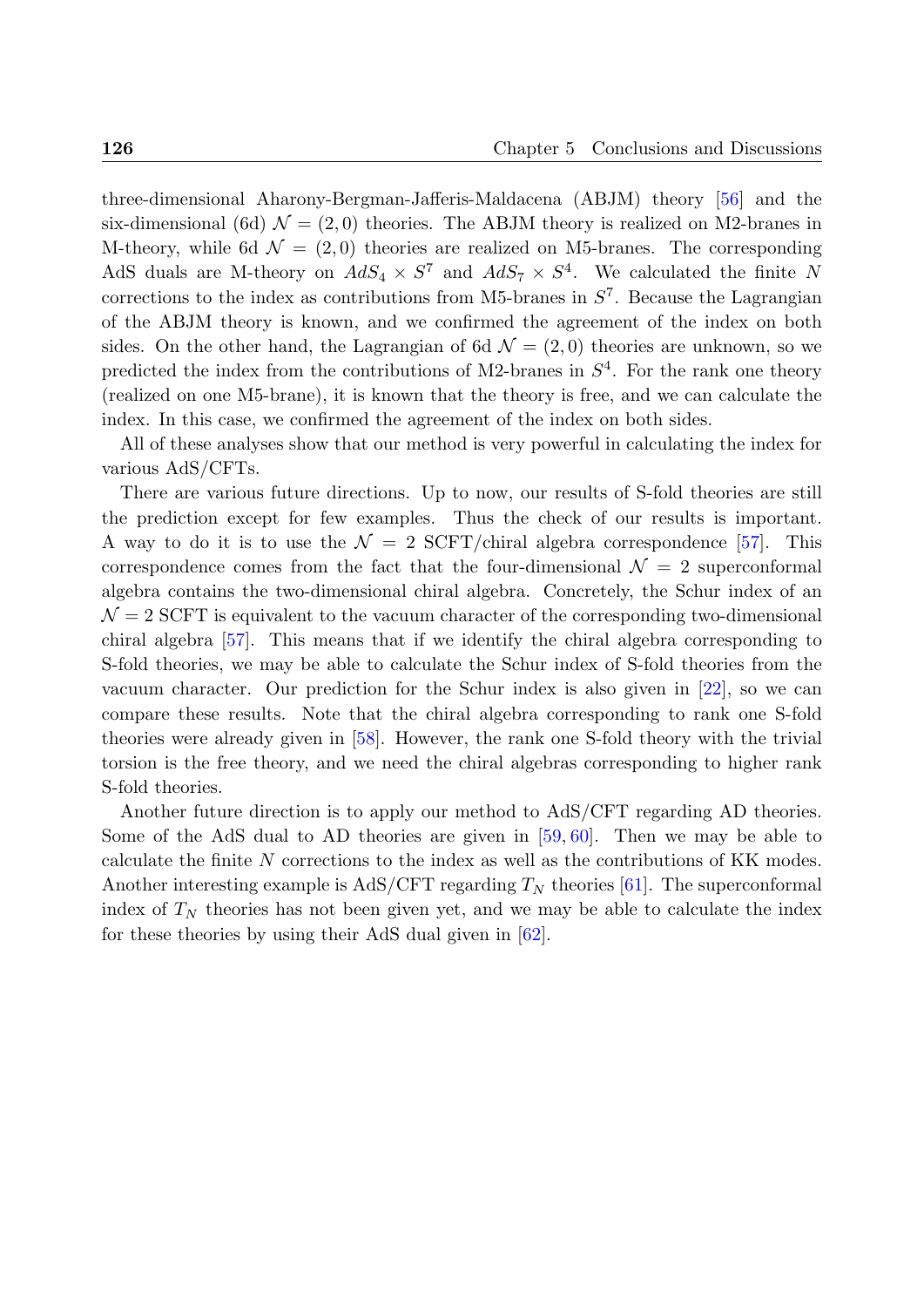three-dimensional Aharony-Bergman-Jafferis-Maldacena (ABJM) theory [56] and the six-dimensional (6d) $\mathcal{N} = (2,0)$ theories. The ABJM theory is realized on M2-branes in M-theory, while 6d $\mathcal{N} = (2,0)$ theories are realized on M5-branes. The corresponding AdS duals are M-theory on $AdS_4 \times S^7$ and $AdS_7 \times S^4$. We calculated the finite $N$ corrections to the index as contributions from M5-branes in $S^7$. Because the Lagrangian of the ABJM theory is known, and we confirmed the agreement of the index on both sides. On the other hand, the Lagrangian of 6d $\mathcal{N} = (2,0)$ theories are unknown, so we predicted the index from the contributions of M2-branes in $S^4$. For the rank one theory (realized on one M5-brane), it is known that the theory is free, and we can calculate the index. In this case, we confirmed the agreement of the index on both sides.

All of these analyses show that our method is very powerful in calculating the index for various AdS/CFTs.

There are various future directions. Up to now, our results of S-fold theories are still the prediction except for few examples. Thus the check of our results is important. A way to do it is to use the $\mathcal{N} = 2$ SCFT/chiral algebra correspondence [57]. This correspondence comes from the fact that the four-dimensional $\mathcal{N} = 2$ superconformal algebra contains the two-dimensional chiral algebra. Concretely, the Schur index of an $\mathcal{N} = 2$ SCFT is equivalent to the vacuum character of the corresponding two-dimensional chiral algebra [57]. This means that if we identify the chiral algebra corresponding to S-fold theories, we may be able to calculate the Schur index of S-fold theories from the vacuum character. Our prediction for the Schur index is also given in [22], so we can compare these results. Note that the chiral algebra corresponding to rank one S-fold theories were already given in [58]. However, the rank one S-fold theory with the trivial torsion is the free theory, and we need the chiral algebras corresponding to higher rank S-fold theories.

Another future direction is to apply our method to AdS/CFT regarding AD theories. Some of the AdS dual to AD theories are given in [59, 60]. Then we may be able to calculate the finite $N$ corrections to the index as well as the contributions of KK modes. Another interesting example is AdS/CFT regarding $T_N$ theories [61]. The superconformal index of $T_N$ theories has not been given yet, and we may be able to calculate the index for these theories by using their AdS dual given in [62].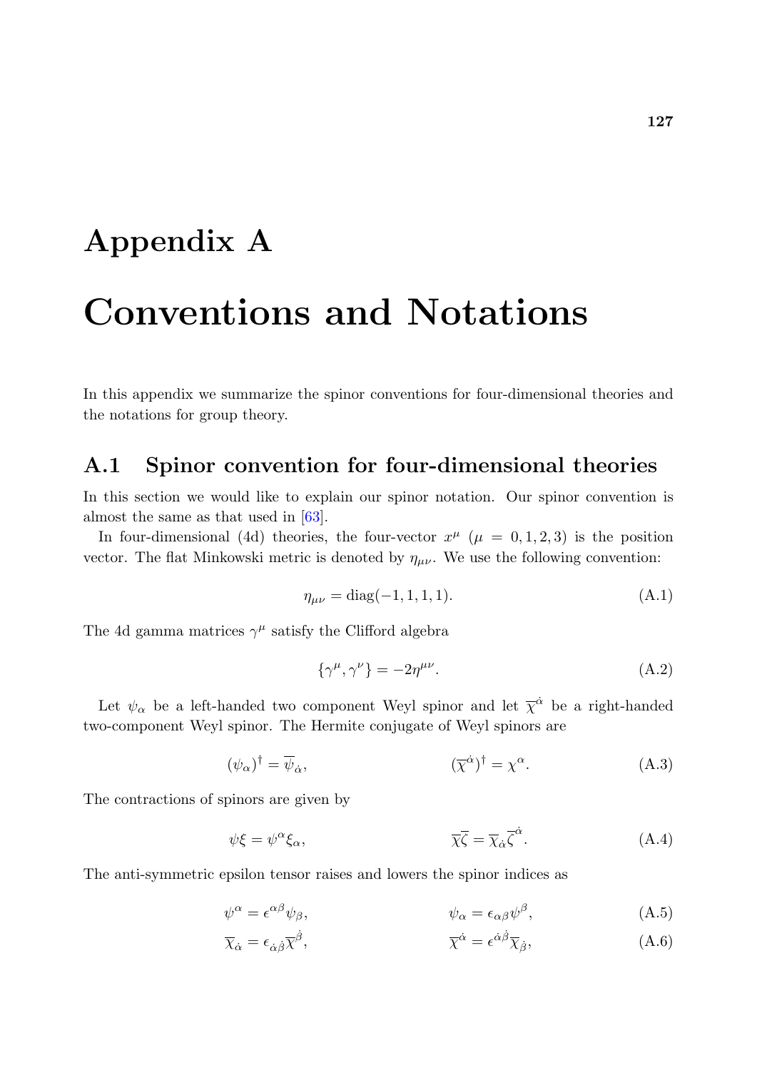# Appendix A

# Conventions and Notations

In this appendix we summarize the spinor conventions for four-dimensional theories and the notations for group theory.

## A.1 Spinor convention for four-dimensional theories

In this section we would like to explain our spinor notation. Our spinor convention is almost the same as that used in [63].

In four-dimensional (4d) theories, the four-vector $x^\mu$ ($\mu = 0, 1, 2, 3$) is the position vector. The flat Minkowski metric is denoted by $\eta_{\mu\nu}$. We use the following convention:

$$\eta_{\mu\nu} = \mathrm{diag}(-1, 1, 1, 1). \tag{A.1}$$

The 4d gamma matrices $\gamma^\mu$ satisfy the Clifford algebra

$$\{\gamma^\mu, \gamma^\nu\} = -2\eta^{\mu\nu}. \tag{A.2}$$

Let $\psi_\alpha$ be a left-handed two component Weyl spinor and let $\overline{\chi}^{\dot{\alpha}}$ be a right-handed two-component Weyl spinor. The Hermite conjugate of Weyl spinors are

$$(\psi_\alpha)^\dagger = \overline{\psi}_{\dot{\alpha}}, \qquad\qquad (\overline{\chi}^{\dot{\alpha}})^\dagger = \chi^\alpha. \tag{A.3}$$

The contractions of spinors are given by

$$\psi\xi = \psi^\alpha \xi_\alpha, \qquad\qquad \overline{\chi}\overline{\zeta} = \overline{\chi}_{\dot{\alpha}}\overline{\zeta}^{\dot{\alpha}}. \tag{A.4}$$

The anti-symmetric epsilon tensor raises and lowers the spinor indices as

$$\psi^\alpha = \epsilon^{\alpha\beta}\psi_\beta, \qquad\qquad \psi_\alpha = \epsilon_{\alpha\beta}\psi^\beta, \tag{A.5}$$

$$\overline{\chi}_{\dot{\alpha}} = \epsilon_{\dot{\alpha}\dot{\beta}}\overline{\chi}^{\dot{\beta}}, \qquad\qquad \overline{\chi}^{\dot{\alpha}} = \epsilon^{\dot{\alpha}\dot{\beta}}\overline{\chi}_{\dot{\beta}}, \tag{A.6}$$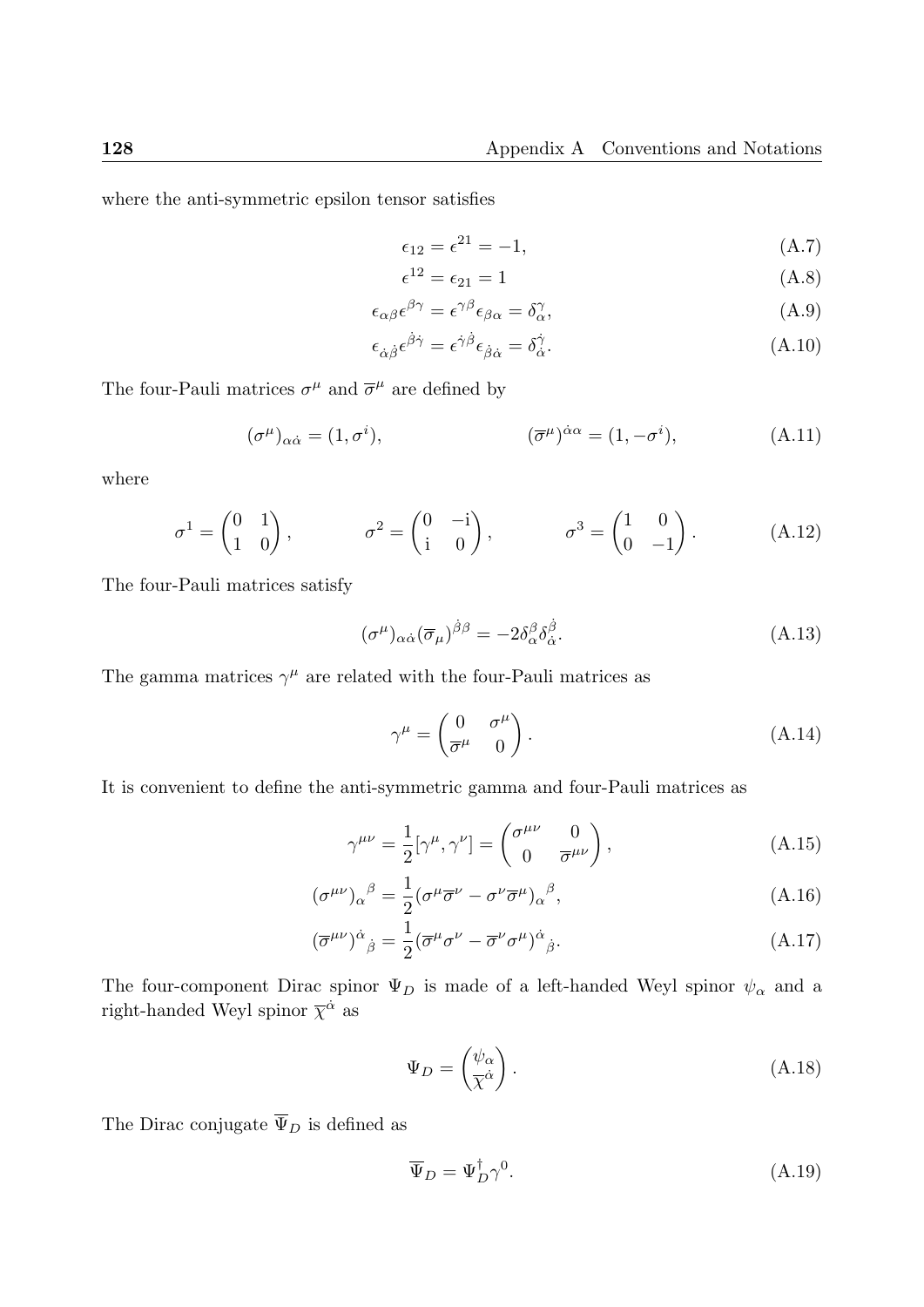where the anti-symmetric epsilon tensor satisfies

$$\epsilon_{12} = \epsilon^{21} = -1, \tag{A.7}$$

$$\epsilon^{12} = \epsilon_{21} = 1 \tag{A.8}$$

$$\epsilon_{\alpha\beta}\epsilon^{\beta\gamma} = \epsilon^{\gamma\beta}\epsilon_{\beta\alpha} = \delta_\alpha^\gamma, \tag{A.9}$$

$$\epsilon_{\dot{\alpha}\dot{\beta}}\epsilon^{\dot{\beta}\dot{\gamma}} = \epsilon^{\dot{\gamma}\dot{\beta}}\epsilon_{\dot{\beta}\dot{\alpha}} = \delta_{\dot{\alpha}}^{\dot{\gamma}}. \tag{A.10}$$

The four-Pauli matrices $\sigma^\mu$ and $\overline{\sigma}^\mu$ are defined by

$$(\sigma^\mu)_{\alpha\dot{\alpha}} = (1, \sigma^i), \qquad (\overline{\sigma}^\mu)^{\dot{\alpha}\alpha} = (1, -\sigma^i), \tag{A.11}$$

where

$$\sigma^1 = \begin{pmatrix} 0 & 1 \\ 1 & 0 \end{pmatrix}, \qquad \sigma^2 = \begin{pmatrix} 0 & -\mathrm{i} \\ \mathrm{i} & 0 \end{pmatrix}, \qquad \sigma^3 = \begin{pmatrix} 1 & 0 \\ 0 & -1 \end{pmatrix}. \tag{A.12}$$

The four-Pauli matrices satisfy

$$(\sigma^\mu)_{\alpha\dot{\alpha}}(\overline{\sigma}_\mu)^{\dot{\beta}\beta} = -2\delta_\alpha^\beta\delta_{\dot{\alpha}}^{\dot{\beta}}. \tag{A.13}$$

The gamma matrices $\gamma^\mu$ are related with the four-Pauli matrices as

$$\gamma^\mu = \begin{pmatrix} 0 & \sigma^\mu \\ \overline{\sigma}^\mu & 0 \end{pmatrix}. \tag{A.14}$$

It is convenient to define the anti-symmetric gamma and four-Pauli matrices as

$$\gamma^{\mu\nu} = \frac{1}{2}[\gamma^\mu, \gamma^\nu] = \begin{pmatrix} \sigma^{\mu\nu} & 0 \\ 0 & \overline{\sigma}^{\mu\nu} \end{pmatrix}, \tag{A.15}$$

$$(\sigma^{\mu\nu})_\alpha{}^\beta = \frac{1}{2}(\sigma^\mu\overline{\sigma}^\nu - \sigma^\nu\overline{\sigma}^\mu)_\alpha{}^\beta, \tag{A.16}$$

$$(\overline{\sigma}^{\mu\nu})^{\dot{\alpha}}{}_{\dot{\beta}} = \frac{1}{2}(\overline{\sigma}^\mu\sigma^\nu - \overline{\sigma}^\nu\sigma^\mu)^{\dot{\alpha}}{}_{\dot{\beta}}. \tag{A.17}$$

The four-component Dirac spinor $\Psi_D$ is made of a left-handed Weyl spinor $\psi_\alpha$ and a right-handed Weyl spinor $\overline{\chi}^{\dot{\alpha}}$ as

$$\Psi_D = \begin{pmatrix} \psi_\alpha \\ \overline{\chi}^{\dot{\alpha}} \end{pmatrix}. \tag{A.18}$$

The Dirac conjugate $\overline{\Psi}_D$ is defined as

$$\overline{\Psi}_D = \Psi_D^\dagger\gamma^0. \tag{A.19}$$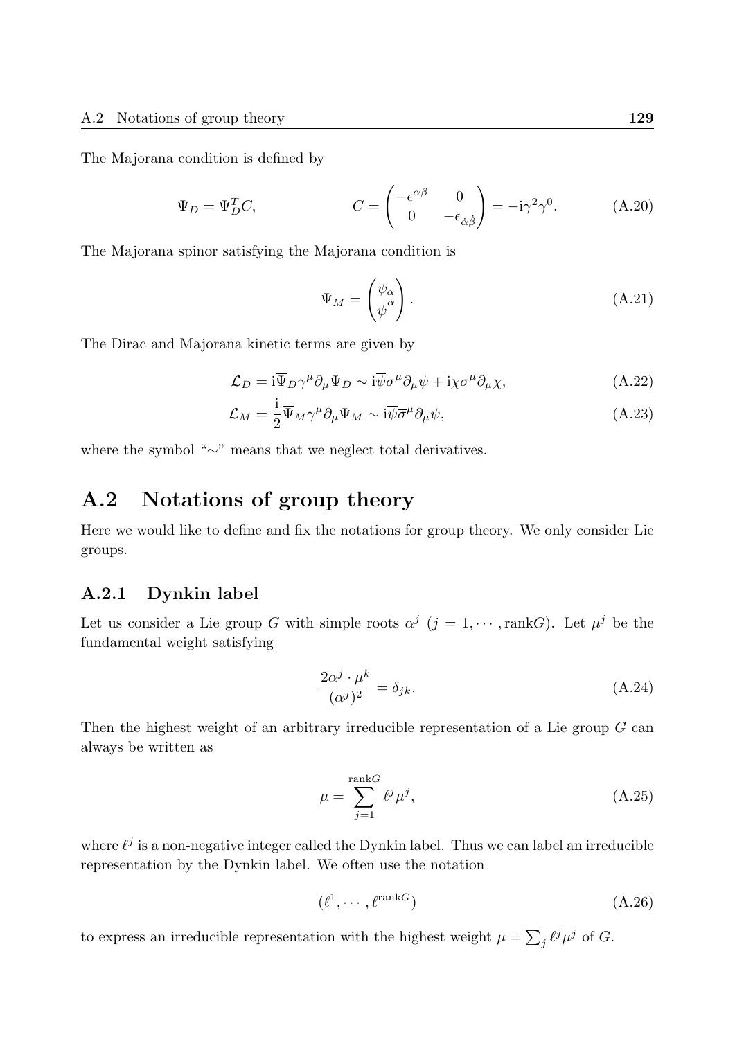The Majorana condition is defined by

$$\overline{\Psi}_D = \Psi_D^T C, \qquad\qquad C = \begin{pmatrix} -\epsilon^{\alpha\beta} & 0 \\ 0 & -\epsilon_{\dot{\alpha}\dot{\beta}} \end{pmatrix} = -\mathrm{i}\gamma^2\gamma^0. \tag{A.20}$$

The Majorana spinor satisfying the Majorana condition is

$$\Psi_M = \begin{pmatrix} \psi_\alpha \\ \overline{\psi}^{\dot{\alpha}} \end{pmatrix}. \tag{A.21}$$

The Dirac and Majorana kinetic terms are given by

$$\mathcal{L}_D = \mathrm{i}\overline{\Psi}_D \gamma^\mu \partial_\mu \Psi_D \sim \mathrm{i}\overline{\psi}\overline{\sigma}^\mu \partial_\mu \psi + \mathrm{i}\overline{\chi}\overline{\sigma}^\mu \partial_\mu \chi, \tag{A.22}$$

$$\mathcal{L}_M = \frac{\mathrm{i}}{2}\overline{\Psi}_M \gamma^\mu \partial_\mu \Psi_M \sim \mathrm{i}\overline{\psi}\overline{\sigma}^\mu \partial_\mu \psi, \tag{A.23}$$

where the symbol "$\sim$" means that we neglect total derivatives.

## A.2 Notations of group theory

Here we would like to define and fix the notations for group theory. We only consider Lie groups.

### A.2.1 Dynkin label

Let us consider a Lie group $G$ with simple roots $\alpha^j$ ($j = 1, \cdots, \mathrm{rank}G$). Let $\mu^j$ be the fundamental weight satisfying

$$\frac{2\alpha^j \cdot \mu^k}{(\alpha^j)^2} = \delta_{jk}. \tag{A.24}$$

Then the highest weight of an arbitrary irreducible representation of a Lie group $G$ can always be written as

$$\mu = \sum_{j=1}^{\mathrm{rank}G} \ell^j \mu^j, \tag{A.25}$$

where $\ell^j$ is a non-negative integer called the Dynkin label. Thus we can label an irreducible representation by the Dynkin label. We often use the notation

$$(\ell^1, \cdots, \ell^{\mathrm{rank}G}) \tag{A.26}$$

to express an irreducible representation with the highest weight $\mu = \sum_j \ell^j \mu^j$ of $G$.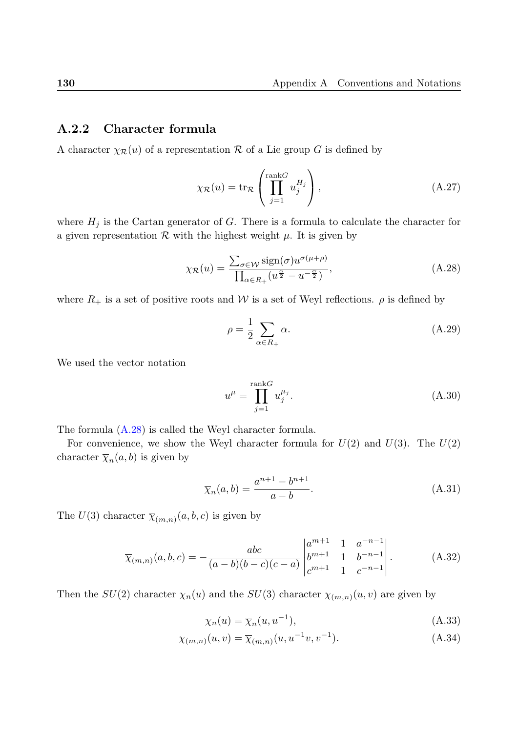### A.2.2 Character formula

A character $\chi_{\mathcal{R}}(u)$ of a representation $\mathcal{R}$ of a Lie group $G$ is defined by

$$\chi_{\mathcal{R}}(u) = \mathrm{tr}_{\mathcal{R}} \left( \prod_{j=1}^{\mathrm{rank}G} u_j^{H_j} \right), \tag{A.27}$$

where $H_j$ is the Cartan generator of $G$. There is a formula to calculate the character for a given representation $\mathcal{R}$ with the highest weight $\mu$. It is given by

$$\chi_{\mathcal{R}}(u) = \frac{\sum_{\sigma \in \mathcal{W}} \mathrm{sign}(\sigma) u^{\sigma(\mu+\rho)}}{\prod_{\alpha \in R_+} (u^{\frac{\alpha}{2}} - u^{-\frac{\alpha}{2}})}, \tag{A.28}$$

where $R_+$ is a set of positive roots and $\mathcal{W}$ is a set of Weyl reflections. $\rho$ is defined by

$$\rho = \frac{1}{2} \sum_{\alpha \in R_+} \alpha. \tag{A.29}$$

We used the vector notation

$$u^{\mu} = \prod_{j=1}^{\mathrm{rank}G} u_j^{\mu_j}. \tag{A.30}$$

The formula (A.28) is called the Weyl character formula.

For convenience, we show the Weyl character formula for $U(2)$ and $U(3)$. The $U(2)$ character $\overline{\chi}_n(a,b)$ is given by

$$\overline{\chi}_n(a,b) = \frac{a^{n+1} - b^{n+1}}{a-b}. \tag{A.31}$$

The $U(3)$ character $\overline{\chi}_{(m,n)}(a,b,c)$ is given by

$$\overline{\chi}_{(m,n)}(a,b,c) = -\frac{abc}{(a-b)(b-c)(c-a)} \begin{vmatrix} a^{m+1} & 1 & a^{-n-1} \\ b^{m+1} & 1 & b^{-n-1} \\ c^{m+1} & 1 & c^{-n-1} \end{vmatrix}. \tag{A.32}$$

Then the $SU(2)$ character $\chi_n(u)$ and the $SU(3)$ character $\chi_{(m,n)}(u,v)$ are given by

$$\chi_n(u) = \overline{\chi}_n(u, u^{-1}), \tag{A.33}$$

$$\chi_{(m,n)}(u,v) = \overline{\chi}_{(m,n)}(u, u^{-1}v, v^{-1}). \tag{A.34}$$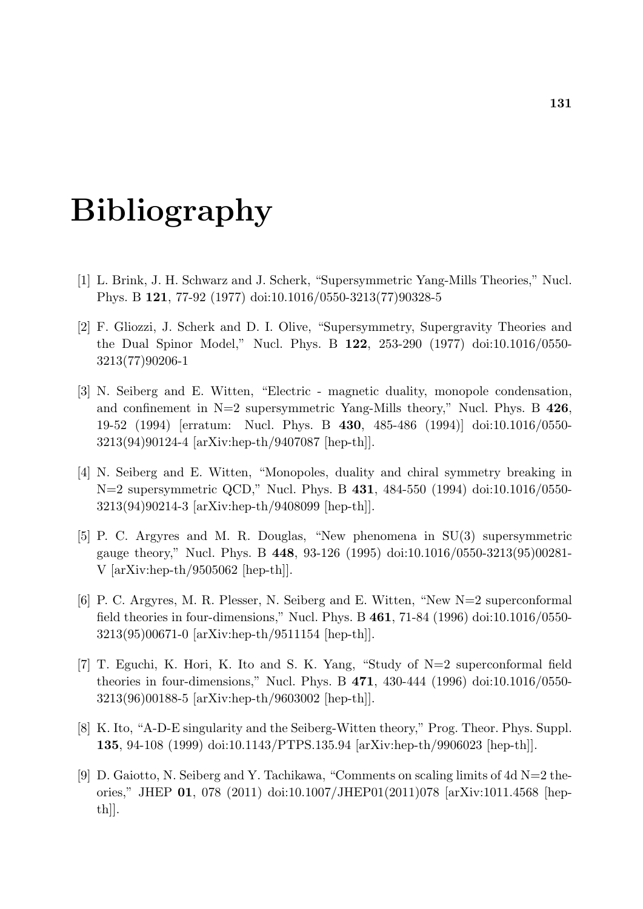# Bibliography

[1] L. Brink, J. H. Schwarz and J. Scherk, "Supersymmetric Yang-Mills Theories," Nucl. Phys. B **121**, 77-92 (1977) doi:10.1016/0550-3213(77)90328-5

[2] F. Gliozzi, J. Scherk and D. I. Olive, "Supersymmetry, Supergravity Theories and the Dual Spinor Model," Nucl. Phys. B **122**, 253-290 (1977) doi:10.1016/0550-3213(77)90206-1

[3] N. Seiberg and E. Witten, "Electric - magnetic duality, monopole condensation, and confinement in N=2 supersymmetric Yang-Mills theory," Nucl. Phys. B **426**, 19-52 (1994) [erratum: Nucl. Phys. B **430**, 485-486 (1994)] doi:10.1016/0550-3213(94)90124-4 [arXiv:hep-th/9407087 [hep-th]].

[4] N. Seiberg and E. Witten, "Monopoles, duality and chiral symmetry breaking in N=2 supersymmetric QCD," Nucl. Phys. B **431**, 484-550 (1994) doi:10.1016/0550-3213(94)90214-3 [arXiv:hep-th/9408099 [hep-th]].

[5] P. C. Argyres and M. R. Douglas, "New phenomena in SU(3) supersymmetric gauge theory," Nucl. Phys. B **448**, 93-126 (1995) doi:10.1016/0550-3213(95)00281-V [arXiv:hep-th/9505062 [hep-th]].

[6] P. C. Argyres, M. R. Plesser, N. Seiberg and E. Witten, "New N=2 superconformal field theories in four-dimensions," Nucl. Phys. B **461**, 71-84 (1996) doi:10.1016/0550-3213(95)00671-0 [arXiv:hep-th/9511154 [hep-th]].

[7] T. Eguchi, K. Hori, K. Ito and S. K. Yang, "Study of N=2 superconformal field theories in four-dimensions," Nucl. Phys. B **471**, 430-444 (1996) doi:10.1016/0550-3213(96)00188-5 [arXiv:hep-th/9603002 [hep-th]].

[8] K. Ito, "A-D-E singularity and the Seiberg-Witten theory," Prog. Theor. Phys. Suppl. **135**, 94-108 (1999) doi:10.1143/PTPS.135.94 [arXiv:hep-th/9906023 [hep-th]].

[9] D. Gaiotto, N. Seiberg and Y. Tachikawa, "Comments on scaling limits of 4d N=2 theories," JHEP **01**, 078 (2011) doi:10.1007/JHEP01(2011)078 [arXiv:1011.4568 [hep-th]].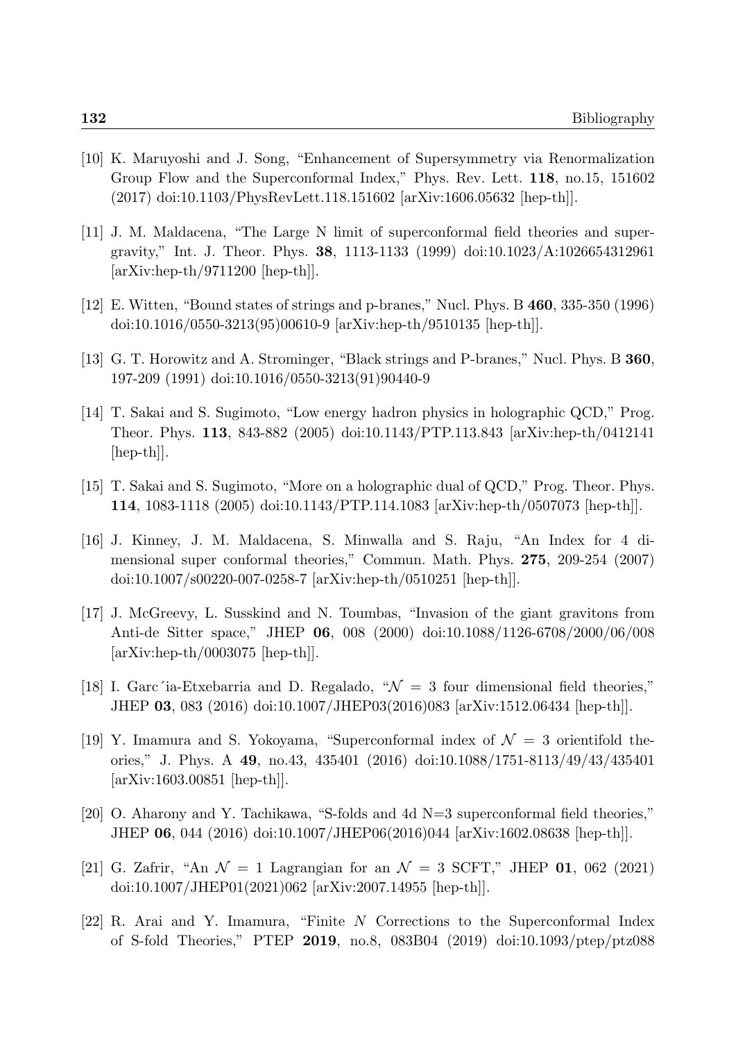[10] K. Maruyoshi and J. Song, "Enhancement of Supersymmetry via Renormalization Group Flow and the Superconformal Index," Phys. Rev. Lett. **118**, no.15, 151602 (2017) doi:10.1103/PhysRevLett.118.151602 [arXiv:1606.05632 [hep-th]].

[11] J. M. Maldacena, "The Large N limit of superconformal field theories and supergravity," Int. J. Theor. Phys. **38**, 1113-1133 (1999) doi:10.1023/A:1026654312961 [arXiv:hep-th/9711200 [hep-th]].

[12] E. Witten, "Bound states of strings and p-branes," Nucl. Phys. B **460**, 335-350 (1996) doi:10.1016/0550-3213(95)00610-9 [arXiv:hep-th/9510135 [hep-th]].

[13] G. T. Horowitz and A. Strominger, "Black strings and P-branes," Nucl. Phys. B **360**, 197-209 (1991) doi:10.1016/0550-3213(91)90440-9

[14] T. Sakai and S. Sugimoto, "Low energy hadron physics in holographic QCD," Prog. Theor. Phys. **113**, 843-882 (2005) doi:10.1143/PTP.113.843 [arXiv:hep-th/0412141 [hep-th]].

[15] T. Sakai and S. Sugimoto, "More on a holographic dual of QCD," Prog. Theor. Phys. **114**, 1083-1118 (2005) doi:10.1143/PTP.114.1083 [arXiv:hep-th/0507073 [hep-th]].

[16] J. Kinney, J. M. Maldacena, S. Minwalla and S. Raju, "An Index for 4 dimensional super conformal theories," Commun. Math. Phys. **275**, 209-254 (2007) doi:10.1007/s00220-007-0258-7 [arXiv:hep-th/0510251 [hep-th]].

[17] J. McGreevy, L. Susskind and N. Toumbas, "Invasion of the giant gravitons from Anti-de Sitter space," JHEP **06**, 008 (2000) doi:10.1088/1126-6708/2000/06/008 [arXiv:hep-th/0003075 [hep-th]].

[18] I. Garc´ia-Etxebarria and D. Regalado, "$\mathcal{N} = 3$ four dimensional field theories," JHEP **03**, 083 (2016) doi:10.1007/JHEP03(2016)083 [arXiv:1512.06434 [hep-th]].

[19] Y. Imamura and S. Yokoyama, "Superconformal index of $\mathcal{N} = 3$ orientifold theories," J. Phys. A **49**, no.43, 435401 (2016) doi:10.1088/1751-8113/49/43/435401 [arXiv:1603.00851 [hep-th]].

[20] O. Aharony and Y. Tachikawa, "S-folds and 4d N=3 superconformal field theories," JHEP **06**, 044 (2016) doi:10.1007/JHEP06(2016)044 [arXiv:1602.08638 [hep-th]].

[21] G. Zafrir, "An $\mathcal{N} = 1$ Lagrangian for an $\mathcal{N} = 3$ SCFT," JHEP **01**, 062 (2021) doi:10.1007/JHEP01(2021)062 [arXiv:2007.14955 [hep-th]].

[22] R. Arai and Y. Imamura, "Finite $N$ Corrections to the Superconformal Index of S-fold Theories," PTEP **2019**, no.8, 083B04 (2019) doi:10.1093/ptep/ptz088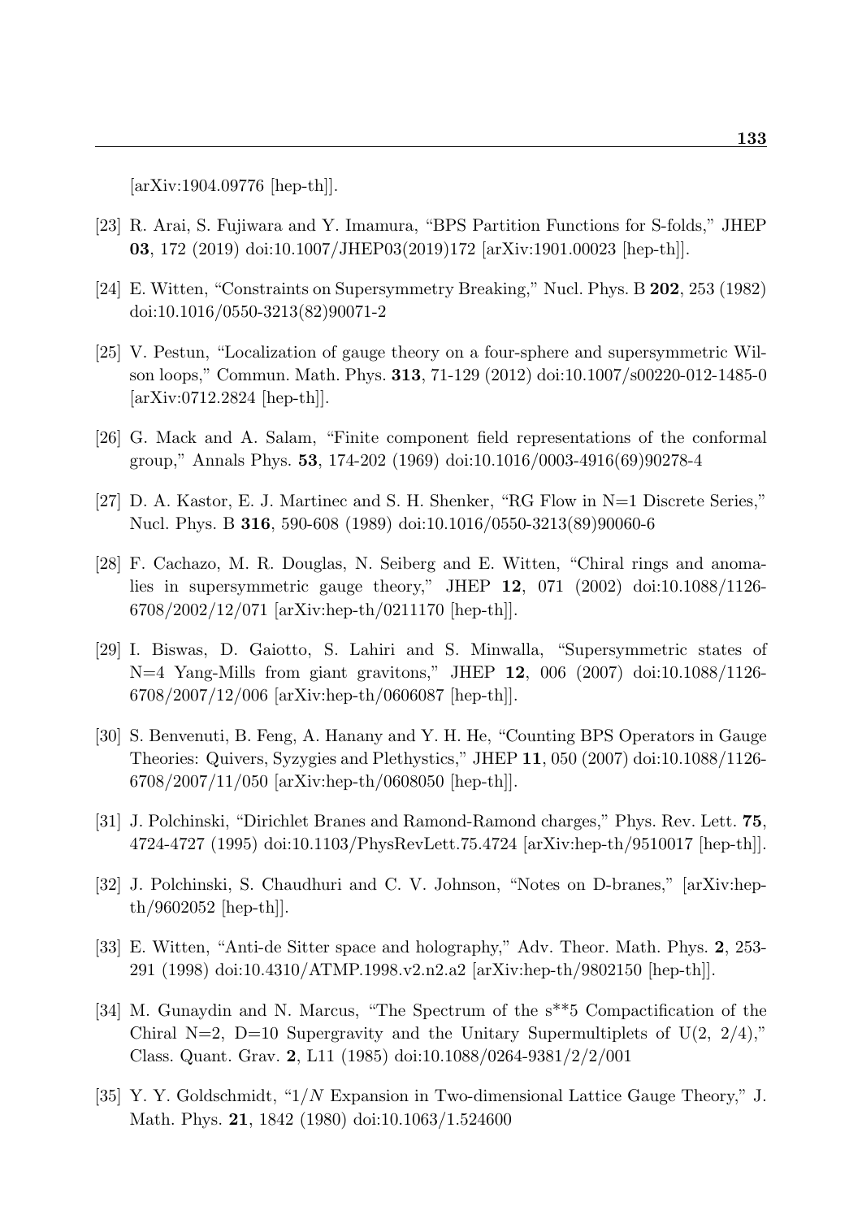[arXiv:1904.09776 [hep-th]].

[23] R. Arai, S. Fujiwara and Y. Imamura, "BPS Partition Functions for S-folds," JHEP **03**, 172 (2019) doi:10.1007/JHEP03(2019)172 [arXiv:1901.00023 [hep-th]].

[24] E. Witten, "Constraints on Supersymmetry Breaking," Nucl. Phys. B **202**, 253 (1982) doi:10.1016/0550-3213(82)90071-2

[25] V. Pestun, "Localization of gauge theory on a four-sphere and supersymmetric Wilson loops," Commun. Math. Phys. **313**, 71-129 (2012) doi:10.1007/s00220-012-1485-0 [arXiv:0712.2824 [hep-th]].

[26] G. Mack and A. Salam, "Finite component field representations of the conformal group," Annals Phys. **53**, 174-202 (1969) doi:10.1016/0003-4916(69)90278-4

[27] D. A. Kastor, E. J. Martinec and S. H. Shenker, "RG Flow in N=1 Discrete Series," Nucl. Phys. B **316**, 590-608 (1989) doi:10.1016/0550-3213(89)90060-6

[28] F. Cachazo, M. R. Douglas, N. Seiberg and E. Witten, "Chiral rings and anomalies in supersymmetric gauge theory," JHEP **12**, 071 (2002) doi:10.1088/1126-6708/2002/12/071 [arXiv:hep-th/0211170 [hep-th]].

[29] I. Biswas, D. Gaiotto, S. Lahiri and S. Minwalla, "Supersymmetric states of N=4 Yang-Mills from giant gravitons," JHEP **12**, 006 (2007) doi:10.1088/1126-6708/2007/12/006 [arXiv:hep-th/0606087 [hep-th]].

[30] S. Benvenuti, B. Feng, A. Hanany and Y. H. He, "Counting BPS Operators in Gauge Theories: Quivers, Syzygies and Plethystics," JHEP **11**, 050 (2007) doi:10.1088/1126-6708/2007/11/050 [arXiv:hep-th/0608050 [hep-th]].

[31] J. Polchinski, "Dirichlet Branes and Ramond-Ramond charges," Phys. Rev. Lett. **75**, 4724-4727 (1995) doi:10.1103/PhysRevLett.75.4724 [arXiv:hep-th/9510017 [hep-th]].

[32] J. Polchinski, S. Chaudhuri and C. V. Johnson, "Notes on D-branes," [arXiv:hep-th/9602052 [hep-th]].

[33] E. Witten, "Anti-de Sitter space and holography," Adv. Theor. Math. Phys. **2**, 253-291 (1998) doi:10.4310/ATMP.1998.v2.n2.a2 [arXiv:hep-th/9802150 [hep-th]].

[34] M. Gunaydin and N. Marcus, "The Spectrum of the s**5 Compactification of the Chiral N=2, D=10 Supergravity and the Unitary Supermultiplets of U(2, 2/4)," Class. Quant. Grav. **2**, L11 (1985) doi:10.1088/0264-9381/2/2/001

[35] Y. Y. Goldschmidt, "$1/N$ Expansion in Two-dimensional Lattice Gauge Theory," J. Math. Phys. **21**, 1842 (1980) doi:10.1063/1.524600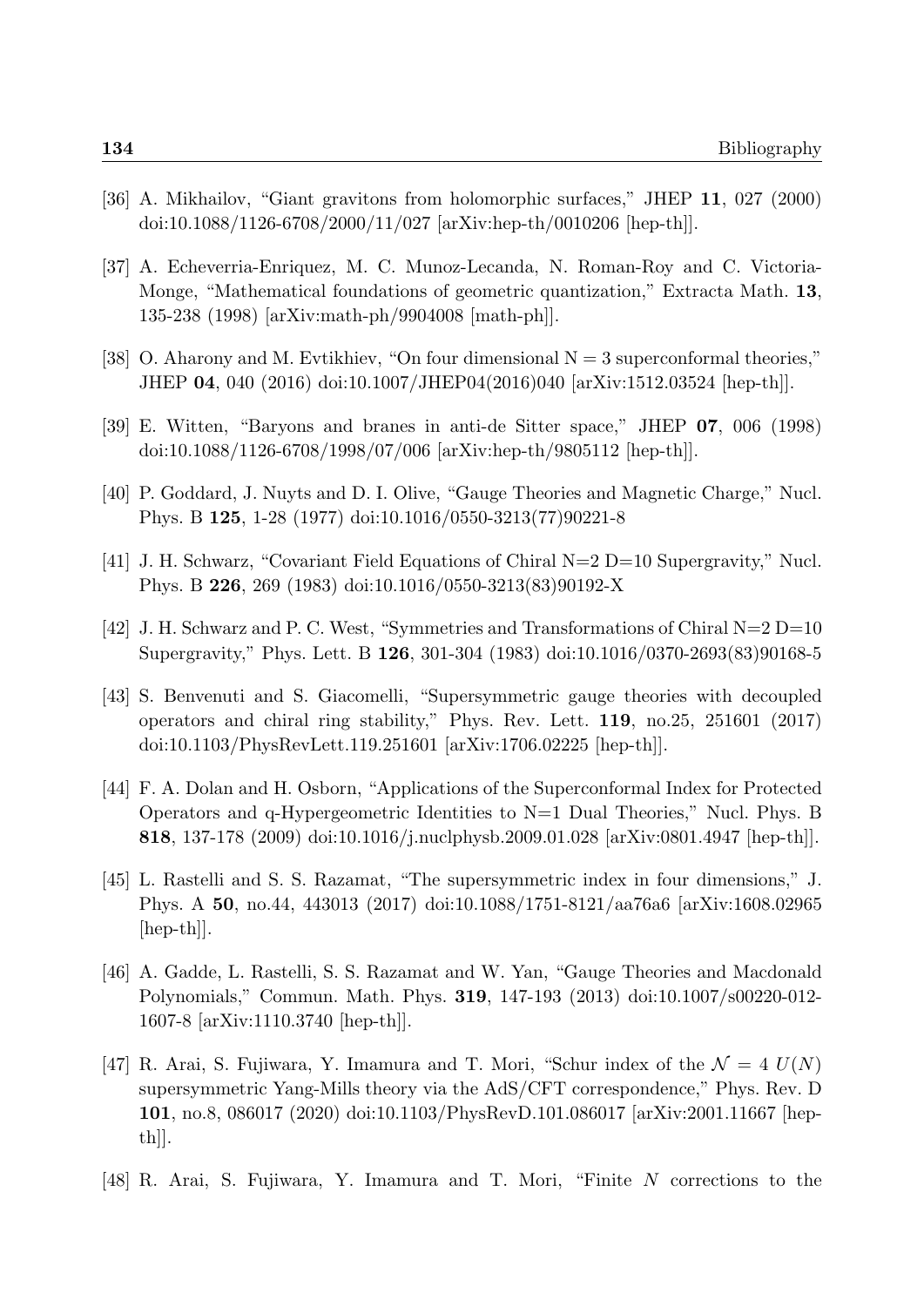[36] A. Mikhailov, "Giant gravitons from holomorphic surfaces," JHEP **11**, 027 (2000) doi:10.1088/1126-6708/2000/11/027 [arXiv:hep-th/0010206 [hep-th]].

[37] A. Echeverria-Enriquez, M. C. Munoz-Lecanda, N. Roman-Roy and C. Victoria-Monge, "Mathematical foundations of geometric quantization," Extracta Math. **13**, 135-238 (1998) [arXiv:math-ph/9904008 [math-ph]].

[38] O. Aharony and M. Evtikhiev, "On four dimensional N = 3 superconformal theories," JHEP **04**, 040 (2016) doi:10.1007/JHEP04(2016)040 [arXiv:1512.03524 [hep-th]].

[39] E. Witten, "Baryons and branes in anti-de Sitter space," JHEP **07**, 006 (1998) doi:10.1088/1126-6708/1998/07/006 [arXiv:hep-th/9805112 [hep-th]].

[40] P. Goddard, J. Nuyts and D. I. Olive, "Gauge Theories and Magnetic Charge," Nucl. Phys. B **125**, 1-28 (1977) doi:10.1016/0550-3213(77)90221-8

[41] J. H. Schwarz, "Covariant Field Equations of Chiral N=2 D=10 Supergravity," Nucl. Phys. B **226**, 269 (1983) doi:10.1016/0550-3213(83)90192-X

[42] J. H. Schwarz and P. C. West, "Symmetries and Transformations of Chiral N=2 D=10 Supergravity," Phys. Lett. B **126**, 301-304 (1983) doi:10.1016/0370-2693(83)90168-5

[43] S. Benvenuti and S. Giacomelli, "Supersymmetric gauge theories with decoupled operators and chiral ring stability," Phys. Rev. Lett. **119**, no.25, 251601 (2017) doi:10.1103/PhysRevLett.119.251601 [arXiv:1706.02225 [hep-th]].

[44] F. A. Dolan and H. Osborn, "Applications of the Superconformal Index for Protected Operators and q-Hypergeometric Identities to N=1 Dual Theories," Nucl. Phys. B **818**, 137-178 (2009) doi:10.1016/j.nuclphysb.2009.01.028 [arXiv:0801.4947 [hep-th]].

[45] L. Rastelli and S. S. Razamat, "The supersymmetric index in four dimensions," J. Phys. A **50**, no.44, 443013 (2017) doi:10.1088/1751-8121/aa76a6 [arXiv:1608.02965 [hep-th]].

[46] A. Gadde, L. Rastelli, S. S. Razamat and W. Yan, "Gauge Theories and Macdonald Polynomials," Commun. Math. Phys. **319**, 147-193 (2013) doi:10.1007/s00220-012-1607-8 [arXiv:1110.3740 [hep-th]].

[47] R. Arai, S. Fujiwara, Y. Imamura and T. Mori, "Schur index of the $\mathcal{N} = 4$ $U(N)$ supersymmetric Yang-Mills theory via the AdS/CFT correspondence," Phys. Rev. D **101**, no.8, 086017 (2020) doi:10.1103/PhysRevD.101.086017 [arXiv:2001.11667 [hep-th]].

[48] R. Arai, S. Fujiwara, Y. Imamura and T. Mori, "Finite $N$ corrections to the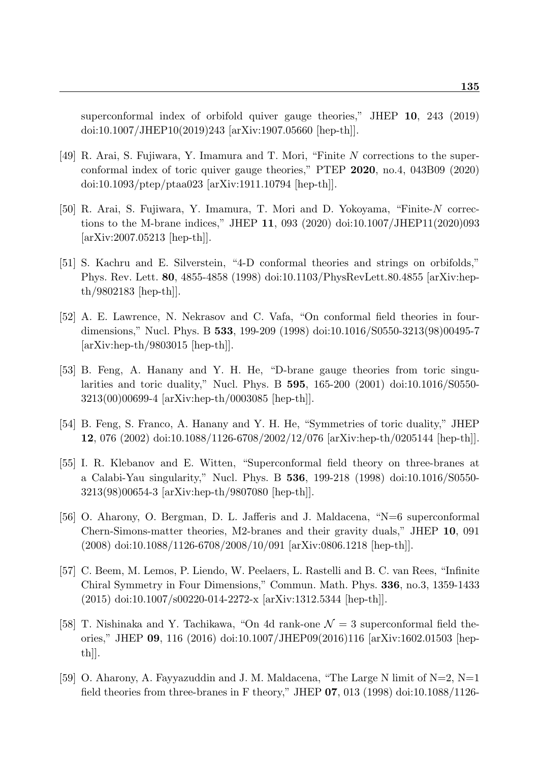superconformal index of orbifold quiver gauge theories," JHEP **10**, 243 (2019) doi:10.1007/JHEP10(2019)243 [arXiv:1907.05660 [hep-th]].

[49] R. Arai, S. Fujiwara, Y. Imamura and T. Mori, "Finite $N$ corrections to the superconformal index of toric quiver gauge theories," PTEP **2020**, no.4, 043B09 (2020) doi:10.1093/ptep/ptaa023 [arXiv:1911.10794 [hep-th]].

[50] R. Arai, S. Fujiwara, Y. Imamura, T. Mori and D. Yokoyama, "Finite-$N$ corrections to the M-brane indices," JHEP **11**, 093 (2020) doi:10.1007/JHEP11(2020)093 [arXiv:2007.05213 [hep-th]].

[51] S. Kachru and E. Silverstein, "4-D conformal theories and strings on orbifolds," Phys. Rev. Lett. **80**, 4855-4858 (1998) doi:10.1103/PhysRevLett.80.4855 [arXiv:hep-th/9802183 [hep-th]].

[52] A. E. Lawrence, N. Nekrasov and C. Vafa, "On conformal field theories in four-dimensions," Nucl. Phys. B **533**, 199-209 (1998) doi:10.1016/S0550-3213(98)00495-7 [arXiv:hep-th/9803015 [hep-th]].

[53] B. Feng, A. Hanany and Y. H. He, "D-brane gauge theories from toric singularities and toric duality," Nucl. Phys. B **595**, 165-200 (2001) doi:10.1016/S0550-3213(00)00699-4 [arXiv:hep-th/0003085 [hep-th]].

[54] B. Feng, S. Franco, A. Hanany and Y. H. He, "Symmetries of toric duality," JHEP **12**, 076 (2002) doi:10.1088/1126-6708/2002/12/076 [arXiv:hep-th/0205144 [hep-th]].

[55] I. R. Klebanov and E. Witten, "Superconformal field theory on three-branes at a Calabi-Yau singularity," Nucl. Phys. B **536**, 199-218 (1998) doi:10.1016/S0550-3213(98)00654-3 [arXiv:hep-th/9807080 [hep-th]].

[56] O. Aharony, O. Bergman, D. L. Jafferis and J. Maldacena, "N=6 superconformal Chern-Simons-matter theories, M2-branes and their gravity duals," JHEP **10**, 091 (2008) doi:10.1088/1126-6708/2008/10/091 [arXiv:0806.1218 [hep-th]].

[57] C. Beem, M. Lemos, P. Liendo, W. Peelaers, L. Rastelli and B. C. van Rees, "Infinite Chiral Symmetry in Four Dimensions," Commun. Math. Phys. **336**, no.3, 1359-1433 (2015) doi:10.1007/s00220-014-2272-x [arXiv:1312.5344 [hep-th]].

[58] T. Nishinaka and Y. Tachikawa, "On 4d rank-one $\mathcal{N} = 3$ superconformal field theories," JHEP **09**, 116 (2016) doi:10.1007/JHEP09(2016)116 [arXiv:1602.01503 [hep-th]].

[59] O. Aharony, A. Fayyazuddin and J. M. Maldacena, "The Large N limit of N=2, N=1 field theories from three-branes in F theory," JHEP **07**, 013 (1998) doi:10.1088/1126-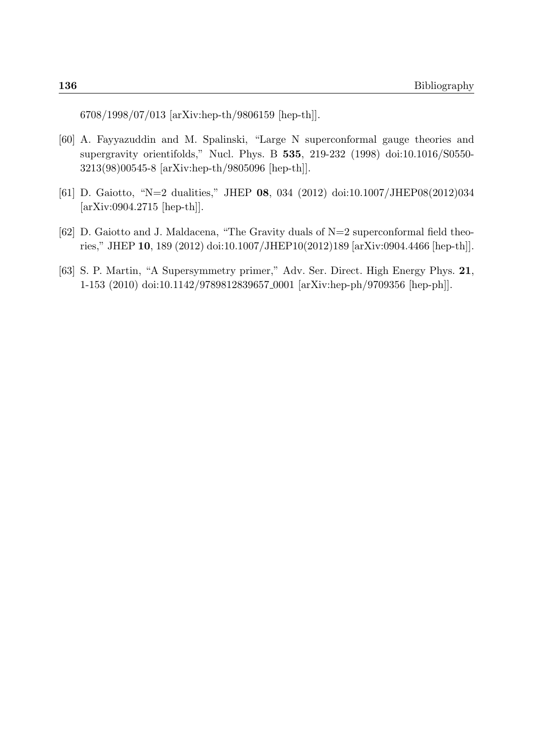6708/1998/07/013 [arXiv:hep-th/9806159 [hep-th]].

[60] A. Fayyazuddin and M. Spalinski, "Large N superconformal gauge theories and supergravity orientifolds," Nucl. Phys. B **535**, 219-232 (1998) doi:10.1016/S0550-3213(98)00545-8 [arXiv:hep-th/9805096 [hep-th]].

[61] D. Gaiotto, "N=2 dualities," JHEP **08**, 034 (2012) doi:10.1007/JHEP08(2012)034 [arXiv:0904.2715 [hep-th]].

[62] D. Gaiotto and J. Maldacena, "The Gravity duals of N=2 superconformal field theories," JHEP **10**, 189 (2012) doi:10.1007/JHEP10(2012)189 [arXiv:0904.4466 [hep-th]].

[63] S. P. Martin, "A Supersymmetry primer," Adv. Ser. Direct. High Energy Phys. **21**, 1-153 (2010) doi:10.1142/9789812839657_0001 [arXiv:hep-ph/9709356 [hep-ph]].